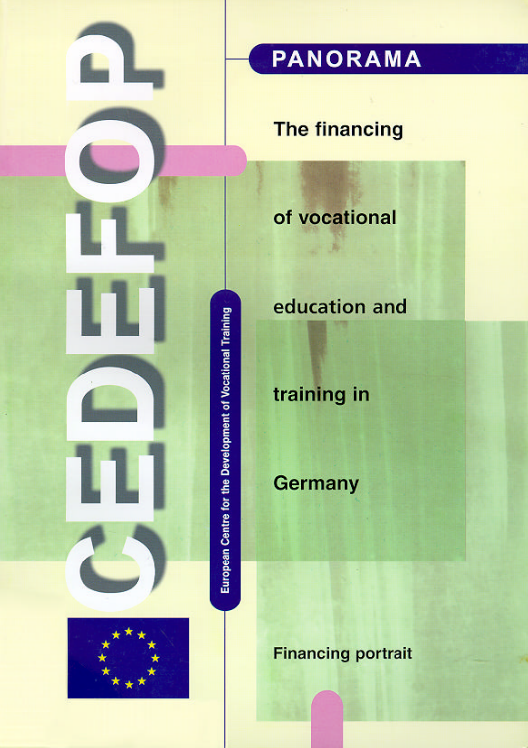CEDEFOP

European Centre for the Development of Vocational Training

# PANORAMA

# The financing of vocational education and training in Germany

Financing portrait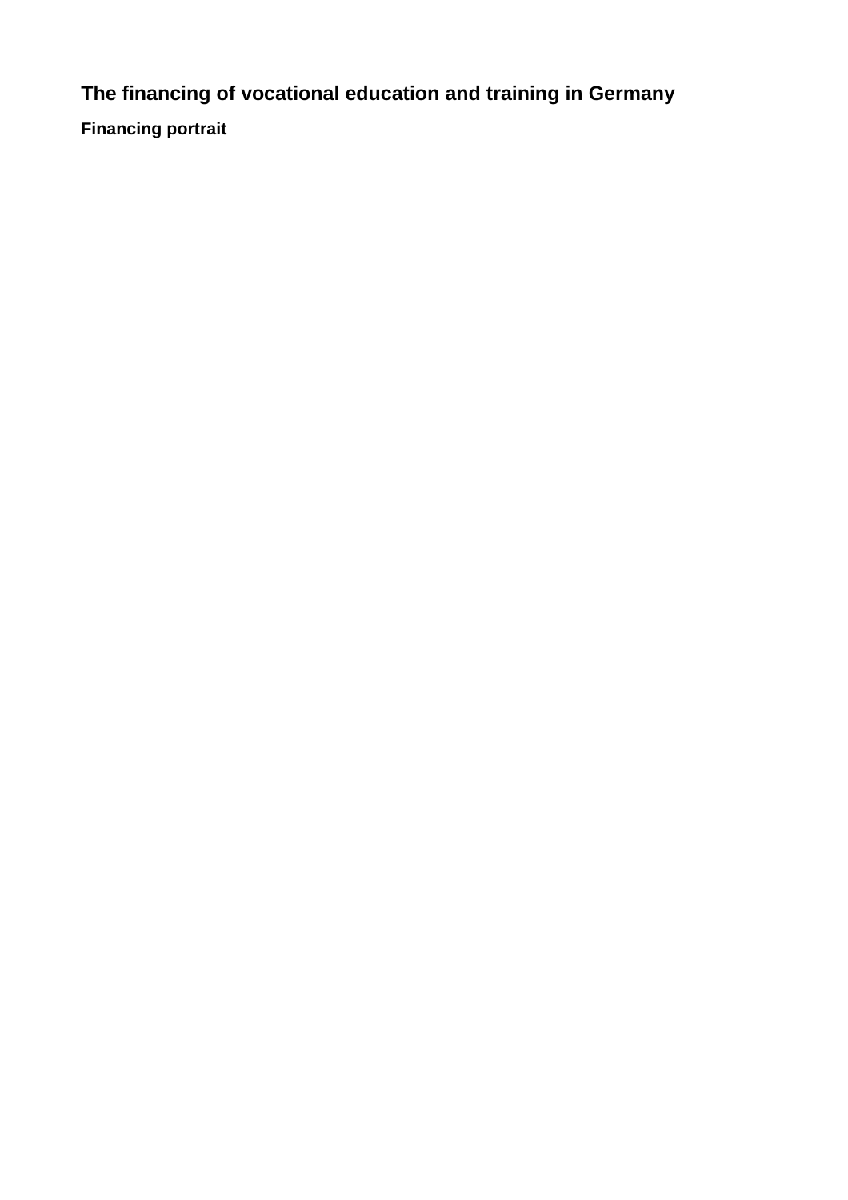# The financing of vocational education and training in Germany

## Financing portrait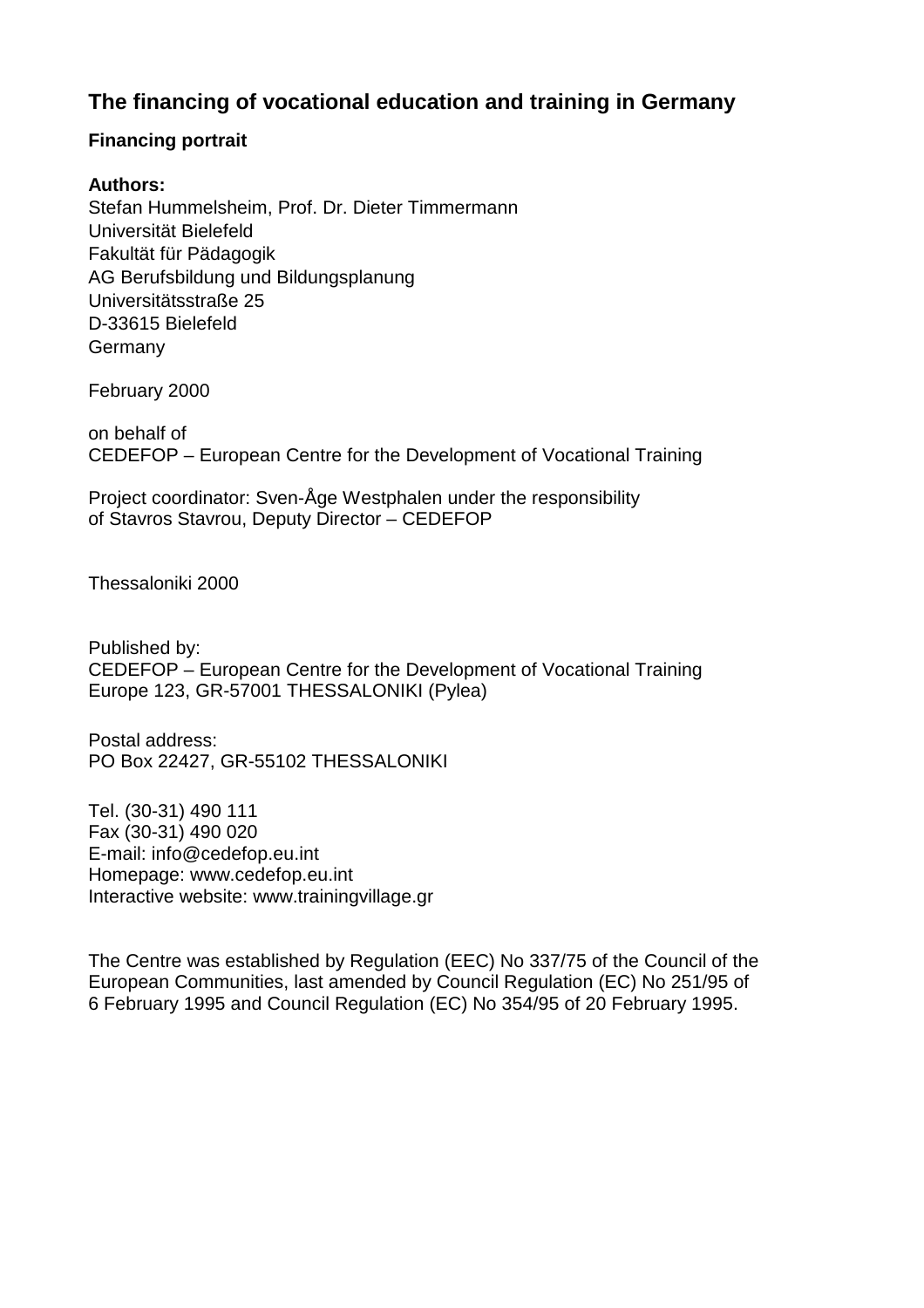# The financing of vocational education and training in Germany

**Financing portrait**

**Authors:**
Stefan Hummelsheim, Prof. Dr. Dieter Timmermann
Universität Bielefeld
Fakultät für Pädagogik
AG Berufsbildung und Bildungsplanung
Universitätsstraße 25
D-33615 Bielefeld
Germany

February 2000

on behalf of
CEDEFOP – European Centre for the Development of Vocational Training

Project coordinator: Sven-Åge Westphalen under the responsibility
of Stavros Stavrou, Deputy Director – CEDEFOP

Thessaloniki 2000

Published by:
CEDEFOP – European Centre for the Development of Vocational Training
Europe 123, GR-57001 THESSALONIKI (Pylea)

Postal address:
PO Box 22427, GR-55102 THESSALONIKI

Tel. (30-31) 490 111
Fax (30-31) 490 020
E-mail: info@cedefop.eu.int
Homepage: www.cedefop.eu.int
Interactive website: www.trainingvillage.gr

The Centre was established by Regulation (EEC) No 337/75 of the Council of the European Communities, last amended by Council Regulation (EC) No 251/95 of 6 February 1995 and Council Regulation (EC) No 354/95 of 20 February 1995.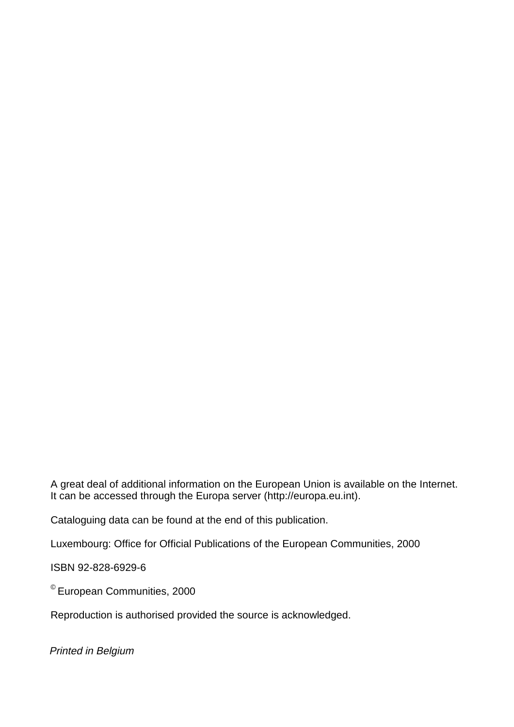A great deal of additional information on the European Union is available on the Internet.
It can be accessed through the Europa server (http://europa.eu.int).

Cataloguing data can be found at the end of this publication.

Luxembourg: Office for Official Publications of the European Communities, 2000

ISBN 92-828-6929-6

© European Communities, 2000

Reproduction is authorised provided the source is acknowledged.

*Printed in Belgium*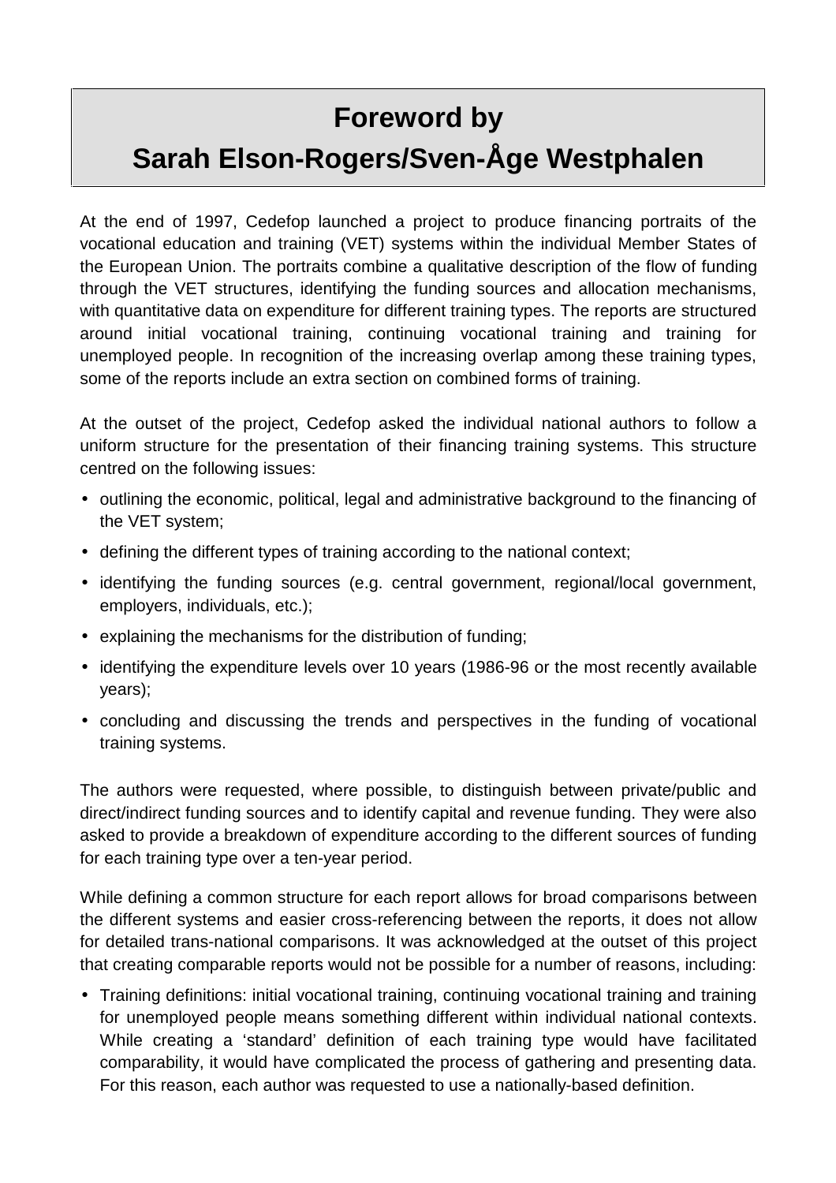# Foreword by
# Sarah Elson-Rogers/Sven-Åge Westphalen

At the end of 1997, Cedefop launched a project to produce financing portraits of the vocational education and training (VET) systems within the individual Member States of the European Union. The portraits combine a qualitative description of the flow of funding through the VET structures, identifying the funding sources and allocation mechanisms, with quantitative data on expenditure for different training types. The reports are structured around initial vocational training, continuing vocational training and training for unemployed people. In recognition of the increasing overlap among these training types, some of the reports include an extra section on combined forms of training.

At the outset of the project, Cedefop asked the individual national authors to follow a uniform structure for the presentation of their financing training systems. This structure centred on the following issues:

- outlining the economic, political, legal and administrative background to the financing of the VET system;
- defining the different types of training according to the national context;
- identifying the funding sources (e.g. central government, regional/local government, employers, individuals, etc.);
- explaining the mechanisms for the distribution of funding;
- identifying the expenditure levels over 10 years (1986-96 or the most recently available years);
- concluding and discussing the trends and perspectives in the funding of vocational training systems.

The authors were requested, where possible, to distinguish between private/public and direct/indirect funding sources and to identify capital and revenue funding. They were also asked to provide a breakdown of expenditure according to the different sources of funding for each training type over a ten-year period.

While defining a common structure for each report allows for broad comparisons between the different systems and easier cross-referencing between the reports, it does not allow for detailed trans-national comparisons. It was acknowledged at the outset of this project that creating comparable reports would not be possible for a number of reasons, including:

- Training definitions: initial vocational training, continuing vocational training and training for unemployed people means something different within individual national contexts. While creating a 'standard' definition of each training type would have facilitated comparability, it would have complicated the process of gathering and presenting data. For this reason, each author was requested to use a nationally-based definition.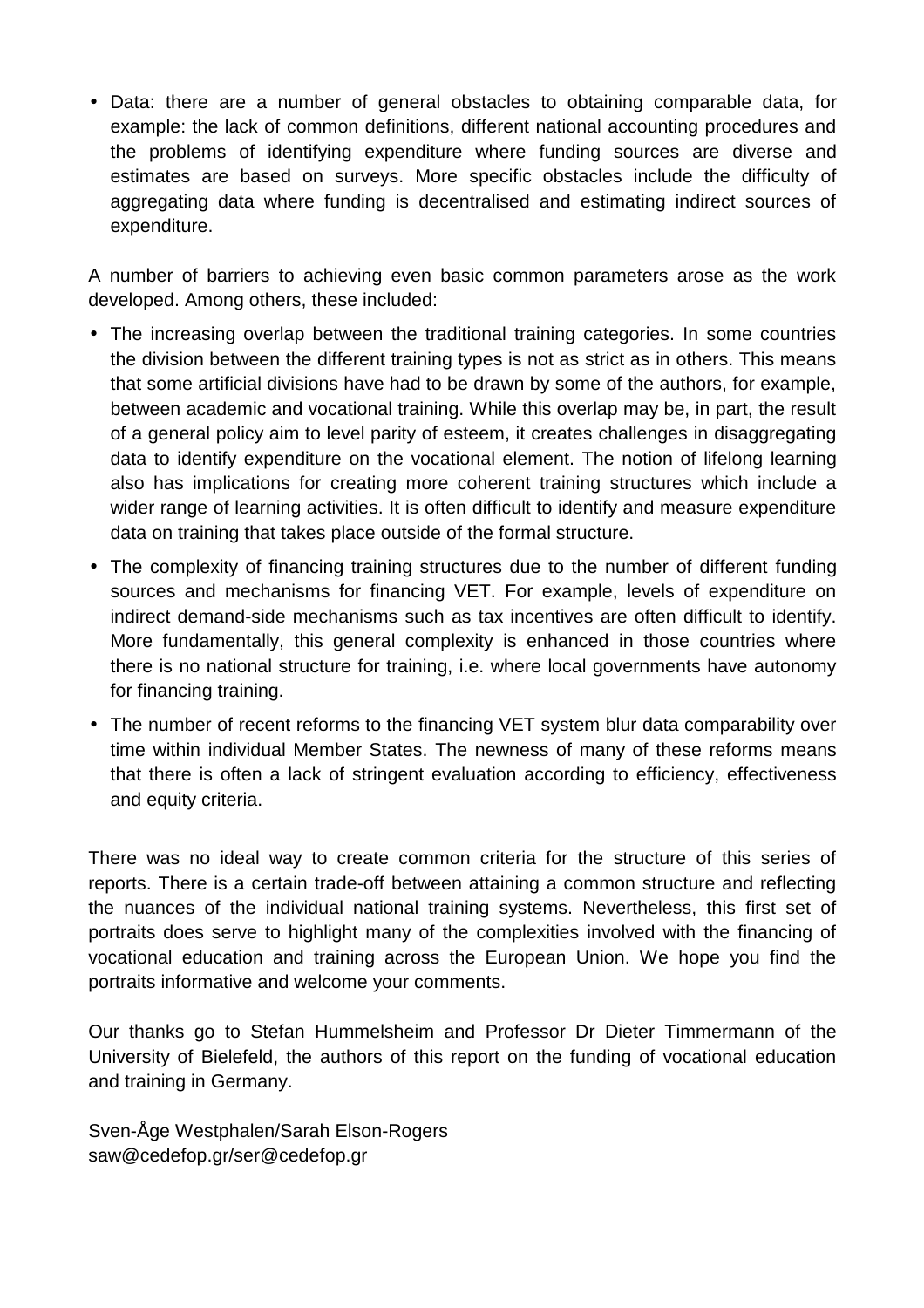- Data: there are a number of general obstacles to obtaining comparable data, for example: the lack of common definitions, different national accounting procedures and the problems of identifying expenditure where funding sources are diverse and estimates are based on surveys. More specific obstacles include the difficulty of aggregating data where funding is decentralised and estimating indirect sources of expenditure.

A number of barriers to achieving even basic common parameters arose as the work developed. Among others, these included:

- The increasing overlap between the traditional training categories. In some countries the division between the different training types is not as strict as in others. This means that some artificial divisions have had to be drawn by some of the authors, for example, between academic and vocational training. While this overlap may be, in part, the result of a general policy aim to level parity of esteem, it creates challenges in disaggregating data to identify expenditure on the vocational element. The notion of lifelong learning also has implications for creating more coherent training structures which include a wider range of learning activities. It is often difficult to identify and measure expenditure data on training that takes place outside of the formal structure.
- The complexity of financing training structures due to the number of different funding sources and mechanisms for financing VET. For example, levels of expenditure on indirect demand-side mechanisms such as tax incentives are often difficult to identify. More fundamentally, this general complexity is enhanced in those countries where there is no national structure for training, i.e. where local governments have autonomy for financing training.
- The number of recent reforms to the financing VET system blur data comparability over time within individual Member States. The newness of many of these reforms means that there is often a lack of stringent evaluation according to efficiency, effectiveness and equity criteria.

There was no ideal way to create common criteria for the structure of this series of reports. There is a certain trade-off between attaining a common structure and reflecting the nuances of the individual national training systems. Nevertheless, this first set of portraits does serve to highlight many of the complexities involved with the financing of vocational education and training across the European Union. We hope you find the portraits informative and welcome your comments.

Our thanks go to Stefan Hummelsheim and Professor Dr Dieter Timmermann of the University of Bielefeld, the authors of this report on the funding of vocational education and training in Germany.

Sven-Åge Westphalen/Sarah Elson-Rogers
saw@cedefop.gr/ser@cedefop.gr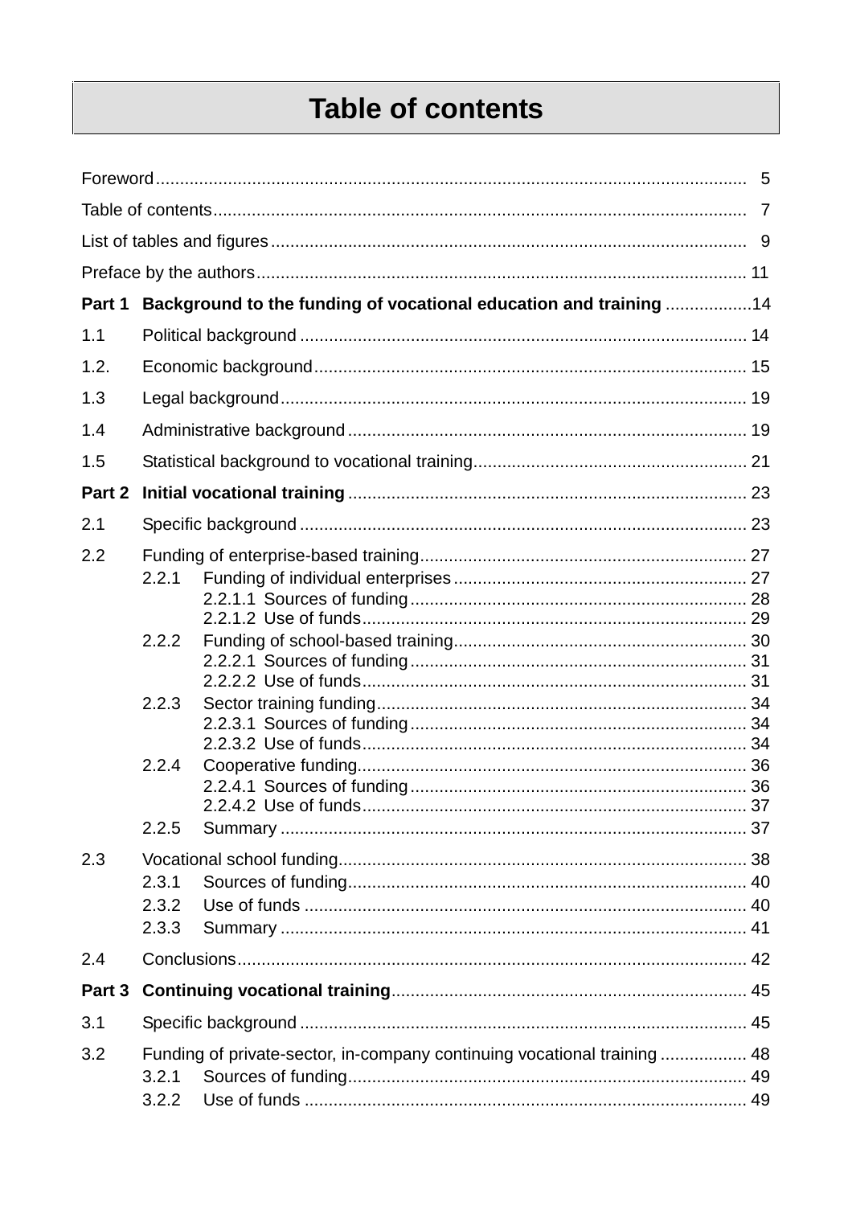# Table of contents

Foreword ........................................................................................................... 5

Table of contents ............................................................................................... 7

List of tables and figures ................................................................................... 9

Preface by the authors ..................................................................................... 11

**Part 1 Background to the funding of vocational education and training** ................. 14

1.1 Political background ...................................................................................... 14

1.2. Economic background .................................................................................. 15

1.3 Legal background .......................................................................................... 19

1.4 Administrative background ............................................................................ 19

1.5 Statistical background to vocational training ................................................. 21

**Part 2 Initial vocational training** ........................................................................ 23

2.1 Specific background ...................................................................................... 23

2.2 Funding of enterprise-based training ............................................................. 27
- 2.2.1 Funding of individual enterprises ............................................................ 27
  - 2.2.1.1 Sources of funding ....................................................................... 28
  - 2.2.1.2 Use of funds ................................................................................. 29
- 2.2.2 Funding of school-based training ............................................................ 30
  - 2.2.2.1 Sources of funding ....................................................................... 31
  - 2.2.2.2 Use of funds ................................................................................. 31
- 2.2.3 Sector training funding ............................................................................ 34
  - 2.2.3.1 Sources of funding ....................................................................... 34
  - 2.2.3.2 Use of funds ................................................................................. 34
- 2.2.4 Cooperative funding ................................................................................ 36
  - 2.2.4.1 Sources of funding ....................................................................... 36
  - 2.2.4.2 Use of funds ................................................................................. 37
- 2.2.5 Summary ................................................................................................. 37

2.3 Vocational school funding .............................................................................. 38
- 2.3.1 Sources of funding ................................................................................... 40
- 2.3.2 Use of funds ............................................................................................ 40
- 2.3.3 Summary ................................................................................................. 41

2.4 Conclusions ................................................................................................... 42

**Part 3 Continuing vocational training** ................................................................ 45

3.1 Specific background ...................................................................................... 45

3.2 Funding of private-sector, in-company continuing vocational training .......... 48
- 3.2.1 Sources of funding ................................................................................... 49
- 3.2.2 Use of funds ............................................................................................ 49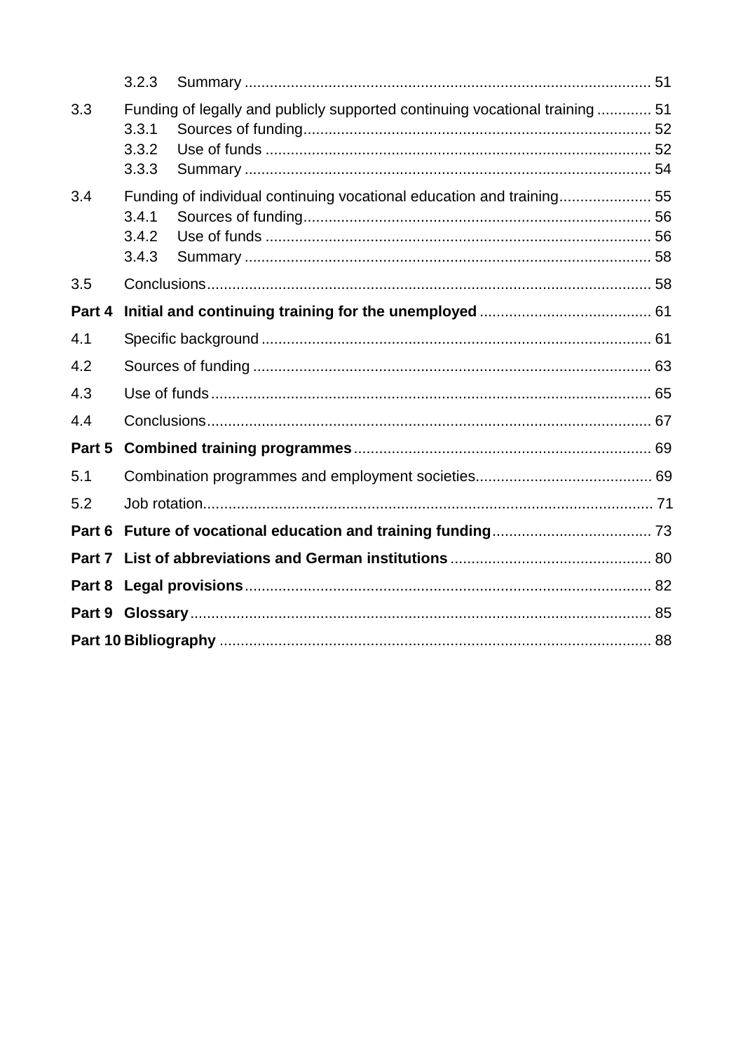3.2.3 Summary ................................................................................................ 51

3.3 Funding of legally and publicly supported continuing vocational training ............. 51

3.3.1 Sources of funding.................................................................................. 52

3.3.2 Use of funds ........................................................................................... 52

3.3.3 Summary ................................................................................................ 54

3.4 Funding of individual continuing vocational education and training...................... 55

3.4.1 Sources of funding.................................................................................. 56

3.4.2 Use of funds ........................................................................................... 56

3.4.3 Summary ................................................................................................ 58

3.5 Conclusions......................................................................................................... 58

**Part 4 Initial and continuing training for the unemployed** ......................................... 61

4.1 Specific background ............................................................................................ 61

4.2 Sources of funding .............................................................................................. 63

4.3 Use of funds ........................................................................................................ 65

4.4 Conclusions......................................................................................................... 67

**Part 5 Combined training programmes** ...................................................................... 69

5.1 Combination programmes and employment societies.......................................... 69

5.2 Job rotation.......................................................................................................... 71

**Part 6 Future of vocational education and training funding** ..................................... 73

**Part 7 List of abbreviations and German institutions** ............................................... 80

**Part 8 Legal provisions** ................................................................................................ 82

**Part 9 Glossary** ............................................................................................................. 85

**Part 10 Bibliography** ...................................................................................................... 88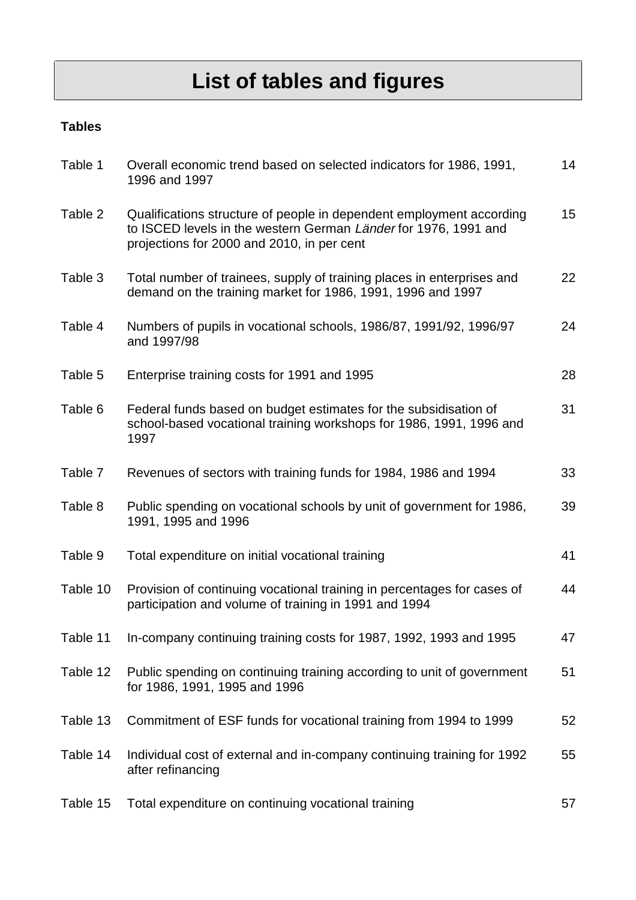# List of tables and figures

**Tables**

| | | |
|---|---|---|
| Table 1 | Overall economic trend based on selected indicators for 1986, 1991, 1996 and 1997 | 14 |
| Table 2 | Qualifications structure of people in dependent employment according to ISCED levels in the western German *Länder* for 1976, 1991 and projections for 2000 and 2010, in per cent | 15 |
| Table 3 | Total number of trainees, supply of training places in enterprises and demand on the training market for 1986, 1991, 1996 and 1997 | 22 |
| Table 4 | Numbers of pupils in vocational schools, 1986/87, 1991/92, 1996/97 and 1997/98 | 24 |
| Table 5 | Enterprise training costs for 1991 and 1995 | 28 |
| Table 6 | Federal funds based on budget estimates for the subsidisation of school-based vocational training workshops for 1986, 1991, 1996 and 1997 | 31 |
| Table 7 | Revenues of sectors with training funds for 1984, 1986 and 1994 | 33 |
| Table 8 | Public spending on vocational schools by unit of government for 1986, 1991, 1995 and 1996 | 39 |
| Table 9 | Total expenditure on initial vocational training | 41 |
| Table 10 | Provision of continuing vocational training in percentages for cases of participation and volume of training in 1991 and 1994 | 44 |
| Table 11 | In-company continuing training costs for 1987, 1992, 1993 and 1995 | 47 |
| Table 12 | Public spending on continuing training according to unit of government for 1986, 1991, 1995 and 1996 | 51 |
| Table 13 | Commitment of ESF funds for vocational training from 1994 to 1999 | 52 |
| Table 14 | Individual cost of external and in-company continuing training for 1992 after refinancing | 55 |
| Table 15 | Total expenditure on continuing vocational training | 57 |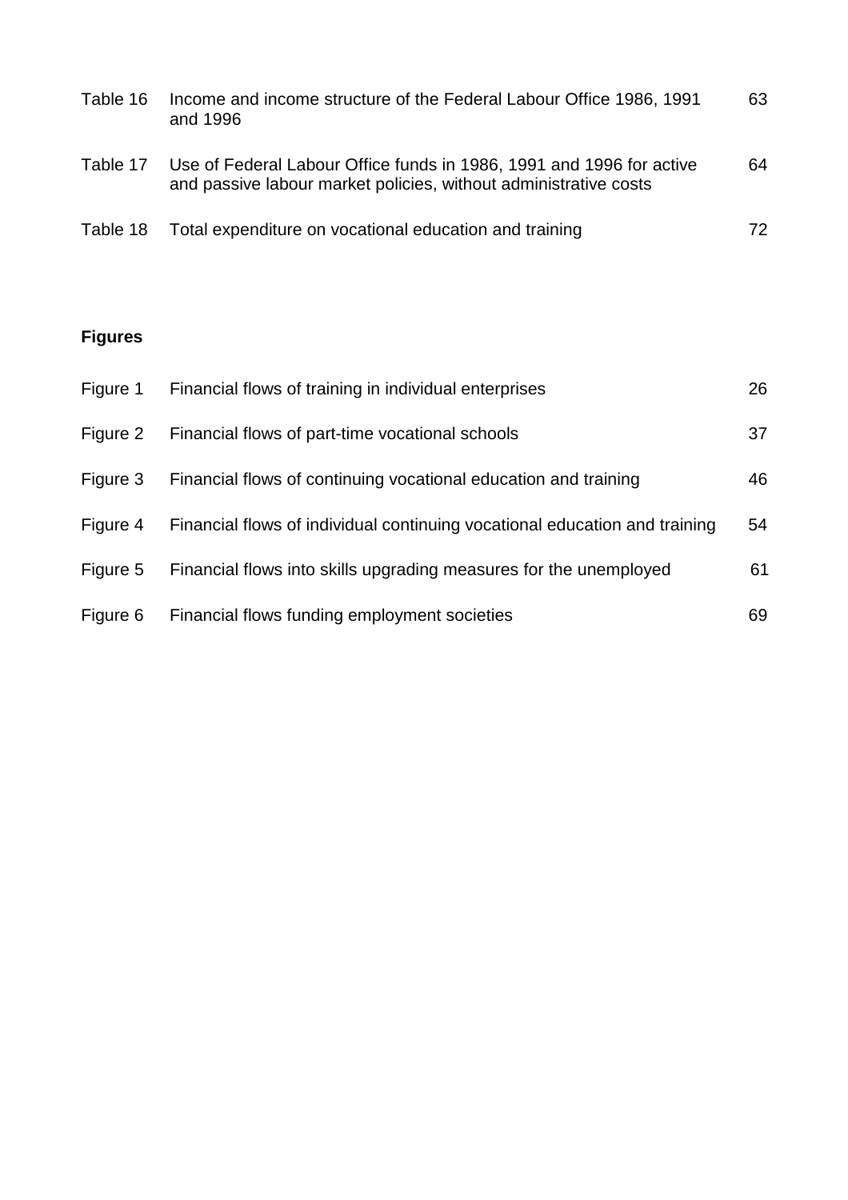| | | |
|---|---|---|
| Table 16 | Income and income structure of the Federal Labour Office 1986, 1991 and 1996 | 63 |
| Table 17 | Use of Federal Labour Office funds in 1986, 1991 and 1996 for active and passive labour market policies, without administrative costs | 64 |
| Table 18 | Total expenditure on vocational education and training | 72 |

**Figures**

| | | |
|---|---|---|
| Figure 1 | Financial flows of training in individual enterprises | 26 |
| Figure 2 | Financial flows of part-time vocational schools | 37 |
| Figure 3 | Financial flows of continuing vocational education and training | 46 |
| Figure 4 | Financial flows of individual continuing vocational education and training | 54 |
| Figure 5 | Financial flows into skills upgrading measures for the unemployed | 61 |
| Figure 6 | Financial flows funding employment societies | 69 |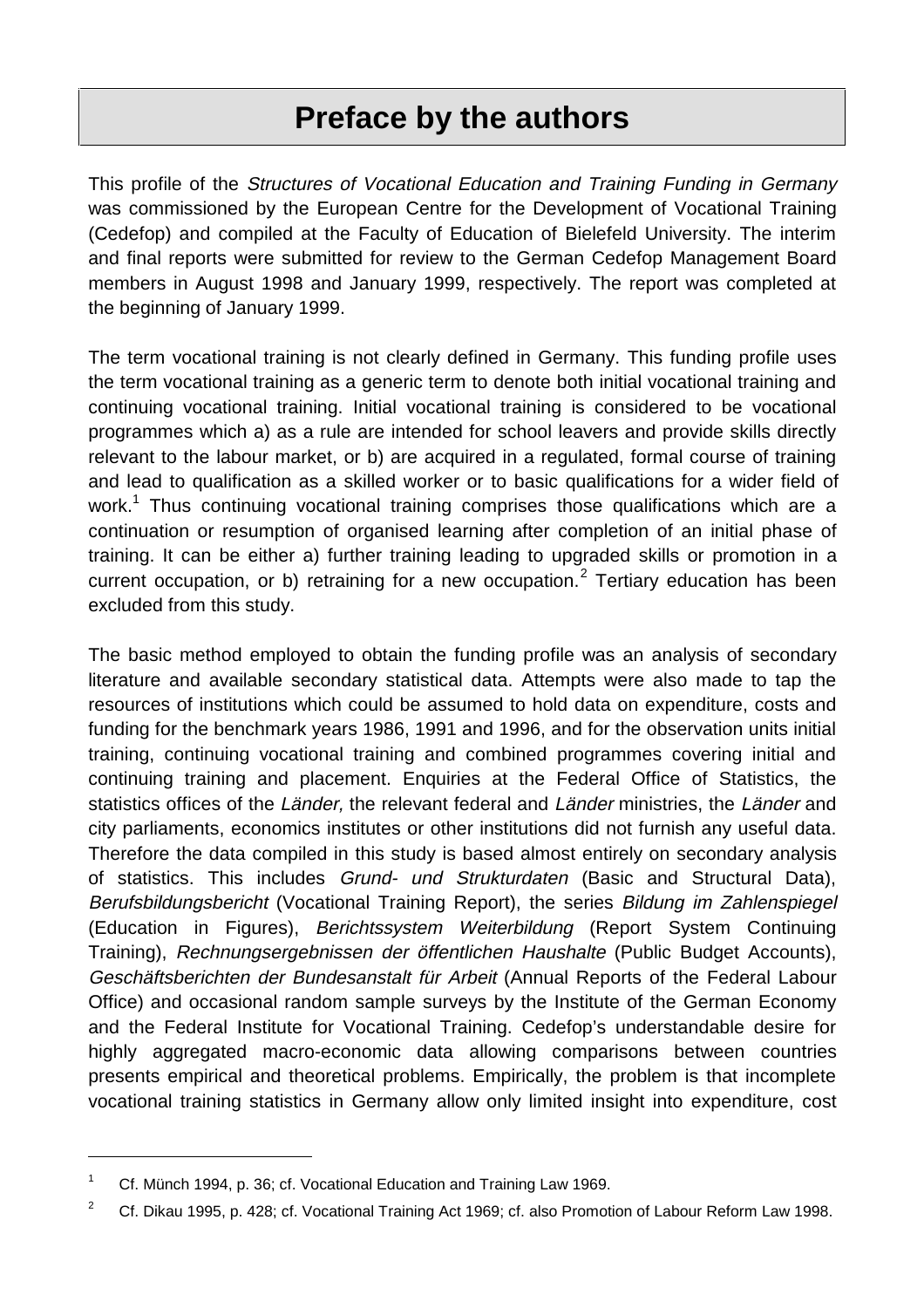# Preface by the authors

This profile of the *Structures of Vocational Education and Training Funding in Germany* was commissioned by the European Centre for the Development of Vocational Training (Cedefop) and compiled at the Faculty of Education of Bielefeld University. The interim and final reports were submitted for review to the German Cedefop Management Board members in August 1998 and January 1999, respectively. The report was completed at the beginning of January 1999.

The term vocational training is not clearly defined in Germany. This funding profile uses the term vocational training as a generic term to denote both initial vocational training and continuing vocational training. Initial vocational training is considered to be vocational programmes which a) as a rule are intended for school leavers and provide skills directly relevant to the labour market, or b) are acquired in a regulated, formal course of training and lead to qualification as a skilled worker or to basic qualifications for a wider field of work.[1] Thus continuing vocational training comprises those qualifications which are a continuation or resumption of organised learning after completion of an initial phase of training. It can be either a) further training leading to upgraded skills or promotion in a current occupation, or b) retraining for a new occupation.[2] Tertiary education has been excluded from this study.

The basic method employed to obtain the funding profile was an analysis of secondary literature and available secondary statistical data. Attempts were also made to tap the resources of institutions which could be assumed to hold data on expenditure, costs and funding for the benchmark years 1986, 1991 and 1996, and for the observation units initial training, continuing vocational training and combined programmes covering initial and continuing training and placement. Enquiries at the Federal Office of Statistics, the statistics offices of the *Länder,* the relevant federal and *Länder* ministries, the *Länder* and city parliaments, economics institutes or other institutions did not furnish any useful data. Therefore the data compiled in this study is based almost entirely on secondary analysis of statistics. This includes *Grund- und Strukturdaten* (Basic and Structural Data), *Berufsbildungsbericht* (Vocational Training Report), the series *Bildung im Zahlenspiegel* (Education in Figures), *Berichtssystem Weiterbildung* (Report System Continuing Training), *Rechnungsergebnissen der öffentlichen Haushalte* (Public Budget Accounts), *Geschäftsberichten der Bundesanstalt für Arbeit* (Annual Reports of the Federal Labour Office) and occasional random sample surveys by the Institute of the German Economy and the Federal Institute for Vocational Training. Cedefop's understandable desire for highly aggregated macro-economic data allowing comparisons between countries presents empirical and theoretical problems. Empirically, the problem is that incomplete vocational training statistics in Germany allow only limited insight into expenditure, cost

---

[1] Cf. Münch 1994, p. 36; cf. Vocational Education and Training Law 1969.

[2] Cf. Dikau 1995, p. 428; cf. Vocational Training Act 1969; cf. also Promotion of Labour Reform Law 1998.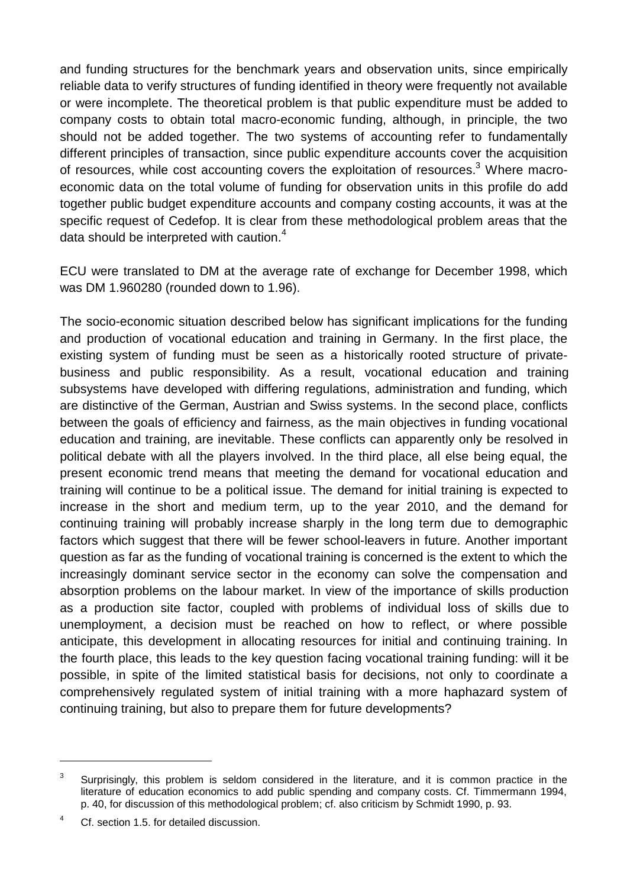and funding structures for the benchmark years and observation units, since empirically reliable data to verify structures of funding identified in theory were frequently not available or were incomplete. The theoretical problem is that public expenditure must be added to company costs to obtain total macro-economic funding, although, in principle, the two should not be added together. The two systems of accounting refer to fundamentally different principles of transaction, since public expenditure accounts cover the acquisition of resources, while cost accounting covers the exploitation of resources.[3] Where macro-economic data on the total volume of funding for observation units in this profile do add together public budget expenditure accounts and company costing accounts, it was at the specific request of Cedefop. It is clear from these methodological problem areas that the data should be interpreted with caution.[4]

ECU were translated to DM at the average rate of exchange for December 1998, which was DM 1.960280 (rounded down to 1.96).

The socio-economic situation described below has significant implications for the funding and production of vocational education and training in Germany. In the first place, the existing system of funding must be seen as a historically rooted structure of private-business and public responsibility. As a result, vocational education and training subsystems have developed with differing regulations, administration and funding, which are distinctive of the German, Austrian and Swiss systems. In the second place, conflicts between the goals of efficiency and fairness, as the main objectives in funding vocational education and training, are inevitable. These conflicts can apparently only be resolved in political debate with all the players involved. In the third place, all else being equal, the present economic trend means that meeting the demand for vocational education and training will continue to be a political issue. The demand for initial training is expected to increase in the short and medium term, up to the year 2010, and the demand for continuing training will probably increase sharply in the long term due to demographic factors which suggest that there will be fewer school-leavers in future. Another important question as far as the funding of vocational training is concerned is the extent to which the increasingly dominant service sector in the economy can solve the compensation and absorption problems on the labour market. In view of the importance of skills production as a production site factor, coupled with problems of individual loss of skills due to unemployment, a decision must be reached on how to reflect, or where possible anticipate, this development in allocating resources for initial and continuing training. In the fourth place, this leads to the key question facing vocational training funding: will it be possible, in spite of the limited statistical basis for decisions, not only to coordinate a comprehensively regulated system of initial training with a more haphazard system of continuing training, but also to prepare them for future developments?

---

[3] Surprisingly, this problem is seldom considered in the literature, and it is common practice in the literature of education economics to add public spending and company costs. Cf. Timmermann 1994, p. 40, for discussion of this methodological problem; cf. also criticism by Schmidt 1990, p. 93.

[4] Cf. section 1.5. for detailed discussion.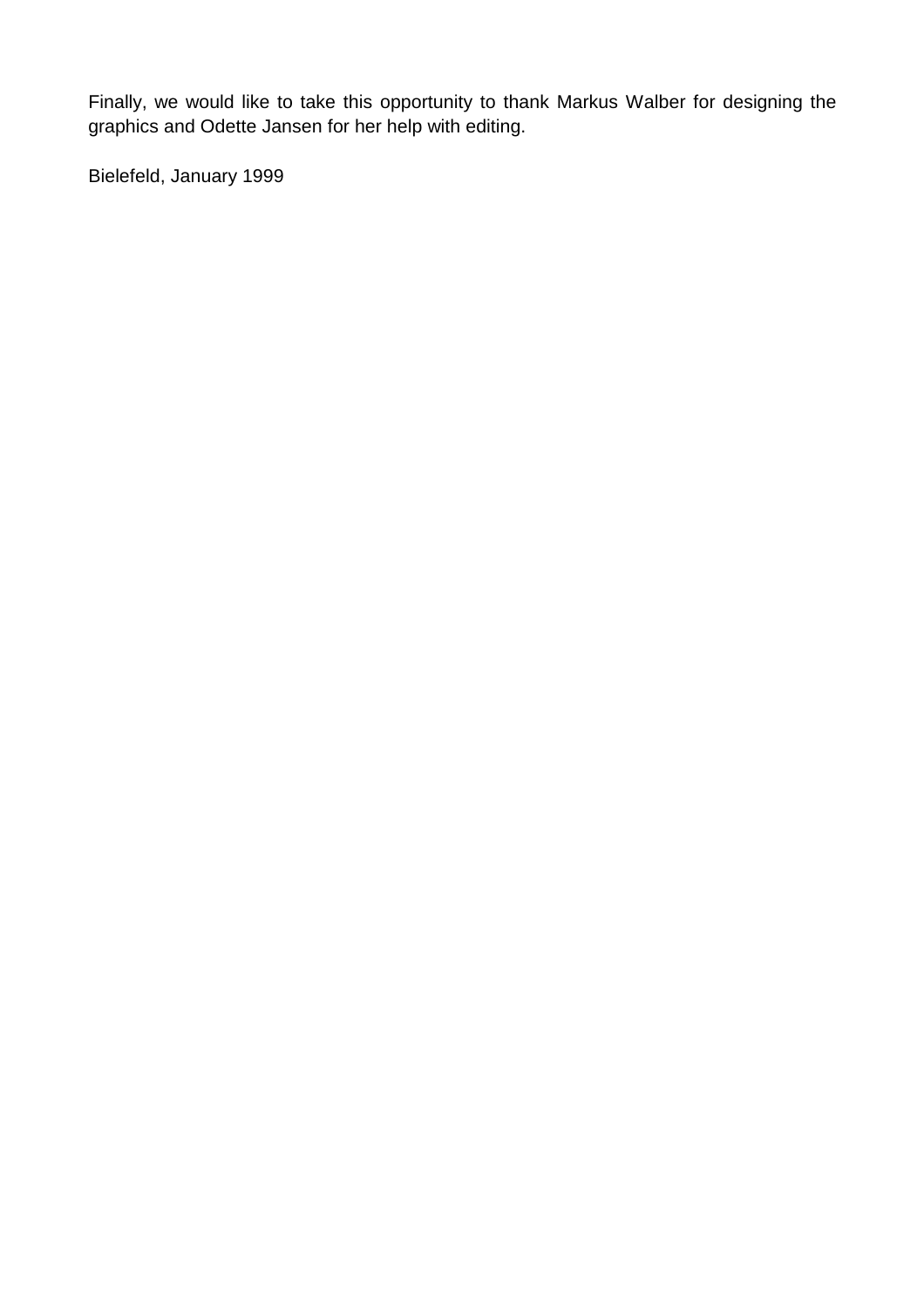Finally, we would like to take this opportunity to thank Markus Walber for designing the graphics and Odette Jansen for her help with editing.

Bielefeld, January 1999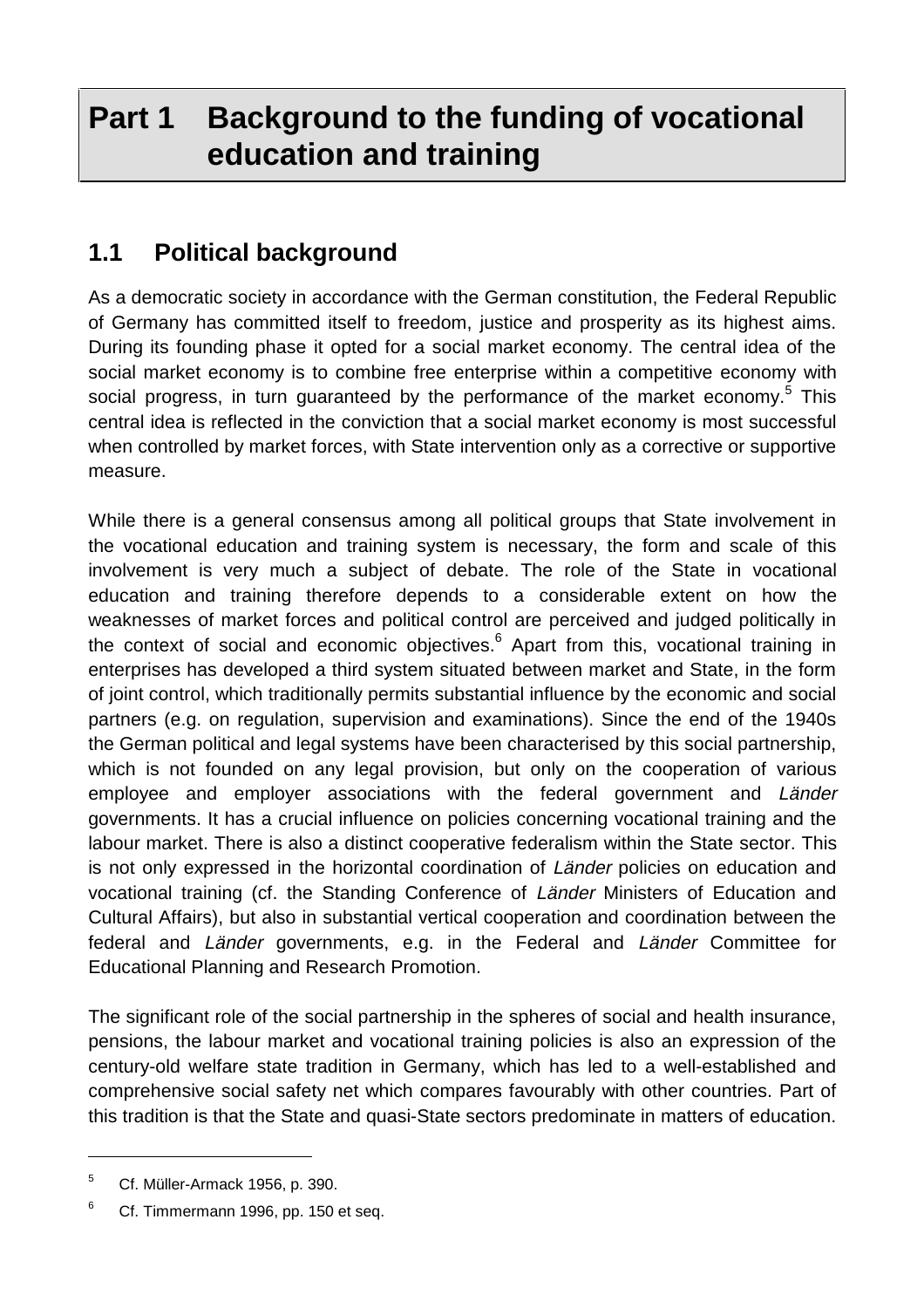# Part 1 Background to the funding of vocational education and training

## 1.1 Political background

As a democratic society in accordance with the German constitution, the Federal Republic of Germany has committed itself to freedom, justice and prosperity as its highest aims. During its founding phase it opted for a social market economy. The central idea of the social market economy is to combine free enterprise within a competitive economy with social progress, in turn guaranteed by the performance of the market economy.[5] This central idea is reflected in the conviction that a social market economy is most successful when controlled by market forces, with State intervention only as a corrective or supportive measure.

While there is a general consensus among all political groups that State involvement in the vocational education and training system is necessary, the form and scale of this involvement is very much a subject of debate. The role of the State in vocational education and training therefore depends to a considerable extent on how the weaknesses of market forces and political control are perceived and judged politically in the context of social and economic objectives.[6] Apart from this, vocational training in enterprises has developed a third system situated between market and State, in the form of joint control, which traditionally permits substantial influence by the economic and social partners (e.g. on regulation, supervision and examinations). Since the end of the 1940s the German political and legal systems have been characterised by this social partnership, which is not founded on any legal provision, but only on the cooperation of various employee and employer associations with the federal government and *Länder* governments. It has a crucial influence on policies concerning vocational training and the labour market. There is also a distinct cooperative federalism within the State sector. This is not only expressed in the horizontal coordination of *Länder* policies on education and vocational training (cf. the Standing Conference of *Länder* Ministers of Education and Cultural Affairs), but also in substantial vertical cooperation and coordination between the federal and *Länder* governments, e.g. in the Federal and *Länder* Committee for Educational Planning and Research Promotion.

The significant role of the social partnership in the spheres of social and health insurance, pensions, the labour market and vocational training policies is also an expression of the century-old welfare state tradition in Germany, which has led to a well-established and comprehensive social safety net which compares favourably with other countries. Part of this tradition is that the State and quasi-State sectors predominate in matters of education.

---

[5] Cf. Müller-Armack 1956, p. 390.

[6] Cf. Timmermann 1996, pp. 150 et seq.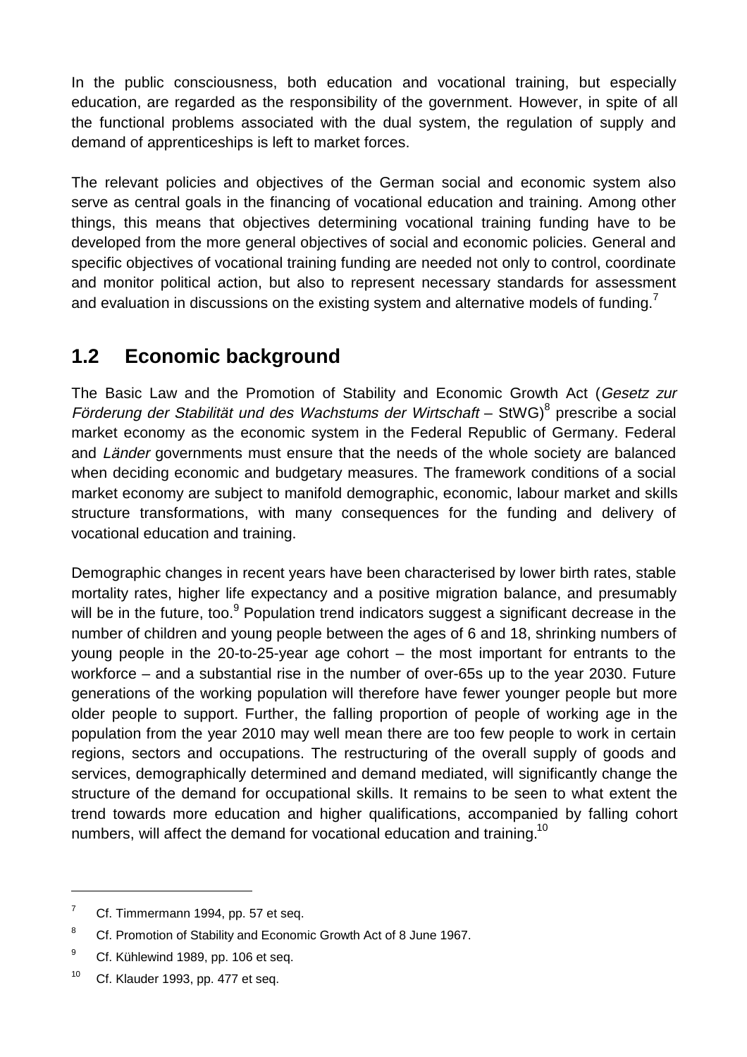In the public consciousness, both education and vocational training, but especially education, are regarded as the responsibility of the government. However, in spite of all the functional problems associated with the dual system, the regulation of supply and demand of apprenticeships is left to market forces.

The relevant policies and objectives of the German social and economic system also serve as central goals in the financing of vocational education and training. Among other things, this means that objectives determining vocational training funding have to be developed from the more general objectives of social and economic policies. General and specific objectives of vocational training funding are needed not only to control, coordinate and monitor political action, but also to represent necessary standards for assessment and evaluation in discussions on the existing system and alternative models of funding.[7]

## 1.2 Economic background

The Basic Law and the Promotion of Stability and Economic Growth Act (*Gesetz zur Förderung der Stabilität und des Wachstums der Wirtschaft* – StWG)[8] prescribe a social market economy as the economic system in the Federal Republic of Germany. Federal and *Länder* governments must ensure that the needs of the whole society are balanced when deciding economic and budgetary measures. The framework conditions of a social market economy are subject to manifold demographic, economic, labour market and skills structure transformations, with many consequences for the funding and delivery of vocational education and training.

Demographic changes in recent years have been characterised by lower birth rates, stable mortality rates, higher life expectancy and a positive migration balance, and presumably will be in the future, too.[9] Population trend indicators suggest a significant decrease in the number of children and young people between the ages of 6 and 18, shrinking numbers of young people in the 20-to-25-year age cohort – the most important for entrants to the workforce – and a substantial rise in the number of over-65s up to the year 2030. Future generations of the working population will therefore have fewer younger people but more older people to support. Further, the falling proportion of people of working age in the population from the year 2010 may well mean there are too few people to work in certain regions, sectors and occupations. The restructuring of the overall supply of goods and services, demographically determined and demand mediated, will significantly change the structure of the demand for occupational skills. It remains to be seen to what extent the trend towards more education and higher qualifications, accompanied by falling cohort numbers, will affect the demand for vocational education and training.[10]

---

[7] Cf. Timmermann 1994, pp. 57 et seq.

[8] Cf. Promotion of Stability and Economic Growth Act of 8 June 1967.

[9] Cf. Kühlewind 1989, pp. 106 et seq.

[10] Cf. Klauder 1993, pp. 477 et seq.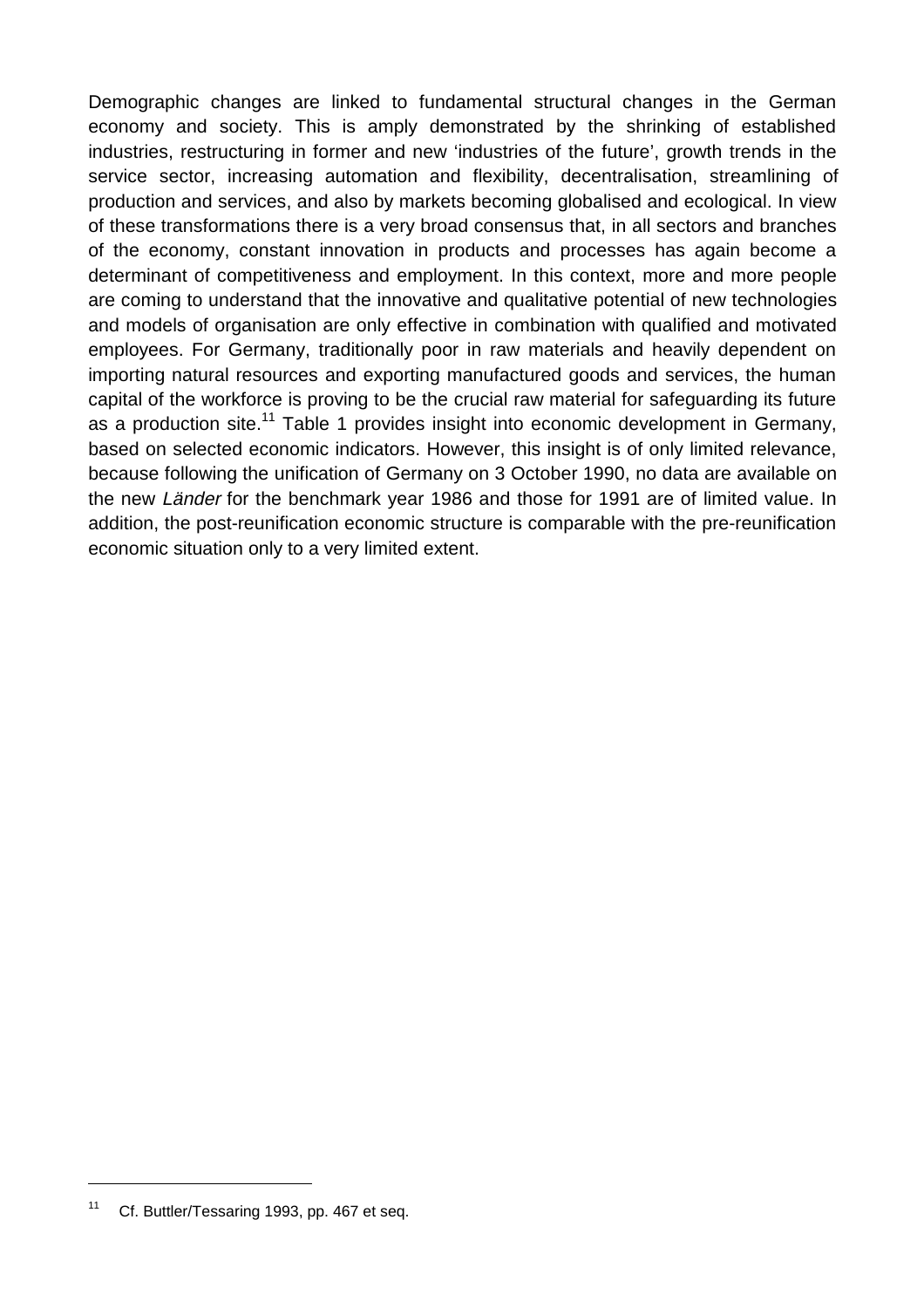Demographic changes are linked to fundamental structural changes in the German economy and society. This is amply demonstrated by the shrinking of established industries, restructuring in former and new 'industries of the future', growth trends in the service sector, increasing automation and flexibility, decentralisation, streamlining of production and services, and also by markets becoming globalised and ecological. In view of these transformations there is a very broad consensus that, in all sectors and branches of the economy, constant innovation in products and processes has again become a determinant of competitiveness and employment. In this context, more and more people are coming to understand that the innovative and qualitative potential of new technologies and models of organisation are only effective in combination with qualified and motivated employees. For Germany, traditionally poor in raw materials and heavily dependent on importing natural resources and exporting manufactured goods and services, the human capital of the workforce is proving to be the crucial raw material for safeguarding its future as a production site.[11] Table 1 provides insight into economic development in Germany, based on selected economic indicators. However, this insight is of only limited relevance, because following the unification of Germany on 3 October 1990, no data are available on the new *Länder* for the benchmark year 1986 and those for 1991 are of limited value. In addition, the post-reunification economic structure is comparable with the pre-reunification economic situation only to a very limited extent.

---

[11] Cf. Buttler/Tessaring 1993, pp. 467 et seq.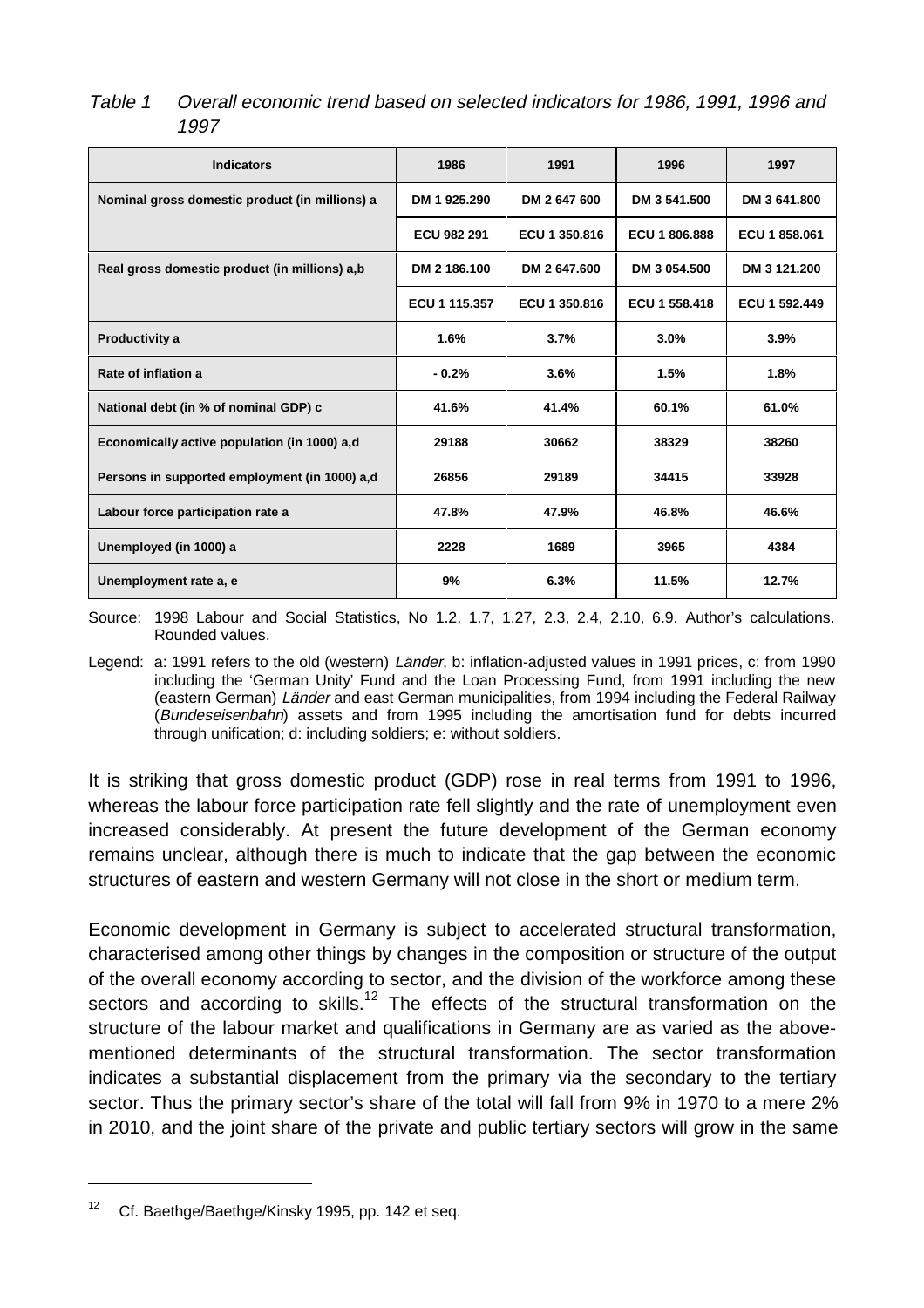*Table 1 Overall economic trend based on selected indicators for 1986, 1991, 1996 and 1997*

| Indicators | 1986 | 1991 | 1996 | 1997 |
|---|---|---|---|---|
| Nominal gross domestic product (in millions) a | DM 1 925.290 | DM 2 647 600 | DM 3 541.500 | DM 3 641.800 |
| | ECU 982 291 | ECU 1 350.816 | ECU 1 806.888 | ECU 1 858.061 |
| Real gross domestic product (in millions) a,b | DM 2 186.100 | DM 2 647.600 | DM 3 054.500 | DM 3 121.200 |
| | ECU 1 115.357 | ECU 1 350.816 | ECU 1 558.418 | ECU 1 592.449 |
| Productivity a | 1.6% | 3.7% | 3.0% | 3.9% |
| Rate of inflation a | - 0.2% | 3.6% | 1.5% | 1.8% |
| National debt (in % of nominal GDP) c | 41.6% | 41.4% | 60.1% | 61.0% |
| Economically active population (in 1000) a,d | 29188 | 30662 | 38329 | 38260 |
| Persons in supported employment (in 1000) a,d | 26856 | 29189 | 34415 | 33928 |
| Labour force participation rate a | 47.8% | 47.9% | 46.8% | 46.6% |
| Unemployed (in 1000) a | 2228 | 1689 | 3965 | 4384 |
| Unemployment rate a, e | 9% | 6.3% | 11.5% | 12.7% |

Source: 1998 Labour and Social Statistics, No 1.2, 1.7, 1.27, 2.3, 2.4, 2.10, 6.9. Author's calculations. Rounded values.

Legend: a: 1991 refers to the old (western) *Länder*, b: inflation-adjusted values in 1991 prices, c: from 1990 including the 'German Unity' Fund and the Loan Processing Fund, from 1991 including the new (eastern German) *Länder* and east German municipalities, from 1994 including the Federal Railway (*Bundeseisenbahn*) assets and from 1995 including the amortisation fund for debts incurred through unification; d: including soldiers; e: without soldiers.

It is striking that gross domestic product (GDP) rose in real terms from 1991 to 1996, whereas the labour force participation rate fell slightly and the rate of unemployment even increased considerably. At present the future development of the German economy remains unclear, although there is much to indicate that the gap between the economic structures of eastern and western Germany will not close in the short or medium term.

Economic development in Germany is subject to accelerated structural transformation, characterised among other things by changes in the composition or structure of the output of the overall economy according to sector, and the division of the workforce among these sectors and according to skills.[12] The effects of the structural transformation on the structure of the labour market and qualifications in Germany are as varied as the above-mentioned determinants of the structural transformation. The sector transformation indicates a substantial displacement from the primary via the secondary to the tertiary sector. Thus the primary sector's share of the total will fall from 9% in 1970 to a mere 2% in 2010, and the joint share of the private and public tertiary sectors will grow in the same

[12] Cf. Baethge/Baethge/Kinsky 1995, pp. 142 et seq.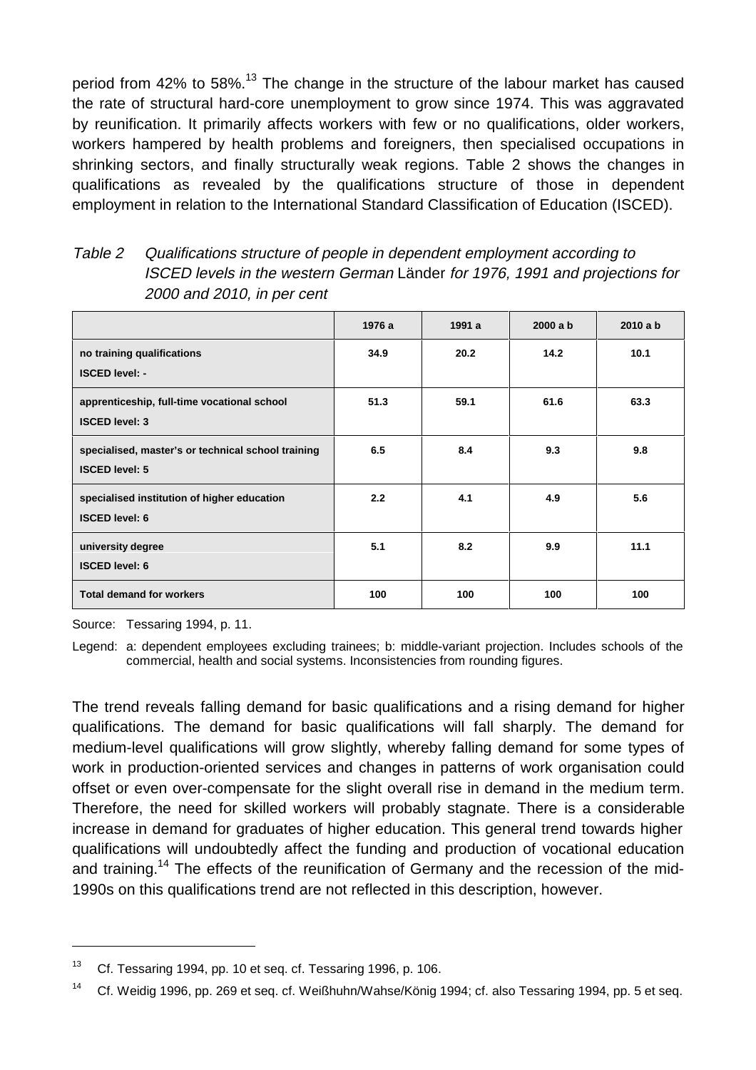period from 42% to 58%.[13] The change in the structure of the labour market has caused the rate of structural hard-core unemployment to grow since 1974. This was aggravated by reunification. It primarily affects workers with few or no qualifications, older workers, workers hampered by health problems and foreigners, then specialised occupations in shrinking sectors, and finally structurally weak regions. Table 2 shows the changes in qualifications as revealed by the qualifications structure of those in dependent employment in relation to the International Standard Classification of Education (ISCED).

*Table 2 Qualifications structure of people in dependent employment according to ISCED levels in the western German* Länder *for 1976, 1991 and projections for 2000 and 2010, in per cent*

| | 1976 a | 1991 a | 2000 a b | 2010 a b |
|---|---|---|---|---|
| **no training qualifications** <br> **ISCED level: -** | 34.9 | 20.2 | 14.2 | 10.1 |
| **apprenticeship, full-time vocational school** <br> **ISCED level: 3** | 51.3 | 59.1 | 61.6 | 63.3 |
| **specialised, master's or technical school training** <br> **ISCED level: 5** | 6.5 | 8.4 | 9.3 | 9.8 |
| **specialised institution of higher education** <br> **ISCED level: 6** | 2.2 | 4.1 | 4.9 | 5.6 |
| **university degree** <br> **ISCED level: 6** | 5.1 | 8.2 | 9.9 | 11.1 |
| **Total demand for workers** | 100 | 100 | 100 | 100 |

Source: Tessaring 1994, p. 11.

Legend: a: dependent employees excluding trainees; b: middle-variant projection. Includes schools of the commercial, health and social systems. Inconsistencies from rounding figures.

The trend reveals falling demand for basic qualifications and a rising demand for higher qualifications. The demand for basic qualifications will fall sharply. The demand for medium-level qualifications will grow slightly, whereby falling demand for some types of work in production-oriented services and changes in patterns of work organisation could offset or even over-compensate for the slight overall rise in demand in the medium term. Therefore, the need for skilled workers will probably stagnate. There is a considerable increase in demand for graduates of higher education. This general trend towards higher qualifications will undoubtedly affect the funding and production of vocational education and training.[14] The effects of the reunification of Germany and the recession of the mid-1990s on this qualifications trend are not reflected in this description, however.

---

[13] Cf. Tessaring 1994, pp. 10 et seq. cf. Tessaring 1996, p. 106.

[14] Cf. Weidig 1996, pp. 269 et seq. cf. Weißhuhn/Wahse/König 1994; cf. also Tessaring 1994, pp. 5 et seq.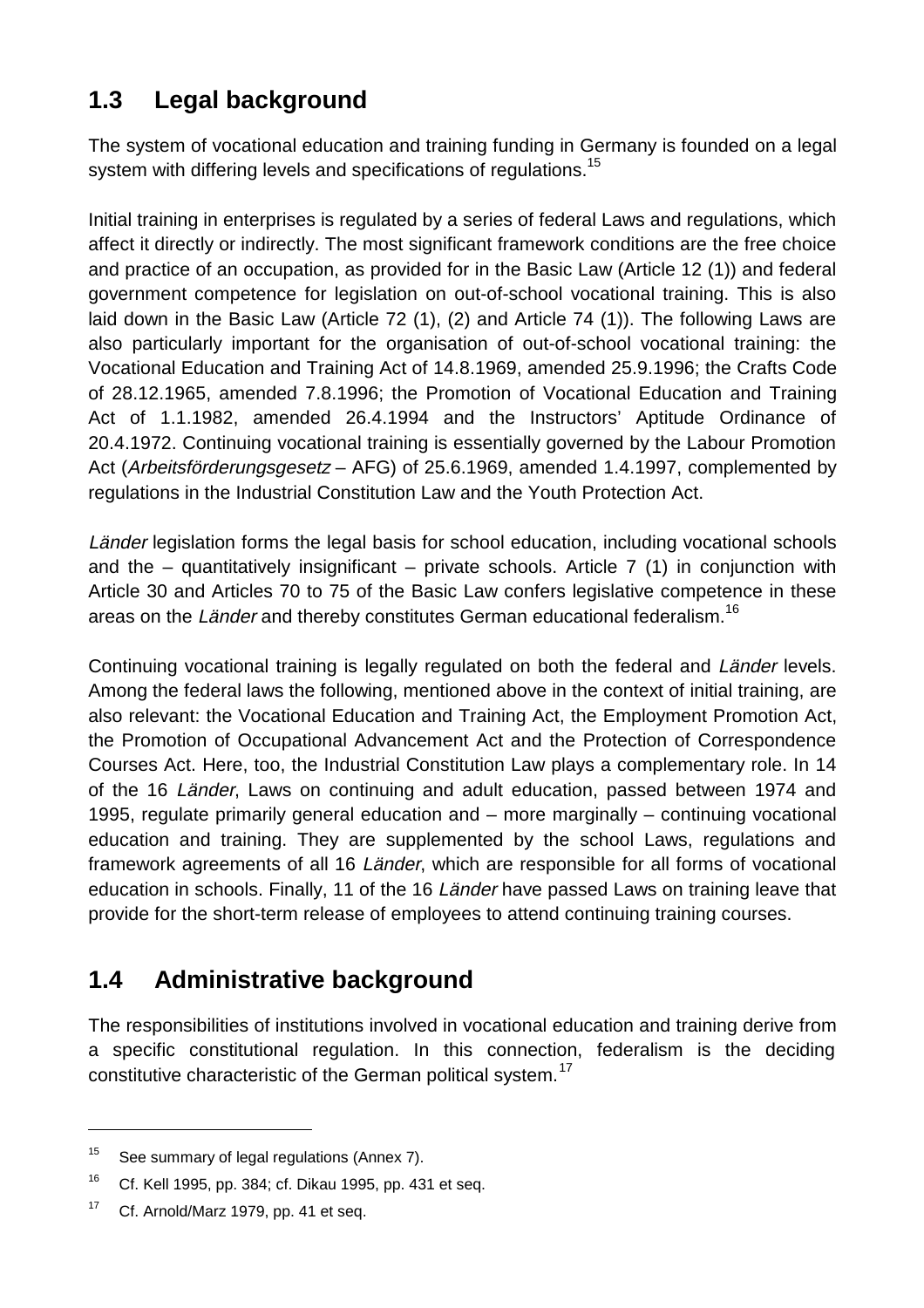## 1.3 Legal background

The system of vocational education and training funding in Germany is founded on a legal system with differing levels and specifications of regulations.[15]

Initial training in enterprises is regulated by a series of federal Laws and regulations, which affect it directly or indirectly. The most significant framework conditions are the free choice and practice of an occupation, as provided for in the Basic Law (Article 12 (1)) and federal government competence for legislation on out-of-school vocational training. This is also laid down in the Basic Law (Article 72 (1), (2) and Article 74 (1)). The following Laws are also particularly important for the organisation of out-of-school vocational training: the Vocational Education and Training Act of 14.8.1969, amended 25.9.1996; the Crafts Code of 28.12.1965, amended 7.8.1996; the Promotion of Vocational Education and Training Act of 1.1.1982, amended 26.4.1994 and the Instructors' Aptitude Ordinance of 20.4.1972. Continuing vocational training is essentially governed by the Labour Promotion Act (*Arbeitsförderungsgesetz* – AFG) of 25.6.1969, amended 1.4.1997, complemented by regulations in the Industrial Constitution Law and the Youth Protection Act.

*Länder* legislation forms the legal basis for school education, including vocational schools and the – quantitatively insignificant – private schools. Article 7 (1) in conjunction with Article 30 and Articles 70 to 75 of the Basic Law confers legislative competence in these areas on the *Länder* and thereby constitutes German educational federalism.[16]

Continuing vocational training is legally regulated on both the federal and *Länder* levels. Among the federal laws the following, mentioned above in the context of initial training, are also relevant: the Vocational Education and Training Act, the Employment Promotion Act, the Promotion of Occupational Advancement Act and the Protection of Correspondence Courses Act. Here, too, the Industrial Constitution Law plays a complementary role. In 14 of the 16 *Länder*, Laws on continuing and adult education, passed between 1974 and 1995, regulate primarily general education and – more marginally – continuing vocational education and training. They are supplemented by the school Laws, regulations and framework agreements of all 16 *Länder*, which are responsible for all forms of vocational education in schools. Finally, 11 of the 16 *Länder* have passed Laws on training leave that provide for the short-term release of employees to attend continuing training courses.

## 1.4 Administrative background

The responsibilities of institutions involved in vocational education and training derive from a specific constitutional regulation. In this connection, federalism is the deciding constitutive characteristic of the German political system.[17]

---

[15] See summary of legal regulations (Annex 7).

[16] Cf. Kell 1995, pp. 384; cf. Dikau 1995, pp. 431 et seq.

[17] Cf. Arnold/Marz 1979, pp. 41 et seq.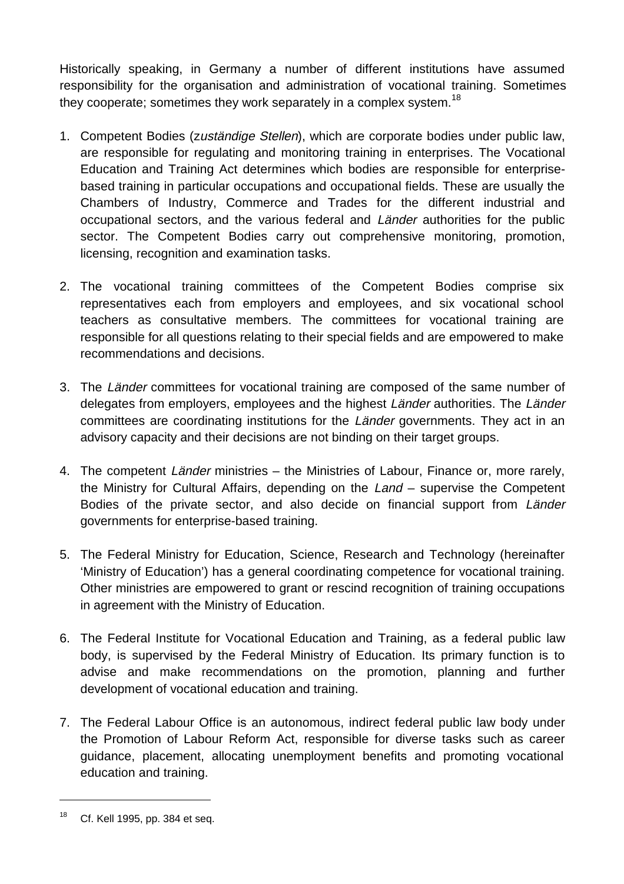Historically speaking, in Germany a number of different institutions have assumed responsibility for the organisation and administration of vocational training. Sometimes they cooperate; sometimes they work separately in a complex system.[18]

1. Competent Bodies (*zuständige Stellen*), which are corporate bodies under public law, are responsible for regulating and monitoring training in enterprises. The Vocational Education and Training Act determines which bodies are responsible for enterprise-based training in particular occupations and occupational fields. These are usually the Chambers of Industry, Commerce and Trades for the different industrial and occupational sectors, and the various federal and *Länder* authorities for the public sector. The Competent Bodies carry out comprehensive monitoring, promotion, licensing, recognition and examination tasks.

2. The vocational training committees of the Competent Bodies comprise six representatives each from employers and employees, and six vocational school teachers as consultative members. The committees for vocational training are responsible for all questions relating to their special fields and are empowered to make recommendations and decisions.

3. The *Länder* committees for vocational training are composed of the same number of delegates from employers, employees and the highest *Länder* authorities. The *Länder* committees are coordinating institutions for the *Länder* governments. They act in an advisory capacity and their decisions are not binding on their target groups.

4. The competent *Länder* ministries – the Ministries of Labour, Finance or, more rarely, the Ministry for Cultural Affairs, depending on the *Land* – supervise the Competent Bodies of the private sector, and also decide on financial support from *Länder* governments for enterprise-based training.

5. The Federal Ministry for Education, Science, Research and Technology (hereinafter 'Ministry of Education') has a general coordinating competence for vocational training. Other ministries are empowered to grant or rescind recognition of training occupations in agreement with the Ministry of Education.

6. The Federal Institute for Vocational Education and Training, as a federal public law body, is supervised by the Federal Ministry of Education. Its primary function is to advise and make recommendations on the promotion, planning and further development of vocational education and training.

7. The Federal Labour Office is an autonomous, indirect federal public law body under the Promotion of Labour Reform Act, responsible for diverse tasks such as career guidance, placement, allocating unemployment benefits and promoting vocational education and training.

---

[18] Cf. Kell 1995, pp. 384 et seq.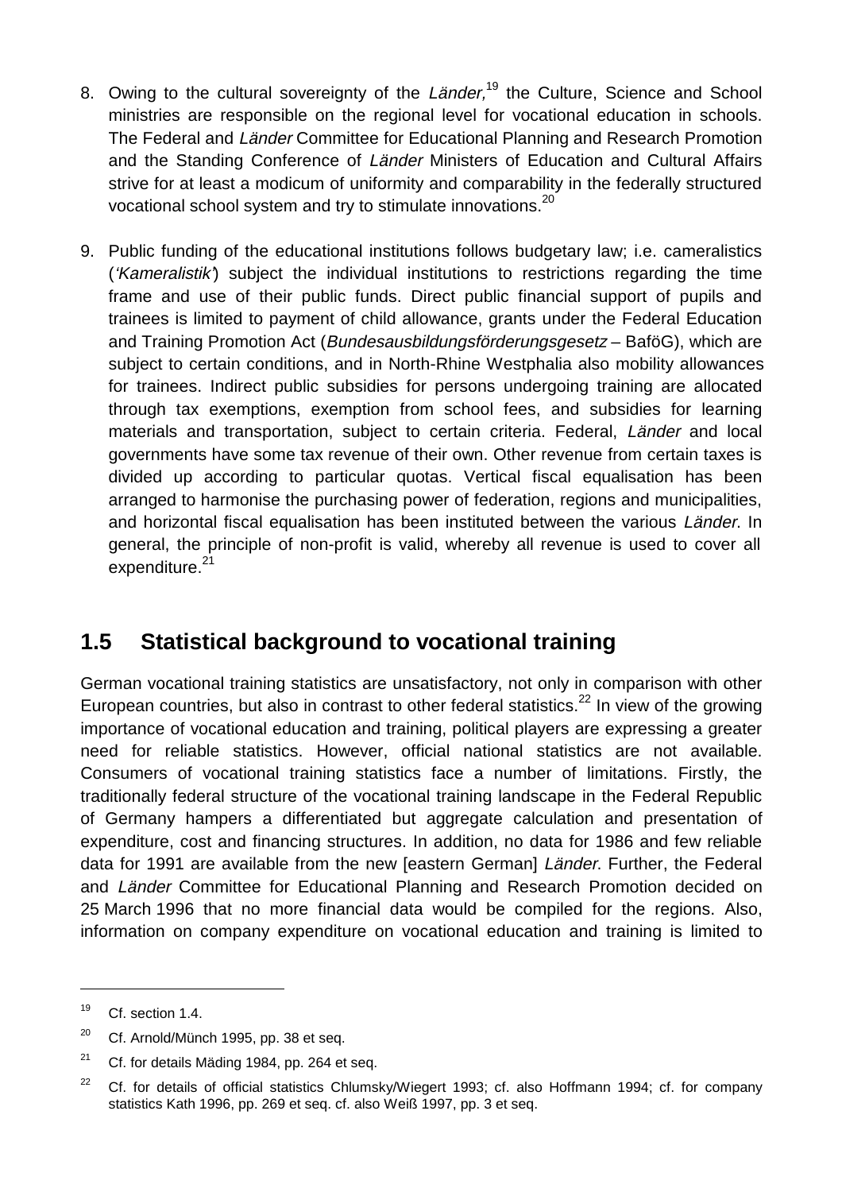8. Owing to the cultural sovereignty of the *Länder,*[19] the Culture, Science and School ministries are responsible on the regional level for vocational education in schools. The Federal and *Länder* Committee for Educational Planning and Research Promotion and the Standing Conference of *Länder* Ministers of Education and Cultural Affairs strive for at least a modicum of uniformity and comparability in the federally structured vocational school system and try to stimulate innovations.[20]

9. Public funding of the educational institutions follows budgetary law; i.e. cameralistics (*'Kameralistik'*) subject the individual institutions to restrictions regarding the time frame and use of their public funds. Direct public financial support of pupils and trainees is limited to payment of child allowance, grants under the Federal Education and Training Promotion Act (*Bundesausbildungsförderungsgesetz* – BaföG), which are subject to certain conditions, and in North-Rhine Westphalia also mobility allowances for trainees. Indirect public subsidies for persons undergoing training are allocated through tax exemptions, exemption from school fees, and subsidies for learning materials and transportation, subject to certain criteria. Federal, *Länder* and local governments have some tax revenue of their own. Other revenue from certain taxes is divided up according to particular quotas. Vertical fiscal equalisation has been arranged to harmonise the purchasing power of federation, regions and municipalities, and horizontal fiscal equalisation has been instituted between the various *Länder*. In general, the principle of non-profit is valid, whereby all revenue is used to cover all expenditure.[21]

## 1.5 Statistical background to vocational training

German vocational training statistics are unsatisfactory, not only in comparison with other European countries, but also in contrast to other federal statistics.[22] In view of the growing importance of vocational education and training, political players are expressing a greater need for reliable statistics. However, official national statistics are not available. Consumers of vocational training statistics face a number of limitations. Firstly, the traditionally federal structure of the vocational training landscape in the Federal Republic of Germany hampers a differentiated but aggregate calculation and presentation of expenditure, cost and financing structures. In addition, no data for 1986 and few reliable data for 1991 are available from the new [eastern German] *Länder*. Further, the Federal and *Länder* Committee for Educational Planning and Research Promotion decided on 25 March 1996 that no more financial data would be compiled for the regions. Also, information on company expenditure on vocational education and training is limited to

---

[19] Cf. section 1.4.

[20] Cf. Arnold/Münch 1995, pp. 38 et seq.

[21] Cf. for details Mäding 1984, pp. 264 et seq.

[22] Cf. for details of official statistics Chlumsky/Wiegert 1993; cf. also Hoffmann 1994; cf. for company statistics Kath 1996, pp. 269 et seq. cf. also Weiß 1997, pp. 3 et seq.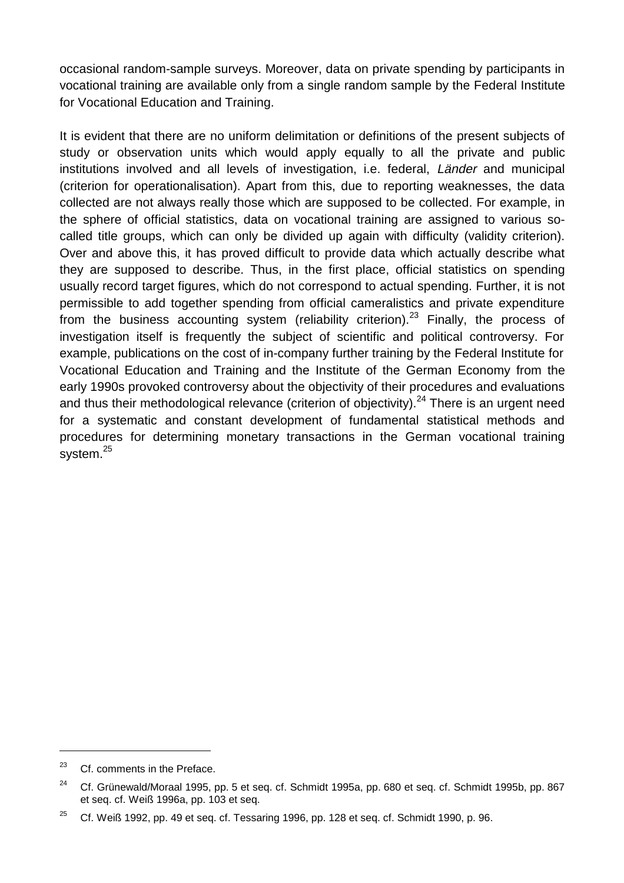occasional random-sample surveys. Moreover, data on private spending by participants in vocational training are available only from a single random sample by the Federal Institute for Vocational Education and Training.

It is evident that there are no uniform delimitation or definitions of the present subjects of study or observation units which would apply equally to all the private and public institutions involved and all levels of investigation, i.e. federal, *Länder* and municipal (criterion for operationalisation). Apart from this, due to reporting weaknesses, the data collected are not always really those which are supposed to be collected. For example, in the sphere of official statistics, data on vocational training are assigned to various so-called title groups, which can only be divided up again with difficulty (validity criterion). Over and above this, it has proved difficult to provide data which actually describe what they are supposed to describe. Thus, in the first place, official statistics on spending usually record target figures, which do not correspond to actual spending. Further, it is not permissible to add together spending from official cameralistics and private expenditure from the business accounting system (reliability criterion).[23] Finally, the process of investigation itself is frequently the subject of scientific and political controversy. For example, publications on the cost of in-company further training by the Federal Institute for Vocational Education and Training and the Institute of the German Economy from the early 1990s provoked controversy about the objectivity of their procedures and evaluations and thus their methodological relevance (criterion of objectivity).[24] There is an urgent need for a systematic and constant development of fundamental statistical methods and procedures for determining monetary transactions in the German vocational training system.[25]

---

[23] Cf. comments in the Preface.

[24] Cf. Grünewald/Moraal 1995, pp. 5 et seq. cf. Schmidt 1995a, pp. 680 et seq. cf. Schmidt 1995b, pp. 867 et seq. cf. Weiß 1996a, pp. 103 et seq.

[25] Cf. Weiß 1992, pp. 49 et seq. cf. Tessaring 1996, pp. 128 et seq. cf. Schmidt 1990, p. 96.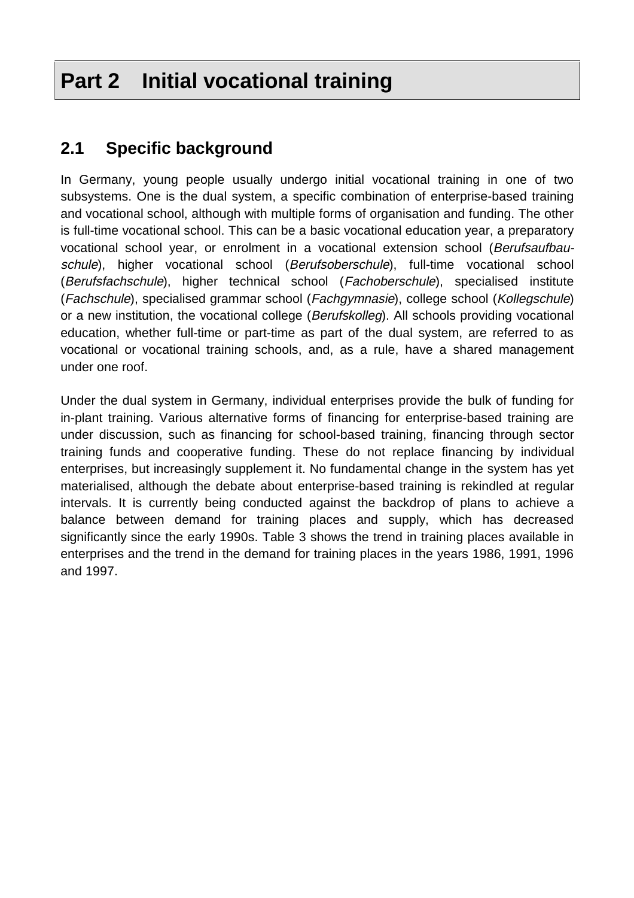# Part 2 Initial vocational training

## 2.1 Specific background

In Germany, young people usually undergo initial vocational training in one of two subsystems. One is the dual system, a specific combination of enterprise-based training and vocational school, although with multiple forms of organisation and funding. The other is full-time vocational school. This can be a basic vocational education year, a preparatory vocational school year, or enrolment in a vocational extension school (*Berufsaufbau-schule*), higher vocational school (*Berufsoberschule*), full-time vocational school (*Berufsfachschule*), higher technical school (*Fachoberschule*), specialised institute (*Fachschule*), specialised grammar school (*Fachgymnasie*), college school (*Kollegschule*) or a new institution, the vocational college (*Berufskolleg*). All schools providing vocational education, whether full-time or part-time as part of the dual system, are referred to as vocational or vocational training schools, and, as a rule, have a shared management under one roof.

Under the dual system in Germany, individual enterprises provide the bulk of funding for in-plant training. Various alternative forms of financing for enterprise-based training are under discussion, such as financing for school-based training, financing through sector training funds and cooperative funding. These do not replace financing by individual enterprises, but increasingly supplement it. No fundamental change in the system has yet materialised, although the debate about enterprise-based training is rekindled at regular intervals. It is currently being conducted against the backdrop of plans to achieve a balance between demand for training places and supply, which has decreased significantly since the early 1990s. Table 3 shows the trend in training places available in enterprises and the trend in the demand for training places in the years 1986, 1991, 1996 and 1997.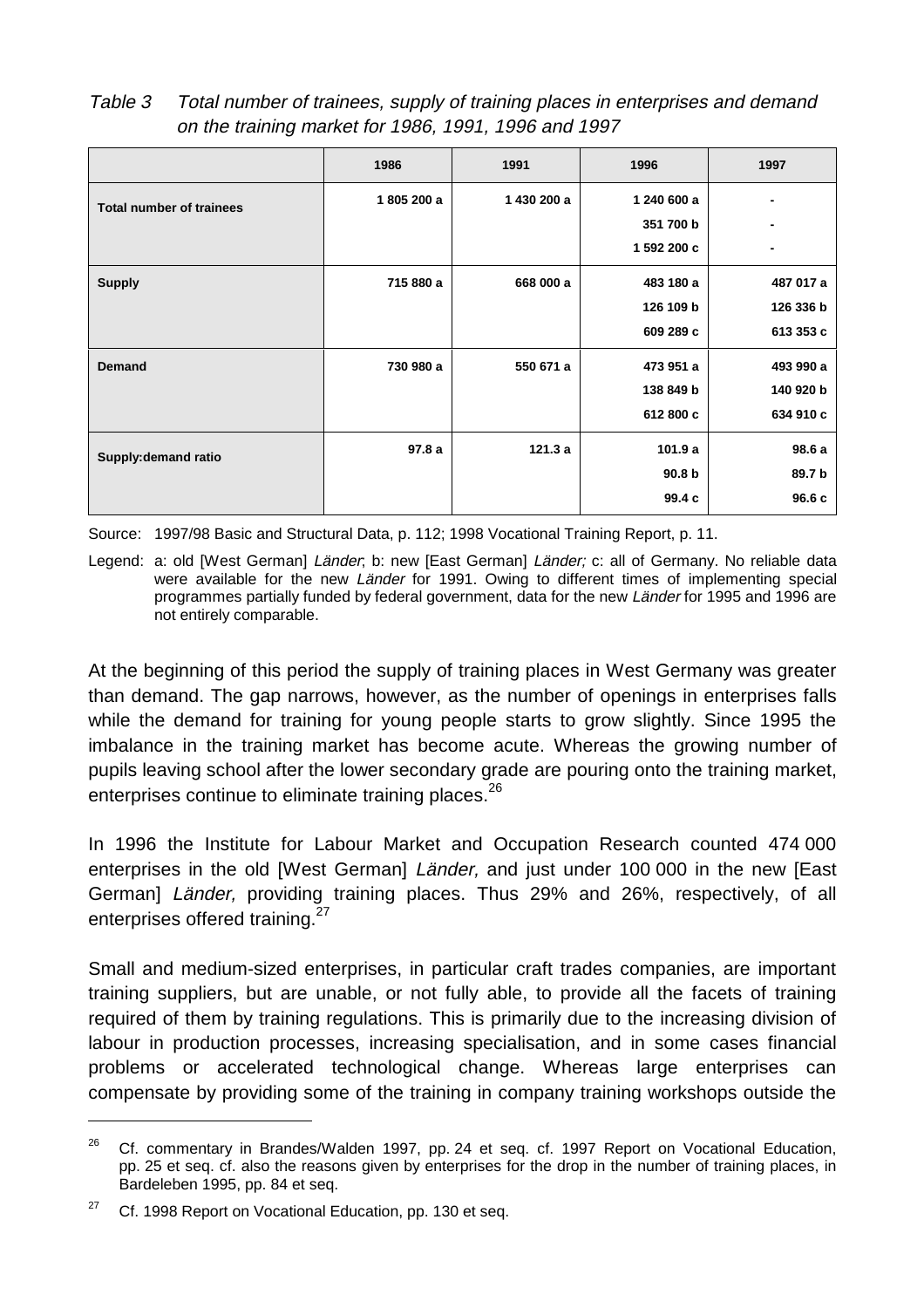*Table 3 Total number of trainees, supply of training places in enterprises and demand on the training market for 1986, 1991, 1996 and 1997*

| | 1986 | 1991 | 1996 | 1997 |
|---|---|---|---|---|
| **Total number of trainees** | 1 805 200 a | 1 430 200 a | 1 240 600 a<br>351 700 b<br>1 592 200 c | -<br>-<br>- |
| **Supply** | 715 880 a | 668 000 a | 483 180 a<br>126 109 b<br>609 289 c | 487 017 a<br>126 336 b<br>613 353 c |
| **Demand** | 730 980 a | 550 671 a | 473 951 a<br>138 849 b<br>612 800 c | 493 990 a<br>140 920 b<br>634 910 c |
| **Supply:demand ratio** | 97.8 a | 121.3 a | 101.9 a<br>90.8 b<br>99.4 c | 98.6 a<br>89.7 b<br>96.6 c |

Source: 1997/98 Basic and Structural Data, p. 112; 1998 Vocational Training Report, p. 11.

Legend: a: old [West German] *Länder*; b: new [East German] *Länder;* c: all of Germany. No reliable data were available for the new *Länder* for 1991. Owing to different times of implementing special programmes partially funded by federal government, data for the new *Länder* for 1995 and 1996 are not entirely comparable.

At the beginning of this period the supply of training places in West Germany was greater than demand. The gap narrows, however, as the number of openings in enterprises falls while the demand for training for young people starts to grow slightly. Since 1995 the imbalance in the training market has become acute. Whereas the growing number of pupils leaving school after the lower secondary grade are pouring onto the training market, enterprises continue to eliminate training places.[26]

In 1996 the Institute for Labour Market and Occupation Research counted 474 000 enterprises in the old [West German] *Länder,* and just under 100 000 in the new [East German] *Länder,* providing training places. Thus 29% and 26%, respectively, of all enterprises offered training.[27]

Small and medium-sized enterprises, in particular craft trades companies, are important training suppliers, but are unable, or not fully able, to provide all the facets of training required of them by training regulations. This is primarily due to the increasing division of labour in production processes, increasing specialisation, and in some cases financial problems or accelerated technological change. Whereas large enterprises can compensate by providing some of the training in company training workshops outside the

---

[26] Cf. commentary in Brandes/Walden 1997, pp. 24 et seq. cf. 1997 Report on Vocational Education, pp. 25 et seq. cf. also the reasons given by enterprises for the drop in the number of training places, in Bardeleben 1995, pp. 84 et seq.

[27] Cf. 1998 Report on Vocational Education, pp. 130 et seq.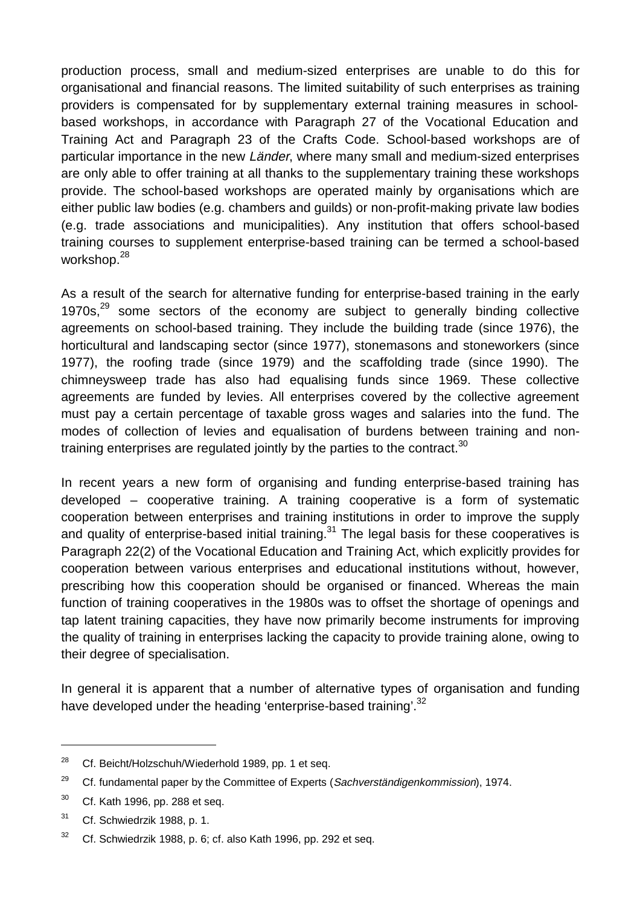production process, small and medium-sized enterprises are unable to do this for organisational and financial reasons. The limited suitability of such enterprises as training providers is compensated for by supplementary external training measures in school-based workshops, in accordance with Paragraph 27 of the Vocational Education and Training Act and Paragraph 23 of the Crafts Code. School-based workshops are of particular importance in the new *Länder*, where many small and medium-sized enterprises are only able to offer training at all thanks to the supplementary training these workshops provide. The school-based workshops are operated mainly by organisations which are either public law bodies (e.g. chambers and guilds) or non-profit-making private law bodies (e.g. trade associations and municipalities). Any institution that offers school-based training courses to supplement enterprise-based training can be termed a school-based workshop.[28]

As a result of the search for alternative funding for enterprise-based training in the early 1970s,[29] some sectors of the economy are subject to generally binding collective agreements on school-based training. They include the building trade (since 1976), the horticultural and landscaping sector (since 1977), stonemasons and stoneworkers (since 1977), the roofing trade (since 1979) and the scaffolding trade (since 1990). The chimneysweep trade has also had equalising funds since 1969. These collective agreements are funded by levies. All enterprises covered by the collective agreement must pay a certain percentage of taxable gross wages and salaries into the fund. The modes of collection of levies and equalisation of burdens between training and non-training enterprises are regulated jointly by the parties to the contract.[30]

In recent years a new form of organising and funding enterprise-based training has developed – cooperative training. A training cooperative is a form of systematic cooperation between enterprises and training institutions in order to improve the supply and quality of enterprise-based initial training.[31] The legal basis for these cooperatives is Paragraph 22(2) of the Vocational Education and Training Act, which explicitly provides for cooperation between various enterprises and educational institutions without, however, prescribing how this cooperation should be organised or financed. Whereas the main function of training cooperatives in the 1980s was to offset the shortage of openings and tap latent training capacities, they have now primarily become instruments for improving the quality of training in enterprises lacking the capacity to provide training alone, owing to their degree of specialisation.

In general it is apparent that a number of alternative types of organisation and funding have developed under the heading 'enterprise-based training'.[32]

---

[28] Cf. Beicht/Holzschuh/Wiederhold 1989, pp. 1 et seq.

[29] Cf. fundamental paper by the Committee of Experts (*Sachverständigenkommission*), 1974.

[30] Cf. Kath 1996, pp. 288 et seq.

[31] Cf. Schwiedrzik 1988, p. 1.

[32] Cf. Schwiedrzik 1988, p. 6; cf. also Kath 1996, pp. 292 et seq.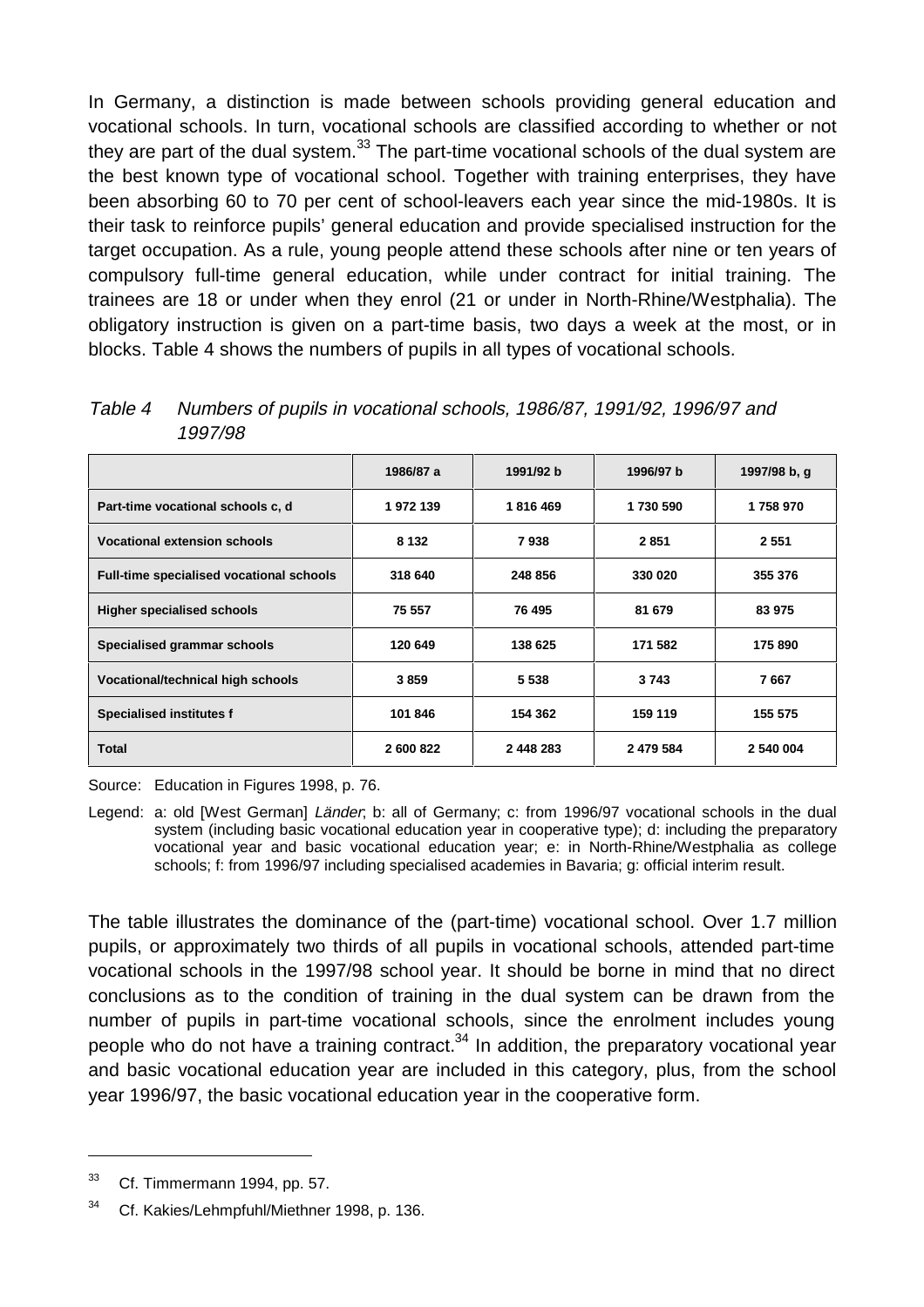In Germany, a distinction is made between schools providing general education and vocational schools. In turn, vocational schools are classified according to whether or not they are part of the dual system.[33] The part-time vocational schools of the dual system are the best known type of vocational school. Together with training enterprises, they have been absorbing 60 to 70 per cent of school-leavers each year since the mid-1980s. It is their task to reinforce pupils' general education and provide specialised instruction for the target occupation. As a rule, young people attend these schools after nine or ten years of compulsory full-time general education, while under contract for initial training. The trainees are 18 or under when they enrol (21 or under in North-Rhine/Westphalia). The obligatory instruction is given on a part-time basis, two days a week at the most, or in blocks. Table 4 shows the numbers of pupils in all types of vocational schools.

*Table 4 Numbers of pupils in vocational schools, 1986/87, 1991/92, 1996/97 and 1997/98*

| | 1986/87 a | 1991/92 b | 1996/97 b | 1997/98 b, g |
|---|---|---|---|---|
| **Part-time vocational schools c, d** | 1 972 139 | 1 816 469 | 1 730 590 | 1 758 970 |
| **Vocational extension schools** | 8 132 | 7 938 | 2 851 | 2 551 |
| **Full-time specialised vocational schools** | 318 640 | 248 856 | 330 020 | 355 376 |
| **Higher specialised schools** | 75 557 | 76 495 | 81 679 | 83 975 |
| **Specialised grammar schools** | 120 649 | 138 625 | 171 582 | 175 890 |
| **Vocational/technical high schools** | 3 859 | 5 538 | 3 743 | 7 667 |
| **Specialised institutes f** | 101 846 | 154 362 | 159 119 | 155 575 |
| **Total** | 2 600 822 | 2 448 283 | 2 479 584 | 2 540 004 |

Source: Education in Figures 1998, p. 76.

Legend: a: old [West German] *Länder*; b: all of Germany; c: from 1996/97 vocational schools in the dual system (including basic vocational education year in cooperative type); d: including the preparatory vocational year and basic vocational education year; e: in North-Rhine/Westphalia as college schools; f: from 1996/97 including specialised academies in Bavaria; g: official interim result.

The table illustrates the dominance of the (part-time) vocational school. Over 1.7 million pupils, or approximately two thirds of all pupils in vocational schools, attended part-time vocational schools in the 1997/98 school year. It should be borne in mind that no direct conclusions as to the condition of training in the dual system can be drawn from the number of pupils in part-time vocational schools, since the enrolment includes young people who do not have a training contract.[34] In addition, the preparatory vocational year and basic vocational education year are included in this category, plus, from the school year 1996/97, the basic vocational education year in the cooperative form.

[33] Cf. Timmermann 1994, pp. 57.

[34] Cf. Kakies/Lehmpfuhl/Miethner 1998, p. 136.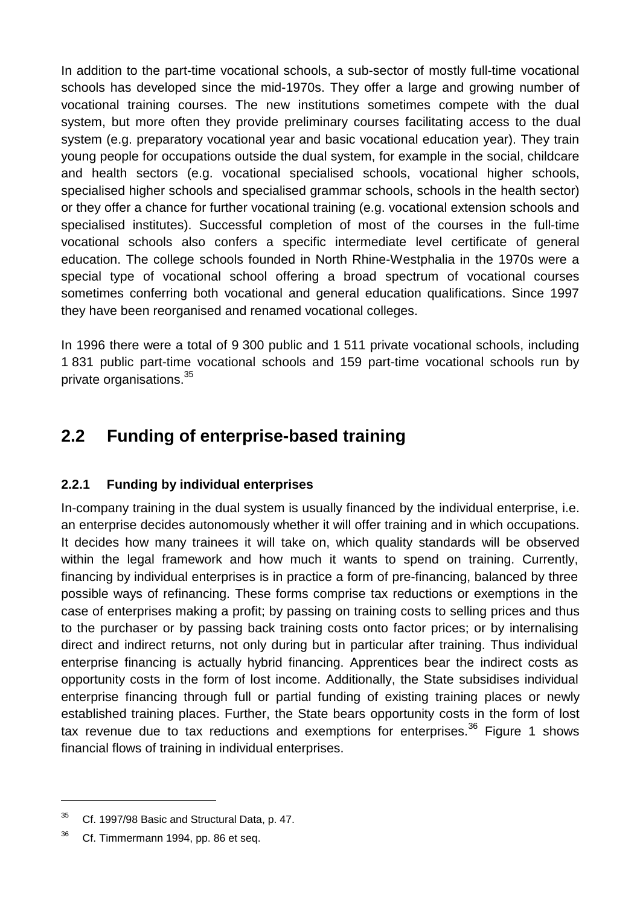In addition to the part-time vocational schools, a sub-sector of mostly full-time vocational schools has developed since the mid-1970s. They offer a large and growing number of vocational training courses. The new institutions sometimes compete with the dual system, but more often they provide preliminary courses facilitating access to the dual system (e.g. preparatory vocational year and basic vocational education year). They train young people for occupations outside the dual system, for example in the social, childcare and health sectors (e.g. vocational specialised schools, vocational higher schools, specialised higher schools and specialised grammar schools, schools in the health sector) or they offer a chance for further vocational training (e.g. vocational extension schools and specialised institutes). Successful completion of most of the courses in the full-time vocational schools also confers a specific intermediate level certificate of general education. The college schools founded in North Rhine-Westphalia in the 1970s were a special type of vocational school offering a broad spectrum of vocational courses sometimes conferring both vocational and general education qualifications. Since 1997 they have been reorganised and renamed vocational colleges.

In 1996 there were a total of 9 300 public and 1 511 private vocational schools, including 1 831 public part-time vocational schools and 159 part-time vocational schools run by private organisations.[35]

## 2.2 Funding of enterprise-based training

### 2.2.1 Funding by individual enterprises

In-company training in the dual system is usually financed by the individual enterprise, i.e. an enterprise decides autonomously whether it will offer training and in which occupations. It decides how many trainees it will take on, which quality standards will be observed within the legal framework and how much it wants to spend on training. Currently, financing by individual enterprises is in practice a form of pre-financing, balanced by three possible ways of refinancing. These forms comprise tax reductions or exemptions in the case of enterprises making a profit; by passing on training costs to selling prices and thus to the purchaser or by passing back training costs onto factor prices; or by internalising direct and indirect returns, not only during but in particular after training. Thus individual enterprise financing is actually hybrid financing. Apprentices bear the indirect costs as opportunity costs in the form of lost income. Additionally, the State subsidises individual enterprise financing through full or partial funding of existing training places or newly established training places. Further, the State bears opportunity costs in the form of lost tax revenue due to tax reductions and exemptions for enterprises.[36] Figure 1 shows financial flows of training in individual enterprises.

---

[35] Cf. 1997/98 Basic and Structural Data, p. 47.

[36] Cf. Timmermann 1994, pp. 86 et seq.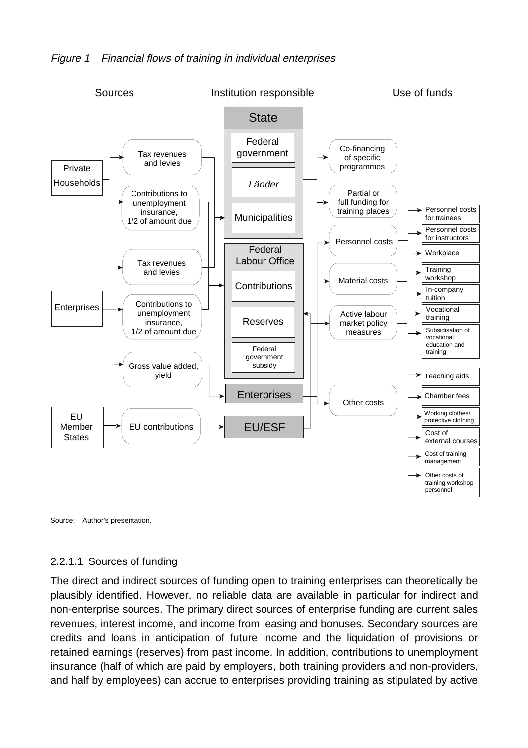*Figure 1 Financial flows of training in individual enterprises*

Sources | Institution responsible | Use of funds

**Sources:**
- Private Households → Tax revenues and levies; Contributions to unemployment insurance, 1/2 of amount due
- Enterprises → Tax revenues and levies; Contributions to unemployment insurance, 1/2 of amount due; Gross value added, yield
- EU Member States → EU contributions

**Institution responsible:**
- State: Federal government; *Länder*; Municipalities
- Federal Labour Office: Contributions; Reserves; Federal government subsidy
- Enterprises
- EU/ESF

**Use of funds:**
- Co-financing of specific programmes
- Partial or full funding for training places
- Personnel costs: Personnel costs for trainees; Personnel costs for instructors
- Material costs: Workplace; Training workshop; In-company tuition
- Active labour market policy measures: Vocational training; Subsidisation of vocational education and training
- Other costs: Teaching aids; Chamber fees; Working clothes/ protective clothing; Cost of external courses; Cost of training management; Other costs of training workshop personnel

Source: Author's presentation.

### 2.2.1.1 Sources of funding

The direct and indirect sources of funding open to training enterprises can theoretically be plausibly identified. However, no reliable data are available in particular for indirect and non-enterprise sources. The primary direct sources of enterprise funding are current sales revenues, interest income, and income from leasing and bonuses. Secondary sources are credits and loans in anticipation of future income and the liquidation of provisions or retained earnings (reserves) from past income. In addition, contributions to unemployment insurance (half of which are paid by employers, both training providers and non-providers, and half by employees) can accrue to enterprises providing training as stipulated by active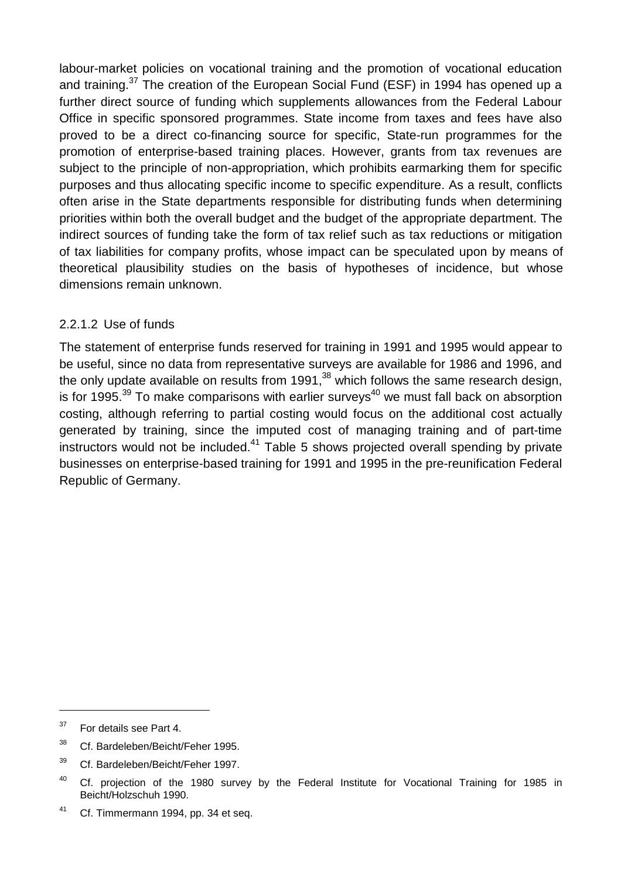labour-market policies on vocational training and the promotion of vocational education and training.[37] The creation of the European Social Fund (ESF) in 1994 has opened up a further direct source of funding which supplements allowances from the Federal Labour Office in specific sponsored programmes. State income from taxes and fees have also proved to be a direct co-financing source for specific, State-run programmes for the promotion of enterprise-based training places. However, grants from tax revenues are subject to the principle of non-appropriation, which prohibits earmarking them for specific purposes and thus allocating specific income to specific expenditure. As a result, conflicts often arise in the State departments responsible for distributing funds when determining priorities within both the overall budget and the budget of the appropriate department. The indirect sources of funding take the form of tax relief such as tax reductions or mitigation of tax liabilities for company profits, whose impact can be speculated upon by means of theoretical plausibility studies on the basis of hypotheses of incidence, but whose dimensions remain unknown.

#### 2.2.1.2 Use of funds

The statement of enterprise funds reserved for training in 1991 and 1995 would appear to be useful, since no data from representative surveys are available for 1986 and 1996, and the only update available on results from 1991,[38] which follows the same research design, is for 1995.[39] To make comparisons with earlier surveys[40] we must fall back on absorption costing, although referring to partial costing would focus on the additional cost actually generated by training, since the imputed cost of managing training and of part-time instructors would not be included.[41] Table 5 shows projected overall spending by private businesses on enterprise-based training for 1991 and 1995 in the pre-reunification Federal Republic of Germany.

---

[37] For details see Part 4.

[38] Cf. Bardeleben/Beicht/Feher 1995.

[39] Cf. Bardeleben/Beicht/Feher 1997.

[40] Cf. projection of the 1980 survey by the Federal Institute for Vocational Training for 1985 in Beicht/Holzschuh 1990.

[41] Cf. Timmermann 1994, pp. 34 et seq.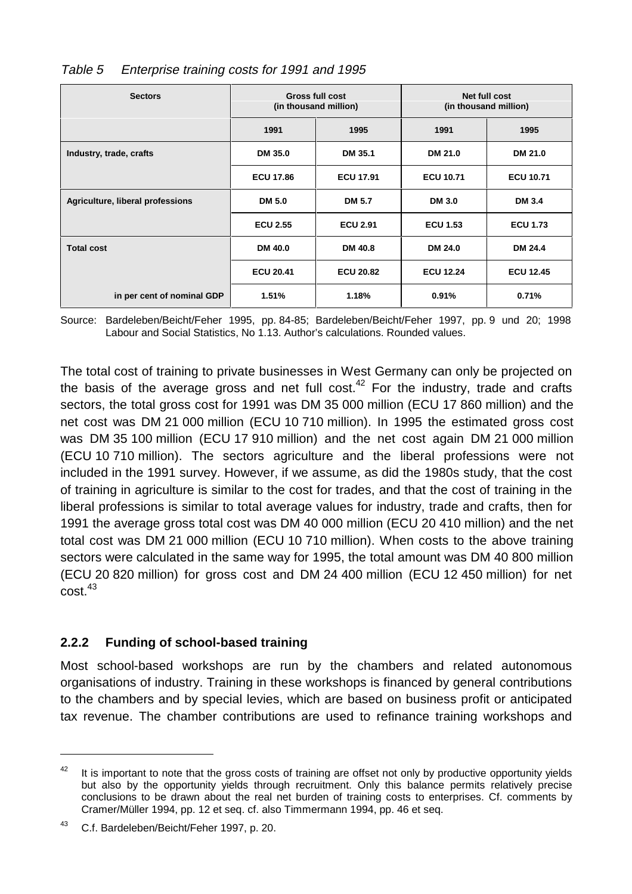*Table 5 Enterprise training costs for 1991 and 1995*

| Sectors | Gross full cost (in thousand million) | | Net full cost (in thousand million) | |
|---|---|---|---|---|
| | 1991 | 1995 | 1991 | 1995 |
| **Industry, trade, crafts** | DM 35.0 | DM 35.1 | DM 21.0 | DM 21.0 |
| | ECU 17.86 | ECU 17.91 | ECU 10.71 | ECU 10.71 |
| **Agriculture, liberal professions** | DM 5.0 | DM 5.7 | DM 3.0 | DM 3.4 |
| | ECU 2.55 | ECU 2.91 | ECU 1.53 | ECU 1.73 |
| **Total cost** | DM 40.0 | DM 40.8 | DM 24.0 | DM 24.4 |
| | ECU 20.41 | ECU 20.82 | ECU 12.24 | ECU 12.45 |
| in per cent of nominal GDP | 1.51% | 1.18% | 0.91% | 0.71% |

Source: Bardeleben/Beicht/Feher 1995, pp. 84-85; Bardeleben/Beicht/Feher 1997, pp. 9 und 20; 1998 Labour and Social Statistics, No 1.13. Author's calculations. Rounded values.

The total cost of training to private businesses in West Germany can only be projected on the basis of the average gross and net full cost.[42] For the industry, trade and crafts sectors, the total gross cost for 1991 was DM 35 000 million (ECU 17 860 million) and the net cost was DM 21 000 million (ECU 10 710 million). In 1995 the estimated gross cost was DM 35 100 million (ECU 17 910 million) and the net cost again DM 21 000 million (ECU 10 710 million). The sectors agriculture and the liberal professions were not included in the 1991 survey. However, if we assume, as did the 1980s study, that the cost of training in agriculture is similar to the cost for trades, and that the cost of training in the liberal professions is similar to total average values for industry, trade and crafts, then for 1991 the average gross total cost was DM 40 000 million (ECU 20 410 million) and the net total cost was DM 21 000 million (ECU 10 710 million). When costs to the above training sectors were calculated in the same way for 1995, the total amount was DM 40 800 million (ECU 20 820 million) for gross cost and DM 24 400 million (ECU 12 450 million) for net cost.[43]

### 2.2.2 Funding of school-based training

Most school-based workshops are run by the chambers and related autonomous organisations of industry. Training in these workshops is financed by general contributions to the chambers and by special levies, which are based on business profit or anticipated tax revenue. The chamber contributions are used to refinance training workshops and

---

[42] It is important to note that the gross costs of training are offset not only by productive opportunity yields but also by the opportunity yields through recruitment. Only this balance permits relatively precise conclusions to be drawn about the real net burden of training costs to enterprises. Cf. comments by Cramer/Müller 1994, pp. 12 et seq. cf. also Timmermann 1994, pp. 46 et seq.

[43] C.f. Bardeleben/Beicht/Feher 1997, p. 20.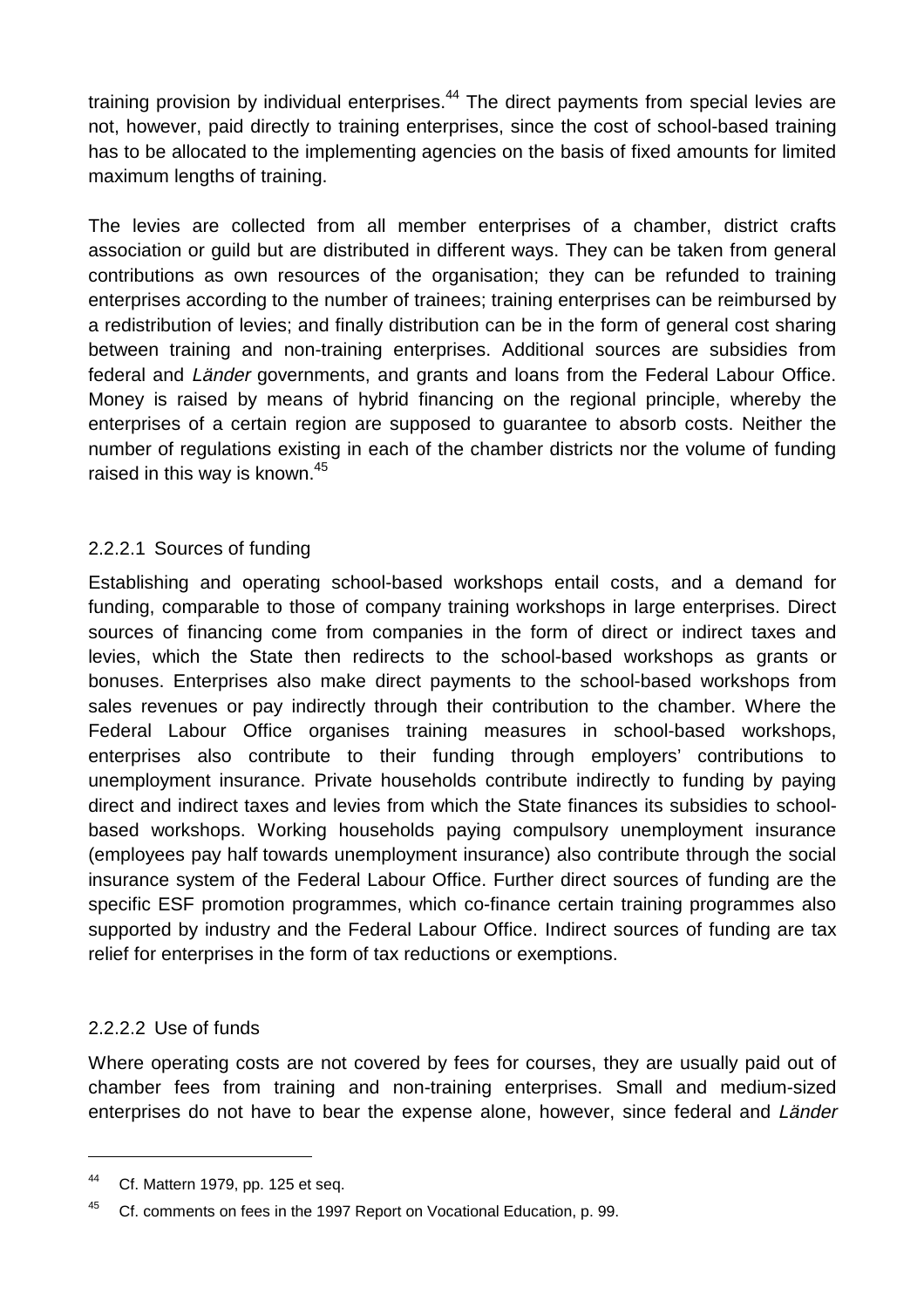training provision by individual enterprises.[44] The direct payments from special levies are not, however, paid directly to training enterprises, since the cost of school-based training has to be allocated to the implementing agencies on the basis of fixed amounts for limited maximum lengths of training.

The levies are collected from all member enterprises of a chamber, district crafts association or guild but are distributed in different ways. They can be taken from general contributions as own resources of the organisation; they can be refunded to training enterprises according to the number of trainees; training enterprises can be reimbursed by a redistribution of levies; and finally distribution can be in the form of general cost sharing between training and non-training enterprises. Additional sources are subsidies from federal and *Länder* governments, and grants and loans from the Federal Labour Office. Money is raised by means of hybrid financing on the regional principle, whereby the enterprises of a certain region are supposed to guarantee to absorb costs. Neither the number of regulations existing in each of the chamber districts nor the volume of funding raised in this way is known.[45]

#### 2.2.2.1 Sources of funding

Establishing and operating school-based workshops entail costs, and a demand for funding, comparable to those of company training workshops in large enterprises. Direct sources of financing come from companies in the form of direct or indirect taxes and levies, which the State then redirects to the school-based workshops as grants or bonuses. Enterprises also make direct payments to the school-based workshops from sales revenues or pay indirectly through their contribution to the chamber. Where the Federal Labour Office organises training measures in school-based workshops, enterprises also contribute to their funding through employers' contributions to unemployment insurance. Private households contribute indirectly to funding by paying direct and indirect taxes and levies from which the State finances its subsidies to school-based workshops. Working households paying compulsory unemployment insurance (employees pay half towards unemployment insurance) also contribute through the social insurance system of the Federal Labour Office. Further direct sources of funding are the specific ESF promotion programmes, which co-finance certain training programmes also supported by industry and the Federal Labour Office. Indirect sources of funding are tax relief for enterprises in the form of tax reductions or exemptions.

#### 2.2.2.2 Use of funds

Where operating costs are not covered by fees for courses, they are usually paid out of chamber fees from training and non-training enterprises. Small and medium-sized enterprises do not have to bear the expense alone, however, since federal and *Länder*

---

[44] Cf. Mattern 1979, pp. 125 et seq.

[45] Cf. comments on fees in the 1997 Report on Vocational Education, p. 99.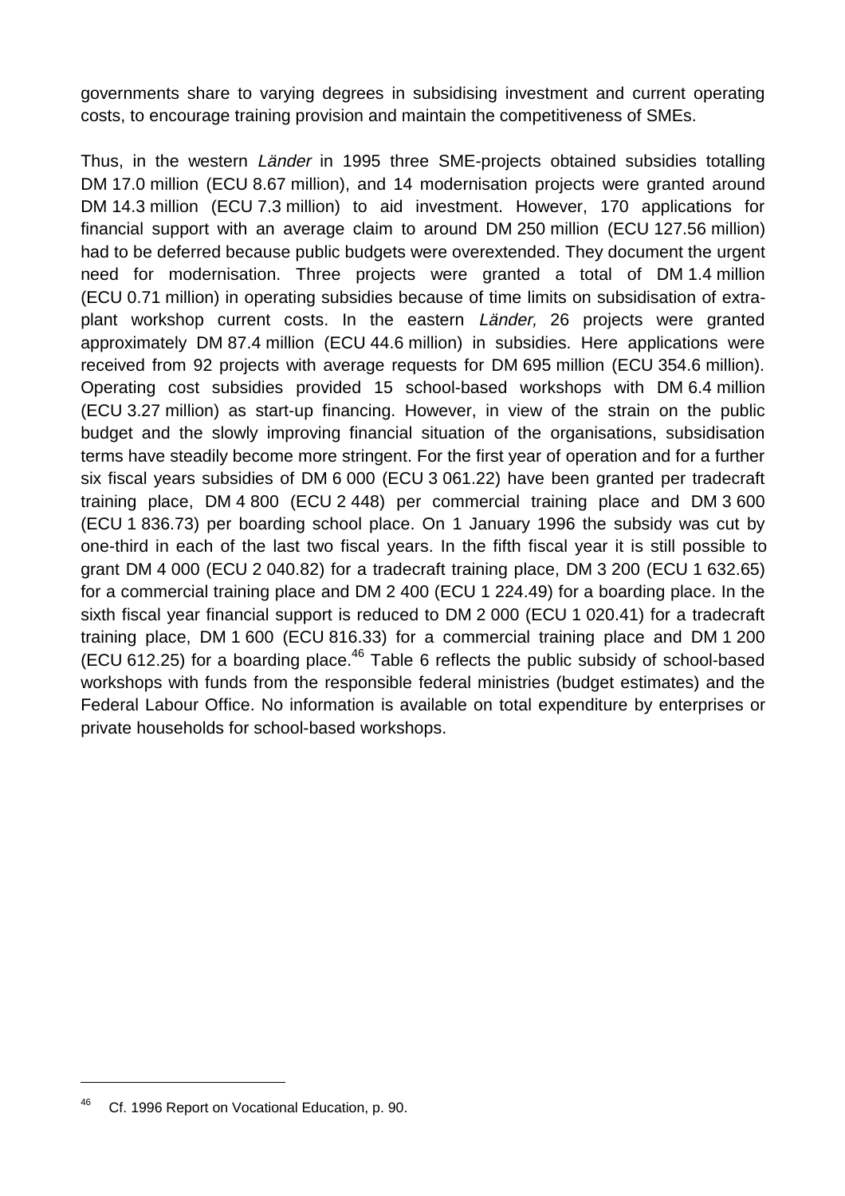governments share to varying degrees in subsidising investment and current operating costs, to encourage training provision and maintain the competitiveness of SMEs.

Thus, in the western *Länder* in 1995 three SME-projects obtained subsidies totalling DM 17.0 million (ECU 8.67 million), and 14 modernisation projects were granted around DM 14.3 million (ECU 7.3 million) to aid investment. However, 170 applications for financial support with an average claim to around DM 250 million (ECU 127.56 million) had to be deferred because public budgets were overextended. They document the urgent need for modernisation. Three projects were granted a total of DM 1.4 million (ECU 0.71 million) in operating subsidies because of time limits on subsidisation of extra-plant workshop current costs. In the eastern *Länder,* 26 projects were granted approximately DM 87.4 million (ECU 44.6 million) in subsidies. Here applications were received from 92 projects with average requests for DM 695 million (ECU 354.6 million). Operating cost subsidies provided 15 school-based workshops with DM 6.4 million (ECU 3.27 million) as start-up financing. However, in view of the strain on the public budget and the slowly improving financial situation of the organisations, subsidisation terms have steadily become more stringent. For the first year of operation and for a further six fiscal years subsidies of DM 6 000 (ECU 3 061.22) have been granted per tradecraft training place, DM 4 800 (ECU 2 448) per commercial training place and DM 3 600 (ECU 1 836.73) per boarding school place. On 1 January 1996 the subsidy was cut by one-third in each of the last two fiscal years. In the fifth fiscal year it is still possible to grant DM 4 000 (ECU 2 040.82) for a tradecraft training place, DM 3 200 (ECU 1 632.65) for a commercial training place and DM 2 400 (ECU 1 224.49) for a boarding place. In the sixth fiscal year financial support is reduced to DM 2 000 (ECU 1 020.41) for a tradecraft training place, DM 1 600 (ECU 816.33) for a commercial training place and DM 1 200 (ECU 612.25) for a boarding place.[46] Table 6 reflects the public subsidy of school-based workshops with funds from the responsible federal ministries (budget estimates) and the Federal Labour Office. No information is available on total expenditure by enterprises or private households for school-based workshops.

---

[46] Cf. 1996 Report on Vocational Education, p. 90.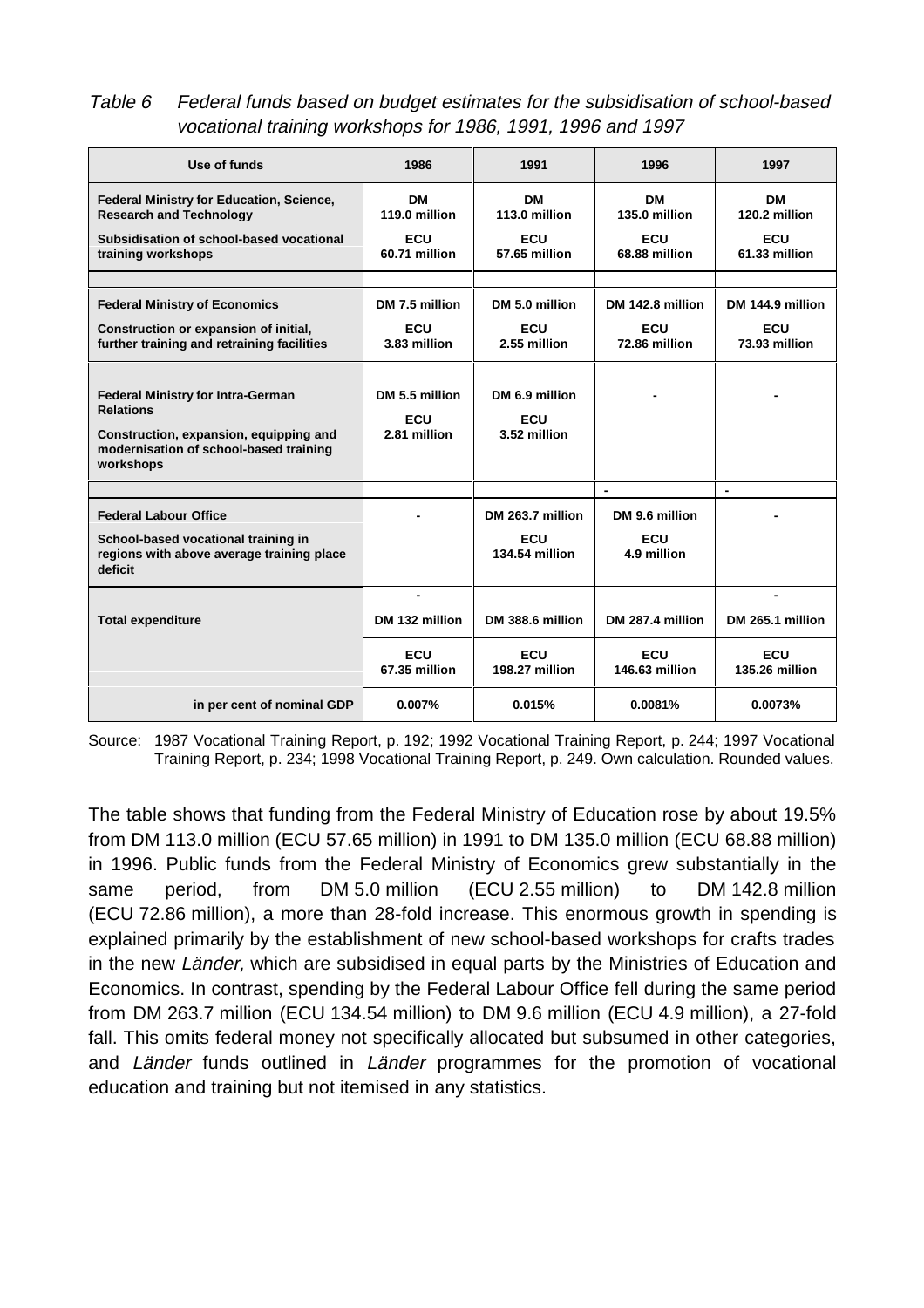*Table 6 Federal funds based on budget estimates for the subsidisation of school-based vocational training workshops for 1986, 1991, 1996 and 1997*

| Use of funds | 1986 | 1991 | 1996 | 1997 |
|---|---|---|---|---|
| **Federal Ministry for Education, Science, Research and Technology**<br>**Subsidisation of school-based vocational training workshops** | **DM 119.0 million**<br>**ECU 60.71 million** | **DM 113.0 million**<br>**ECU 57.65 million** | **DM 135.0 million**<br>**ECU 68.88 million** | **DM 120.2 million**<br>**ECU 61.33 million** |
| **Federal Ministry of Economics**<br>**Construction or expansion of initial, further training and retraining facilities** | **DM 7.5 million**<br>**ECU 3.83 million** | **DM 5.0 million**<br>**ECU 2.55 million** | **DM 142.8 million**<br>**ECU 72.86 million** | **DM 144.9 million**<br>**ECU 73.93 million** |
| **Federal Ministry for Intra-German Relations**<br>**Construction, expansion, equipping and modernisation of school-based training workshops** | **DM 5.5 million**<br>**ECU 2.81 million** | **DM 6.9 million**<br>**ECU 3.52 million** | - | - |
| **Federal Labour Office**<br>**School-based vocational training in regions with above average training place deficit** | - | **DM 263.7 million**<br>**ECU 134.54 million** | **DM 9.6 million**<br>**ECU 4.9 million** | - |
| **Total expenditure** | **DM 132 million**<br>**ECU 67.35 million** | **DM 388.6 million**<br>**ECU 198.27 million** | **DM 287.4 million**<br>**ECU 146.63 million** | **DM 265.1 million**<br>**ECU 135.26 million** |
| **in per cent of nominal GDP** | **0.007%** | **0.015%** | **0.0081%** | **0.0073%** |

Source: 1987 Vocational Training Report, p. 192; 1992 Vocational Training Report, p. 244; 1997 Vocational Training Report, p. 234; 1998 Vocational Training Report, p. 249. Own calculation. Rounded values.

The table shows that funding from the Federal Ministry of Education rose by about 19.5% from DM 113.0 million (ECU 57.65 million) in 1991 to DM 135.0 million (ECU 68.88 million) in 1996. Public funds from the Federal Ministry of Economics grew substantially in the same period, from DM 5.0 million (ECU 2.55 million) to DM 142.8 million (ECU 72.86 million), a more than 28-fold increase. This enormous growth in spending is explained primarily by the establishment of new school-based workshops for crafts trades in the new *Länder,* which are subsidised in equal parts by the Ministries of Education and Economics. In contrast, spending by the Federal Labour Office fell during the same period from DM 263.7 million (ECU 134.54 million) to DM 9.6 million (ECU 4.9 million), a 27-fold fall. This omits federal money not specifically allocated but subsumed in other categories, and *Länder* funds outlined in *Länder* programmes for the promotion of vocational education and training but not itemised in any statistics.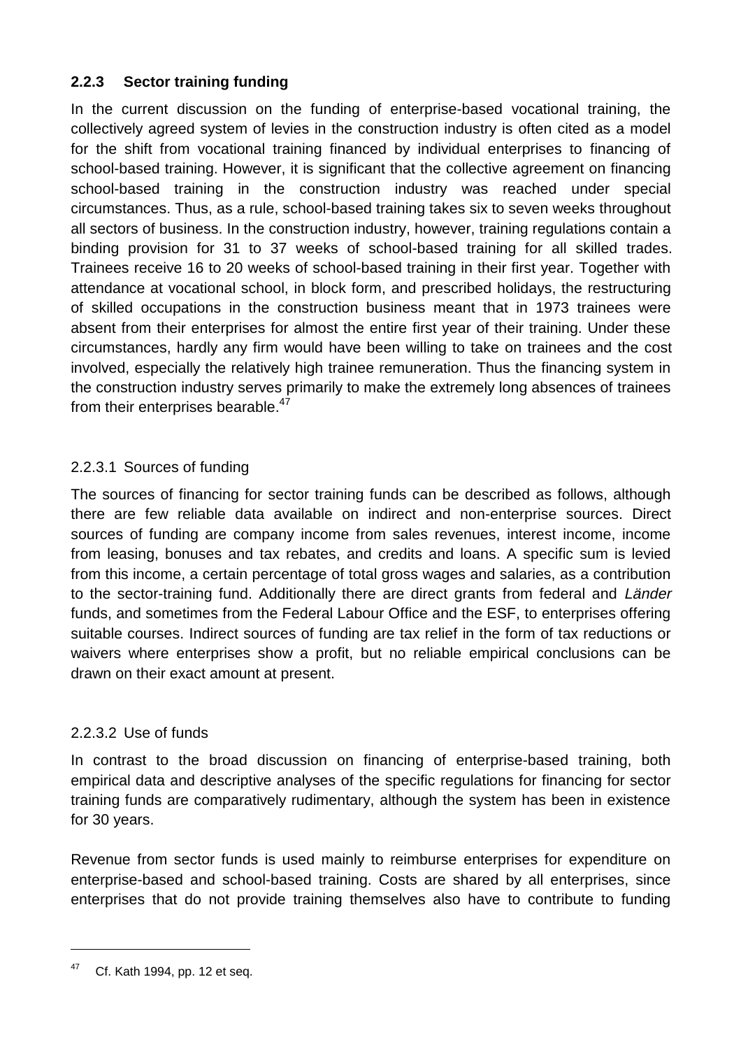### 2.2.3 Sector training funding

In the current discussion on the funding of enterprise-based vocational training, the collectively agreed system of levies in the construction industry is often cited as a model for the shift from vocational training financed by individual enterprises to financing of school-based training. However, it is significant that the collective agreement on financing school-based training in the construction industry was reached under special circumstances. Thus, as a rule, school-based training takes six to seven weeks throughout all sectors of business. In the construction industry, however, training regulations contain a binding provision for 31 to 37 weeks of school-based training for all skilled trades. Trainees receive 16 to 20 weeks of school-based training in their first year. Together with attendance at vocational school, in block form, and prescribed holidays, the restructuring of skilled occupations in the construction business meant that in 1973 trainees were absent from their enterprises for almost the entire first year of their training. Under these circumstances, hardly any firm would have been willing to take on trainees and the cost involved, especially the relatively high trainee remuneration. Thus the financing system in the construction industry serves primarily to make the extremely long absences of trainees from their enterprises bearable.[47]

#### 2.2.3.1 Sources of funding

The sources of financing for sector training funds can be described as follows, although there are few reliable data available on indirect and non-enterprise sources. Direct sources of funding are company income from sales revenues, interest income, income from leasing, bonuses and tax rebates, and credits and loans. A specific sum is levied from this income, a certain percentage of total gross wages and salaries, as a contribution to the sector-training fund. Additionally there are direct grants from federal and *Länder* funds, and sometimes from the Federal Labour Office and the ESF, to enterprises offering suitable courses. Indirect sources of funding are tax relief in the form of tax reductions or waivers where enterprises show a profit, but no reliable empirical conclusions can be drawn on their exact amount at present.

#### 2.2.3.2 Use of funds

In contrast to the broad discussion on financing of enterprise-based training, both empirical data and descriptive analyses of the specific regulations for financing for sector training funds are comparatively rudimentary, although the system has been in existence for 30 years.

Revenue from sector funds is used mainly to reimburse enterprises for expenditure on enterprise-based and school-based training. Costs are shared by all enterprises, since enterprises that do not provide training themselves also have to contribute to funding

---

[47] Cf. Kath 1994, pp. 12 et seq.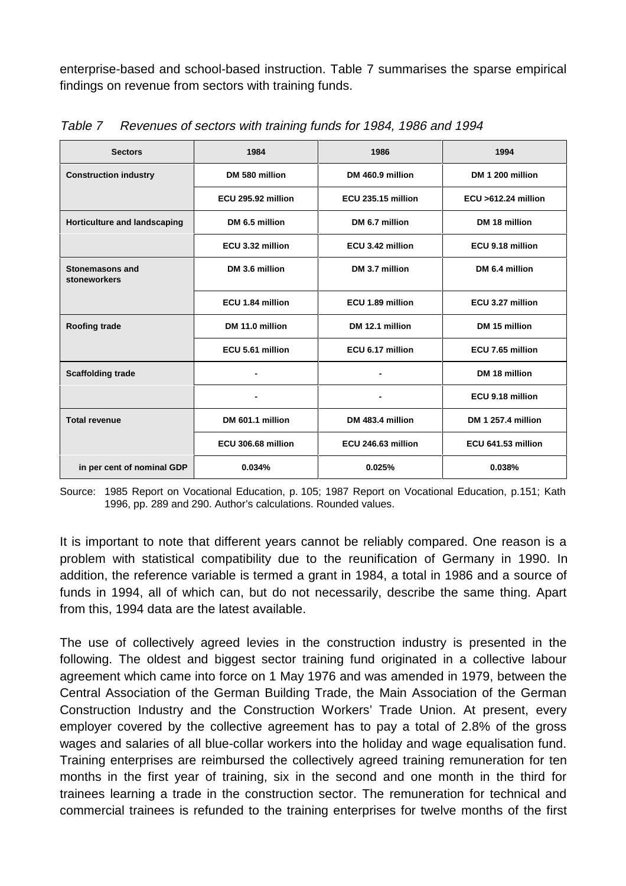enterprise-based and school-based instruction. Table 7 summarises the sparse empirical findings on revenue from sectors with training funds.

*Table 7 Revenues of sectors with training funds for 1984, 1986 and 1994*

| Sectors | 1984 | 1986 | 1994 |
|---|---|---|---|
| **Construction industry** | DM 580 million | DM 460.9 million | DM 1 200 million |
| | ECU 295.92 million | ECU 235.15 million | ECU >612.24 million |
| **Horticulture and landscaping** | DM 6.5 million | DM 6.7 million | DM 18 million |
| | ECU 3.32 million | ECU 3.42 million | ECU 9.18 million |
| **Stonemasons and stoneworkers** | DM 3.6 million | DM 3.7 million | DM 6.4 million |
| | ECU 1.84 million | ECU 1.89 million | ECU 3.27 million |
| **Roofing trade** | DM 11.0 million | DM 12.1 million | DM 15 million |
| | ECU 5.61 million | ECU 6.17 million | ECU 7.65 million |
| **Scaffolding trade** | - | - | DM 18 million |
| | - | - | ECU 9.18 million |
| **Total revenue** | DM 601.1 million | DM 483.4 million | DM 1 257.4 million |
| | ECU 306.68 million | ECU 246.63 million | ECU 641.53 million |
| in per cent of nominal GDP | 0.034% | 0.025% | 0.038% |

Source: 1985 Report on Vocational Education, p. 105; 1987 Report on Vocational Education, p.151; Kath 1996, pp. 289 and 290. Author's calculations. Rounded values.

It is important to note that different years cannot be reliably compared. One reason is a problem with statistical compatibility due to the reunification of Germany in 1990. In addition, the reference variable is termed a grant in 1984, a total in 1986 and a source of funds in 1994, all of which can, but do not necessarily, describe the same thing. Apart from this, 1994 data are the latest available.

The use of collectively agreed levies in the construction industry is presented in the following. The oldest and biggest sector training fund originated in a collective labour agreement which came into force on 1 May 1976 and was amended in 1979, between the Central Association of the German Building Trade, the Main Association of the German Construction Industry and the Construction Workers' Trade Union. At present, every employer covered by the collective agreement has to pay a total of 2.8% of the gross wages and salaries of all blue-collar workers into the holiday and wage equalisation fund. Training enterprises are reimbursed the collectively agreed training remuneration for ten months in the first year of training, six in the second and one month in the third for trainees learning a trade in the construction sector. The remuneration for technical and commercial trainees is refunded to the training enterprises for twelve months of the first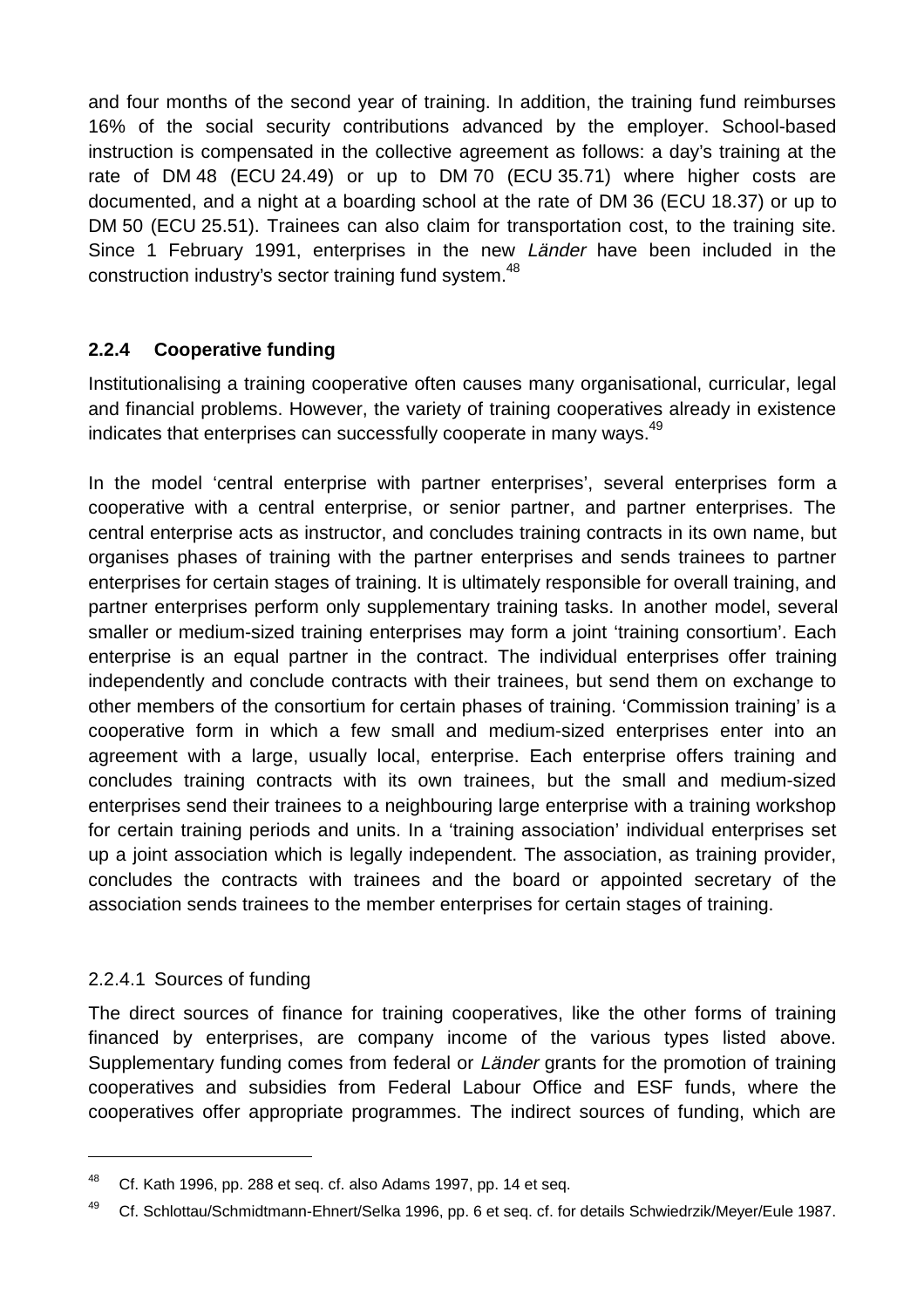and four months of the second year of training. In addition, the training fund reimburses 16% of the social security contributions advanced by the employer. School-based instruction is compensated in the collective agreement as follows: a day's training at the rate of DM 48 (ECU 24.49) or up to DM 70 (ECU 35.71) where higher costs are documented, and a night at a boarding school at the rate of DM 36 (ECU 18.37) or up to DM 50 (ECU 25.51). Trainees can also claim for transportation cost, to the training site. Since 1 February 1991, enterprises in the new *Länder* have been included in the construction industry's sector training fund system.[48]

### 2.2.4 Cooperative funding

Institutionalising a training cooperative often causes many organisational, curricular, legal and financial problems. However, the variety of training cooperatives already in existence indicates that enterprises can successfully cooperate in many ways.[49]

In the model 'central enterprise with partner enterprises', several enterprises form a cooperative with a central enterprise, or senior partner, and partner enterprises. The central enterprise acts as instructor, and concludes training contracts in its own name, but organises phases of training with the partner enterprises and sends trainees to partner enterprises for certain stages of training. It is ultimately responsible for overall training, and partner enterprises perform only supplementary training tasks. In another model, several smaller or medium-sized training enterprises may form a joint 'training consortium'. Each enterprise is an equal partner in the contract. The individual enterprises offer training independently and conclude contracts with their trainees, but send them on exchange to other members of the consortium for certain phases of training. 'Commission training' is a cooperative form in which a few small and medium-sized enterprises enter into an agreement with a large, usually local, enterprise. Each enterprise offers training and concludes training contracts with its own trainees, but the small and medium-sized enterprises send their trainees to a neighbouring large enterprise with a training workshop for certain training periods and units. In a 'training association' individual enterprises set up a joint association which is legally independent. The association, as training provider, concludes the contracts with trainees and the board or appointed secretary of the association sends trainees to the member enterprises for certain stages of training.

#### 2.2.4.1 Sources of funding

The direct sources of finance for training cooperatives, like the other forms of training financed by enterprises, are company income of the various types listed above. Supplementary funding comes from federal or *Länder* grants for the promotion of training cooperatives and subsidies from Federal Labour Office and ESF funds, where the cooperatives offer appropriate programmes. The indirect sources of funding, which are

---

[48] Cf. Kath 1996, pp. 288 et seq. cf. also Adams 1997, pp. 14 et seq.

[49] Cf. Schlottau/Schmidtmann-Ehnert/Selka 1996, pp. 6 et seq. cf. for details Schwiedrzik/Meyer/Eule 1987.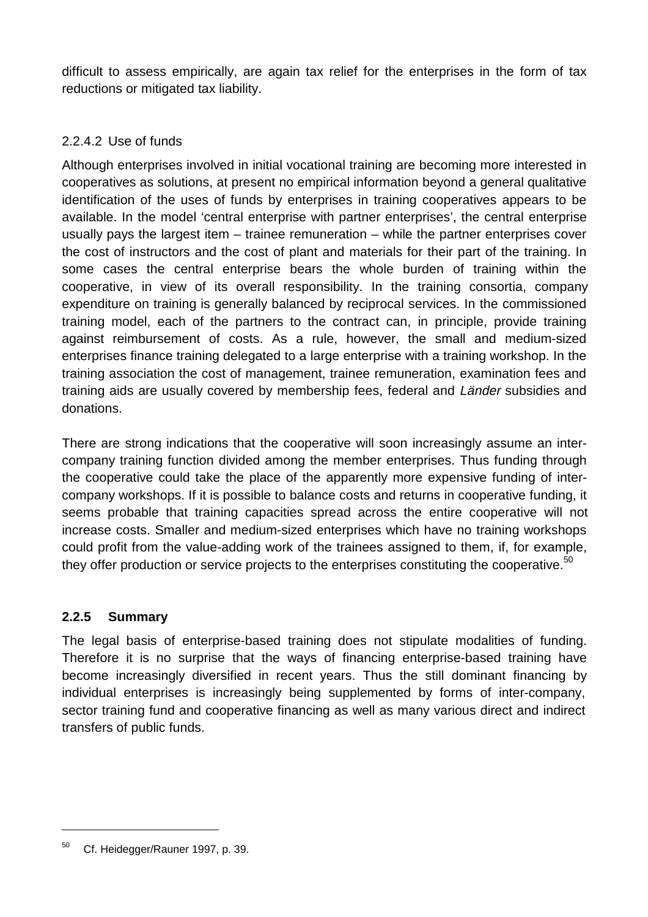difficult to assess empirically, are again tax relief for the enterprises in the form of tax reductions or mitigated tax liability.

#### 2.2.4.2 Use of funds

Although enterprises involved in initial vocational training are becoming more interested in cooperatives as solutions, at present no empirical information beyond a general qualitative identification of the uses of funds by enterprises in training cooperatives appears to be available. In the model 'central enterprise with partner enterprises', the central enterprise usually pays the largest item – trainee remuneration – while the partner enterprises cover the cost of instructors and the cost of plant and materials for their part of the training. In some cases the central enterprise bears the whole burden of training within the cooperative, in view of its overall responsibility. In the training consortia, company expenditure on training is generally balanced by reciprocal services. In the commissioned training model, each of the partners to the contract can, in principle, provide training against reimbursement of costs. As a rule, however, the small and medium-sized enterprises finance training delegated to a large enterprise with a training workshop. In the training association the cost of management, trainee remuneration, examination fees and training aids are usually covered by membership fees, federal and *Länder* subsidies and donations.

There are strong indications that the cooperative will soon increasingly assume an inter-company training function divided among the member enterprises. Thus funding through the cooperative could take the place of the apparently more expensive funding of inter-company workshops. If it is possible to balance costs and returns in cooperative funding, it seems probable that training capacities spread across the entire cooperative will not increase costs. Smaller and medium-sized enterprises which have no training workshops could profit from the value-adding work of the trainees assigned to them, if, for example, they offer production or service projects to the enterprises constituting the cooperative.[50]

### 2.2.5 Summary

The legal basis of enterprise-based training does not stipulate modalities of funding. Therefore it is no surprise that the ways of financing enterprise-based training have become increasingly diversified in recent years. Thus the still dominant financing by individual enterprises is increasingly being supplemented by forms of inter-company, sector training fund and cooperative financing as well as many various direct and indirect transfers of public funds.

---

[50] Cf. Heidegger/Rauner 1997, p. 39.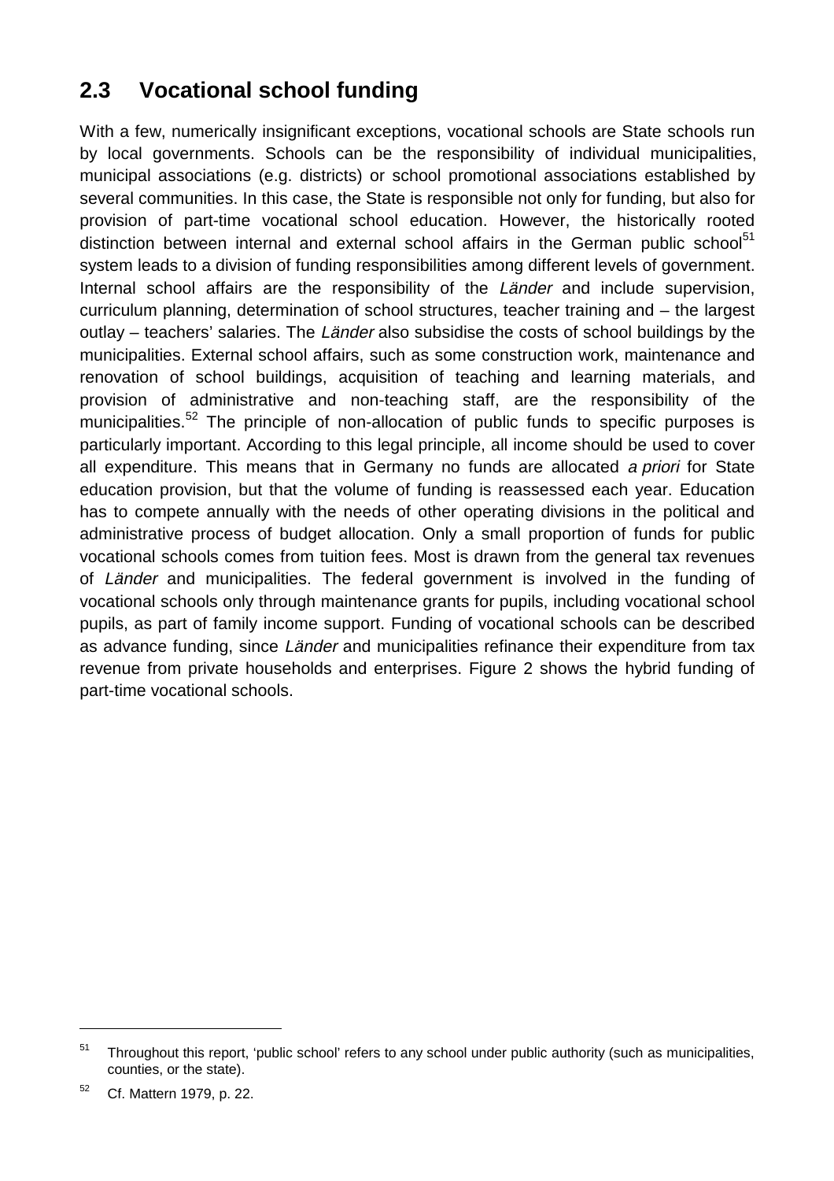## 2.3 Vocational school funding

With a few, numerically insignificant exceptions, vocational schools are State schools run by local governments. Schools can be the responsibility of individual municipalities, municipal associations (e.g. districts) or school promotional associations established by several communities. In this case, the State is responsible not only for funding, but also for provision of part-time vocational school education. However, the historically rooted distinction between internal and external school affairs in the German public school[51] system leads to a division of funding responsibilities among different levels of government. Internal school affairs are the responsibility of the *Länder* and include supervision, curriculum planning, determination of school structures, teacher training and – the largest outlay – teachers' salaries. The *Länder* also subsidise the costs of school buildings by the municipalities. External school affairs, such as some construction work, maintenance and renovation of school buildings, acquisition of teaching and learning materials, and provision of administrative and non-teaching staff, are the responsibility of the municipalities.[52] The principle of non-allocation of public funds to specific purposes is particularly important. According to this legal principle, all income should be used to cover all expenditure. This means that in Germany no funds are allocated *a priori* for State education provision, but that the volume of funding is reassessed each year. Education has to compete annually with the needs of other operating divisions in the political and administrative process of budget allocation. Only a small proportion of funds for public vocational schools comes from tuition fees. Most is drawn from the general tax revenues of *Länder* and municipalities. The federal government is involved in the funding of vocational schools only through maintenance grants for pupils, including vocational school pupils, as part of family income support. Funding of vocational schools can be described as advance funding, since *Länder* and municipalities refinance their expenditure from tax revenue from private households and enterprises. Figure 2 shows the hybrid funding of part-time vocational schools.

---

[51] Throughout this report, 'public school' refers to any school under public authority (such as municipalities, counties, or the state).

[52] Cf. Mattern 1979, p. 22.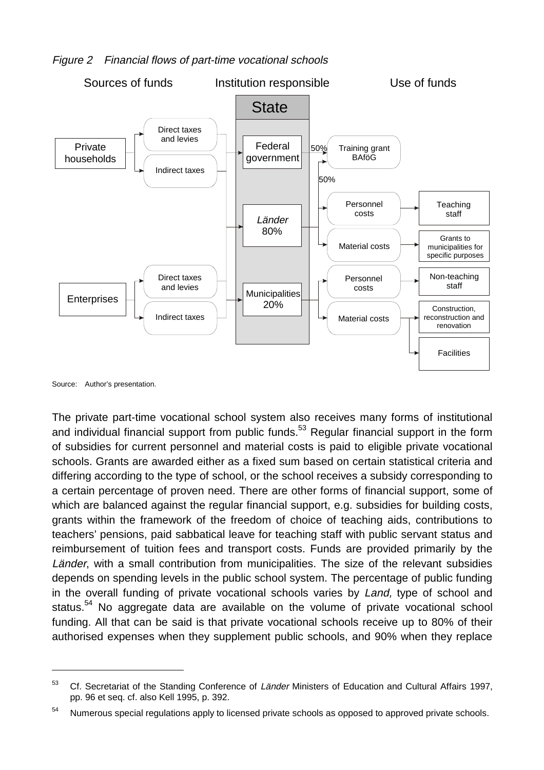*Figure 2 Financial flows of part-time vocational schools*

Sources of funds | Institution responsible | Use of funds

State

Private households → Direct taxes and levies; Indirect taxes

Enterprises → Direct taxes and levies; Indirect taxes

Federal government — 50% → Training grant BAföG

*Länder* 80% — 50% → Training grant BAföG; Personnel costs → Teaching staff; Material costs → Grants to municipalities for specific purposes

Municipalities 20% → Personnel costs → Non-teaching staff; Material costs → Construction, reconstruction and renovation; Facilities

Source: Author's presentation.

The private part-time vocational school system also receives many forms of institutional and individual financial support from public funds.[53] Regular financial support in the form of subsidies for current personnel and material costs is paid to eligible private vocational schools. Grants are awarded either as a fixed sum based on certain statistical criteria and differing according to the type of school, or the school receives a subsidy corresponding to a certain percentage of proven need. There are other forms of financial support, some of which are balanced against the regular financial support, e.g. subsidies for building costs, grants within the framework of the freedom of choice of teaching aids, contributions to teachers' pensions, paid sabbatical leave for teaching staff with public servant status and reimbursement of tuition fees and transport costs. Funds are provided primarily by the *Länder*, with a small contribution from municipalities. The size of the relevant subsidies depends on spending levels in the public school system. The percentage of public funding in the overall funding of private vocational schools varies by *Land,* type of school and status.[54] No aggregate data are available on the volume of private vocational school funding. All that can be said is that private vocational schools receive up to 80% of their authorised expenses when they supplement public schools, and 90% when they replace

---

[53] Cf. Secretariat of the Standing Conference of *Länder* Ministers of Education and Cultural Affairs 1997, pp. 96 et seq. cf. also Kell 1995, p. 392.

[54] Numerous special regulations apply to licensed private schools as opposed to approved private schools.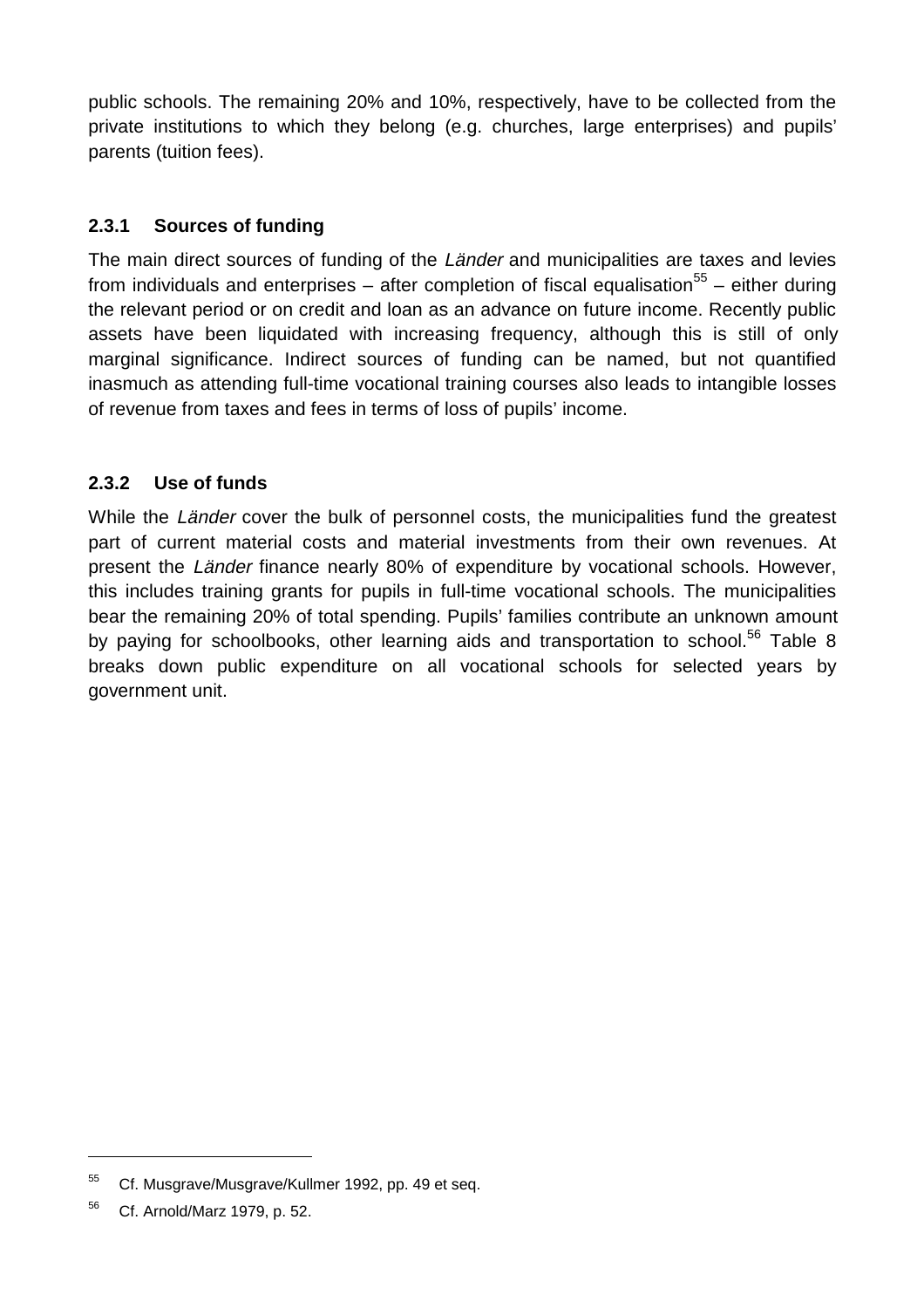public schools. The remaining 20% and 10%, respectively, have to be collected from the private institutions to which they belong (e.g. churches, large enterprises) and pupils' parents (tuition fees).

### 2.3.1 Sources of funding

The main direct sources of funding of the *Länder* and municipalities are taxes and levies from individuals and enterprises – after completion of fiscal equalisation[55] – either during the relevant period or on credit and loan as an advance on future income. Recently public assets have been liquidated with increasing frequency, although this is still of only marginal significance. Indirect sources of funding can be named, but not quantified inasmuch as attending full-time vocational training courses also leads to intangible losses of revenue from taxes and fees in terms of loss of pupils' income.

### 2.3.2 Use of funds

While the *Länder* cover the bulk of personnel costs, the municipalities fund the greatest part of current material costs and material investments from their own revenues. At present the *Länder* finance nearly 80% of expenditure by vocational schools. However, this includes training grants for pupils in full-time vocational schools. The municipalities bear the remaining 20% of total spending. Pupils' families contribute an unknown amount by paying for schoolbooks, other learning aids and transportation to school.[56] Table 8 breaks down public expenditure on all vocational schools for selected years by government unit.

---

[55] Cf. Musgrave/Musgrave/Kullmer 1992, pp. 49 et seq.

[56] Cf. Arnold/Marz 1979, p. 52.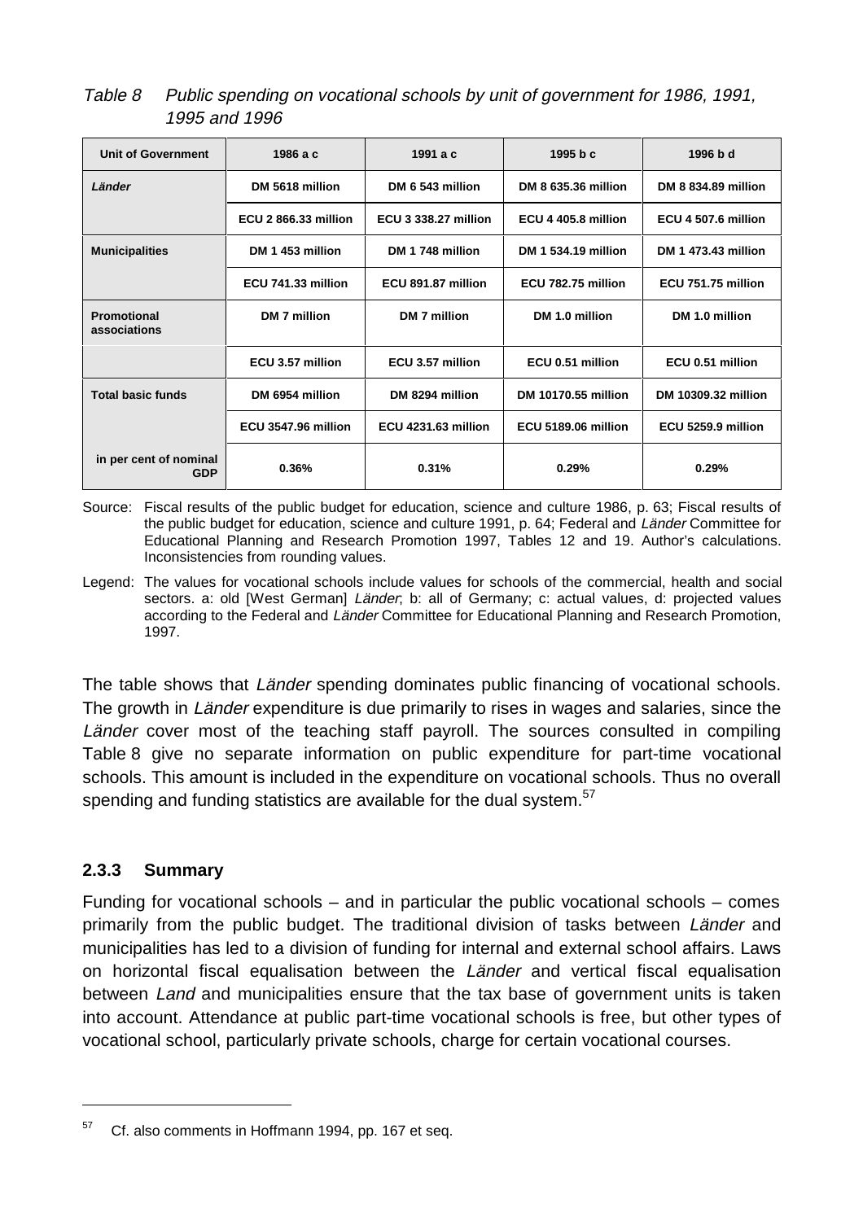*Table 8 Public spending on vocational schools by unit of government for 1986, 1991, 1995 and 1996*

| Unit of Government | 1986 a c | 1991 a c | 1995 b c | 1996 b d |
|---|---|---|---|---|
| ***Länder*** | DM 5618 million | DM 6 543 million | DM 8 635.36 million | DM 8 834.89 million |
| | ECU 2 866.33 million | ECU 3 338.27 million | ECU 4 405.8 million | ECU 4 507.6 million |
| **Municipalities** | DM 1 453 million | DM 1 748 million | DM 1 534.19 million | DM 1 473.43 million |
| | ECU 741.33 million | ECU 891.87 million | ECU 782.75 million | ECU 751.75 million |
| **Promotional associations** | DM 7 million | DM 7 million | DM 1.0 million | DM 1.0 million |
| | ECU 3.57 million | ECU 3.57 million | ECU 0.51 million | ECU 0.51 million |
| **Total basic funds** | DM 6954 million | DM 8294 million | DM 10170.55 million | DM 10309.32 million |
| | ECU 3547.96 million | ECU 4231.63 million | ECU 5189.06 million | ECU 5259.9 million |
| **in per cent of nominal GDP** | 0.36% | 0.31% | 0.29% | 0.29% |

Source: Fiscal results of the public budget for education, science and culture 1986, p. 63; Fiscal results of the public budget for education, science and culture 1991, p. 64; Federal and *Länder* Committee for Educational Planning and Research Promotion 1997, Tables 12 and 19. Author's calculations. Inconsistencies from rounding values.

Legend: The values for vocational schools include values for schools of the commercial, health and social sectors. a: old [West German] *Länder*; b: all of Germany; c: actual values, d: projected values according to the Federal and *Länder* Committee for Educational Planning and Research Promotion, 1997.

The table shows that *Länder* spending dominates public financing of vocational schools. The growth in *Länder* expenditure is due primarily to rises in wages and salaries, since the *Länder* cover most of the teaching staff payroll. The sources consulted in compiling Table 8 give no separate information on public expenditure for part-time vocational schools. This amount is included in the expenditure on vocational schools. Thus no overall spending and funding statistics are available for the dual system.[57]

### 2.3.3 Summary

Funding for vocational schools – and in particular the public vocational schools – comes primarily from the public budget. The traditional division of tasks between *Länder* and municipalities has led to a division of funding for internal and external school affairs. Laws on horizontal fiscal equalisation between the *Länder* and vertical fiscal equalisation between *Land* and municipalities ensure that the tax base of government units is taken into account. Attendance at public part-time vocational schools is free, but other types of vocational school, particularly private schools, charge for certain vocational courses.

---

[57] Cf. also comments in Hoffmann 1994, pp. 167 et seq.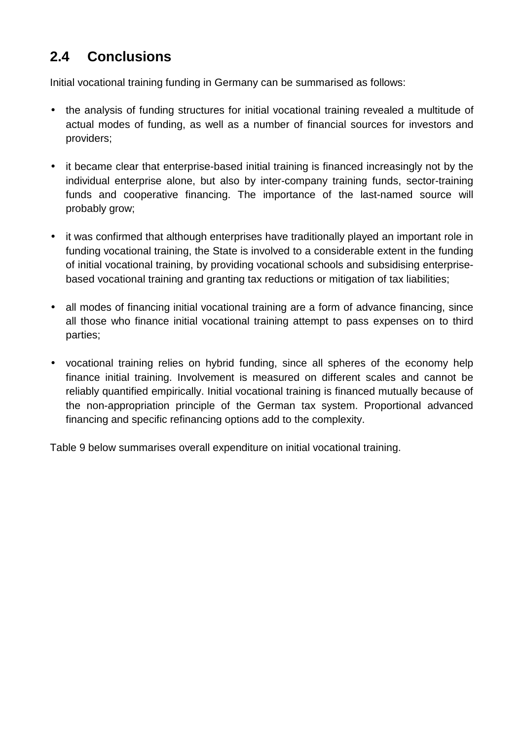## 2.4 Conclusions

Initial vocational training funding in Germany can be summarised as follows:

- the analysis of funding structures for initial vocational training revealed a multitude of actual modes of funding, as well as a number of financial sources for investors and providers;
- it became clear that enterprise-based initial training is financed increasingly not by the individual enterprise alone, but also by inter-company training funds, sector-training funds and cooperative financing. The importance of the last-named source will probably grow;
- it was confirmed that although enterprises have traditionally played an important role in funding vocational training, the State is involved to a considerable extent in the funding of initial vocational training, by providing vocational schools and subsidising enterprise-based vocational training and granting tax reductions or mitigation of tax liabilities;
- all modes of financing initial vocational training are a form of advance financing, since all those who finance initial vocational training attempt to pass expenses on to third parties;
- vocational training relies on hybrid funding, since all spheres of the economy help finance initial training. Involvement is measured on different scales and cannot be reliably quantified empirically. Initial vocational training is financed mutually because of the non-appropriation principle of the German tax system. Proportional advanced financing and specific refinancing options add to the complexity.

Table 9 below summarises overall expenditure on initial vocational training.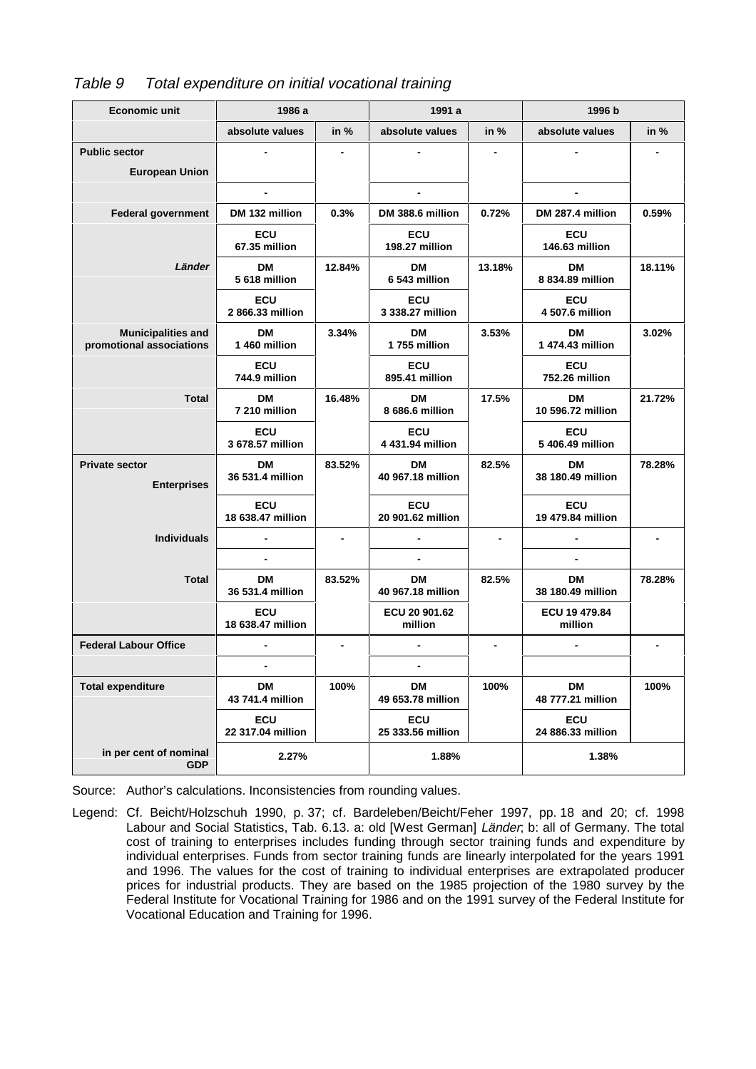*Table 9 Total expenditure on initial vocational training*

| Economic unit | 1986 a | | 1991 a | | 1996 b | |
|---|---|---|---|---|---|---|
| | absolute values | in % | absolute values | in % | absolute values | in % |
| **Public sector** | - | - | - | - | - | - |
| European Union | | | | | | |
| | - | | - | | - | |
| Federal government | DM 132 million | 0.3% | DM 388.6 million | 0.72% | DM 287.4 million | 0.59% |
| | ECU 67.35 million | | ECU 198.27 million | | ECU 146.63 million | |
| *Länder* | DM 5 618 million | 12.84% | DM 6 543 million | 13.18% | DM 8 834.89 million | 18.11% |
| | ECU 2 866.33 million | | ECU 3 338.27 million | | ECU 4 507.6 million | |
| Municipalities and promotional associations | DM 1 460 million | 3.34% | DM 1 755 million | 3.53% | DM 1 474.43 million | 3.02% |
| | ECU 744.9 million | | ECU 895.41 million | | ECU 752.26 million | |
| Total | DM 7 210 million | 16.48% | DM 8 686.6 million | 17.5% | DM 10 596.72 million | 21.72% |
| | ECU 3 678.57 million | | ECU 4 431.94 million | | ECU 5 406.49 million | |
| **Private sector** Enterprises | DM 36 531.4 million | 83.52% | DM 40 967.18 million | 82.5% | DM 38 180.49 million | 78.28% |
| | ECU 18 638.47 million | | ECU 20 901.62 million | | ECU 19 479.84 million | |
| Individuals | - | - | - | - | - | - |
| | - | | - | | - | |
| Total | DM 36 531.4 million | 83.52% | DM 40 967.18 million | 82.5% | DM 38 180.49 million | 78.28% |
| | ECU 18 638.47 million | | ECU 20 901.62 million | | ECU 19 479.84 million | |
| **Federal Labour Office** | - | - | - | - | - | - |
| | - | | - | | | |
| **Total expenditure** | DM 43 741.4 million | 100% | DM 49 653.78 million | 100% | DM 48 777.21 million | 100% |
| | ECU 22 317.04 million | | ECU 25 333.56 million | | ECU 24 886.33 million | |
| in per cent of nominal GDP | 2.27% | | 1.88% | | 1.38% | |

Source: Author's calculations. Inconsistencies from rounding values.

Legend: Cf. Beicht/Holzschuh 1990, p. 37; cf. Bardeleben/Beicht/Feher 1997, pp. 18 and 20; cf. 1998 Labour and Social Statistics, Tab. 6.13. a: old [West German] *Länder*; b: all of Germany. The total cost of training to enterprises includes funding through sector training funds and expenditure by individual enterprises. Funds from sector training funds are linearly interpolated for the years 1991 and 1996. The values for the cost of training to individual enterprises are extrapolated producer prices for industrial products. They are based on the 1985 projection of the 1980 survey by the Federal Institute for Vocational Training for 1986 and on the 1991 survey of the Federal Institute for Vocational Education and Training for 1996.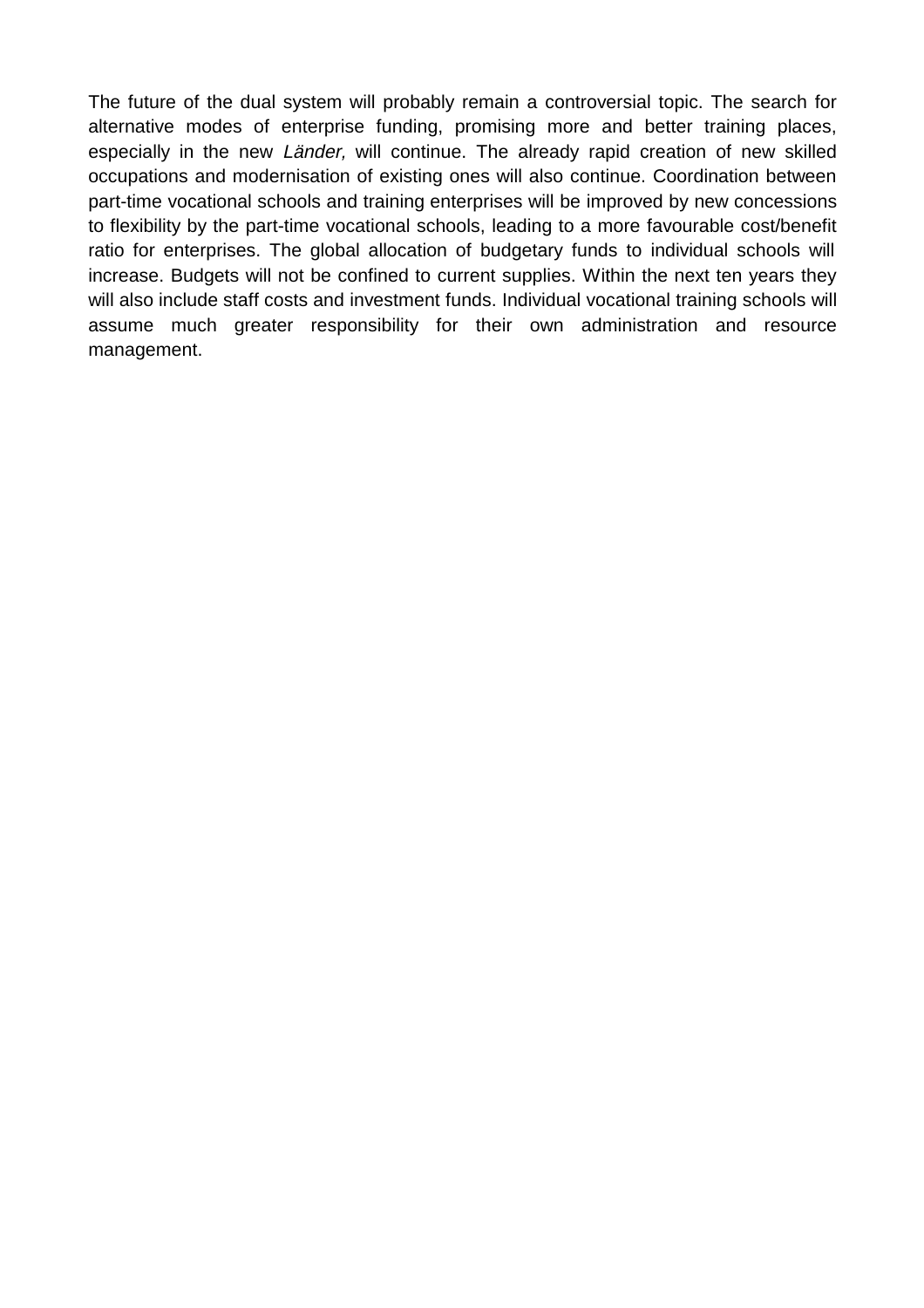The future of the dual system will probably remain a controversial topic. The search for alternative modes of enterprise funding, promising more and better training places, especially in the new *Länder,* will continue. The already rapid creation of new skilled occupations and modernisation of existing ones will also continue. Coordination between part-time vocational schools and training enterprises will be improved by new concessions to flexibility by the part-time vocational schools, leading to a more favourable cost/benefit ratio for enterprises. The global allocation of budgetary funds to individual schools will increase. Budgets will not be confined to current supplies. Within the next ten years they will also include staff costs and investment funds. Individual vocational training schools will assume much greater responsibility for their own administration and resource management.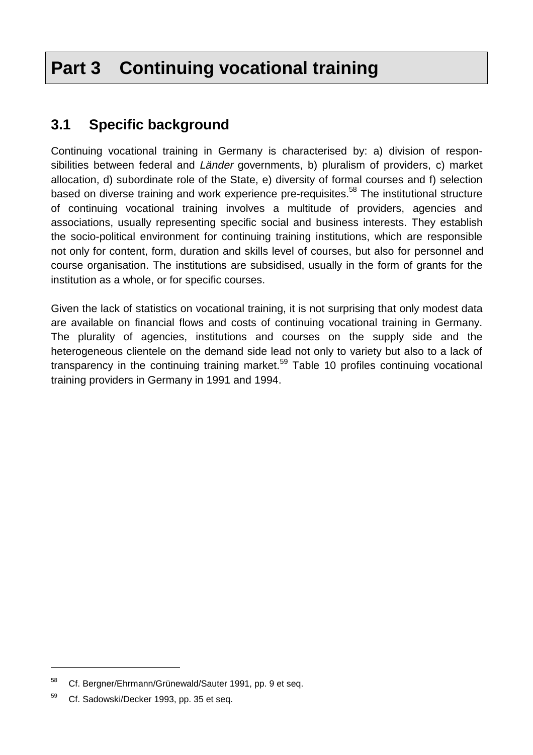# Part 3 Continuing vocational training

## 3.1 Specific background

Continuing vocational training in Germany is characterised by: a) division of responsibilities between federal and *Länder* governments, b) pluralism of providers, c) market allocation, d) subordinate role of the State, e) diversity of formal courses and f) selection based on diverse training and work experience pre-requisites.[58] The institutional structure of continuing vocational training involves a multitude of providers, agencies and associations, usually representing specific social and business interests. They establish the socio-political environment for continuing training institutions, which are responsible not only for content, form, duration and skills level of courses, but also for personnel and course organisation. The institutions are subsidised, usually in the form of grants for the institution as a whole, or for specific courses.

Given the lack of statistics on vocational training, it is not surprising that only modest data are available on financial flows and costs of continuing vocational training in Germany. The plurality of agencies, institutions and courses on the supply side and the heterogeneous clientele on the demand side lead not only to variety but also to a lack of transparency in the continuing training market.[59] Table 10 profiles continuing vocational training providers in Germany in 1991 and 1994.

---

[58] Cf. Bergner/Ehrmann/Grünewald/Sauter 1991, pp. 9 et seq.

[59] Cf. Sadowski/Decker 1993, pp. 35 et seq.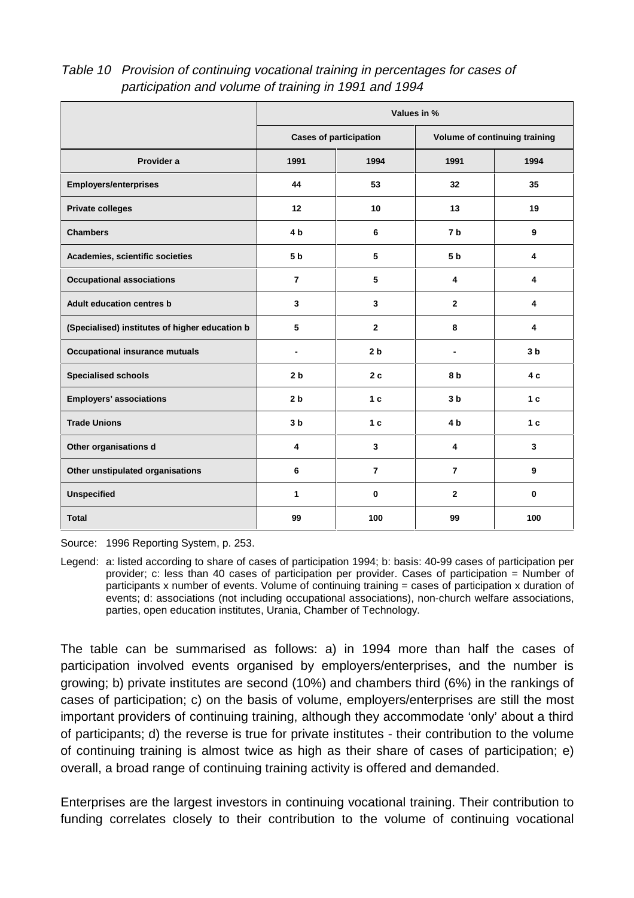*Table 10 Provision of continuing vocational training in percentages for cases of participation and volume of training in 1991 and 1994*

| | Values in % | | | |
|---|---|---|---|---|
| | Cases of participation | | Volume of continuing training | |
| **Provider a** | **1991** | **1994** | **1991** | **1994** |
| **Employers/enterprises** | 44 | 53 | 32 | 35 |
| **Private colleges** | 12 | 10 | 13 | 19 |
| **Chambers** | 4 b | 6 | 7 b | 9 |
| **Academies, scientific societies** | 5 b | 5 | 5 b | 4 |
| **Occupational associations** | 7 | 5 | 4 | 4 |
| **Adult education centres b** | 3 | 3 | 2 | 4 |
| **(Specialised) institutes of higher education b** | 5 | 2 | 8 | 4 |
| **Occupational insurance mutuals** | - | 2 b | - | 3 b |
| **Specialised schools** | 2 b | 2 c | 8 b | 4 c |
| **Employers' associations** | 2 b | 1 c | 3 b | 1 c |
| **Trade Unions** | 3 b | 1 c | 4 b | 1 c |
| **Other organisations d** | 4 | 3 | 4 | 3 |
| **Other unstipulated organisations** | 6 | 7 | 7 | 9 |
| **Unspecified** | 1 | 0 | 2 | 0 |
| **Total** | 99 | 100 | 99 | 100 |

Source: 1996 Reporting System, p. 253.

Legend: a: listed according to share of cases of participation 1994; b: basis: 40-99 cases of participation per provider; c: less than 40 cases of participation per provider. Cases of participation = Number of participants x number of events. Volume of continuing training = cases of participation x duration of events; d: associations (not including occupational associations), non-church welfare associations, parties, open education institutes, Urania, Chamber of Technology.

The table can be summarised as follows: a) in 1994 more than half the cases of participation involved events organised by employers/enterprises, and the number is growing; b) private institutes are second (10%) and chambers third (6%) in the rankings of cases of participation; c) on the basis of volume, employers/enterprises are still the most important providers of continuing training, although they accommodate 'only' about a third of participants; d) the reverse is true for private institutes - their contribution to the volume of continuing training is almost twice as high as their share of cases of participation; e) overall, a broad range of continuing training activity is offered and demanded.

Enterprises are the largest investors in continuing vocational training. Their contribution to funding correlates closely to their contribution to the volume of continuing vocational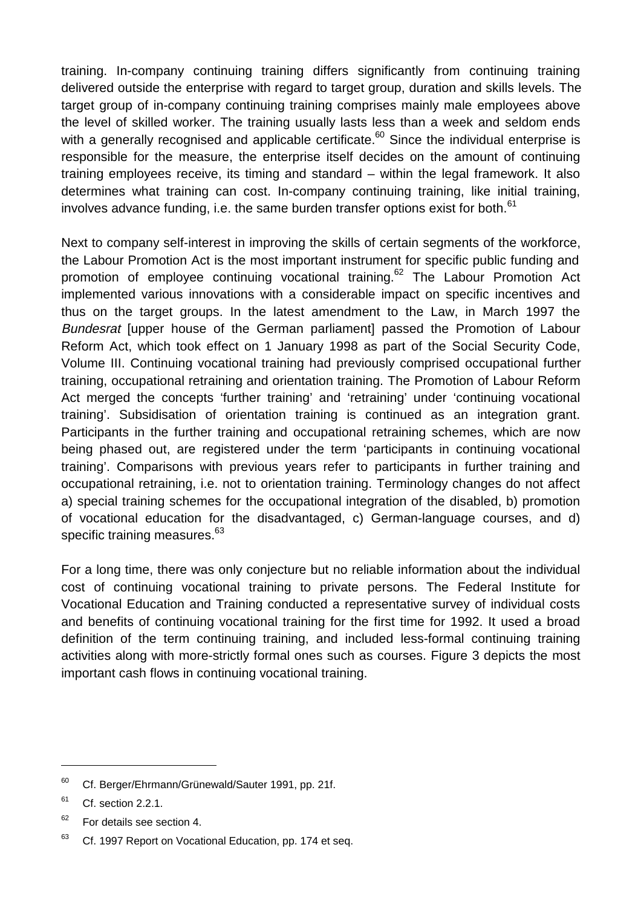training. In-company continuing training differs significantly from continuing training delivered outside the enterprise with regard to target group, duration and skills levels. The target group of in-company continuing training comprises mainly male employees above the level of skilled worker. The training usually lasts less than a week and seldom ends with a generally recognised and applicable certificate.[60] Since the individual enterprise is responsible for the measure, the enterprise itself decides on the amount of continuing training employees receive, its timing and standard – within the legal framework. It also determines what training can cost. In-company continuing training, like initial training, involves advance funding, i.e. the same burden transfer options exist for both.[61]

Next to company self-interest in improving the skills of certain segments of the workforce, the Labour Promotion Act is the most important instrument for specific public funding and promotion of employee continuing vocational training.[62] The Labour Promotion Act implemented various innovations with a considerable impact on specific incentives and thus on the target groups. In the latest amendment to the Law, in March 1997 the *Bundesrat* [upper house of the German parliament] passed the Promotion of Labour Reform Act, which took effect on 1 January 1998 as part of the Social Security Code, Volume III. Continuing vocational training had previously comprised occupational further training, occupational retraining and orientation training. The Promotion of Labour Reform Act merged the concepts 'further training' and 'retraining' under 'continuing vocational training'. Subsidisation of orientation training is continued as an integration grant. Participants in the further training and occupational retraining schemes, which are now being phased out, are registered under the term 'participants in continuing vocational training'. Comparisons with previous years refer to participants in further training and occupational retraining, i.e. not to orientation training. Terminology changes do not affect a) special training schemes for the occupational integration of the disabled, b) promotion of vocational education for the disadvantaged, c) German-language courses, and d) specific training measures.[63]

For a long time, there was only conjecture but no reliable information about the individual cost of continuing vocational training to private persons. The Federal Institute for Vocational Education and Training conducted a representative survey of individual costs and benefits of continuing vocational training for the first time for 1992. It used a broad definition of the term continuing training, and included less-formal continuing training activities along with more-strictly formal ones such as courses. Figure 3 depicts the most important cash flows in continuing vocational training.

---

[60] Cf. Berger/Ehrmann/Grünewald/Sauter 1991, pp. 21f.

[61] Cf. section 2.2.1.

[62] For details see section 4.

[63] Cf. 1997 Report on Vocational Education, pp. 174 et seq.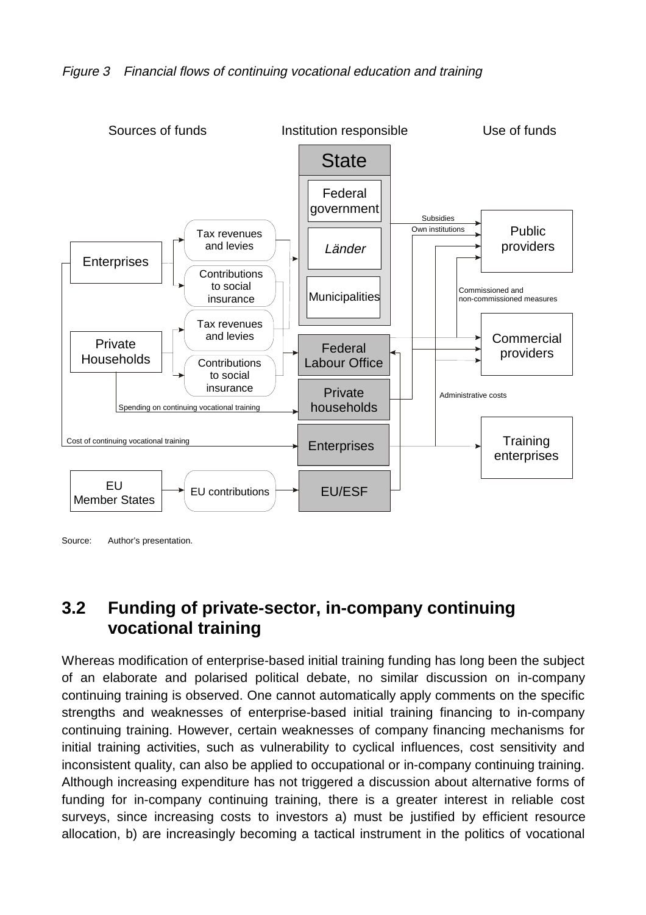*Figure 3 Financial flows of continuing vocational education and training*

Sources of funds | Institution responsible | Use of funds

State: Federal government, *Länder*, Municipalities

Enterprises → Tax revenues and levies; Contributions to social insurance

Private Households → Tax revenues and levies; Contributions to social insurance

Federal Labour Office

Private households

Enterprises

EU Member States → EU contributions → EU/ESF

Subsidies; Own institutions → Public providers

Commissioned and non-commissioned measures → Commercial providers

Administrative costs → Training enterprises

Spending on continuing vocational training

Cost of continuing vocational training

Source: Author's presentation.

## 3.2 Funding of private-sector, in-company continuing vocational training

Whereas modification of enterprise-based initial training funding has long been the subject of an elaborate and polarised political debate, no similar discussion on in-company continuing training is observed. One cannot automatically apply comments on the specific strengths and weaknesses of enterprise-based initial training financing to in-company continuing training. However, certain weaknesses of company financing mechanisms for initial training activities, such as vulnerability to cyclical influences, cost sensitivity and inconsistent quality, can also be applied to occupational or in-company continuing training. Although increasing expenditure has not triggered a discussion about alternative forms of funding for in-company continuing training, there is a greater interest in reliable cost surveys, since increasing costs to investors a) must be justified by efficient resource allocation, b) are increasingly becoming a tactical instrument in the politics of vocational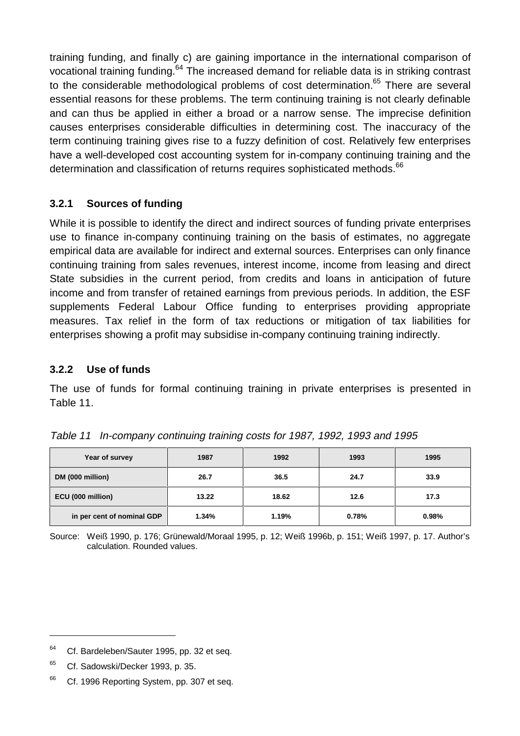training funding, and finally c) are gaining importance in the international comparison of vocational training funding.[64] The increased demand for reliable data is in striking contrast to the considerable methodological problems of cost determination.[65] There are several essential reasons for these problems. The term continuing training is not clearly definable and can thus be applied in either a broad or a narrow sense. The imprecise definition causes enterprises considerable difficulties in determining cost. The inaccuracy of the term continuing training gives rise to a fuzzy definition of cost. Relatively few enterprises have a well-developed cost accounting system for in-company continuing training and the determination and classification of returns requires sophisticated methods.[66]

### 3.2.1 Sources of funding

While it is possible to identify the direct and indirect sources of funding private enterprises use to finance in-company continuing training on the basis of estimates, no aggregate empirical data are available for indirect and external sources. Enterprises can only finance continuing training from sales revenues, interest income, income from leasing and direct State subsidies in the current period, from credits and loans in anticipation of future income and from transfer of retained earnings from previous periods. In addition, the ESF supplements Federal Labour Office funding to enterprises providing appropriate measures. Tax relief in the form of tax reductions or mitigation of tax liabilities for enterprises showing a profit may subsidise in-company continuing training indirectly.

### 3.2.2 Use of funds

The use of funds for formal continuing training in private enterprises is presented in Table 11.

*Table 11 In-company continuing training costs for 1987, 1992, 1993 and 1995*

| Year of survey | 1987 | 1992 | 1993 | 1995 |
|---|---|---|---|---|
| DM (000 million) | 26.7 | 36.5 | 24.7 | 33.9 |
| ECU (000 million) | 13.22 | 18.62 | 12.6 | 17.3 |
| in per cent of nominal GDP | 1.34% | 1.19% | 0.78% | 0.98% |

Source: Weiß 1990, p. 176; Grünewald/Moraal 1995, p. 12; Weiß 1996b, p. 151; Weiß 1997, p. 17. Author's calculation. Rounded values.

---

[64] Cf. Bardeleben/Sauter 1995, pp. 32 et seq.

[65] Cf. Sadowski/Decker 1993, p. 35.

[66] Cf. 1996 Reporting System, pp. 307 et seq.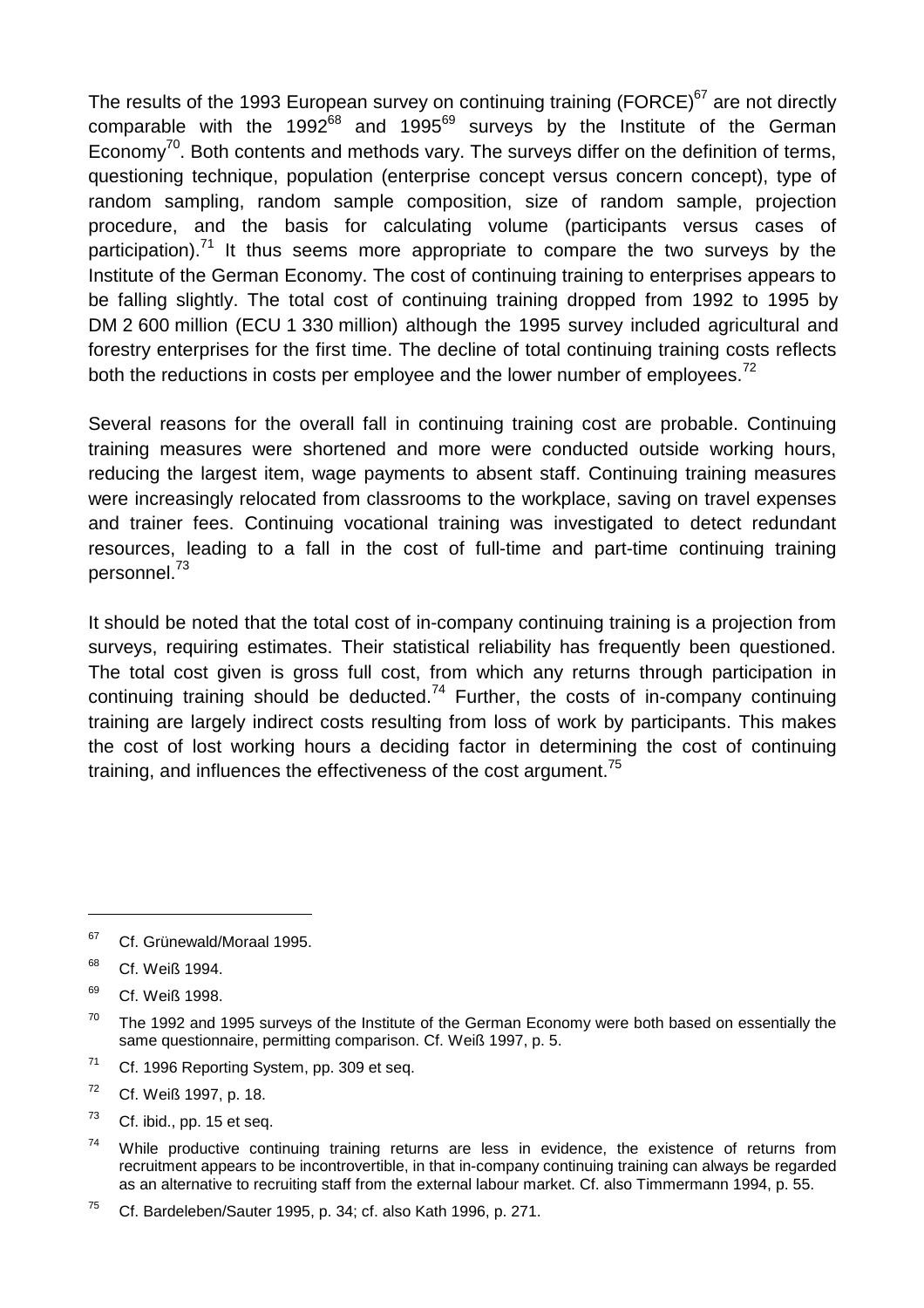The results of the 1993 European survey on continuing training (FORCE)[67] are not directly comparable with the 1992[68] and 1995[69] surveys by the Institute of the German Economy[70]. Both contents and methods vary. The surveys differ on the definition of terms, questioning technique, population (enterprise concept versus concern concept), type of random sampling, random sample composition, size of random sample, projection procedure, and the basis for calculating volume (participants versus cases of participation).[71] It thus seems more appropriate to compare the two surveys by the Institute of the German Economy. The cost of continuing training to enterprises appears to be falling slightly. The total cost of continuing training dropped from 1992 to 1995 by DM 2 600 million (ECU 1 330 million) although the 1995 survey included agricultural and forestry enterprises for the first time. The decline of total continuing training costs reflects both the reductions in costs per employee and the lower number of employees.[72]

Several reasons for the overall fall in continuing training cost are probable. Continuing training measures were shortened and more were conducted outside working hours, reducing the largest item, wage payments to absent staff. Continuing training measures were increasingly relocated from classrooms to the workplace, saving on travel expenses and trainer fees. Continuing vocational training was investigated to detect redundant resources, leading to a fall in the cost of full-time and part-time continuing training personnel.[73]

It should be noted that the total cost of in-company continuing training is a projection from surveys, requiring estimates. Their statistical reliability has frequently been questioned. The total cost given is gross full cost, from which any returns through participation in continuing training should be deducted.[74] Further, the costs of in-company continuing training are largely indirect costs resulting from loss of work by participants. This makes the cost of lost working hours a deciding factor in determining the cost of continuing training, and influences the effectiveness of the cost argument.[75]

---

[67] Cf. Grünewald/Moraal 1995.

[68] Cf. Weiß 1994.

[69] Cf. Weiß 1998.

[70] The 1992 and 1995 surveys of the Institute of the German Economy were both based on essentially the same questionnaire, permitting comparison. Cf. Weiß 1997, p. 5.

[71] Cf. 1996 Reporting System, pp. 309 et seq.

[72] Cf. Weiß 1997, p. 18.

[73] Cf. ibid., pp. 15 et seq.

[74] While productive continuing training returns are less in evidence, the existence of returns from recruitment appears to be incontrovertible, in that in-company continuing training can always be regarded as an alternative to recruiting staff from the external labour market. Cf. also Timmermann 1994, p. 55.

[75] Cf. Bardeleben/Sauter 1995, p. 34; cf. also Kath 1996, p. 271.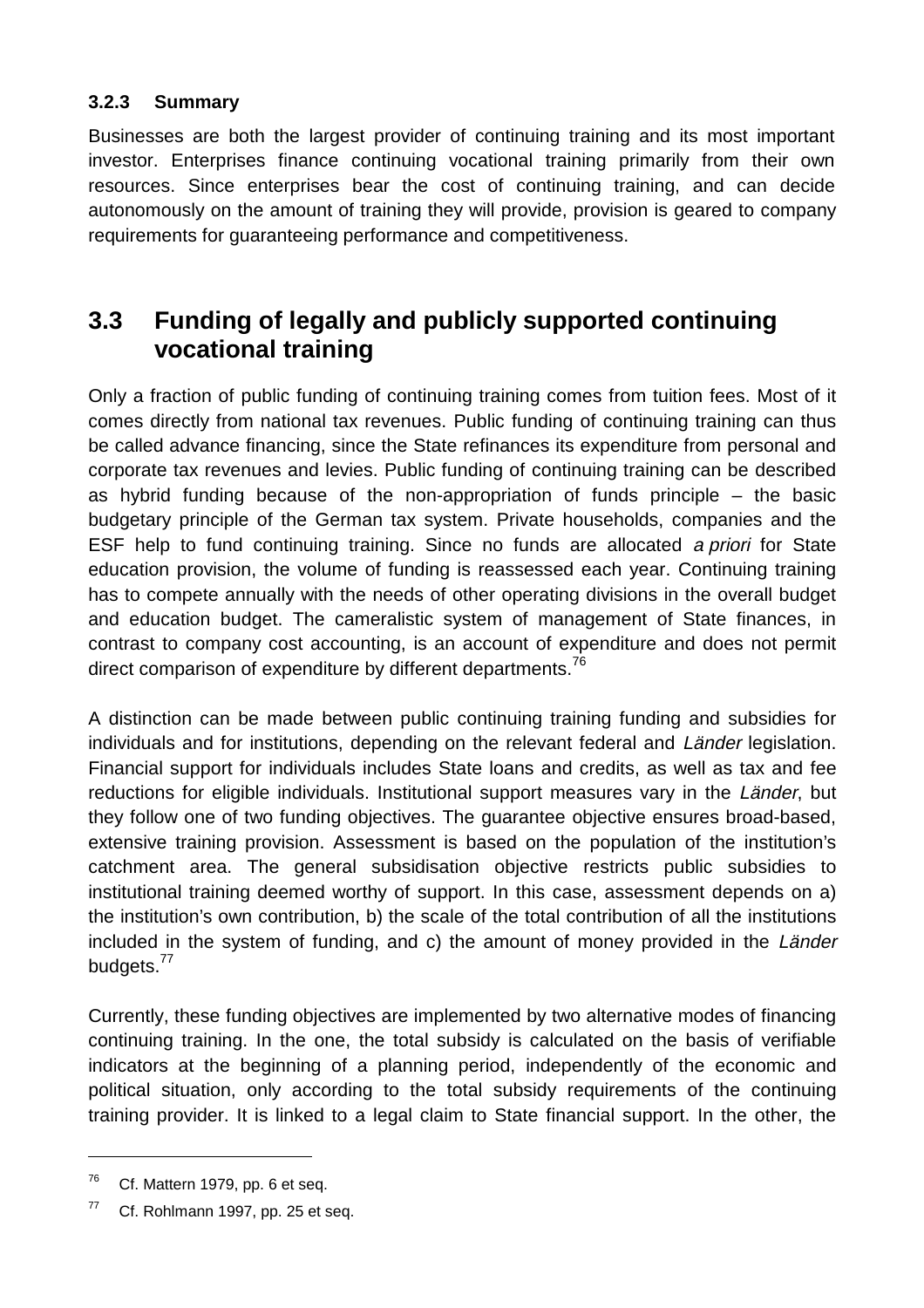### 3.2.3 Summary

Businesses are both the largest provider of continuing training and its most important investor. Enterprises finance continuing vocational training primarily from their own resources. Since enterprises bear the cost of continuing training, and can decide autonomously on the amount of training they will provide, provision is geared to company requirements for guaranteeing performance and competitiveness.

## 3.3 Funding of legally and publicly supported continuing vocational training

Only a fraction of public funding of continuing training comes from tuition fees. Most of it comes directly from national tax revenues. Public funding of continuing training can thus be called advance financing, since the State refinances its expenditure from personal and corporate tax revenues and levies. Public funding of continuing training can be described as hybrid funding because of the non-appropriation of funds principle – the basic budgetary principle of the German tax system. Private households, companies and the ESF help to fund continuing training. Since no funds are allocated *a priori* for State education provision, the volume of funding is reassessed each year. Continuing training has to compete annually with the needs of other operating divisions in the overall budget and education budget. The cameralistic system of management of State finances, in contrast to company cost accounting, is an account of expenditure and does not permit direct comparison of expenditure by different departments.[76]

A distinction can be made between public continuing training funding and subsidies for individuals and for institutions, depending on the relevant federal and *Länder* legislation. Financial support for individuals includes State loans and credits, as well as tax and fee reductions for eligible individuals. Institutional support measures vary in the *Länder*, but they follow one of two funding objectives. The guarantee objective ensures broad-based, extensive training provision. Assessment is based on the population of the institution's catchment area. The general subsidisation objective restricts public subsidies to institutional training deemed worthy of support. In this case, assessment depends on a) the institution's own contribution, b) the scale of the total contribution of all the institutions included in the system of funding, and c) the amount of money provided in the *Länder* budgets.[77]

Currently, these funding objectives are implemented by two alternative modes of financing continuing training. In the one, the total subsidy is calculated on the basis of verifiable indicators at the beginning of a planning period, independently of the economic and political situation, only according to the total subsidy requirements of the continuing training provider. It is linked to a legal claim to State financial support. In the other, the

[76] Cf. Mattern 1979, pp. 6 et seq.

[77] Cf. Rohlmann 1997, pp. 25 et seq.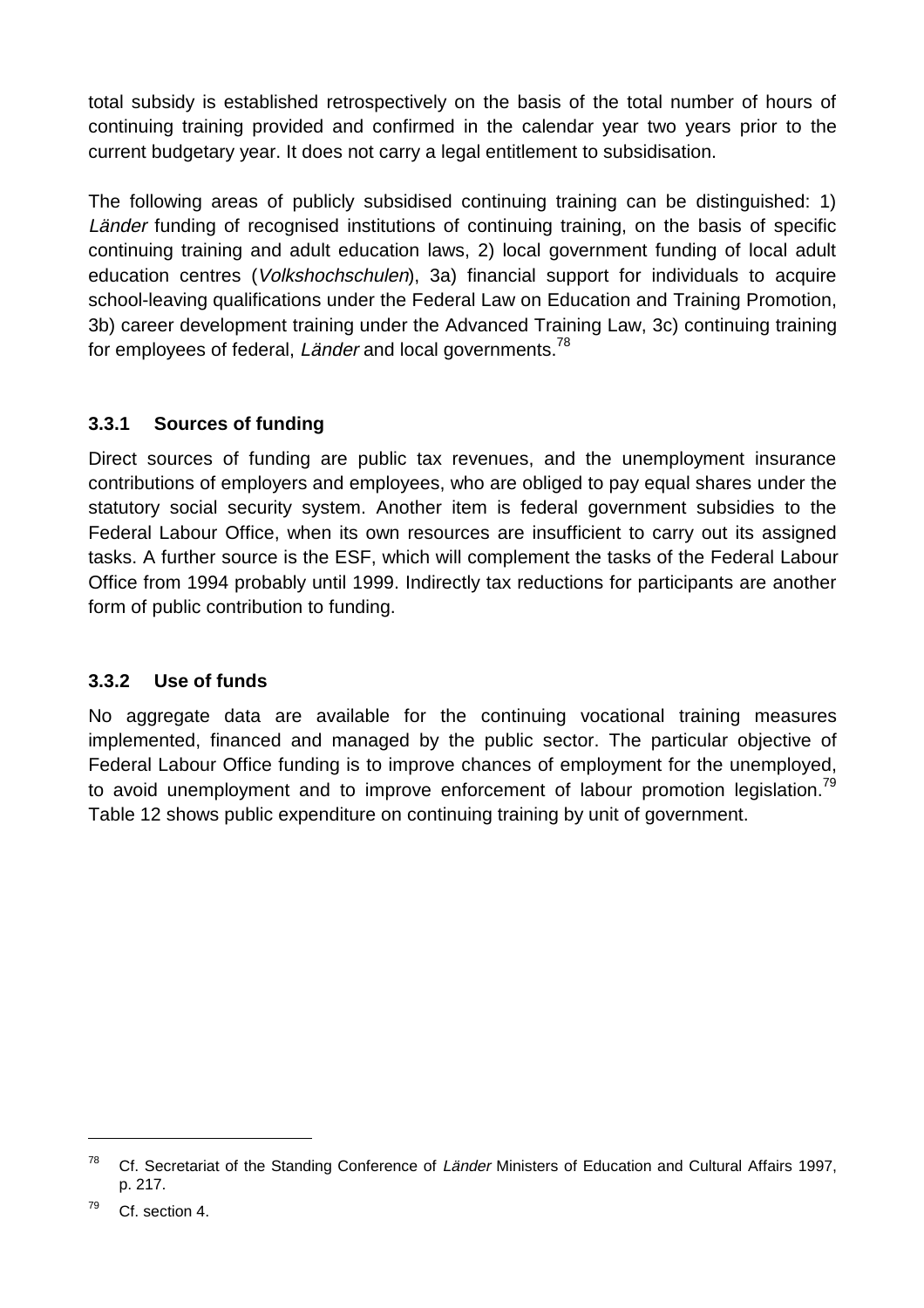total subsidy is established retrospectively on the basis of the total number of hours of continuing training provided and confirmed in the calendar year two years prior to the current budgetary year. It does not carry a legal entitlement to subsidisation.

The following areas of publicly subsidised continuing training can be distinguished: 1) *Länder* funding of recognised institutions of continuing training, on the basis of specific continuing training and adult education laws, 2) local government funding of local adult education centres (*Volkshochschulen*), 3a) financial support for individuals to acquire school-leaving qualifications under the Federal Law on Education and Training Promotion, 3b) career development training under the Advanced Training Law, 3c) continuing training for employees of federal, *Länder* and local governments.[78]

### 3.3.1 Sources of funding

Direct sources of funding are public tax revenues, and the unemployment insurance contributions of employers and employees, who are obliged to pay equal shares under the statutory social security system. Another item is federal government subsidies to the Federal Labour Office, when its own resources are insufficient to carry out its assigned tasks. A further source is the ESF, which will complement the tasks of the Federal Labour Office from 1994 probably until 1999. Indirectly tax reductions for participants are another form of public contribution to funding.

### 3.3.2 Use of funds

No aggregate data are available for the continuing vocational training measures implemented, financed and managed by the public sector. The particular objective of Federal Labour Office funding is to improve chances of employment for the unemployed, to avoid unemployment and to improve enforcement of labour promotion legislation.[79] Table 12 shows public expenditure on continuing training by unit of government.

---

[78] Cf. Secretariat of the Standing Conference of *Länder* Ministers of Education and Cultural Affairs 1997, p. 217.

[79] Cf. section 4.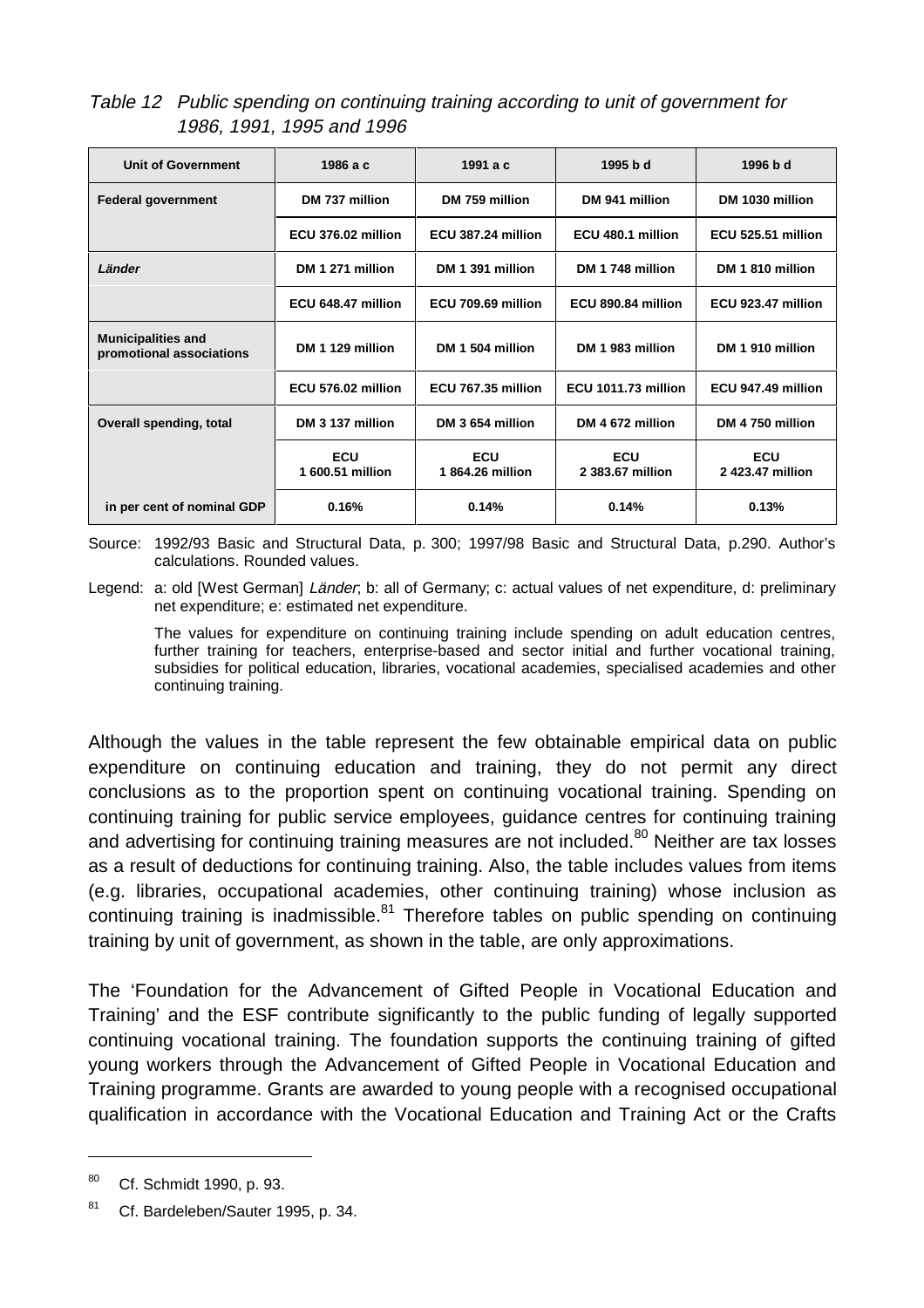*Table 12 Public spending on continuing training according to unit of government for 1986, 1991, 1995 and 1996*

| Unit of Government | 1986 a c | 1991 a c | 1995 b d | 1996 b d |
|---|---|---|---|---|
| **Federal government** | **DM 737 million** | **DM 759 million** | **DM 941 million** | **DM 1030 million** |
| | **ECU 376.02 million** | **ECU 387.24 million** | **ECU 480.1 million** | **ECU 525.51 million** |
| ***Länder*** | **DM 1 271 million** | **DM 1 391 million** | **DM 1 748 million** | **DM 1 810 million** |
| | **ECU 648.47 million** | **ECU 709.69 million** | **ECU 890.84 million** | **ECU 923.47 million** |
| **Municipalities and promotional associations** | **DM 1 129 million** | **DM 1 504 million** | **DM 1 983 million** | **DM 1 910 million** |
| | **ECU 576.02 million** | **ECU 767.35 million** | **ECU 1011.73 million** | **ECU 947.49 million** |
| **Overall spending, total** | **DM 3 137 million** | **DM 3 654 million** | **DM 4 672 million** | **DM 4 750 million** |
| | **ECU 1 600.51 million** | **ECU 1 864.26 million** | **ECU 2 383.67 million** | **ECU 2 423.47 million** |
| **in per cent of nominal GDP** | **0.16%** | **0.14%** | **0.14%** | **0.13%** |

Source: 1992/93 Basic and Structural Data, p. 300; 1997/98 Basic and Structural Data, p.290. Author's calculations. Rounded values.

Legend: a: old [West German] *Länder*; b: all of Germany; c: actual values of net expenditure, d: preliminary net expenditure; e: estimated net expenditure.

The values for expenditure on continuing training include spending on adult education centres, further training for teachers, enterprise-based and sector initial and further vocational training, subsidies for political education, libraries, vocational academies, specialised academies and other continuing training.

Although the values in the table represent the few obtainable empirical data on public expenditure on continuing education and training, they do not permit any direct conclusions as to the proportion spent on continuing vocational training. Spending on continuing training for public service employees, guidance centres for continuing training and advertising for continuing training measures are not included.[80] Neither are tax losses as a result of deductions for continuing training. Also, the table includes values from items (e.g. libraries, occupational academies, other continuing training) whose inclusion as continuing training is inadmissible.[81] Therefore tables on public spending on continuing training by unit of government, as shown in the table, are only approximations.

The 'Foundation for the Advancement of Gifted People in Vocational Education and Training' and the ESF contribute significantly to the public funding of legally supported continuing vocational training. The foundation supports the continuing training of gifted young workers through the Advancement of Gifted People in Vocational Education and Training programme. Grants are awarded to young people with a recognised occupational qualification in accordance with the Vocational Education and Training Act or the Crafts

[80] Cf. Schmidt 1990, p. 93.

[81] Cf. Bardeleben/Sauter 1995, p. 34.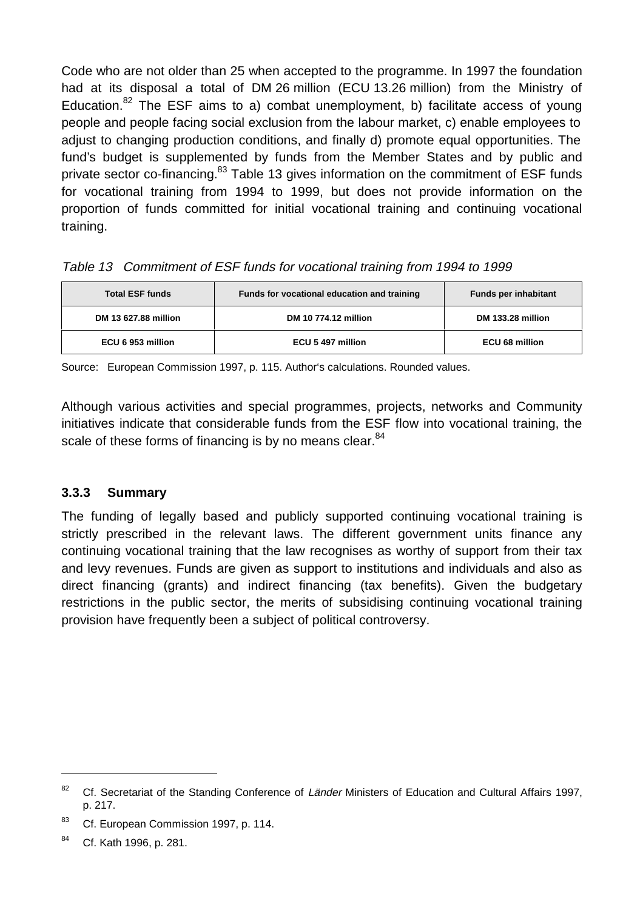Code who are not older than 25 when accepted to the programme. In 1997 the foundation had at its disposal a total of DM 26 million (ECU 13.26 million) from the Ministry of Education.[82] The ESF aims to a) combat unemployment, b) facilitate access of young people and people facing social exclusion from the labour market, c) enable employees to adjust to changing production conditions, and finally d) promote equal opportunities. The fund's budget is supplemented by funds from the Member States and by public and private sector co-financing.[83] Table 13 gives information on the commitment of ESF funds for vocational training from 1994 to 1999, but does not provide information on the proportion of funds committed for initial vocational training and continuing vocational training.

*Table 13 Commitment of ESF funds for vocational training from 1994 to 1999*

| Total ESF funds | Funds for vocational education and training | Funds per inhabitant |
|---|---|---|
| DM 13 627.88 million | DM 10 774.12 million | DM 133.28 million |
| ECU 6 953 million | ECU 5 497 million | ECU 68 million |

Source: European Commission 1997, p. 115. Author's calculations. Rounded values.

Although various activities and special programmes, projects, networks and Community initiatives indicate that considerable funds from the ESF flow into vocational training, the scale of these forms of financing is by no means clear.[84]

### 3.3.3 Summary

The funding of legally based and publicly supported continuing vocational training is strictly prescribed in the relevant laws. The different government units finance any continuing vocational training that the law recognises as worthy of support from their tax and levy revenues. Funds are given as support to institutions and individuals and also as direct financing (grants) and indirect financing (tax benefits). Given the budgetary restrictions in the public sector, the merits of subsidising continuing vocational training provision have frequently been a subject of political controversy.

---

[82] Cf. Secretariat of the Standing Conference of *Länder* Ministers of Education and Cultural Affairs 1997, p. 217.

[83] Cf. European Commission 1997, p. 114.

[84] Cf. Kath 1996, p. 281.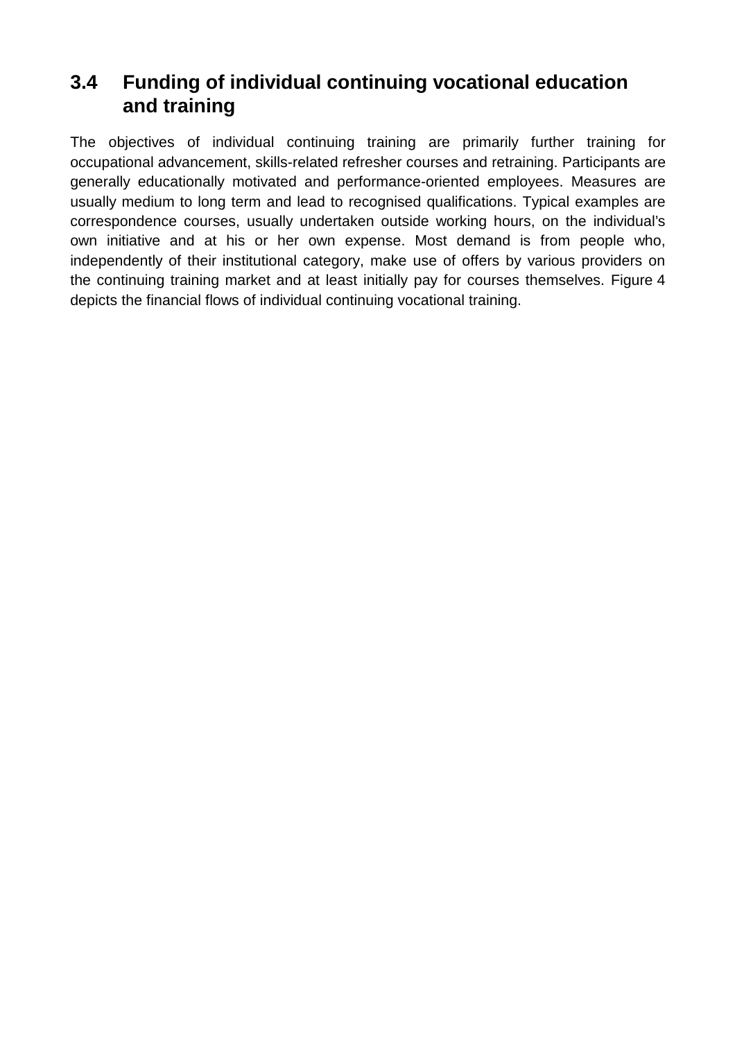## 3.4 Funding of individual continuing vocational education and training

The objectives of individual continuing training are primarily further training for occupational advancement, skills-related refresher courses and retraining. Participants are generally educationally motivated and performance-oriented employees. Measures are usually medium to long term and lead to recognised qualifications. Typical examples are correspondence courses, usually undertaken outside working hours, on the individual's own initiative and at his or her own expense. Most demand is from people who, independently of their institutional category, make use of offers by various providers on the continuing training market and at least initially pay for courses themselves. Figure 4 depicts the financial flows of individual continuing vocational training.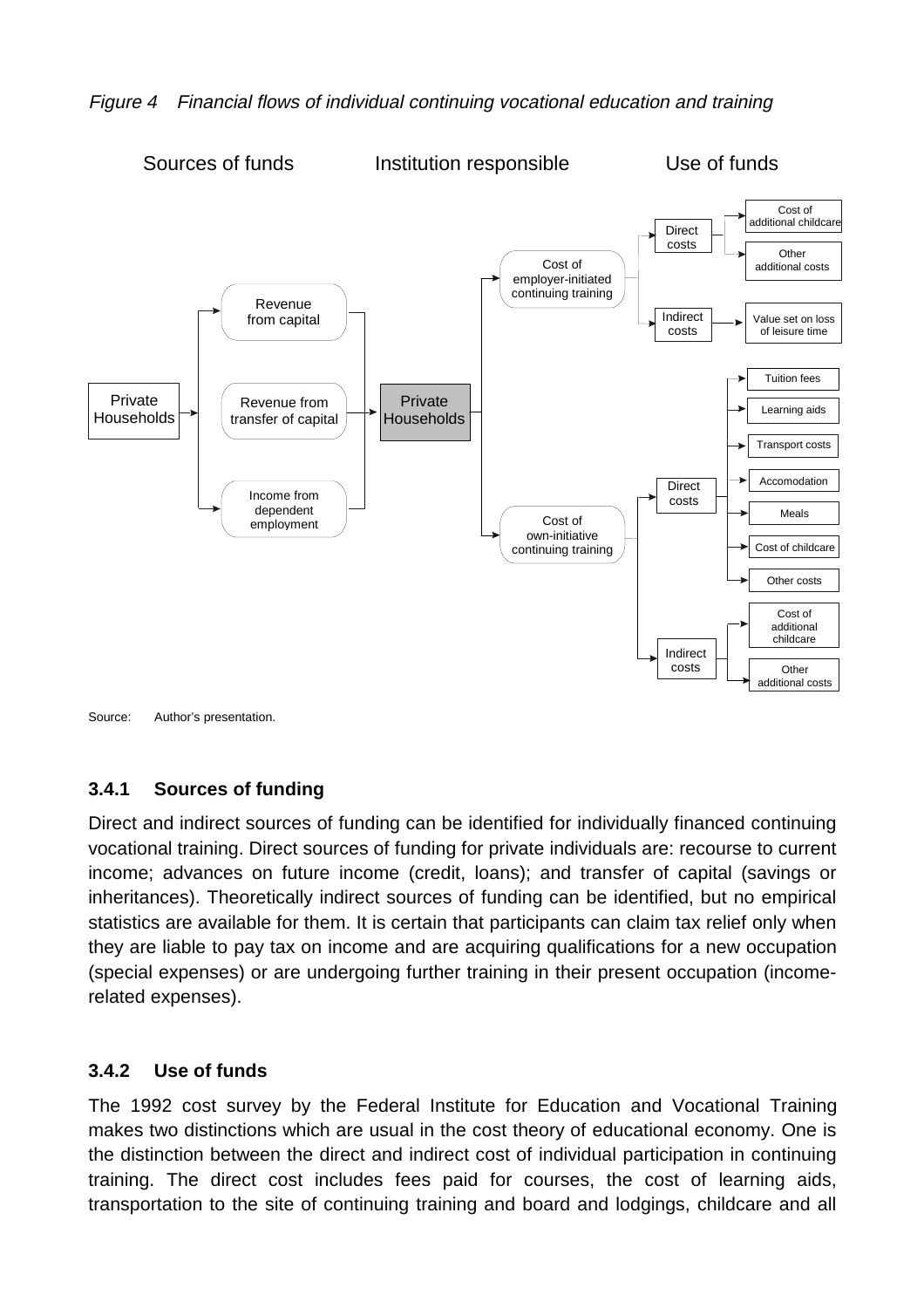*Figure 4    Financial flows of individual continuing vocational education and training*

Sources of funds | Institution responsible | Use of funds

- Private Households
  - Revenue from capital
  - Revenue from transfer of capital
  - Income from dependent employment
- → Private Households
  - Cost of employer-initiated continuing training
    - Direct costs
      - Cost of additional childcare
      - Other additional costs
    - Indirect costs
      - Value set on loss of leisure time
  - Cost of own-initiative continuing training
    - Direct costs
      - Tuition fees
      - Learning aids
      - Transport costs
      - Accomodation
      - Meals
      - Cost of childcare
      - Other costs
    - Indirect costs
      - Cost of additional childcare
      - Other additional costs

Source: Author's presentation.

### 3.4.1 Sources of funding

Direct and indirect sources of funding can be identified for individually financed continuing vocational training. Direct sources of funding for private individuals are: recourse to current income; advances on future income (credit, loans); and transfer of capital (savings or inheritances). Theoretically indirect sources of funding can be identified, but no empirical statistics are available for them. It is certain that participants can claim tax relief only when they are liable to pay tax on income and are acquiring qualifications for a new occupation (special expenses) or are undergoing further training in their present occupation (income-related expenses).

### 3.4.2 Use of funds

The 1992 cost survey by the Federal Institute for Education and Vocational Training makes two distinctions which are usual in the cost theory of educational economy. One is the distinction between the direct and indirect cost of individual participation in continuing training. The direct cost includes fees paid for courses, the cost of learning aids, transportation to the site of continuing training and board and lodgings, childcare and all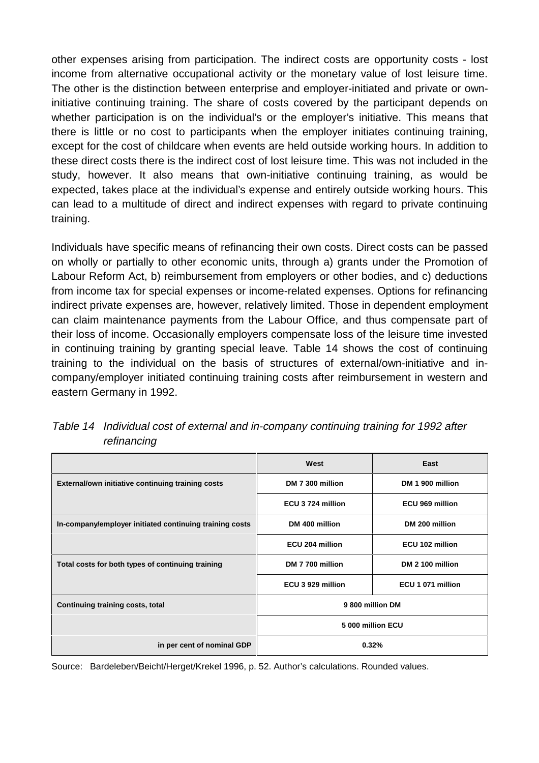other expenses arising from participation. The indirect costs are opportunity costs - lost income from alternative occupational activity or the monetary value of lost leisure time. The other is the distinction between enterprise and employer-initiated and private or own-initiative continuing training. The share of costs covered by the participant depends on whether participation is on the individual's or the employer's initiative. This means that there is little or no cost to participants when the employer initiates continuing training, except for the cost of childcare when events are held outside working hours. In addition to these direct costs there is the indirect cost of lost leisure time. This was not included in the study, however. It also means that own-initiative continuing training, as would be expected, takes place at the individual's expense and entirely outside working hours. This can lead to a multitude of direct and indirect expenses with regard to private continuing training.

Individuals have specific means of refinancing their own costs. Direct costs can be passed on wholly or partially to other economic units, through a) grants under the Promotion of Labour Reform Act, b) reimbursement from employers or other bodies, and c) deductions from income tax for special expenses or income-related expenses. Options for refinancing indirect private expenses are, however, relatively limited. Those in dependent employment can claim maintenance payments from the Labour Office, and thus compensate part of their loss of income. Occasionally employers compensate loss of the leisure time invested in continuing training by granting special leave. Table 14 shows the cost of continuing training to the individual on the basis of structures of external/own-initiative and in-company/employer initiated continuing training costs after reimbursement in western and eastern Germany in 1992.

*Table 14 Individual cost of external and in-company continuing training for 1992 after refinancing*

| | West | East |
|---|---|---|
| **External/own initiative continuing training costs** | DM 7 300 million | DM 1 900 million |
| | ECU 3 724 million | ECU 969 million |
| **In-company/employer initiated continuing training costs** | DM 400 million | DM 200 million |
| | ECU 204 million | ECU 102 million |
| **Total costs for both types of continuing training** | DM 7 700 million | DM 2 100 million |
| | ECU 3 929 million | ECU 1 071 million |
| **Continuing training costs, total** | 9 800 million DM | |
| | 5 000 million ECU | |
| **in per cent of nominal GDP** | 0.32% | |

Source: Bardeleben/Beicht/Herget/Krekel 1996, p. 52. Author's calculations. Rounded values.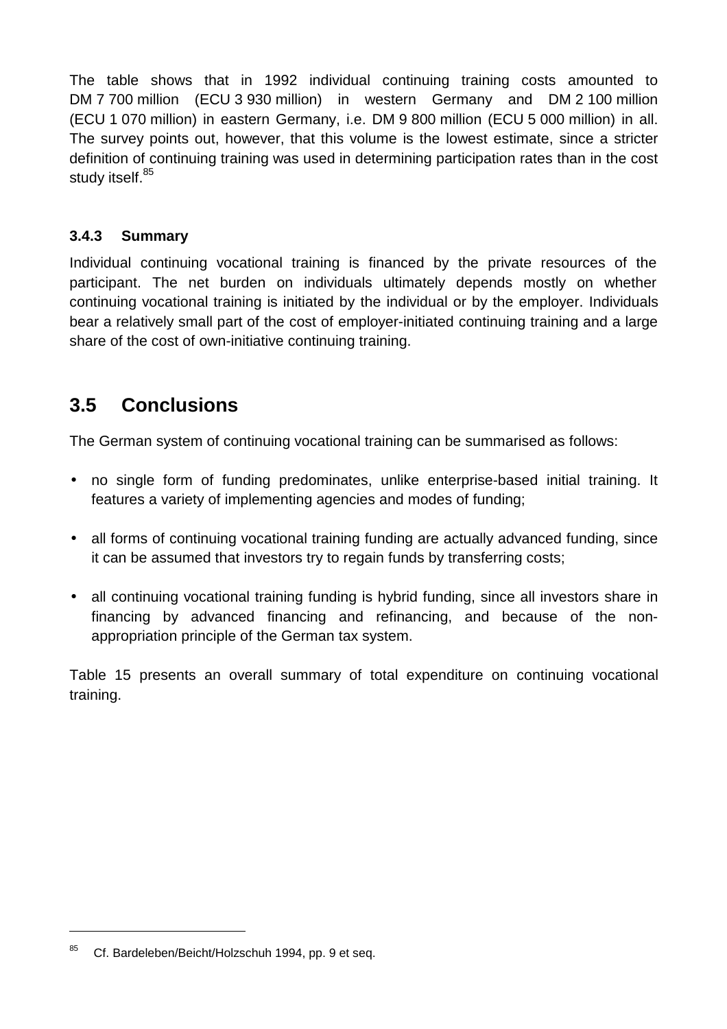The table shows that in 1992 individual continuing training costs amounted to DM 7 700 million (ECU 3 930 million) in western Germany and DM 2 100 million (ECU 1 070 million) in eastern Germany, i.e. DM 9 800 million (ECU 5 000 million) in all. The survey points out, however, that this volume is the lowest estimate, since a stricter definition of continuing training was used in determining participation rates than in the cost study itself.[85]

### 3.4.3 Summary

Individual continuing vocational training is financed by the private resources of the participant. The net burden on individuals ultimately depends mostly on whether continuing vocational training is initiated by the individual or by the employer. Individuals bear a relatively small part of the cost of employer-initiated continuing training and a large share of the cost of own-initiative continuing training.

## 3.5 Conclusions

The German system of continuing vocational training can be summarised as follows:

- no single form of funding predominates, unlike enterprise-based initial training. It features a variety of implementing agencies and modes of funding;
- all forms of continuing vocational training funding are actually advanced funding, since it can be assumed that investors try to regain funds by transferring costs;
- all continuing vocational training funding is hybrid funding, since all investors share in financing by advanced financing and refinancing, and because of the non-appropriation principle of the German tax system.

Table 15 presents an overall summary of total expenditure on continuing vocational training.

[85] Cf. Bardeleben/Beicht/Holzschuh 1994, pp. 9 et seq.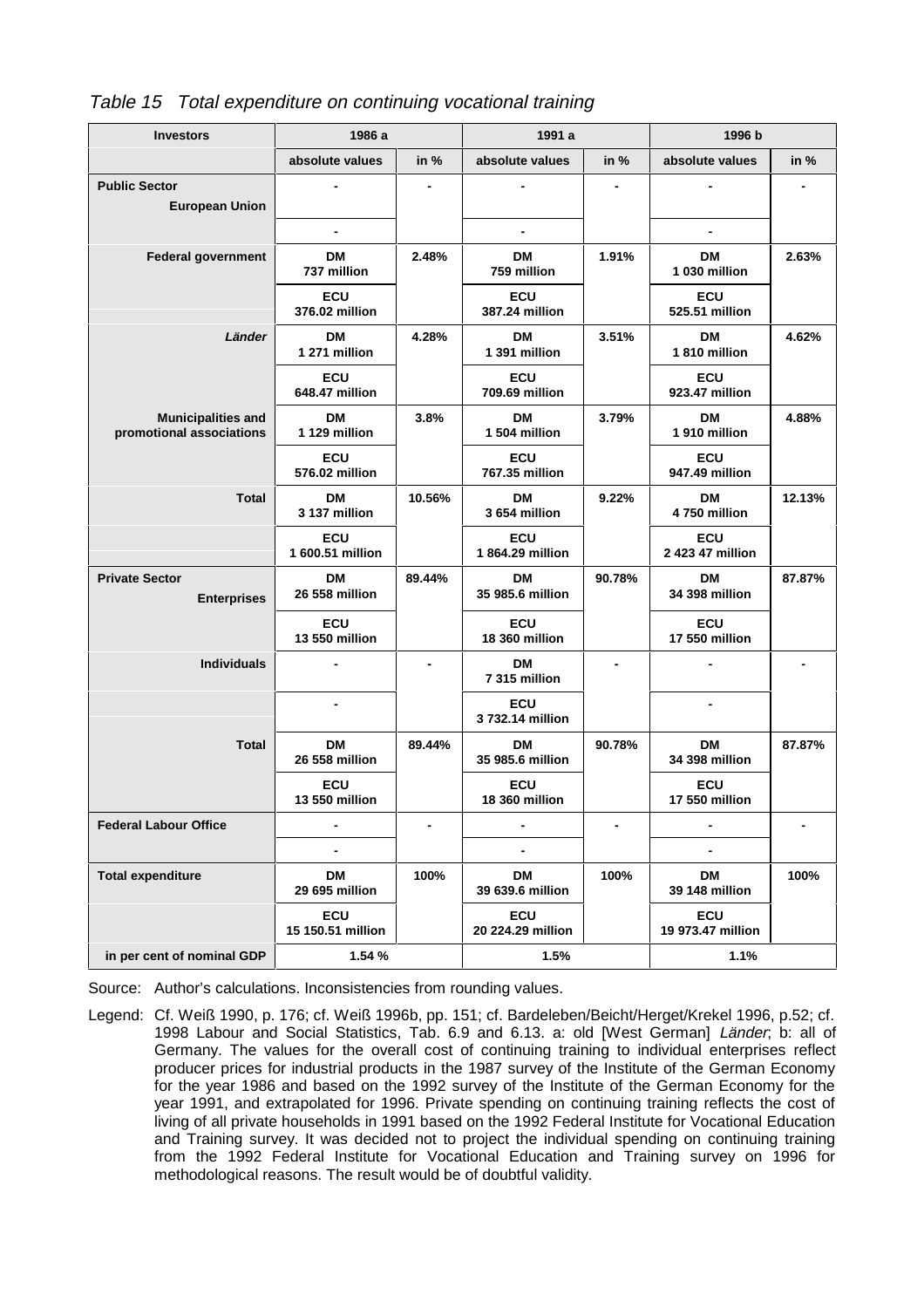*Table 15 Total expenditure on continuing vocational training*

| Investors | 1986 a | | 1991 a | | 1996 b | |
|---|---|---|---|---|---|---|
| | absolute values | in % | absolute values | in % | absolute values | in % |
| **Public Sector** European Union | - | - | - | - | - | - |
| | - | | - | | - | |
| **Federal government** | DM 737 million | 2.48% | DM 759 million | 1.91% | DM 1 030 million | 2.63% |
| | ECU 376.02 million | | ECU 387.24 million | | ECU 525.51 million | |
| ***Länder*** | DM 1 271 million | 4.28% | DM 1 391 million | 3.51% | DM 1 810 million | 4.62% |
| | ECU 648.47 million | | ECU 709.69 million | | ECU 923.47 million | |
| **Municipalities and promotional associations** | DM 1 129 million | 3.8% | DM 1 504 million | 3.79% | DM 1 910 million | 4.88% |
| | ECU 576.02 million | | ECU 767.35 million | | ECU 947.49 million | |
| **Total** | DM 3 137 million | 10.56% | DM 3 654 million | 9.22% | DM 4 750 million | 12.13% |
| | ECU 1 600.51 million | | ECU 1 864.29 million | | ECU 2 423 47 million | |
| **Private Sector** Enterprises | DM 26 558 million | 89.44% | DM 35 985.6 million | 90.78% | DM 34 398 million | 87.87% |
| | ECU 13 550 million | | ECU 18 360 million | | ECU 17 550 million | |
| **Individuals** | - | - | DM 7 315 million | - | - | - |
| | - | | ECU 3 732.14 million | | - | |
| **Total** | DM 26 558 million | 89.44% | DM 35 985.6 million | 90.78% | DM 34 398 million | 87.87% |
| | ECU 13 550 million | | ECU 18 360 million | | ECU 17 550 million | |
| **Federal Labour Office** | - | - | - | - | - | - |
| | - | | - | | - | |
| **Total expenditure** | DM 29 695 million | 100% | DM 39 639.6 million | 100% | DM 39 148 million | 100% |
| | ECU 15 150.51 million | | ECU 20 224.29 million | | ECU 19 973.47 million | |
| **in per cent of nominal GDP** | 1.54 % | | 1.5% | | 1.1% | |

Source: Author's calculations. Inconsistencies from rounding values.

Legend: Cf. Weiß 1990, p. 176; cf. Weiß 1996b, pp. 151; cf. Bardeleben/Beicht/Herget/Krekel 1996, p.52; cf. 1998 Labour and Social Statistics, Tab. 6.9 and 6.13. a: old [West German] *Länder*; b: all of Germany. The values for the overall cost of continuing training to individual enterprises reflect producer prices for industrial products in the 1987 survey of the Institute of the German Economy for the year 1986 and based on the 1992 survey of the Institute of the German Economy for the year 1991, and extrapolated for 1996. Private spending on continuing training reflects the cost of living of all private households in 1991 based on the 1992 Federal Institute for Vocational Education and Training survey. It was decided not to project the individual spending on continuing training from the 1992 Federal Institute for Vocational Education and Training survey on 1996 for methodological reasons. The result would be of doubtful validity.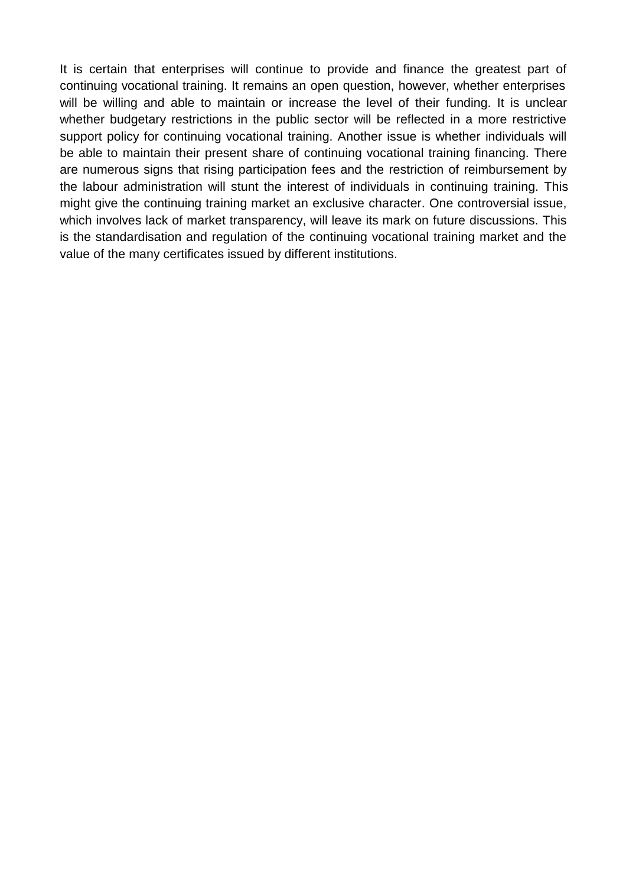It is certain that enterprises will continue to provide and finance the greatest part of continuing vocational training. It remains an open question, however, whether enterprises will be willing and able to maintain or increase the level of their funding. It is unclear whether budgetary restrictions in the public sector will be reflected in a more restrictive support policy for continuing vocational training. Another issue is whether individuals will be able to maintain their present share of continuing vocational training financing. There are numerous signs that rising participation fees and the restriction of reimbursement by the labour administration will stunt the interest of individuals in continuing training. This might give the continuing training market an exclusive character. One controversial issue, which involves lack of market transparency, will leave its mark on future discussions. This is the standardisation and regulation of the continuing vocational training market and the value of the many certificates issued by different institutions.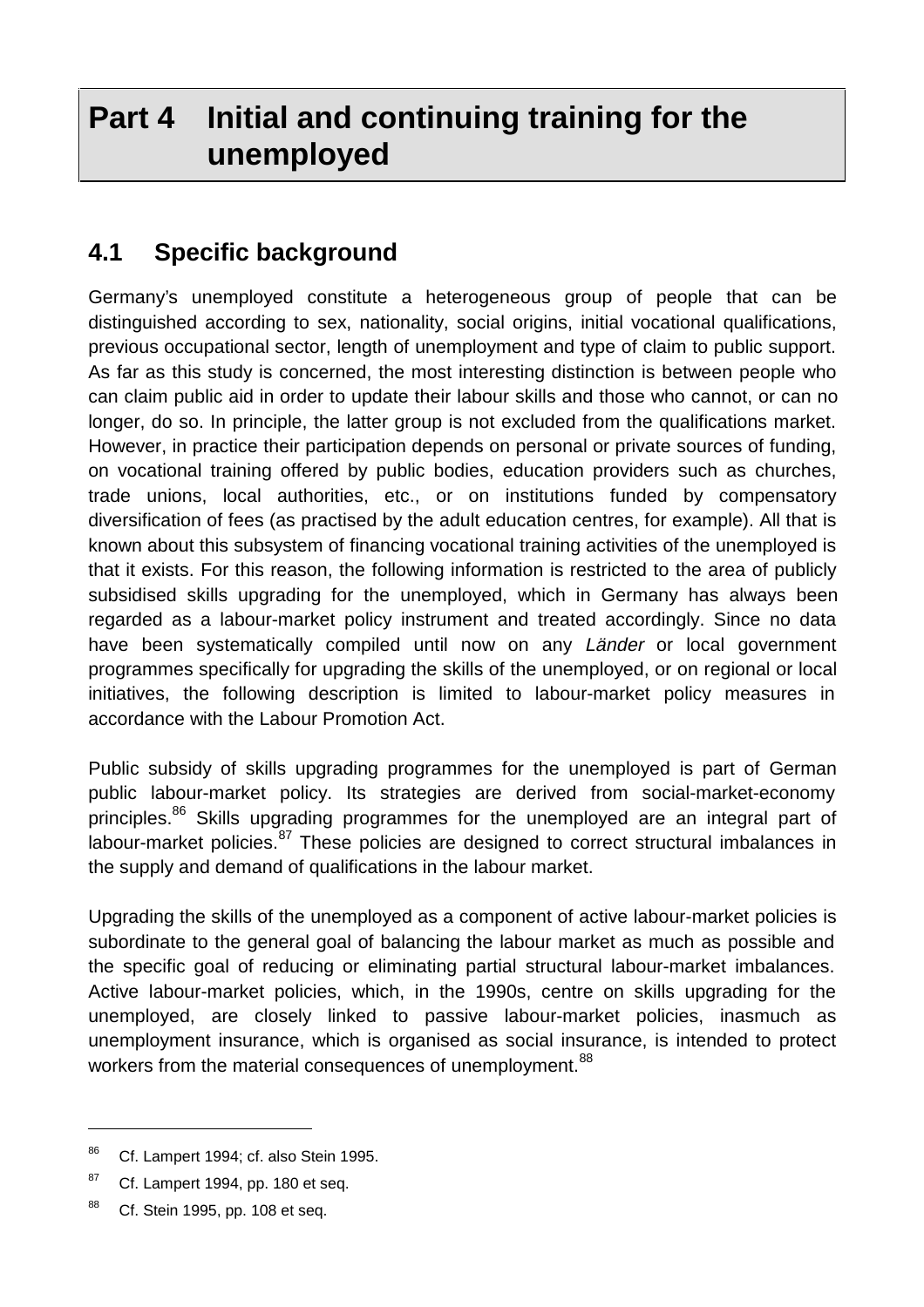# Part 4 Initial and continuing training for the unemployed

## 4.1 Specific background

Germany's unemployed constitute a heterogeneous group of people that can be distinguished according to sex, nationality, social origins, initial vocational qualifications, previous occupational sector, length of unemployment and type of claim to public support. As far as this study is concerned, the most interesting distinction is between people who can claim public aid in order to update their labour skills and those who cannot, or can no longer, do so. In principle, the latter group is not excluded from the qualifications market. However, in practice their participation depends on personal or private sources of funding, on vocational training offered by public bodies, education providers such as churches, trade unions, local authorities, etc., or on institutions funded by compensatory diversification of fees (as practised by the adult education centres, for example). All that is known about this subsystem of financing vocational training activities of the unemployed is that it exists. For this reason, the following information is restricted to the area of publicly subsidised skills upgrading for the unemployed, which in Germany has always been regarded as a labour-market policy instrument and treated accordingly. Since no data have been systematically compiled until now on any *Länder* or local government programmes specifically for upgrading the skills of the unemployed, or on regional or local initiatives, the following description is limited to labour-market policy measures in accordance with the Labour Promotion Act.

Public subsidy of skills upgrading programmes for the unemployed is part of German public labour-market policy. Its strategies are derived from social-market-economy principles.[86] Skills upgrading programmes for the unemployed are an integral part of labour-market policies.[87] These policies are designed to correct structural imbalances in the supply and demand of qualifications in the labour market.

Upgrading the skills of the unemployed as a component of active labour-market policies is subordinate to the general goal of balancing the labour market as much as possible and the specific goal of reducing or eliminating partial structural labour-market imbalances. Active labour-market policies, which, in the 1990s, centre on skills upgrading for the unemployed, are closely linked to passive labour-market policies, inasmuch as unemployment insurance, which is organised as social insurance, is intended to protect workers from the material consequences of unemployment.[88]

---

[86] Cf. Lampert 1994; cf. also Stein 1995.

[87] Cf. Lampert 1994, pp. 180 et seq.

[88] Cf. Stein 1995, pp. 108 et seq.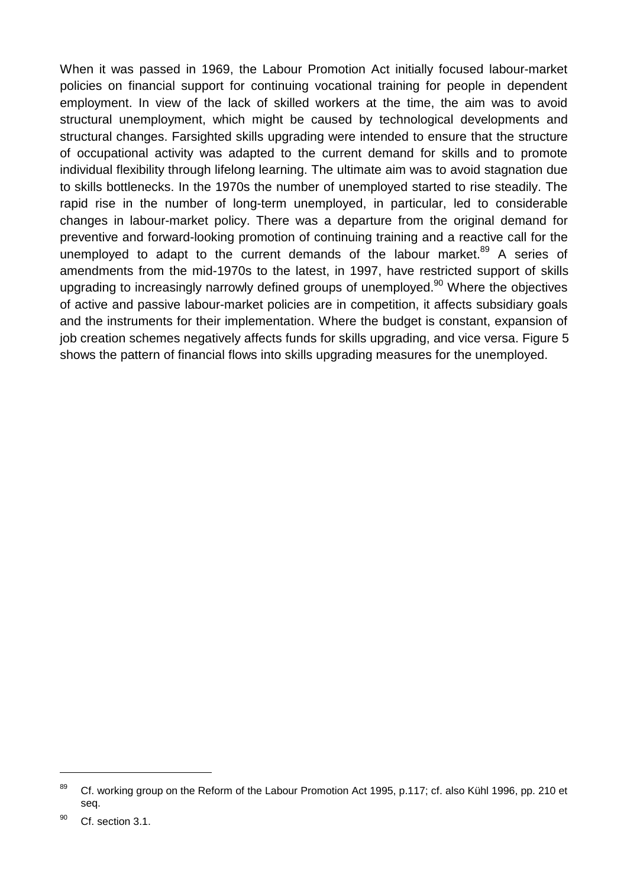When it was passed in 1969, the Labour Promotion Act initially focused labour-market policies on financial support for continuing vocational training for people in dependent employment. In view of the lack of skilled workers at the time, the aim was to avoid structural unemployment, which might be caused by technological developments and structural changes. Farsighted skills upgrading were intended to ensure that the structure of occupational activity was adapted to the current demand for skills and to promote individual flexibility through lifelong learning. The ultimate aim was to avoid stagnation due to skills bottlenecks. In the 1970s the number of unemployed started to rise steadily. The rapid rise in the number of long-term unemployed, in particular, led to considerable changes in labour-market policy. There was a departure from the original demand for preventive and forward-looking promotion of continuing training and a reactive call for the unemployed to adapt to the current demands of the labour market.[89] A series of amendments from the mid-1970s to the latest, in 1997, have restricted support of skills upgrading to increasingly narrowly defined groups of unemployed.[90] Where the objectives of active and passive labour-market policies are in competition, it affects subsidiary goals and the instruments for their implementation. Where the budget is constant, expansion of job creation schemes negatively affects funds for skills upgrading, and vice versa. Figure 5 shows the pattern of financial flows into skills upgrading measures for the unemployed.

---

[89] Cf. working group on the Reform of the Labour Promotion Act 1995, p.117; cf. also Kühl 1996, pp. 210 et seq.

[90] Cf. section 3.1.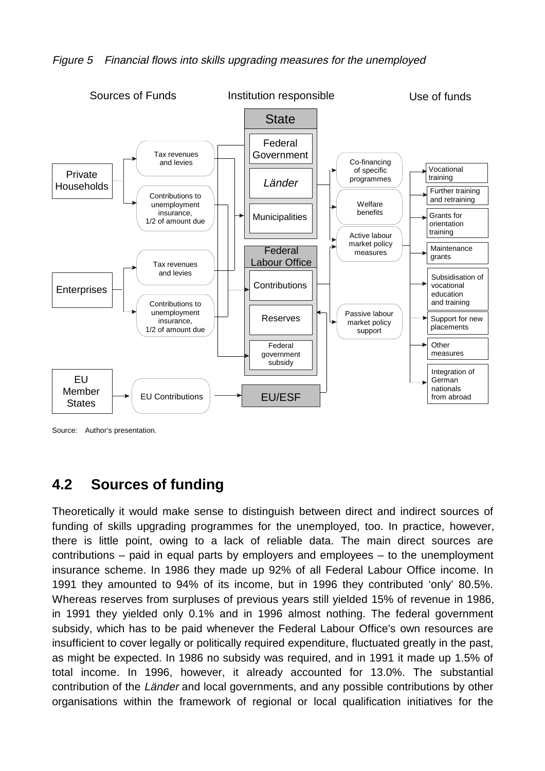*Figure 5 Financial flows into skills upgrading measures for the unemployed*

| Sources of Funds | | Institution responsible | Use of funds | |
|---|---|---|---|---|
| Private Households | Tax revenues and levies | **State**: Federal Government; *Länder*; Municipalities | Co-financing of specific programmes | Vocational training |
| | Contributions to unemployment insurance, 1/2 of amount due | | Welfare benefits | Further training and retraining |
| Enterprises | Tax revenues and levies | **Federal Labour Office**: Contributions; Reserves; Federal government subsidy | Active labour market policy measures | Grants for orientation training |
| | Contributions to unemployment insurance, 1/2 of amount due | | Passive labour market policy support | Maintenance grants |
| EU Member States | EU Contributions | **EU/ESF** | | Subsidisation of vocational education and training |
| | | | | Support for new placements |
| | | | | Other measures |
| | | | | Integration of German nationals from abroad |

Source: Author's presentation.

## 4.2 Sources of funding

Theoretically it would make sense to distinguish between direct and indirect sources of funding of skills upgrading programmes for the unemployed, too. In practice, however, there is little point, owing to a lack of reliable data. The main direct sources are contributions – paid in equal parts by employers and employees – to the unemployment insurance scheme. In 1986 they made up 92% of all Federal Labour Office income. In 1991 they amounted to 94% of its income, but in 1996 they contributed 'only' 80.5%. Whereas reserves from surpluses of previous years still yielded 15% of revenue in 1986, in 1991 they yielded only 0.1% and in 1996 almost nothing. The federal government subsidy, which has to be paid whenever the Federal Labour Office's own resources are insufficient to cover legally or politically required expenditure, fluctuated greatly in the past, as might be expected. In 1986 no subsidy was required, and in 1991 it made up 1.5% of total income. In 1996, however, it already accounted for 13.0%. The substantial contribution of the *Länder* and local governments, and any possible contributions by other organisations within the framework of regional or local qualification initiatives for the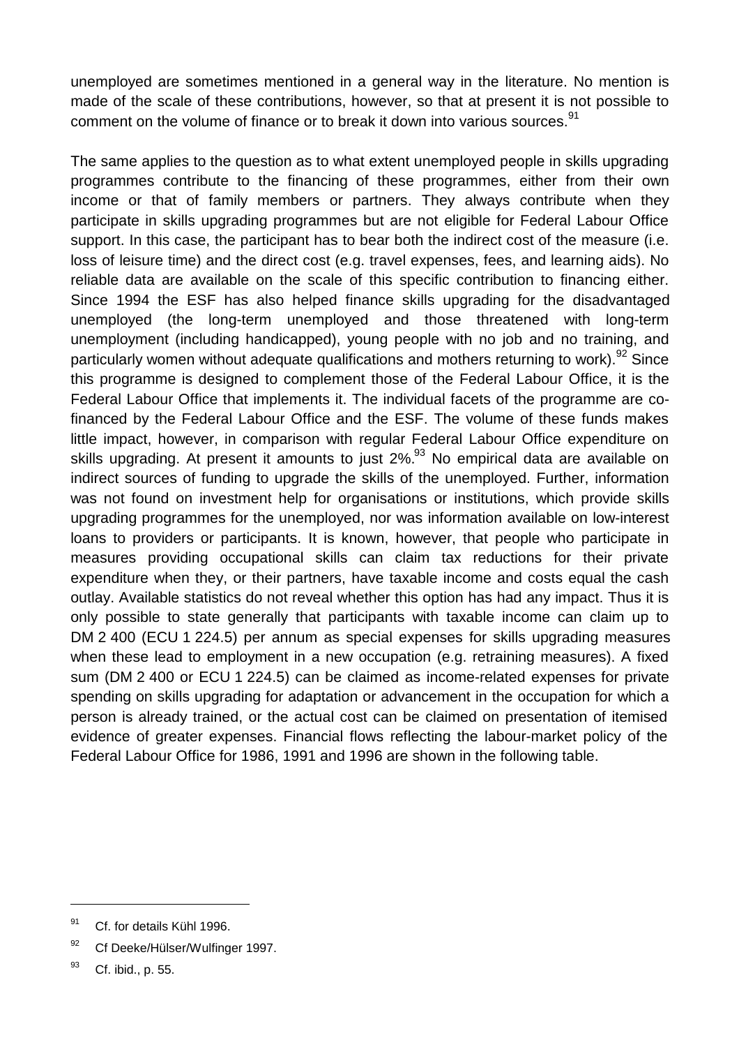unemployed are sometimes mentioned in a general way in the literature. No mention is made of the scale of these contributions, however, so that at present it is not possible to comment on the volume of finance or to break it down into various sources.[91]

The same applies to the question as to what extent unemployed people in skills upgrading programmes contribute to the financing of these programmes, either from their own income or that of family members or partners. They always contribute when they participate in skills upgrading programmes but are not eligible for Federal Labour Office support. In this case, the participant has to bear both the indirect cost of the measure (i.e. loss of leisure time) and the direct cost (e.g. travel expenses, fees, and learning aids). No reliable data are available on the scale of this specific contribution to financing either. Since 1994 the ESF has also helped finance skills upgrading for the disadvantaged unemployed (the long-term unemployed and those threatened with long-term unemployment (including handicapped), young people with no job and no training, and particularly women without adequate qualifications and mothers returning to work).[92] Since this programme is designed to complement those of the Federal Labour Office, it is the Federal Labour Office that implements it. The individual facets of the programme are co-financed by the Federal Labour Office and the ESF. The volume of these funds makes little impact, however, in comparison with regular Federal Labour Office expenditure on skills upgrading. At present it amounts to just 2%.[93] No empirical data are available on indirect sources of funding to upgrade the skills of the unemployed. Further, information was not found on investment help for organisations or institutions, which provide skills upgrading programmes for the unemployed, nor was information available on low-interest loans to providers or participants. It is known, however, that people who participate in measures providing occupational skills can claim tax reductions for their private expenditure when they, or their partners, have taxable income and costs equal the cash outlay. Available statistics do not reveal whether this option has had any impact. Thus it is only possible to state generally that participants with taxable income can claim up to DM 2 400 (ECU 1 224.5) per annum as special expenses for skills upgrading measures when these lead to employment in a new occupation (e.g. retraining measures). A fixed sum (DM 2 400 or ECU 1 224.5) can be claimed as income-related expenses for private spending on skills upgrading for adaptation or advancement in the occupation for which a person is already trained, or the actual cost can be claimed on presentation of itemised evidence of greater expenses. Financial flows reflecting the labour-market policy of the Federal Labour Office for 1986, 1991 and 1996 are shown in the following table.

---

[91] Cf. for details Kühl 1996.

[92] Cf Deeke/Hülser/Wulfinger 1997.

[93] Cf. ibid., p. 55.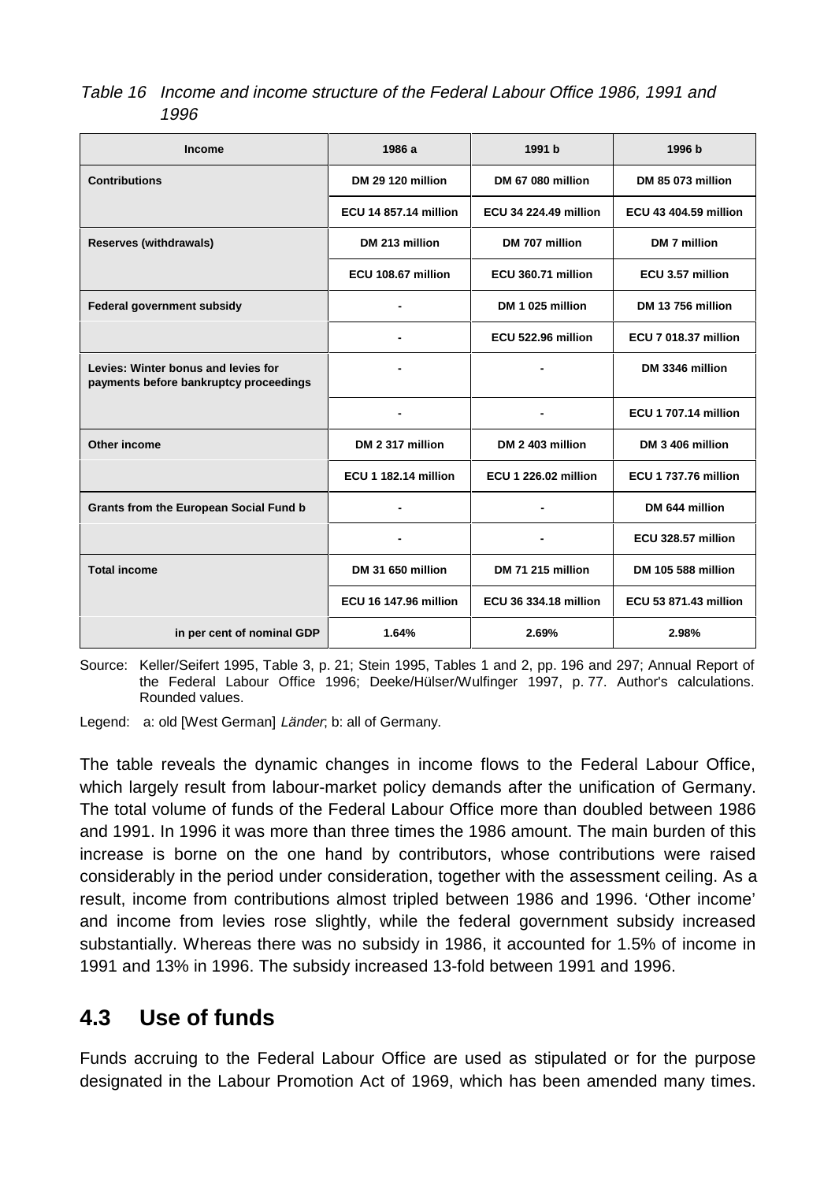*Table 16 Income and income structure of the Federal Labour Office 1986, 1991 and 1996*

| Income | 1986 a | 1991 b | 1996 b |
|---|---|---|---|
| **Contributions** | **DM 29 120 million** | **DM 67 080 million** | **DM 85 073 million** |
| | **ECU 14 857.14 million** | **ECU 34 224.49 million** | **ECU 43 404.59 million** |
| **Reserves (withdrawals)** | **DM 213 million** | **DM 707 million** | **DM 7 million** |
| | **ECU 108.67 million** | **ECU 360.71 million** | **ECU 3.57 million** |
| **Federal government subsidy** | **-** | **DM 1 025 million** | **DM 13 756 million** |
| | **-** | **ECU 522.96 million** | **ECU 7 018.37 million** |
| **Levies: Winter bonus and levies for payments before bankruptcy proceedings** | **-** | **-** | **DM 3346 million** |
| | **-** | **-** | **ECU 1 707.14 million** |
| **Other income** | **DM 2 317 million** | **DM 2 403 million** | **DM 3 406 million** |
| | **ECU 1 182.14 million** | **ECU 1 226.02 million** | **ECU 1 737.76 million** |
| **Grants from the European Social Fund b** | **-** | **-** | **DM 644 million** |
| | **-** | **-** | **ECU 328.57 million** |
| **Total income** | **DM 31 650 million** | **DM 71 215 million** | **DM 105 588 million** |
| | **ECU 16 147.96 million** | **ECU 36 334.18 million** | **ECU 53 871.43 million** |
| **in per cent of nominal GDP** | **1.64%** | **2.69%** | **2.98%** |

Source: Keller/Seifert 1995, Table 3, p. 21; Stein 1995, Tables 1 and 2, pp. 196 and 297; Annual Report of the Federal Labour Office 1996; Deeke/Hülser/Wulfinger 1997, p. 77. Author's calculations. Rounded values.

Legend: a: old [West German] *Länder*; b: all of Germany.

The table reveals the dynamic changes in income flows to the Federal Labour Office, which largely result from labour-market policy demands after the unification of Germany. The total volume of funds of the Federal Labour Office more than doubled between 1986 and 1991. In 1996 it was more than three times the 1986 amount. The main burden of this increase is borne on the one hand by contributors, whose contributions were raised considerably in the period under consideration, together with the assessment ceiling. As a result, income from contributions almost tripled between 1986 and 1996. 'Other income' and income from levies rose slightly, while the federal government subsidy increased substantially. Whereas there was no subsidy in 1986, it accounted for 1.5% of income in 1991 and 13% in 1996. The subsidy increased 13-fold between 1991 and 1996.

## 4.3 Use of funds

Funds accruing to the Federal Labour Office are used as stipulated or for the purpose designated in the Labour Promotion Act of 1969, which has been amended many times.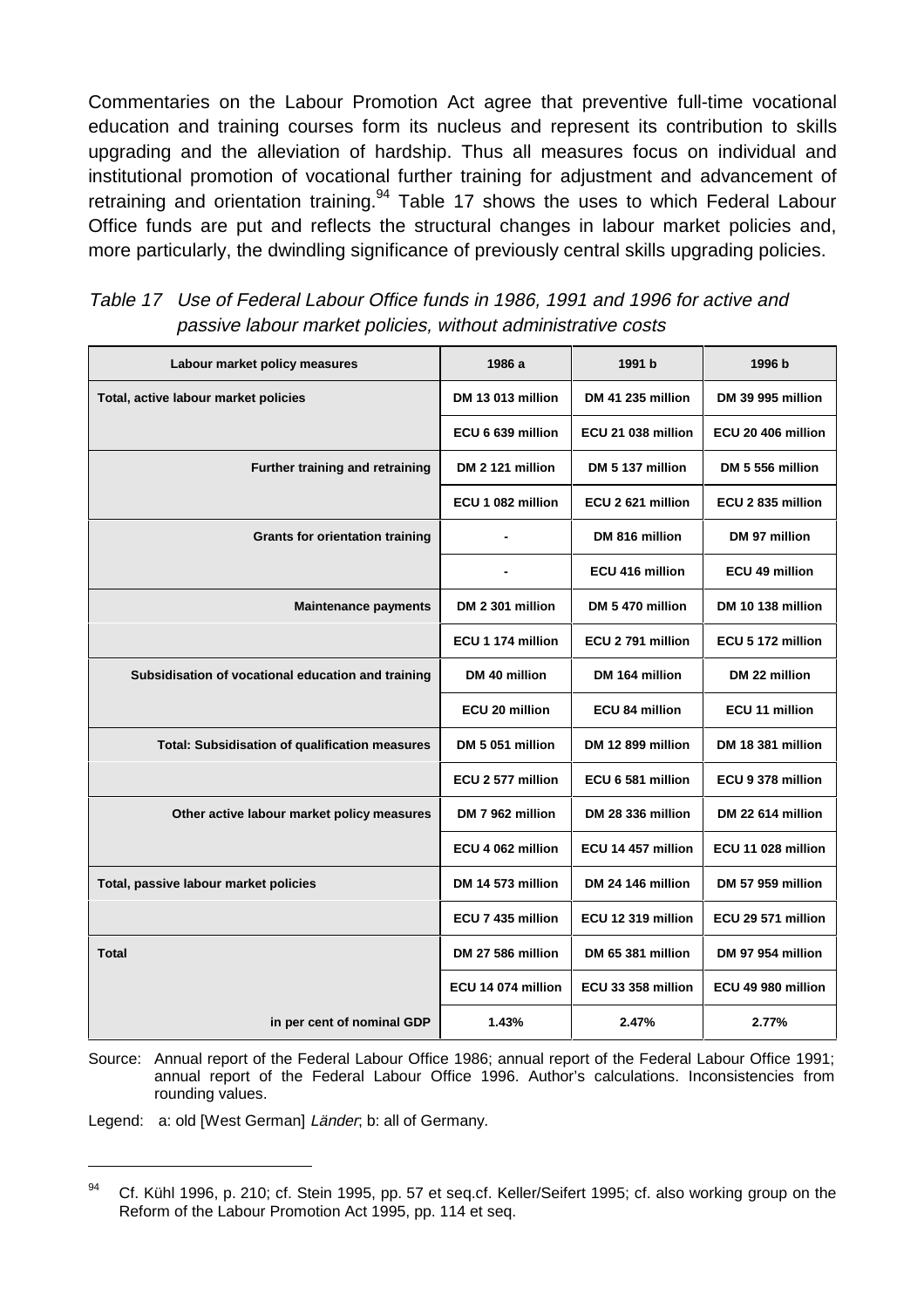Commentaries on the Labour Promotion Act agree that preventive full-time vocational education and training courses form its nucleus and represent its contribution to skills upgrading and the alleviation of hardship. Thus all measures focus on individual and institutional promotion of vocational further training for adjustment and advancement of retraining and orientation training.[94] Table 17 shows the uses to which Federal Labour Office funds are put and reflects the structural changes in labour market policies and, more particularly, the dwindling significance of previously central skills upgrading policies.

*Table 17 Use of Federal Labour Office funds in 1986, 1991 and 1996 for active and passive labour market policies, without administrative costs*

| Labour market policy measures | 1986 a | 1991 b | 1996 b |
|---|---|---|---|
| **Total, active labour market policies** | **DM 13 013 million** | **DM 41 235 million** | **DM 39 995 million** |
| | **ECU 6 639 million** | **ECU 21 038 million** | **ECU 20 406 million** |
| **Further training and retraining** | **DM 2 121 million** | **DM 5 137 million** | **DM 5 556 million** |
| | **ECU 1 082 million** | **ECU 2 621 million** | **ECU 2 835 million** |
| **Grants for orientation training** | - | **DM 816 million** | **DM 97 million** |
| | - | **ECU 416 million** | **ECU 49 million** |
| **Maintenance payments** | **DM 2 301 million** | **DM 5 470 million** | **DM 10 138 million** |
| | **ECU 1 174 million** | **ECU 2 791 million** | **ECU 5 172 million** |
| **Subsidisation of vocational education and training** | **DM 40 million** | **DM 164 million** | **DM 22 million** |
| | **ECU 20 million** | **ECU 84 million** | **ECU 11 million** |
| **Total: Subsidisation of qualification measures** | **DM 5 051 million** | **DM 12 899 million** | **DM 18 381 million** |
| | **ECU 2 577 million** | **ECU 6 581 million** | **ECU 9 378 million** |
| **Other active labour market policy measures** | **DM 7 962 million** | **DM 28 336 million** | **DM 22 614 million** |
| | **ECU 4 062 million** | **ECU 14 457 million** | **ECU 11 028 million** |
| **Total, passive labour market policies** | **DM 14 573 million** | **DM 24 146 million** | **DM 57 959 million** |
| | **ECU 7 435 million** | **ECU 12 319 million** | **ECU 29 571 million** |
| **Total** | **DM 27 586 million** | **DM 65 381 million** | **DM 97 954 million** |
| | **ECU 14 074 million** | **ECU 33 358 million** | **ECU 49 980 million** |
| **in per cent of nominal GDP** | **1.43%** | **2.47%** | **2.77%** |

Source: Annual report of the Federal Labour Office 1986; annual report of the Federal Labour Office 1991; annual report of the Federal Labour Office 1996. Author's calculations. Inconsistencies from rounding values.

Legend: a: old [West German] *Länder*; b: all of Germany.

---

[94] Cf. Kühl 1996, p. 210; cf. Stein 1995, pp. 57 et seq.cf. Keller/Seifert 1995; cf. also working group on the Reform of the Labour Promotion Act 1995, pp. 114 et seq.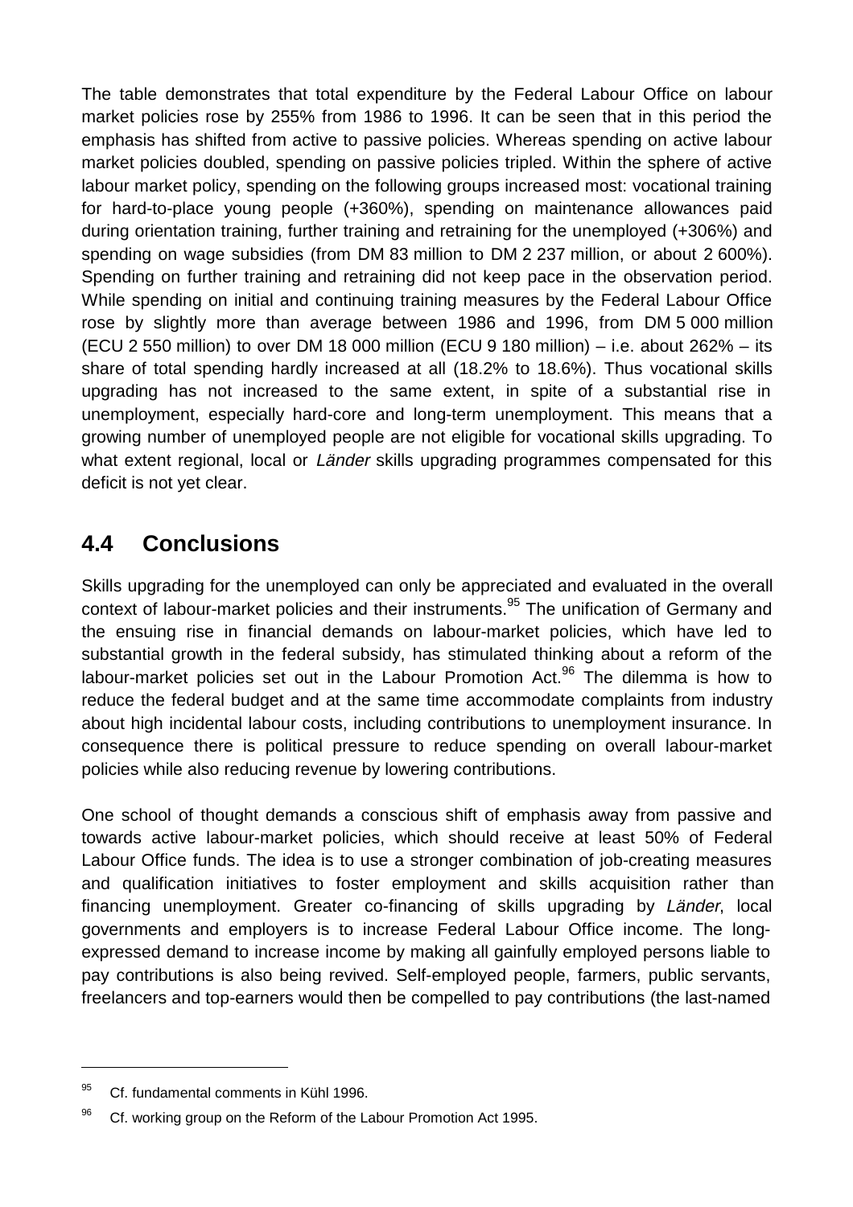The table demonstrates that total expenditure by the Federal Labour Office on labour market policies rose by 255% from 1986 to 1996. It can be seen that in this period the emphasis has shifted from active to passive policies. Whereas spending on active labour market policies doubled, spending on passive policies tripled. Within the sphere of active labour market policy, spending on the following groups increased most: vocational training for hard-to-place young people (+360%), spending on maintenance allowances paid during orientation training, further training and retraining for the unemployed (+306%) and spending on wage subsidies (from DM 83 million to DM 2 237 million, or about 2 600%). Spending on further training and retraining did not keep pace in the observation period. While spending on initial and continuing training measures by the Federal Labour Office rose by slightly more than average between 1986 and 1996, from DM 5 000 million (ECU 2 550 million) to over DM 18 000 million (ECU 9 180 million) – i.e. about 262% – its share of total spending hardly increased at all (18.2% to 18.6%). Thus vocational skills upgrading has not increased to the same extent, in spite of a substantial rise in unemployment, especially hard-core and long-term unemployment. This means that a growing number of unemployed people are not eligible for vocational skills upgrading. To what extent regional, local or *Länder* skills upgrading programmes compensated for this deficit is not yet clear.

## 4.4 Conclusions

Skills upgrading for the unemployed can only be appreciated and evaluated in the overall context of labour-market policies and their instruments.[95] The unification of Germany and the ensuing rise in financial demands on labour-market policies, which have led to substantial growth in the federal subsidy, has stimulated thinking about a reform of the labour-market policies set out in the Labour Promotion Act.[96] The dilemma is how to reduce the federal budget and at the same time accommodate complaints from industry about high incidental labour costs, including contributions to unemployment insurance. In consequence there is political pressure to reduce spending on overall labour-market policies while also reducing revenue by lowering contributions.

One school of thought demands a conscious shift of emphasis away from passive and towards active labour-market policies, which should receive at least 50% of Federal Labour Office funds. The idea is to use a stronger combination of job-creating measures and qualification initiatives to foster employment and skills acquisition rather than financing unemployment. Greater co-financing of skills upgrading by *Länder*, local governments and employers is to increase Federal Labour Office income. The long-expressed demand to increase income by making all gainfully employed persons liable to pay contributions is also being revived. Self-employed people, farmers, public servants, freelancers and top-earners would then be compelled to pay contributions (the last-named

---

[95] Cf. fundamental comments in Kühl 1996.

[96] Cf. working group on the Reform of the Labour Promotion Act 1995.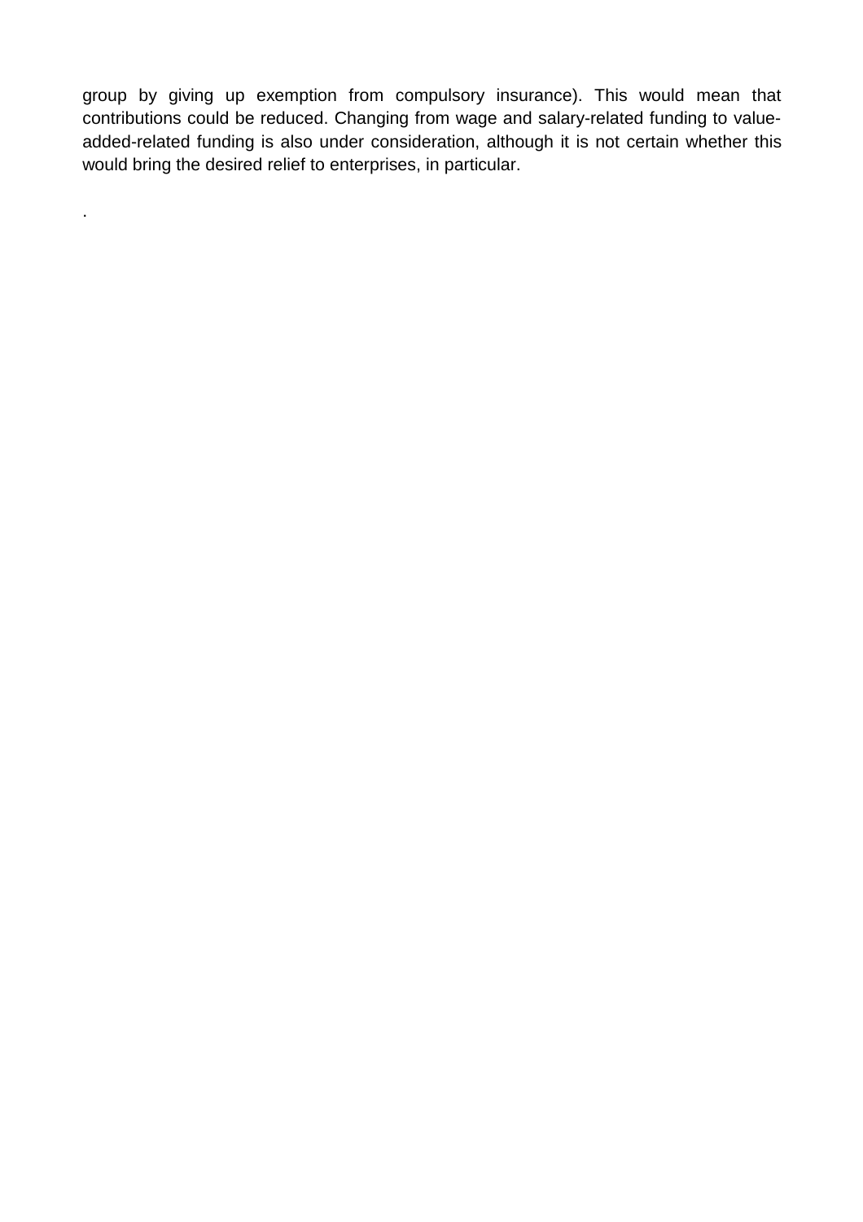group by giving up exemption from compulsory insurance). This would mean that contributions could be reduced. Changing from wage and salary-related funding to value-added-related funding is also under consideration, although it is not certain whether this would bring the desired relief to enterprises, in particular.

.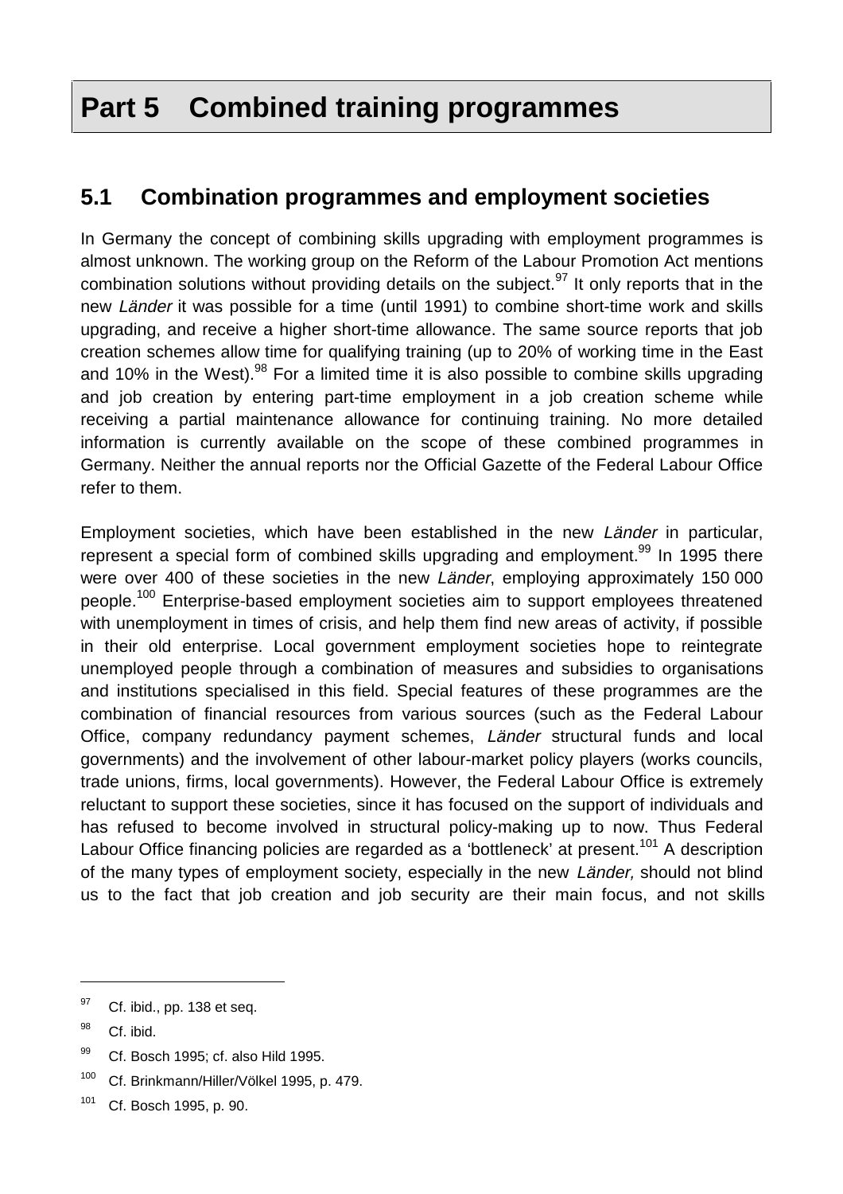# Part 5 Combined training programmes

## 5.1 Combination programmes and employment societies

In Germany the concept of combining skills upgrading with employment programmes is almost unknown. The working group on the Reform of the Labour Promotion Act mentions combination solutions without providing details on the subject.[97] It only reports that in the new *Länder* it was possible for a time (until 1991) to combine short-time work and skills upgrading, and receive a higher short-time allowance. The same source reports that job creation schemes allow time for qualifying training (up to 20% of working time in the East and 10% in the West).[98] For a limited time it is also possible to combine skills upgrading and job creation by entering part-time employment in a job creation scheme while receiving a partial maintenance allowance for continuing training. No more detailed information is currently available on the scope of these combined programmes in Germany. Neither the annual reports nor the Official Gazette of the Federal Labour Office refer to them.

Employment societies, which have been established in the new *Länder* in particular, represent a special form of combined skills upgrading and employment.[99] In 1995 there were over 400 of these societies in the new *Länder*, employing approximately 150 000 people.[100] Enterprise-based employment societies aim to support employees threatened with unemployment in times of crisis, and help them find new areas of activity, if possible in their old enterprise. Local government employment societies hope to reintegrate unemployed people through a combination of measures and subsidies to organisations and institutions specialised in this field. Special features of these programmes are the combination of financial resources from various sources (such as the Federal Labour Office, company redundancy payment schemes, *Länder* structural funds and local governments) and the involvement of other labour-market policy players (works councils, trade unions, firms, local governments). However, the Federal Labour Office is extremely reluctant to support these societies, since it has focused on the support of individuals and has refused to become involved in structural policy-making up to now. Thus Federal Labour Office financing policies are regarded as a 'bottleneck' at present.[101] A description of the many types of employment society, especially in the new *Länder,* should not blind us to the fact that job creation and job security are their main focus, and not skills

---

[97] Cf. ibid., pp. 138 et seq.

[98] Cf. ibid.

[99] Cf. Bosch 1995; cf. also Hild 1995.

[100] Cf. Brinkmann/Hiller/Völkel 1995, p. 479.

[101] Cf. Bosch 1995, p. 90.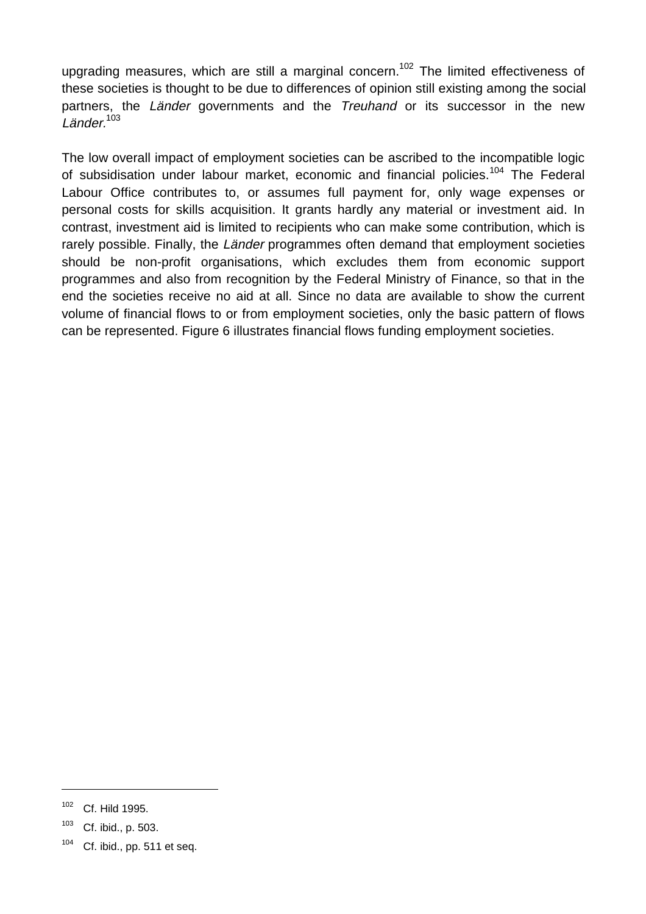upgrading measures, which are still a marginal concern.[102] The limited effectiveness of these societies is thought to be due to differences of opinion still existing among the social partners, the *Länder* governments and the *Treuhand* or its successor in the new *Länder.*[103]

The low overall impact of employment societies can be ascribed to the incompatible logic of subsidisation under labour market, economic and financial policies.[104] The Federal Labour Office contributes to, or assumes full payment for, only wage expenses or personal costs for skills acquisition. It grants hardly any material or investment aid. In contrast, investment aid is limited to recipients who can make some contribution, which is rarely possible. Finally, the *Länder* programmes often demand that employment societies should be non-profit organisations, which excludes them from economic support programmes and also from recognition by the Federal Ministry of Finance, so that in the end the societies receive no aid at all. Since no data are available to show the current volume of financial flows to or from employment societies, only the basic pattern of flows can be represented. Figure 6 illustrates financial flows funding employment societies.

---

[102] Cf. Hild 1995.

[103] Cf. ibid., p. 503.

[104] Cf. ibid., pp. 511 et seq.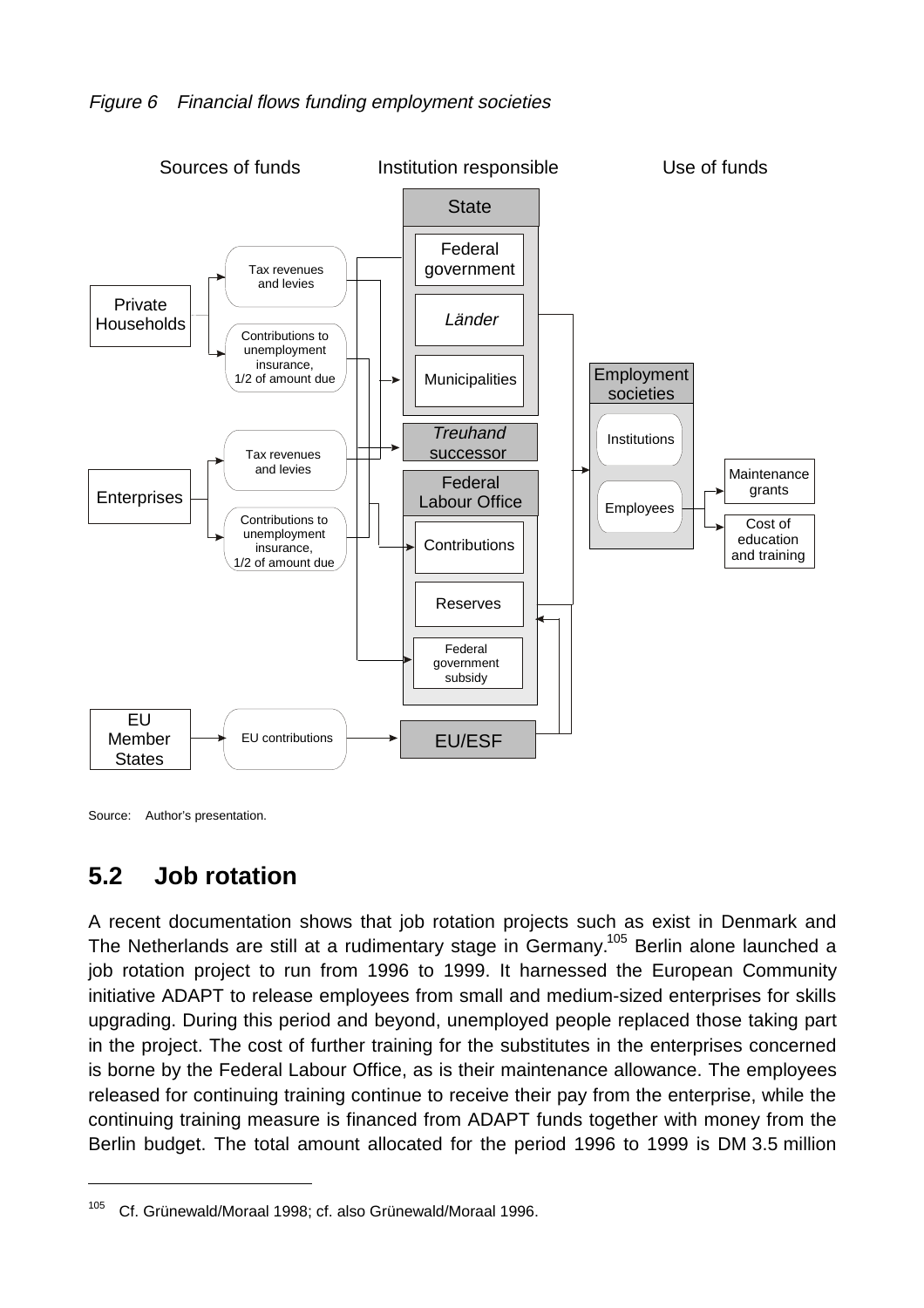*Figure 6 Financial flows funding employment societies*

Sources of funds | Institution responsible | Use of funds

Private Households → Tax revenues and levies; Contributions to unemployment insurance, 1/2 of amount due

Enterprises → Tax revenues and levies; Contributions to unemployment insurance, 1/2 of amount due

EU Member States → EU contributions → EU/ESF

State: Federal government; *Länder*; Municipalities

*Treuhand* successor

Federal Labour Office: Contributions; Reserves; Federal government subsidy

Employment societies: Institutions; Employees → Maintenance grants; Cost of education and training

Source: Author's presentation.

## 5.2 Job rotation

A recent documentation shows that job rotation projects such as exist in Denmark and The Netherlands are still at a rudimentary stage in Germany.[105] Berlin alone launched a job rotation project to run from 1996 to 1999. It harnessed the European Community initiative ADAPT to release employees from small and medium-sized enterprises for skills upgrading. During this period and beyond, unemployed people replaced those taking part in the project. The cost of further training for the substitutes in the enterprises concerned is borne by the Federal Labour Office, as is their maintenance allowance. The employees released for continuing training continue to receive their pay from the enterprise, while the continuing training measure is financed from ADAPT funds together with money from the Berlin budget. The total amount allocated for the period 1996 to 1999 is DM 3.5 million

---

[105] Cf. Grünewald/Moraal 1998; cf. also Grünewald/Moraal 1996.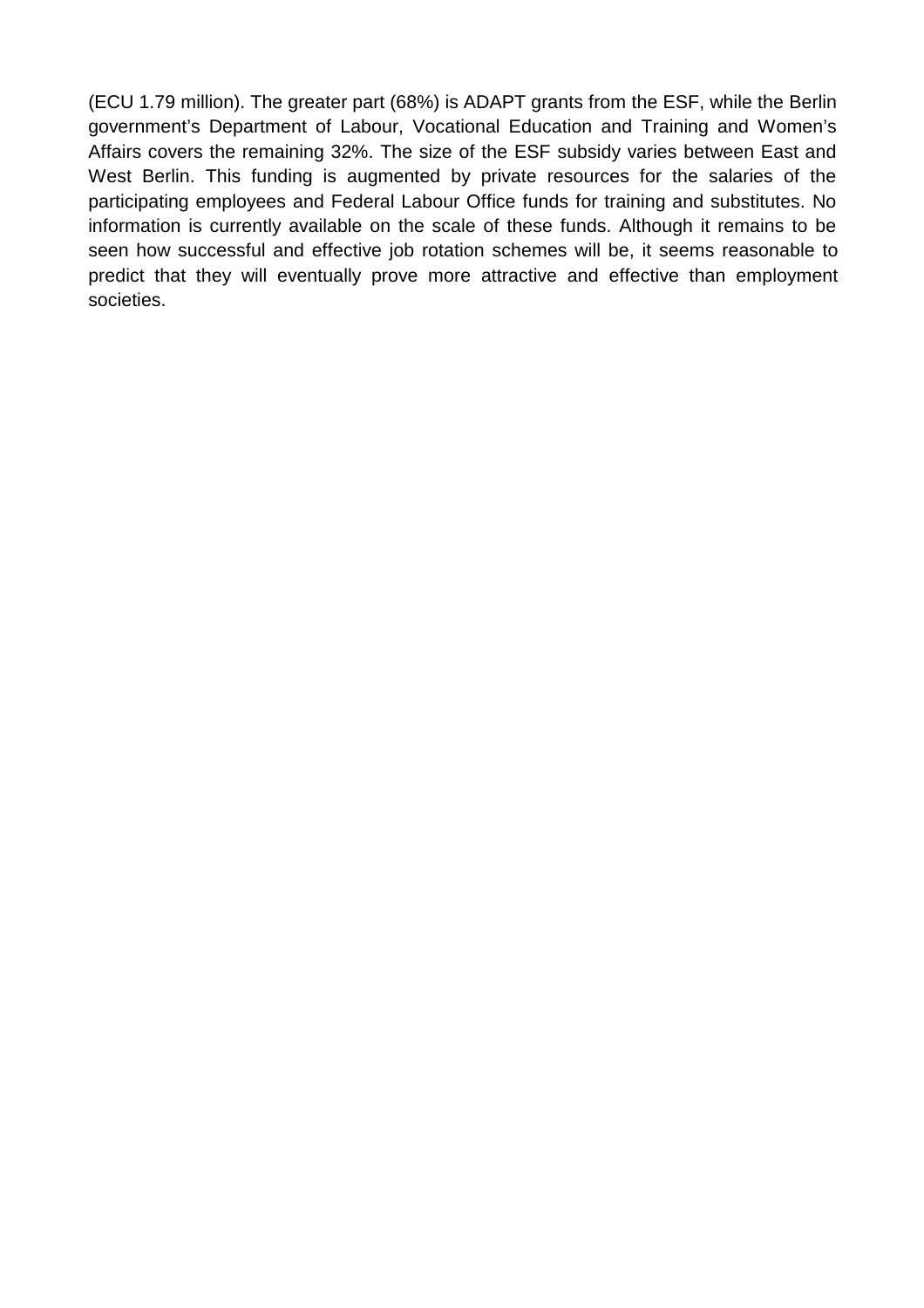(ECU 1.79 million). The greater part (68%) is ADAPT grants from the ESF, while the Berlin government's Department of Labour, Vocational Education and Training and Women's Affairs covers the remaining 32%. The size of the ESF subsidy varies between East and West Berlin. This funding is augmented by private resources for the salaries of the participating employees and Federal Labour Office funds for training and substitutes. No information is currently available on the scale of these funds. Although it remains to be seen how successful and effective job rotation schemes will be, it seems reasonable to predict that they will eventually prove more attractive and effective than employment societies.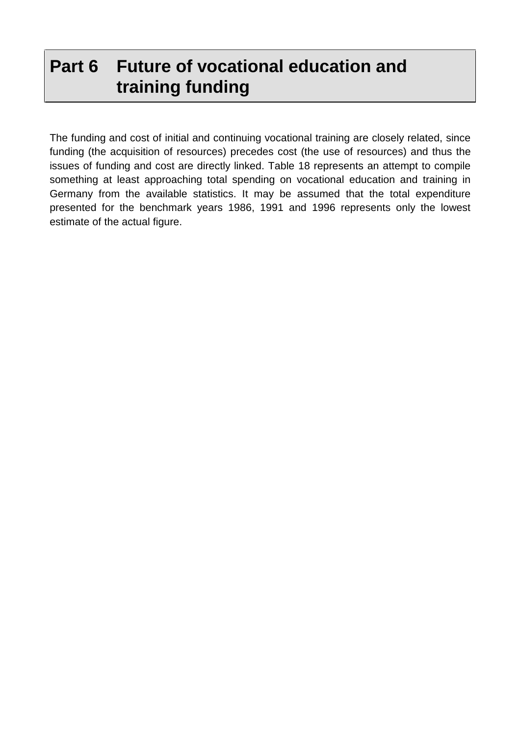# Part 6 Future of vocational education and training funding

The funding and cost of initial and continuing vocational training are closely related, since funding (the acquisition of resources) precedes cost (the use of resources) and thus the issues of funding and cost are directly linked. Table 18 represents an attempt to compile something at least approaching total spending on vocational education and training in Germany from the available statistics. It may be assumed that the total expenditure presented for the benchmark years 1986, 1991 and 1996 represents only the lowest estimate of the actual figure.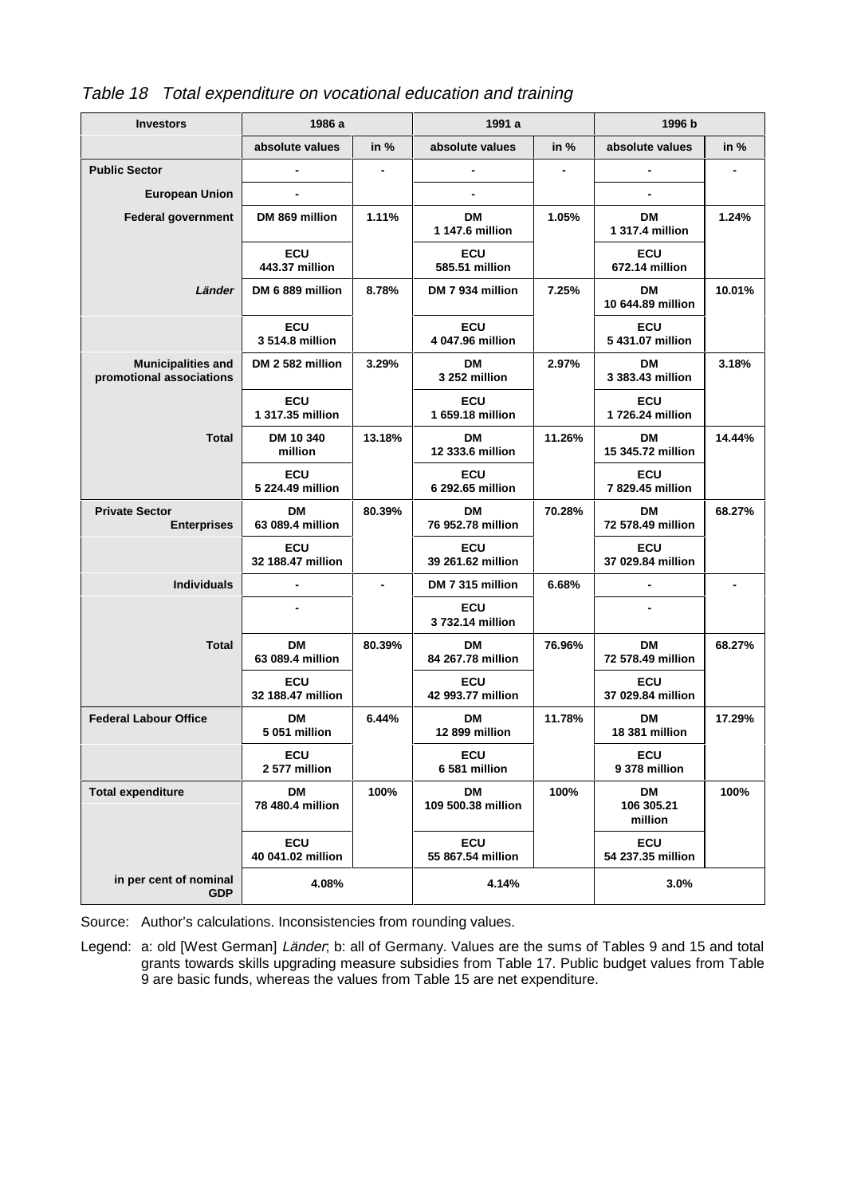*Table 18 Total expenditure on vocational education and training*

| Investors | 1986 a | | 1991 a | | 1996 b | |
|---|---|---|---|---|---|---|
| | absolute values | in % | absolute values | in % | absolute values | in % |
| **Public Sector** | - | - | - | - | - | - |
| **European Union** | - | | - | | - | |
| **Federal government** | DM 869 million | 1.11% | DM 1 147.6 million | 1.05% | DM 1 317.4 million | 1.24% |
| | ECU 443.37 million | | ECU 585.51 million | | ECU 672.14 million | |
| ***Länder*** | DM 6 889 million | 8.78% | DM 7 934 million | 7.25% | DM 10 644.89 million | 10.01% |
| | ECU 3 514.8 million | | ECU 4 047.96 million | | ECU 5 431.07 million | |
| **Municipalities and promotional associations** | DM 2 582 million | 3.29% | DM 3 252 million | 2.97% | DM 3 383.43 million | 3.18% |
| | ECU 1 317.35 million | | ECU 1 659.18 million | | ECU 1 726.24 million | |
| **Total** | DM 10 340 million | 13.18% | DM 12 333.6 million | 11.26% | DM 15 345.72 million | 14.44% |
| | ECU 5 224.49 million | | ECU 6 292.65 million | | ECU 7 829.45 million | |
| **Private Sector Enterprises** | DM 63 089.4 million | 80.39% | DM 76 952.78 million | 70.28% | DM 72 578.49 million | 68.27% |
| | ECU 32 188.47 million | | ECU 39 261.62 million | | ECU 37 029.84 million | |
| **Individuals** | - | - | DM 7 315 million | 6.68% | - | - |
| | - | | ECU 3 732.14 million | | - | |
| **Total** | DM 63 089.4 million | 80.39% | DM 84 267.78 million | 76.96% | DM 72 578.49 million | 68.27% |
| | ECU 32 188.47 million | | ECU 42 993.77 million | | ECU 37 029.84 million | |
| **Federal Labour Office** | DM 5 051 million | 6.44% | DM 12 899 million | 11.78% | DM 18 381 million | 17.29% |
| | ECU 2 577 million | | ECU 6 581 million | | ECU 9 378 million | |
| **Total expenditure** | DM 78 480.4 million | 100% | DM 109 500.38 million | 100% | DM 106 305.21 million | 100% |
| | ECU 40 041.02 million | | ECU 55 867.54 million | | ECU 54 237.35 million | |
| **in per cent of nominal GDP** | 4.08% | | 4.14% | | 3.0% | |

Source: Author's calculations. Inconsistencies from rounding values.

Legend: a: old [West German] *Länder*; b: all of Germany. Values are the sums of Tables 9 and 15 and total grants towards skills upgrading measure subsidies from Table 17. Public budget values from Table 9 are basic funds, whereas the values from Table 15 are net expenditure.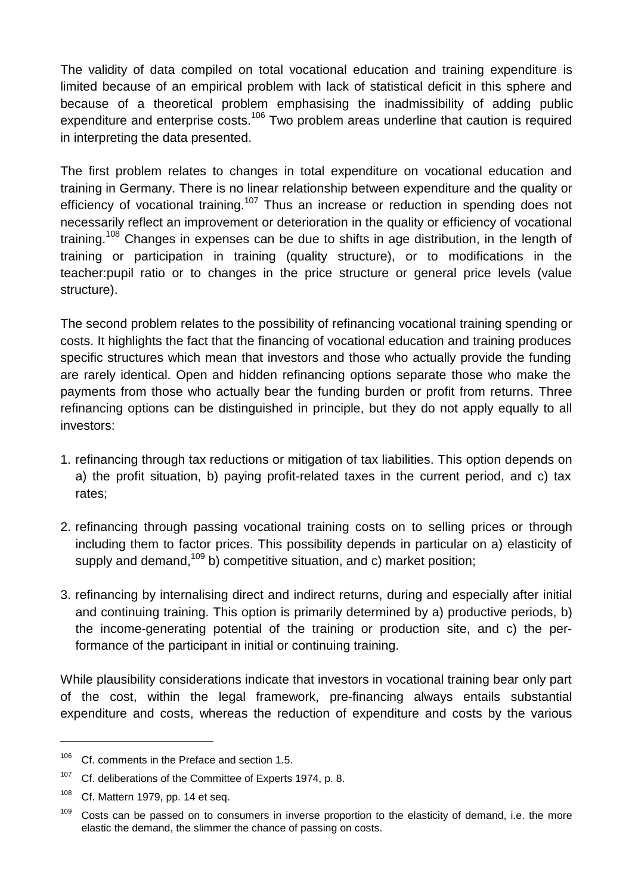The validity of data compiled on total vocational education and training expenditure is limited because of an empirical problem with lack of statistical deficit in this sphere and because of a theoretical problem emphasising the inadmissibility of adding public expenditure and enterprise costs.[106] Two problem areas underline that caution is required in interpreting the data presented.

The first problem relates to changes in total expenditure on vocational education and training in Germany. There is no linear relationship between expenditure and the quality or efficiency of vocational training.[107] Thus an increase or reduction in spending does not necessarily reflect an improvement or deterioration in the quality or efficiency of vocational training.[108] Changes in expenses can be due to shifts in age distribution, in the length of training or participation in training (quality structure), or to modifications in the teacher:pupil ratio or to changes in the price structure or general price levels (value structure).

The second problem relates to the possibility of refinancing vocational training spending or costs. It highlights the fact that the financing of vocational education and training produces specific structures which mean that investors and those who actually provide the funding are rarely identical. Open and hidden refinancing options separate those who make the payments from those who actually bear the funding burden or profit from returns. Three refinancing options can be distinguished in principle, but they do not apply equally to all investors:

1. refinancing through tax reductions or mitigation of tax liabilities. This option depends on a) the profit situation, b) paying profit-related taxes in the current period, and c) tax rates;

2. refinancing through passing vocational training costs on to selling prices or through including them to factor prices. This possibility depends in particular on a) elasticity of supply and demand,[109] b) competitive situation, and c) market position;

3. refinancing by internalising direct and indirect returns, during and especially after initial and continuing training. This option is primarily determined by a) productive periods, b) the income-generating potential of the training or production site, and c) the performance of the participant in initial or continuing training.

While plausibility considerations indicate that investors in vocational training bear only part of the cost, within the legal framework, pre-financing always entails substantial expenditure and costs, whereas the reduction of expenditure and costs by the various

---

[106] Cf. comments in the Preface and section 1.5.

[107] Cf. deliberations of the Committee of Experts 1974, p. 8.

[108] Cf. Mattern 1979, pp. 14 et seq.

[109] Costs can be passed on to consumers in inverse proportion to the elasticity of demand, i.e. the more elastic the demand, the slimmer the chance of passing on costs.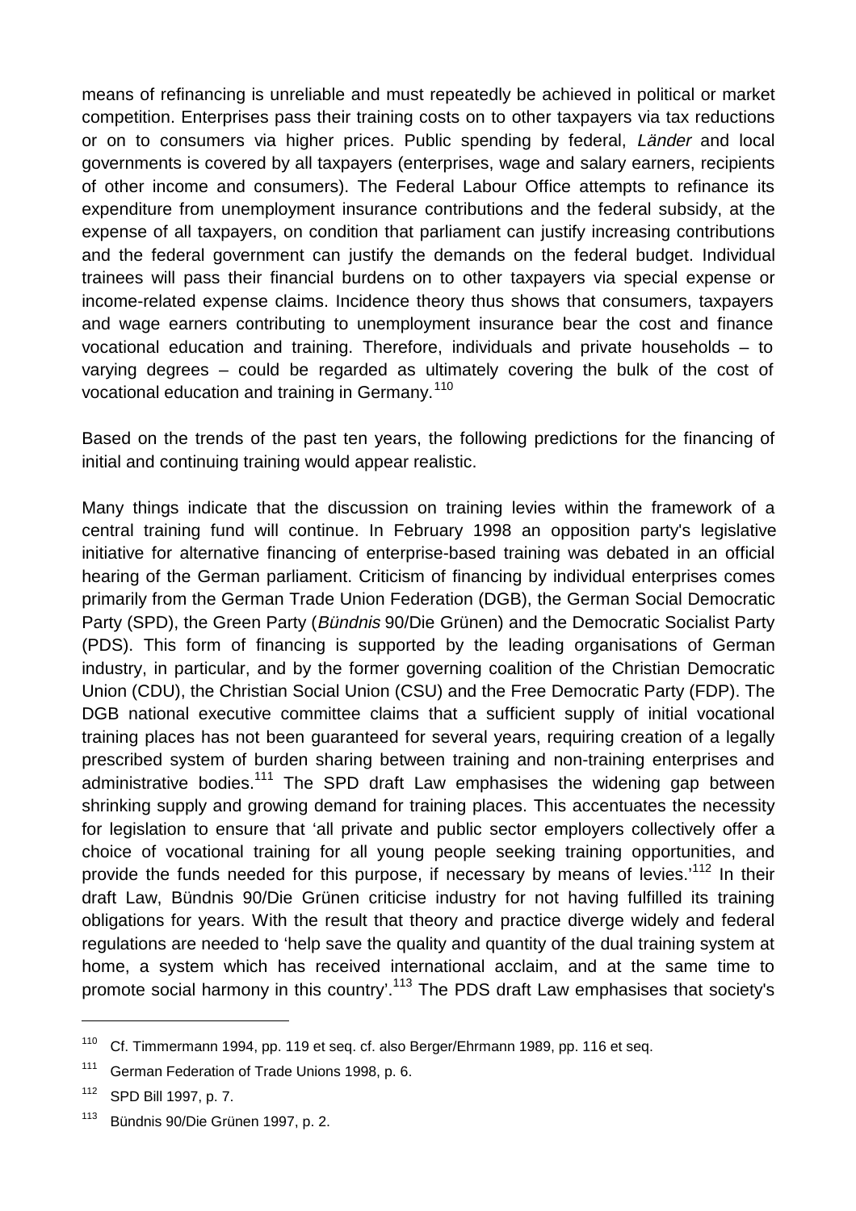means of refinancing is unreliable and must repeatedly be achieved in political or market competition. Enterprises pass their training costs on to other taxpayers via tax reductions or on to consumers via higher prices. Public spending by federal, *Länder* and local governments is covered by all taxpayers (enterprises, wage and salary earners, recipients of other income and consumers). The Federal Labour Office attempts to refinance its expenditure from unemployment insurance contributions and the federal subsidy, at the expense of all taxpayers, on condition that parliament can justify increasing contributions and the federal government can justify the demands on the federal budget. Individual trainees will pass their financial burdens on to other taxpayers via special expense or income-related expense claims. Incidence theory thus shows that consumers, taxpayers and wage earners contributing to unemployment insurance bear the cost and finance vocational education and training. Therefore, individuals and private households – to varying degrees – could be regarded as ultimately covering the bulk of the cost of vocational education and training in Germany.[110]

Based on the trends of the past ten years, the following predictions for the financing of initial and continuing training would appear realistic.

Many things indicate that the discussion on training levies within the framework of a central training fund will continue. In February 1998 an opposition party's legislative initiative for alternative financing of enterprise-based training was debated in an official hearing of the German parliament. Criticism of financing by individual enterprises comes primarily from the German Trade Union Federation (DGB), the German Social Democratic Party (SPD), the Green Party (*Bündnis* 90/Die Grünen) and the Democratic Socialist Party (PDS). This form of financing is supported by the leading organisations of German industry, in particular, and by the former governing coalition of the Christian Democratic Union (CDU), the Christian Social Union (CSU) and the Free Democratic Party (FDP). The DGB national executive committee claims that a sufficient supply of initial vocational training places has not been guaranteed for several years, requiring creation of a legally prescribed system of burden sharing between training and non-training enterprises and administrative bodies.[111] The SPD draft Law emphasises the widening gap between shrinking supply and growing demand for training places. This accentuates the necessity for legislation to ensure that 'all private and public sector employers collectively offer a choice of vocational training for all young people seeking training opportunities, and provide the funds needed for this purpose, if necessary by means of levies.'[112] In their draft Law, Bündnis 90/Die Grünen criticise industry for not having fulfilled its training obligations for years. With the result that theory and practice diverge widely and federal regulations are needed to 'help save the quality and quantity of the dual training system at home, a system which has received international acclaim, and at the same time to promote social harmony in this country'.[113] The PDS draft Law emphasises that society's

---

[110] Cf. Timmermann 1994, pp. 119 et seq. cf. also Berger/Ehrmann 1989, pp. 116 et seq.

[111] German Federation of Trade Unions 1998, p. 6.

[112] SPD Bill 1997, p. 7.

[113] Bündnis 90/Die Grünen 1997, p. 2.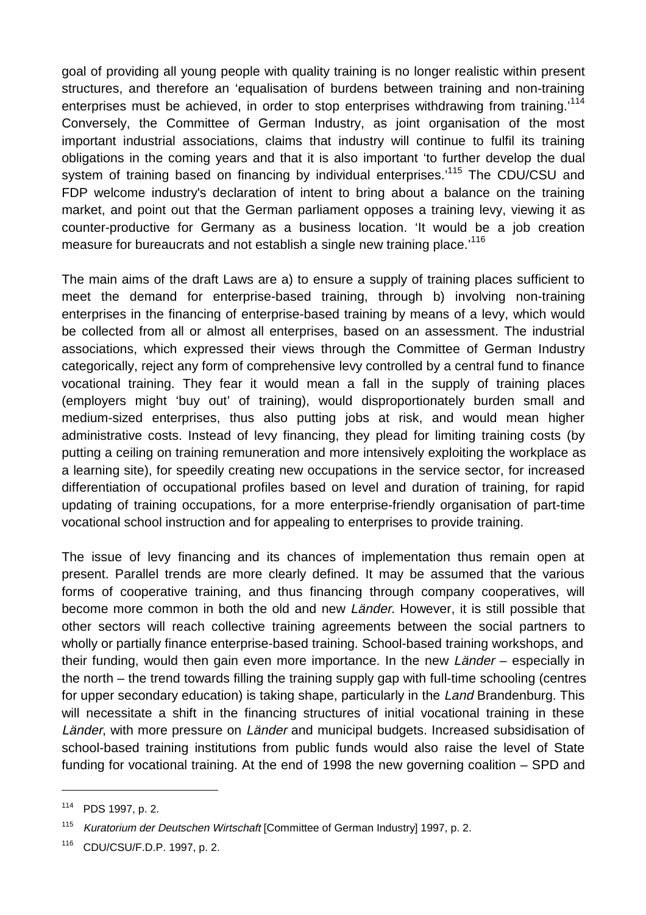goal of providing all young people with quality training is no longer realistic within present structures, and therefore an 'equalisation of burdens between training and non-training enterprises must be achieved, in order to stop enterprises withdrawing from training.'[114] Conversely, the Committee of German Industry, as joint organisation of the most important industrial associations, claims that industry will continue to fulfil its training obligations in the coming years and that it is also important 'to further develop the dual system of training based on financing by individual enterprises.'[115] The CDU/CSU and FDP welcome industry's declaration of intent to bring about a balance on the training market, and point out that the German parliament opposes a training levy, viewing it as counter-productive for Germany as a business location. 'It would be a job creation measure for bureaucrats and not establish a single new training place.'[116]

The main aims of the draft Laws are a) to ensure a supply of training places sufficient to meet the demand for enterprise-based training, through b) involving non-training enterprises in the financing of enterprise-based training by means of a levy, which would be collected from all or almost all enterprises, based on an assessment. The industrial associations, which expressed their views through the Committee of German Industry categorically, reject any form of comprehensive levy controlled by a central fund to finance vocational training. They fear it would mean a fall in the supply of training places (employers might 'buy out' of training), would disproportionately burden small and medium-sized enterprises, thus also putting jobs at risk, and would mean higher administrative costs. Instead of levy financing, they plead for limiting training costs (by putting a ceiling on training remuneration and more intensively exploiting the workplace as a learning site), for speedily creating new occupations in the service sector, for increased differentiation of occupational profiles based on level and duration of training, for rapid updating of training occupations, for a more enterprise-friendly organisation of part-time vocational school instruction and for appealing to enterprises to provide training.

The issue of levy financing and its chances of implementation thus remain open at present. Parallel trends are more clearly defined. It may be assumed that the various forms of cooperative training, and thus financing through company cooperatives, will become more common in both the old and new *Länder*. However, it is still possible that other sectors will reach collective training agreements between the social partners to wholly or partially finance enterprise-based training. School-based training workshops, and their funding, would then gain even more importance. In the new *Länder* – especially in the north – the trend towards filling the training supply gap with full-time schooling (centres for upper secondary education) is taking shape, particularly in the *Land* Brandenburg. This will necessitate a shift in the financing structures of initial vocational training in these *Länder*, with more pressure on *Länder* and municipal budgets. Increased subsidisation of school-based training institutions from public funds would also raise the level of State funding for vocational training. At the end of 1998 the new governing coalition – SPD and

---

[114] PDS 1997, p. 2.

[115] *Kuratorium der Deutschen Wirtschaft* [Committee of German Industry] 1997, p. 2.

[116] CDU/CSU/F.D.P. 1997, p. 2.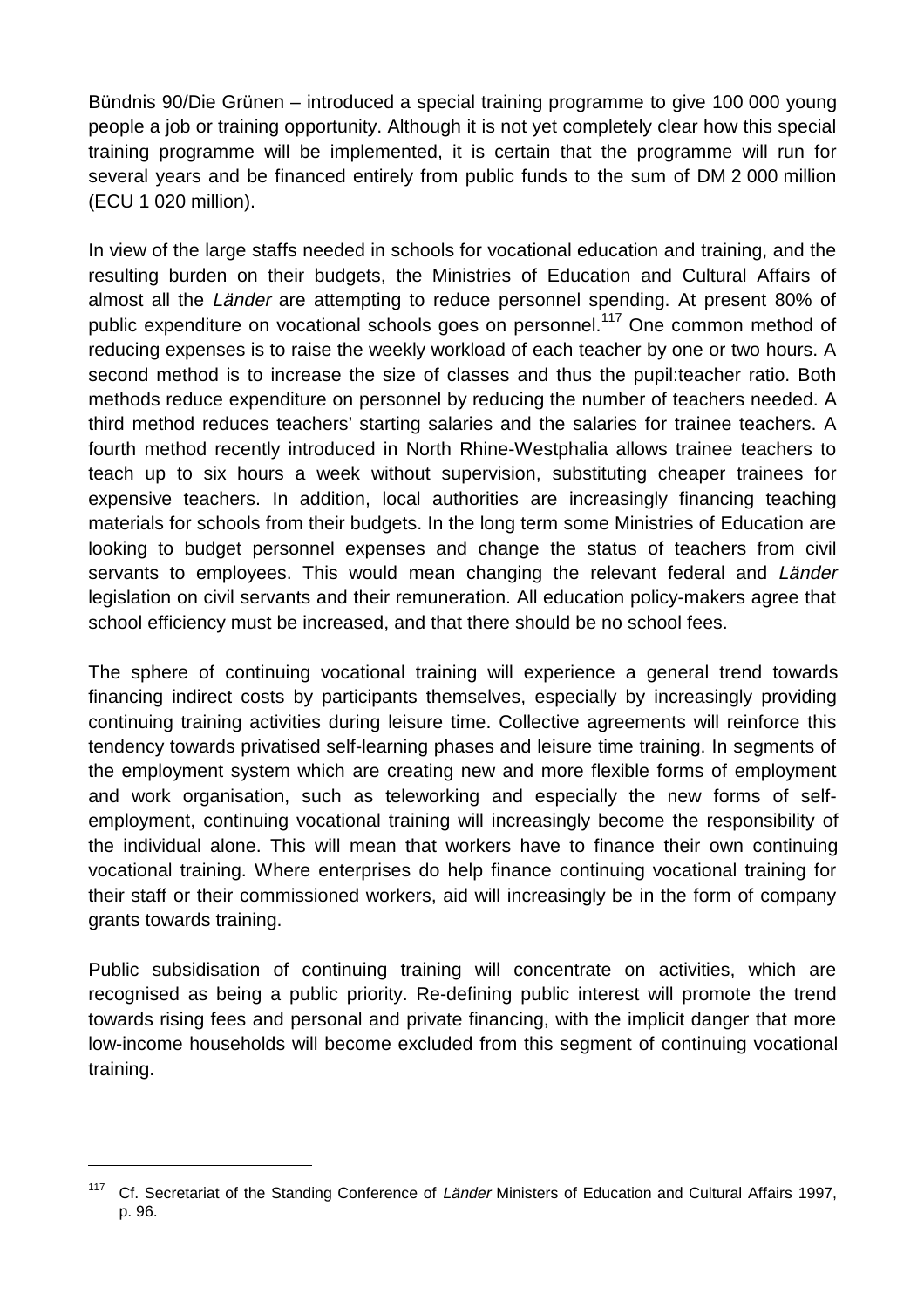Bündnis 90/Die Grünen – introduced a special training programme to give 100 000 young people a job or training opportunity. Although it is not yet completely clear how this special training programme will be implemented, it is certain that the programme will run for several years and be financed entirely from public funds to the sum of DM 2 000 million (ECU 1 020 million).

In view of the large staffs needed in schools for vocational education and training, and the resulting burden on their budgets, the Ministries of Education and Cultural Affairs of almost all the *Länder* are attempting to reduce personnel spending. At present 80% of public expenditure on vocational schools goes on personnel.[117] One common method of reducing expenses is to raise the weekly workload of each teacher by one or two hours. A second method is to increase the size of classes and thus the pupil:teacher ratio. Both methods reduce expenditure on personnel by reducing the number of teachers needed. A third method reduces teachers' starting salaries and the salaries for trainee teachers. A fourth method recently introduced in North Rhine-Westphalia allows trainee teachers to teach up to six hours a week without supervision, substituting cheaper trainees for expensive teachers. In addition, local authorities are increasingly financing teaching materials for schools from their budgets. In the long term some Ministries of Education are looking to budget personnel expenses and change the status of teachers from civil servants to employees. This would mean changing the relevant federal and *Länder* legislation on civil servants and their remuneration. All education policy-makers agree that school efficiency must be increased, and that there should be no school fees.

The sphere of continuing vocational training will experience a general trend towards financing indirect costs by participants themselves, especially by increasingly providing continuing training activities during leisure time. Collective agreements will reinforce this tendency towards privatised self-learning phases and leisure time training. In segments of the employment system which are creating new and more flexible forms of employment and work organisation, such as teleworking and especially the new forms of self-employment, continuing vocational training will increasingly become the responsibility of the individual alone. This will mean that workers have to finance their own continuing vocational training. Where enterprises do help finance continuing vocational training for their staff or their commissioned workers, aid will increasingly be in the form of company grants towards training.

Public subsidisation of continuing training will concentrate on activities, which are recognised as being a public priority. Re-defining public interest will promote the trend towards rising fees and personal and private financing, with the implicit danger that more low-income households will become excluded from this segment of continuing vocational training.

---

[117] Cf. Secretariat of the Standing Conference of *Länder* Ministers of Education and Cultural Affairs 1997, p. 96.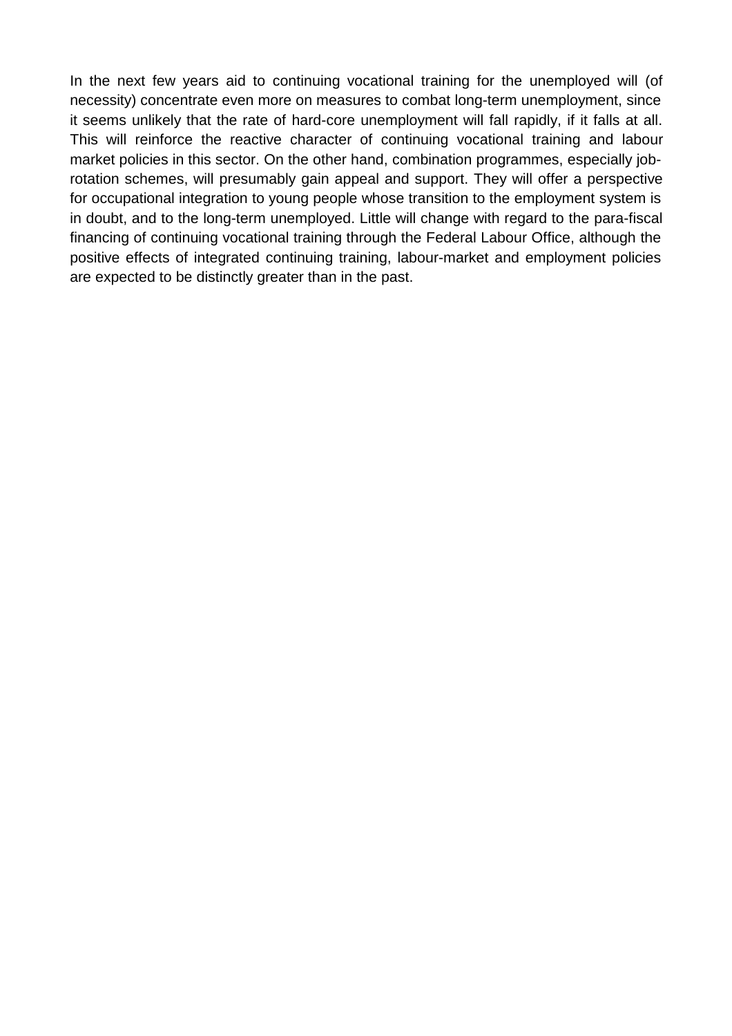In the next few years aid to continuing vocational training for the unemployed will (of necessity) concentrate even more on measures to combat long-term unemployment, since it seems unlikely that the rate of hard-core unemployment will fall rapidly, if it falls at all. This will reinforce the reactive character of continuing vocational training and labour market policies in this sector. On the other hand, combination programmes, especially job-rotation schemes, will presumably gain appeal and support. They will offer a perspective for occupational integration to young people whose transition to the employment system is in doubt, and to the long-term unemployed. Little will change with regard to the para-fiscal financing of continuing vocational training through the Federal Labour Office, although the positive effects of integrated continuing training, labour-market and employment policies are expected to be distinctly greater than in the past.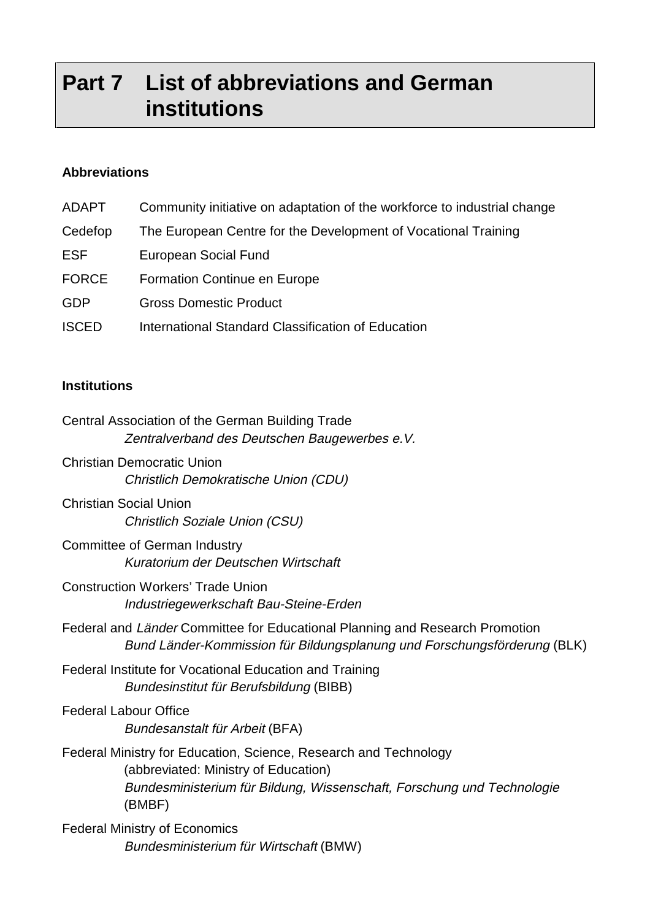# Part 7 List of abbreviations and German institutions

**Abbreviations**

| | |
|---|---|
| ADAPT | Community initiative on adaptation of the workforce to industrial change |
| Cedefop | The European Centre for the Development of Vocational Training |
| ESF | European Social Fund |
| FORCE | Formation Continue en Europe |
| GDP | Gross Domestic Product |
| ISCED | International Standard Classification of Education |

**Institutions**

Central Association of the German Building Trade
*Zentralverband des Deutschen Baugewerbes e.V.*

Christian Democratic Union
*Christlich Demokratische Union (CDU)*

Christian Social Union
*Christlich Soziale Union (CSU)*

Committee of German Industry
*Kuratorium der Deutschen Wirtschaft*

Construction Workers' Trade Union
*Industriegewerkschaft Bau-Steine-Erden*

Federal and *Länder* Committee for Educational Planning and Research Promotion
*Bund Länder-Kommission für Bildungsplanung und Forschungsförderung* (BLK)

Federal Institute for Vocational Education and Training
*Bundesinstitut für Berufsbildung* (BIBB)

Federal Labour Office
*Bundesanstalt für Arbeit* (BFA)

Federal Ministry for Education, Science, Research and Technology
(abbreviated: Ministry of Education)
*Bundesministerium für Bildung, Wissenschaft, Forschung und Technologie* (BMBF)

Federal Ministry of Economics
*Bundesministerium für Wirtschaft* (BMW)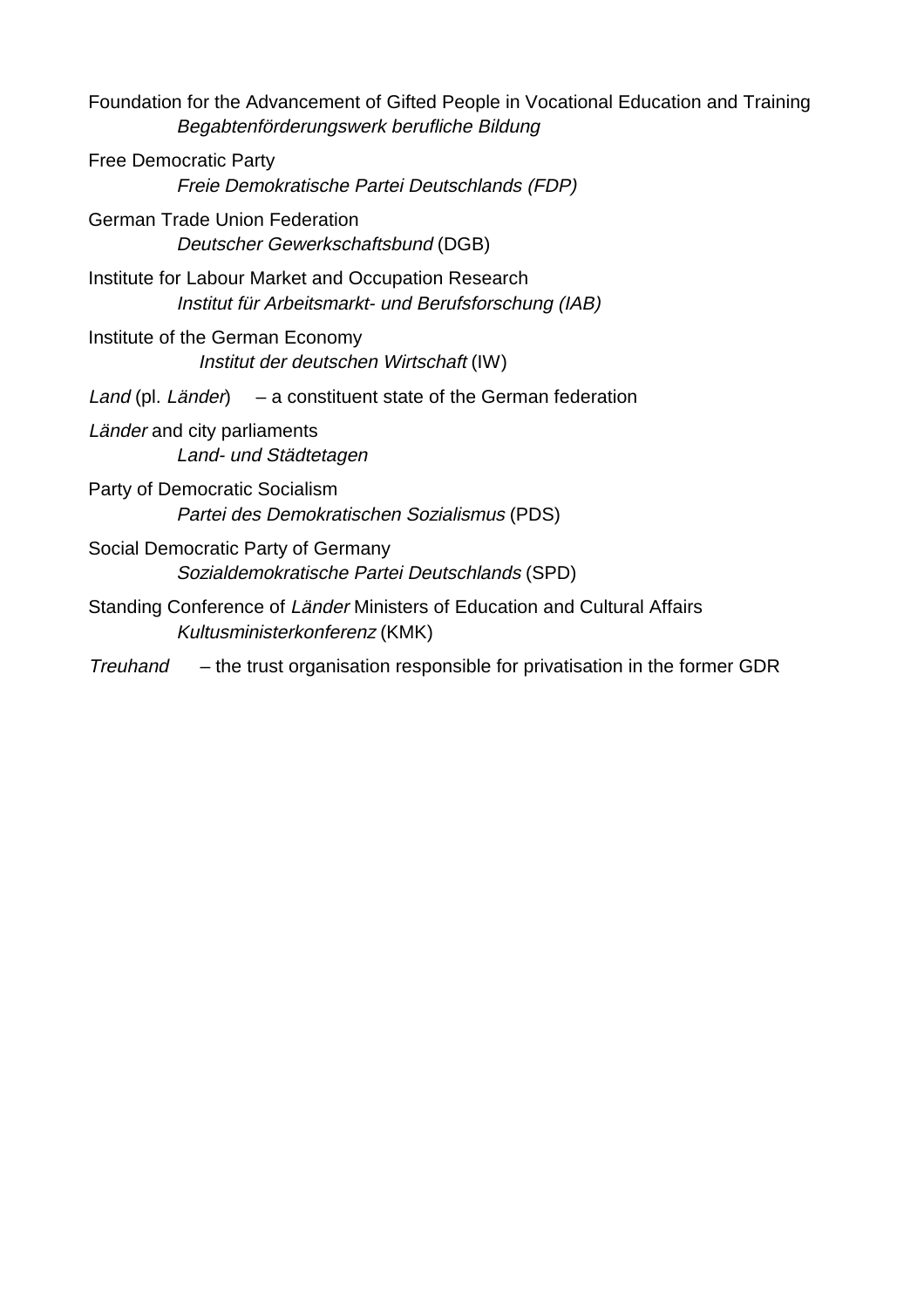Foundation for the Advancement of Gifted People in Vocational Education and Training
*Begabtenförderungswerk berufliche Bildung*

Free Democratic Party
*Freie Demokratische Partei Deutschlands (FDP)*

German Trade Union Federation
*Deutscher Gewerkschaftsbund* (DGB)

Institute for Labour Market and Occupation Research
*Institut für Arbeitsmarkt- und Berufsforschung (IAB)*

Institute of the German Economy
*Institut der deutschen Wirtschaft* (IW)

*Land* (pl. *Länder*) – a constituent state of the German federation

*Länder* and city parliaments
*Land- und Städtetagen*

Party of Democratic Socialism
*Partei des Demokratischen Sozialismus* (PDS)

Social Democratic Party of Germany
*Sozialdemokratische Partei Deutschlands* (SPD)

Standing Conference of *Länder* Ministers of Education and Cultural Affairs
*Kultusministerkonferenz* (KMK)

*Treuhand* – the trust organisation responsible for privatisation in the former GDR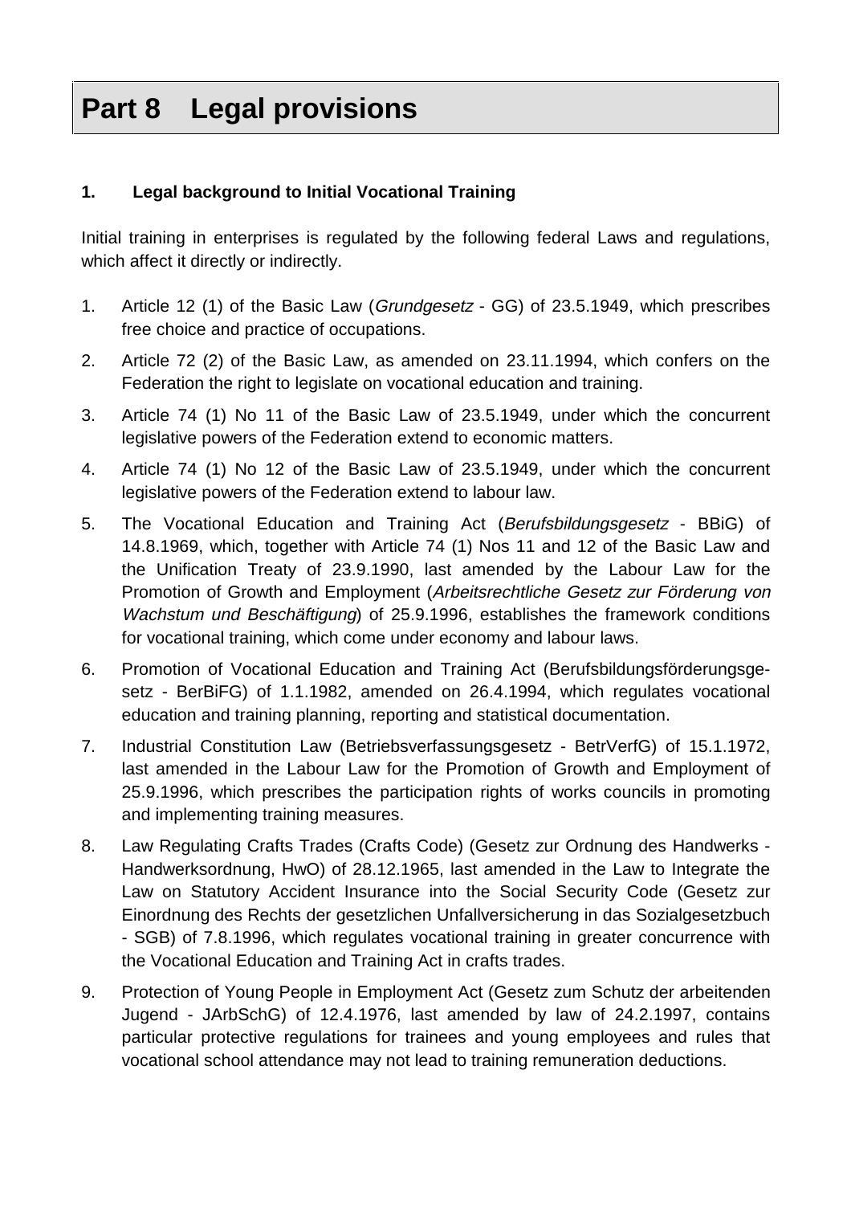# Part 8 Legal provisions

## 1. Legal background to Initial Vocational Training

Initial training in enterprises is regulated by the following federal Laws and regulations, which affect it directly or indirectly.

1. Article 12 (1) of the Basic Law (*Grundgesetz* - GG) of 23.5.1949, which prescribes free choice and practice of occupations.
2. Article 72 (2) of the Basic Law, as amended on 23.11.1994, which confers on the Federation the right to legislate on vocational education and training.
3. Article 74 (1) No 11 of the Basic Law of 23.5.1949, under which the concurrent legislative powers of the Federation extend to economic matters.
4. Article 74 (1) No 12 of the Basic Law of 23.5.1949, under which the concurrent legislative powers of the Federation extend to labour law.
5. The Vocational Education and Training Act (*Berufsbildungsgesetz* - BBiG) of 14.8.1969, which, together with Article 74 (1) Nos 11 and 12 of the Basic Law and the Unification Treaty of 23.9.1990, last amended by the Labour Law for the Promotion of Growth and Employment (*Arbeitsrechtliche Gesetz zur Förderung von Wachstum und Beschäftigung*) of 25.9.1996, establishes the framework conditions for vocational training, which come under economy and labour laws.
6. Promotion of Vocational Education and Training Act (Berufsbildungsförderungsgesetz - BerBiFG) of 1.1.1982, amended on 26.4.1994, which regulates vocational education and training planning, reporting and statistical documentation.
7. Industrial Constitution Law (Betriebsverfassungsgesetz - BetrVerfG) of 15.1.1972, last amended in the Labour Law for the Promotion of Growth and Employment of 25.9.1996, which prescribes the participation rights of works councils in promoting and implementing training measures.
8. Law Regulating Crafts Trades (Crafts Code) (Gesetz zur Ordnung des Handwerks - Handwerksordnung, HwO) of 28.12.1965, last amended in the Law to Integrate the Law on Statutory Accident Insurance into the Social Security Code (Gesetz zur Einordnung des Rechts der gesetzlichen Unfallversicherung in das Sozialgesetzbuch - SGB) of 7.8.1996, which regulates vocational training in greater concurrence with the Vocational Education and Training Act in crafts trades.
9. Protection of Young People in Employment Act (Gesetz zum Schutz der arbeitenden Jugend - JArbSchG) of 12.4.1976, last amended by law of 24.2.1997, contains particular protective regulations for trainees and young employees and rules that vocational school attendance may not lead to training remuneration deductions.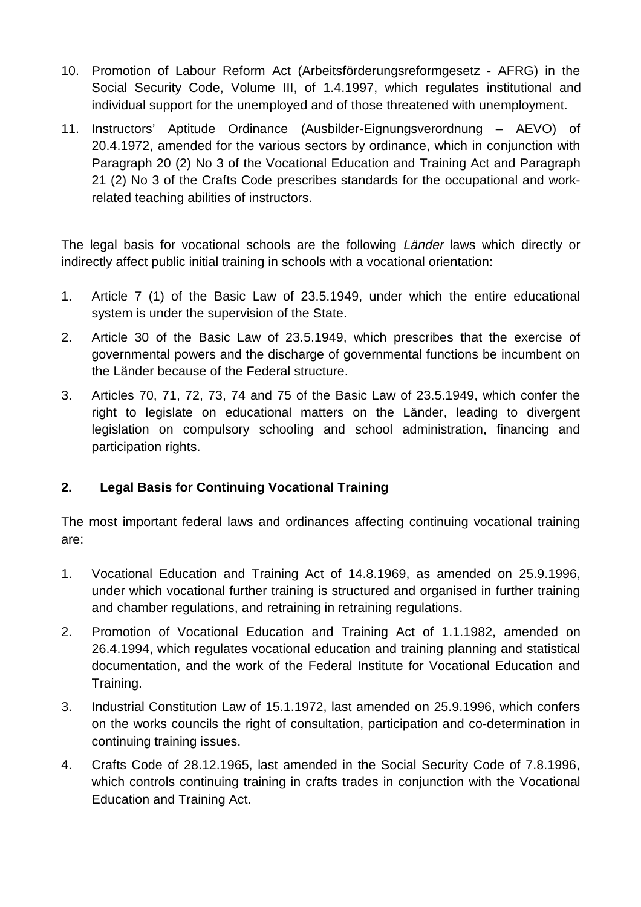10. Promotion of Labour Reform Act (Arbeitsförderungsreformgesetz - AFRG) in the Social Security Code, Volume III, of 1.4.1997, which regulates institutional and individual support for the unemployed and of those threatened with unemployment.
11. Instructors' Aptitude Ordinance (Ausbilder-Eignungsverordnung – AEVO) of 20.4.1972, amended for the various sectors by ordinance, which in conjunction with Paragraph 20 (2) No 3 of the Vocational Education and Training Act and Paragraph 21 (2) No 3 of the Crafts Code prescribes standards for the occupational and work-related teaching abilities of instructors.

The legal basis for vocational schools are the following *Länder* laws which directly or indirectly affect public initial training in schools with a vocational orientation:

1. Article 7 (1) of the Basic Law of 23.5.1949, under which the entire educational system is under the supervision of the State.
2. Article 30 of the Basic Law of 23.5.1949, which prescribes that the exercise of governmental powers and the discharge of governmental functions be incumbent on the Länder because of the Federal structure.
3. Articles 70, 71, 72, 73, 74 and 75 of the Basic Law of 23.5.1949, which confer the right to legislate on educational matters on the Länder, leading to divergent legislation on compulsory schooling and school administration, financing and participation rights.

## 2. Legal Basis for Continuing Vocational Training

The most important federal laws and ordinances affecting continuing vocational training are:

1. Vocational Education and Training Act of 14.8.1969, as amended on 25.9.1996, under which vocational further training is structured and organised in further training and chamber regulations, and retraining in retraining regulations.
2. Promotion of Vocational Education and Training Act of 1.1.1982, amended on 26.4.1994, which regulates vocational education and training planning and statistical documentation, and the work of the Federal Institute for Vocational Education and Training.
3. Industrial Constitution Law of 15.1.1972, last amended on 25.9.1996, which confers on the works councils the right of consultation, participation and co-determination in continuing training issues.
4. Crafts Code of 28.12.1965, last amended in the Social Security Code of 7.8.1996, which controls continuing training in crafts trades in conjunction with the Vocational Education and Training Act.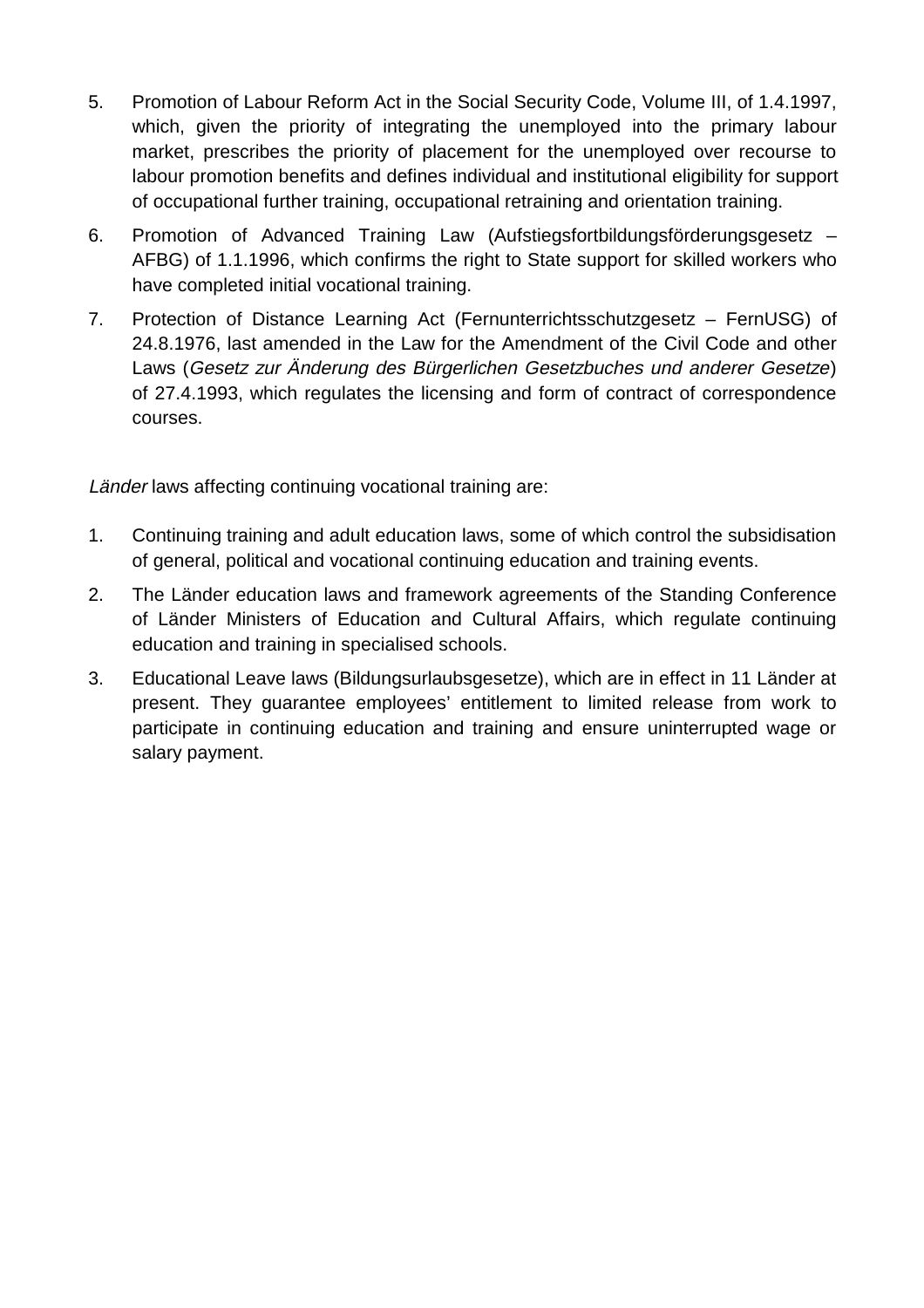5. Promotion of Labour Reform Act in the Social Security Code, Volume III, of 1.4.1997, which, given the priority of integrating the unemployed into the primary labour market, prescribes the priority of placement for the unemployed over recourse to labour promotion benefits and defines individual and institutional eligibility for support of occupational further training, occupational retraining and orientation training.
6. Promotion of Advanced Training Law (Aufstiegsfortbildungsförderungsgesetz – AFBG) of 1.1.1996, which confirms the right to State support for skilled workers who have completed initial vocational training.
7. Protection of Distance Learning Act (Fernunterrichtsschutzgesetz – FernUSG) of 24.8.1976, last amended in the Law for the Amendment of the Civil Code and other Laws (*Gesetz zur Änderung des Bürgerlichen Gesetzbuches und anderer Gesetze*) of 27.4.1993, which regulates the licensing and form of contract of correspondence courses.

*Länder* laws affecting continuing vocational training are:

1. Continuing training and adult education laws, some of which control the subsidisation of general, political and vocational continuing education and training events.
2. The Länder education laws and framework agreements of the Standing Conference of Länder Ministers of Education and Cultural Affairs, which regulate continuing education and training in specialised schools.
3. Educational Leave laws (Bildungsurlaubsgesetze), which are in effect in 11 Länder at present. They guarantee employees' entitlement to limited release from work to participate in continuing education and training and ensure uninterrupted wage or salary payment.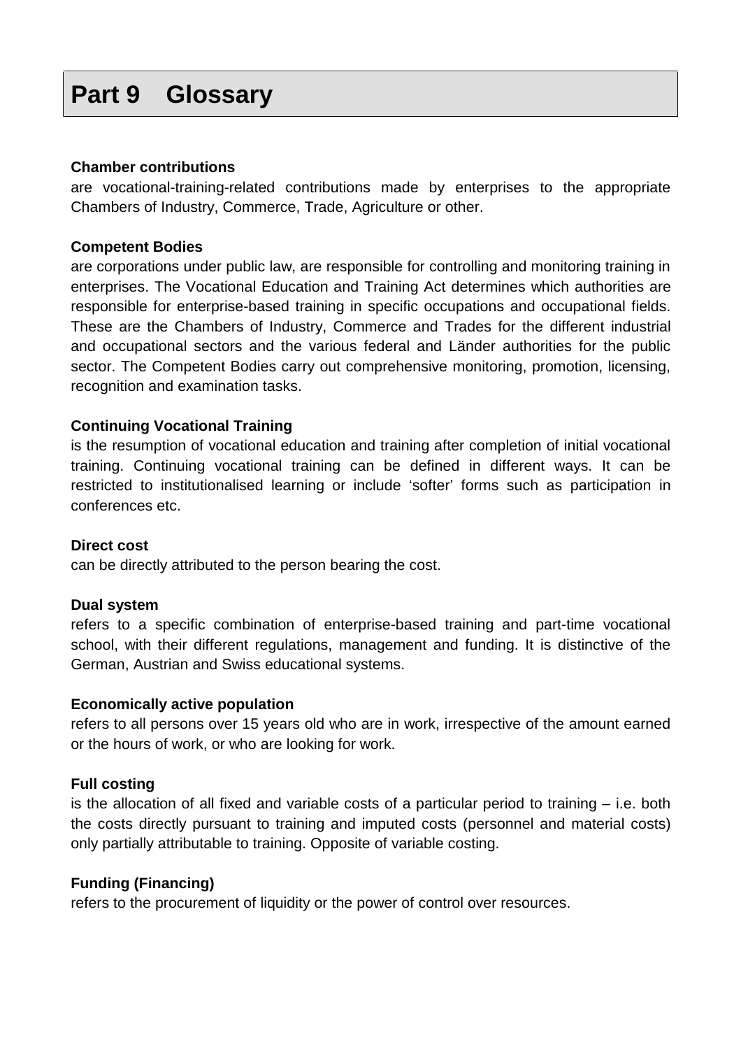# Part 9 Glossary

**Chamber contributions**
are vocational-training-related contributions made by enterprises to the appropriate Chambers of Industry, Commerce, Trade, Agriculture or other.

**Competent Bodies**
are corporations under public law, are responsible for controlling and monitoring training in enterprises. The Vocational Education and Training Act determines which authorities are responsible for enterprise-based training in specific occupations and occupational fields. These are the Chambers of Industry, Commerce and Trades for the different industrial and occupational sectors and the various federal and Länder authorities for the public sector. The Competent Bodies carry out comprehensive monitoring, promotion, licensing, recognition and examination tasks.

**Continuing Vocational Training**
is the resumption of vocational education and training after completion of initial vocational training. Continuing vocational training can be defined in different ways. It can be restricted to institutionalised learning or include 'softer' forms such as participation in conferences etc.

**Direct cost**
can be directly attributed to the person bearing the cost.

**Dual system**
refers to a specific combination of enterprise-based training and part-time vocational school, with their different regulations, management and funding. It is distinctive of the German, Austrian and Swiss educational systems.

**Economically active population**
refers to all persons over 15 years old who are in work, irrespective of the amount earned or the hours of work, or who are looking for work.

**Full costing**
is the allocation of all fixed and variable costs of a particular period to training – i.e. both the costs directly pursuant to training and imputed costs (personnel and material costs) only partially attributable to training. Opposite of variable costing.

**Funding (Financing)**
refers to the procurement of liquidity or the power of control over resources.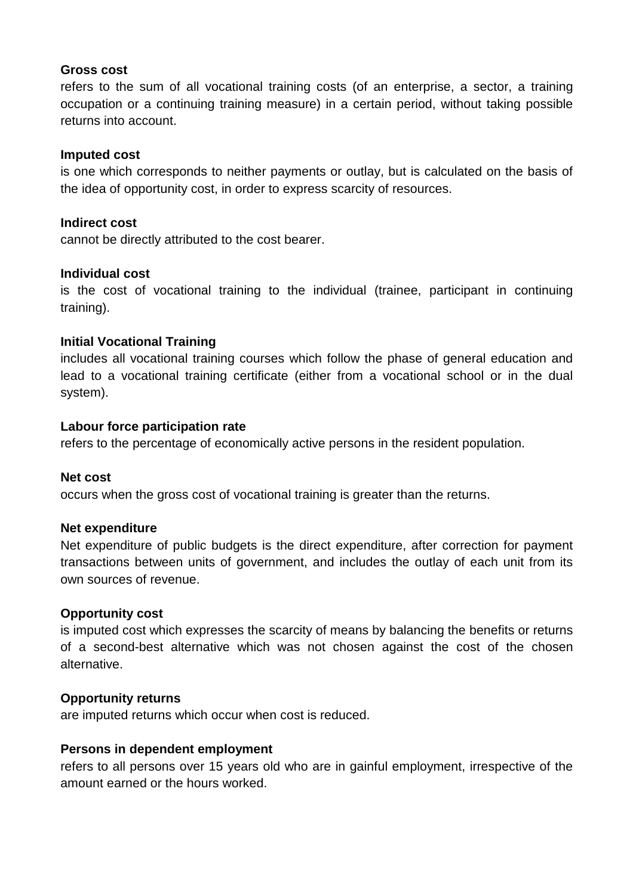**Gross cost**
refers to the sum of all vocational training costs (of an enterprise, a sector, a training occupation or a continuing training measure) in a certain period, without taking possible returns into account.

**Imputed cost**
is one which corresponds to neither payments or outlay, but is calculated on the basis of the idea of opportunity cost, in order to express scarcity of resources.

**Indirect cost**
cannot be directly attributed to the cost bearer.

**Individual cost**
is the cost of vocational training to the individual (trainee, participant in continuing training).

**Initial Vocational Training**
includes all vocational training courses which follow the phase of general education and lead to a vocational training certificate (either from a vocational school or in the dual system).

**Labour force participation rate**
refers to the percentage of economically active persons in the resident population.

**Net cost**
occurs when the gross cost of vocational training is greater than the returns.

**Net expenditure**
Net expenditure of public budgets is the direct expenditure, after correction for payment transactions between units of government, and includes the outlay of each unit from its own sources of revenue.

**Opportunity cost**
is imputed cost which expresses the scarcity of means by balancing the benefits or returns of a second-best alternative which was not chosen against the cost of the chosen alternative.

**Opportunity returns**
are imputed returns which occur when cost is reduced.

**Persons in dependent employment**
refers to all persons over 15 years old who are in gainful employment, irrespective of the amount earned or the hours worked.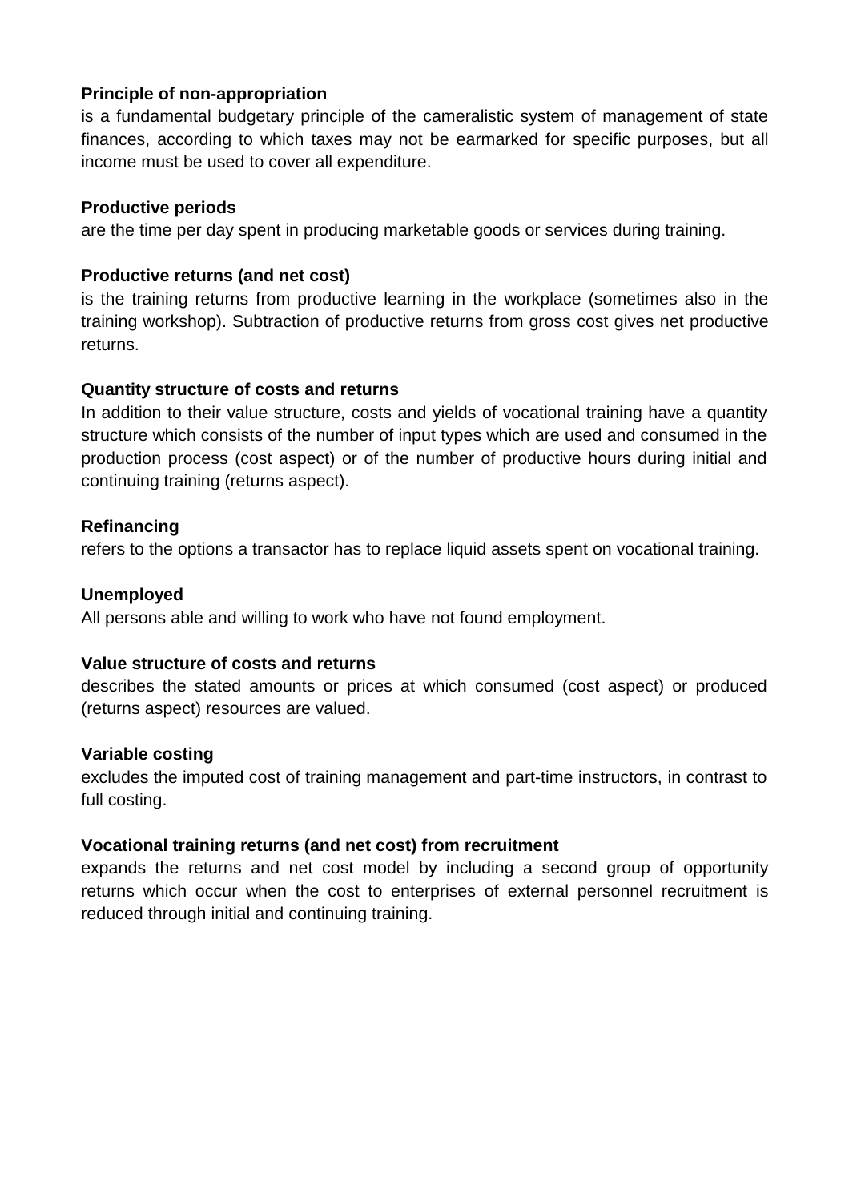**Principle of non-appropriation**
is a fundamental budgetary principle of the cameralistic system of management of state finances, according to which taxes may not be earmarked for specific purposes, but all income must be used to cover all expenditure.

**Productive periods**
are the time per day spent in producing marketable goods or services during training.

**Productive returns (and net cost)**
is the training returns from productive learning in the workplace (sometimes also in the training workshop). Subtraction of productive returns from gross cost gives net productive returns.

**Quantity structure of costs and returns**
In addition to their value structure, costs and yields of vocational training have a quantity structure which consists of the number of input types which are used and consumed in the production process (cost aspect) or of the number of productive hours during initial and continuing training (returns aspect).

**Refinancing**
refers to the options a transactor has to replace liquid assets spent on vocational training.

**Unemployed**
All persons able and willing to work who have not found employment.

**Value structure of costs and returns**
describes the stated amounts or prices at which consumed (cost aspect) or produced (returns aspect) resources are valued.

**Variable costing**
excludes the imputed cost of training management and part-time instructors, in contrast to full costing.

**Vocational training returns (and net cost) from recruitment**
expands the returns and net cost model by including a second group of opportunity returns which occur when the cost to enterprises of external personnel recruitment is reduced through initial and continuing training.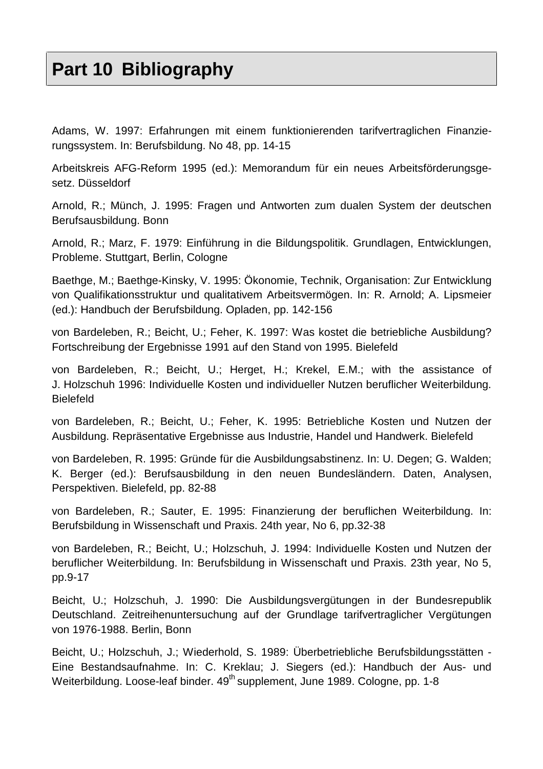# Part 10 Bibliography

Adams, W. 1997: Erfahrungen mit einem funktionierenden tarifvertraglichen Finanzierungssystem. In: Berufsbildung. No 48, pp. 14-15

Arbeitskreis AFG-Reform 1995 (ed.): Memorandum für ein neues Arbeitsförderungsgesetz. Düsseldorf

Arnold, R.; Münch, J. 1995: Fragen und Antworten zum dualen System der deutschen Berufsausbildung. Bonn

Arnold, R.; Marz, F. 1979: Einführung in die Bildungspolitik. Grundlagen, Entwicklungen, Probleme. Stuttgart, Berlin, Cologne

Baethge, M.; Baethge-Kinsky, V. 1995: Ökonomie, Technik, Organisation: Zur Entwicklung von Qualifikationsstruktur und qualitativem Arbeitsvermögen. In: R. Arnold; A. Lipsmeier (ed.): Handbuch der Berufsbildung. Opladen, pp. 142-156

von Bardeleben, R.; Beicht, U.; Feher, K. 1997: Was kostet die betriebliche Ausbildung? Fortschreibung der Ergebnisse 1991 auf den Stand von 1995. Bielefeld

von Bardeleben, R.; Beicht, U.; Herget, H.; Krekel, E.M.; with the assistance of J. Holzschuh 1996: Individuelle Kosten und individueller Nutzen beruflicher Weiterbildung. Bielefeld

von Bardeleben, R.; Beicht, U.; Feher, K. 1995: Betriebliche Kosten und Nutzen der Ausbildung. Repräsentative Ergebnisse aus Industrie, Handel und Handwerk. Bielefeld

von Bardeleben, R. 1995: Gründe für die Ausbildungsabstinenz. In: U. Degen; G. Walden; K. Berger (ed.): Berufsausbildung in den neuen Bundesländern. Daten, Analysen, Perspektiven. Bielefeld, pp. 82-88

von Bardeleben, R.; Sauter, E. 1995: Finanzierung der beruflichen Weiterbildung. In: Berufsbildung in Wissenschaft und Praxis. 24th year, No 6, pp.32-38

von Bardeleben, R.; Beicht, U.; Holzschuh, J. 1994: Individuelle Kosten und Nutzen der beruflicher Weiterbildung. In: Berufsbildung in Wissenschaft und Praxis. 23th year, No 5, pp.9-17

Beicht, U.; Holzschuh, J. 1990: Die Ausbildungsvergütungen in der Bundesrepublik Deutschland. Zeitreihenuntersuchung auf der Grundlage tarifvertraglicher Vergütungen von 1976-1988. Berlin, Bonn

Beicht, U.; Holzschuh, J.; Wiederhold, S. 1989: Überbetriebliche Berufsbildungsstätten - Eine Bestandsaufnahme. In: C. Kreklau; J. Siegers (ed.): Handbuch der Aus- und Weiterbildung. Loose-leaf binder. 49th supplement, June 1989. Cologne, pp. 1-8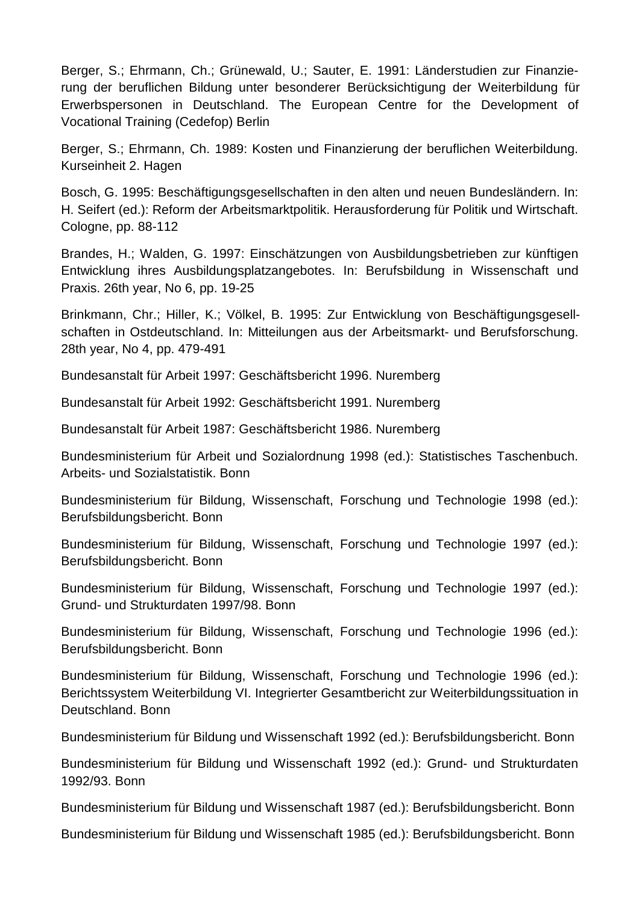Berger, S.; Ehrmann, Ch.; Grünewald, U.; Sauter, E. 1991: Länderstudien zur Finanzierung der beruflichen Bildung unter besonderer Berücksichtigung der Weiterbildung für Erwerbspersonen in Deutschland. The European Centre for the Development of Vocational Training (Cedefop) Berlin

Berger, S.; Ehrmann, Ch. 1989: Kosten und Finanzierung der beruflichen Weiterbildung. Kurseinheit 2. Hagen

Bosch, G. 1995: Beschäftigungsgesellschaften in den alten und neuen Bundesländern. In: H. Seifert (ed.): Reform der Arbeitsmarktpolitik. Herausforderung für Politik und Wirtschaft. Cologne, pp. 88-112

Brandes, H.; Walden, G. 1997: Einschätzungen von Ausbildungsbetrieben zur künftigen Entwicklung ihres Ausbildungsplatzangebotes. In: Berufsbildung in Wissenschaft und Praxis. 26th year, No 6, pp. 19-25

Brinkmann, Chr.; Hiller, K.; Völkel, B. 1995: Zur Entwicklung von Beschäftigungsgesellschaften in Ostdeutschland. In: Mitteilungen aus der Arbeitsmarkt- und Berufsforschung. 28th year, No 4, pp. 479-491

Bundesanstalt für Arbeit 1997: Geschäftsbericht 1996. Nuremberg

Bundesanstalt für Arbeit 1992: Geschäftsbericht 1991. Nuremberg

Bundesanstalt für Arbeit 1987: Geschäftsbericht 1986. Nuremberg

Bundesministerium für Arbeit und Sozialordnung 1998 (ed.): Statistisches Taschenbuch. Arbeits- und Sozialstatistik. Bonn

Bundesministerium für Bildung, Wissenschaft, Forschung und Technologie 1998 (ed.): Berufsbildungsbericht. Bonn

Bundesministerium für Bildung, Wissenschaft, Forschung und Technologie 1997 (ed.): Berufsbildungsbericht. Bonn

Bundesministerium für Bildung, Wissenschaft, Forschung und Technologie 1997 (ed.): Grund- und Strukturdaten 1997/98. Bonn

Bundesministerium für Bildung, Wissenschaft, Forschung und Technologie 1996 (ed.): Berufsbildungsbericht. Bonn

Bundesministerium für Bildung, Wissenschaft, Forschung und Technologie 1996 (ed.): Berichtssystem Weiterbildung VI. Integrierter Gesamtbericht zur Weiterbildungssituation in Deutschland. Bonn

Bundesministerium für Bildung und Wissenschaft 1992 (ed.): Berufsbildungsbericht. Bonn

Bundesministerium für Bildung und Wissenschaft 1992 (ed.): Grund- und Strukturdaten 1992/93. Bonn

Bundesministerium für Bildung und Wissenschaft 1987 (ed.): Berufsbildungsbericht. Bonn

Bundesministerium für Bildung und Wissenschaft 1985 (ed.): Berufsbildungsbericht. Bonn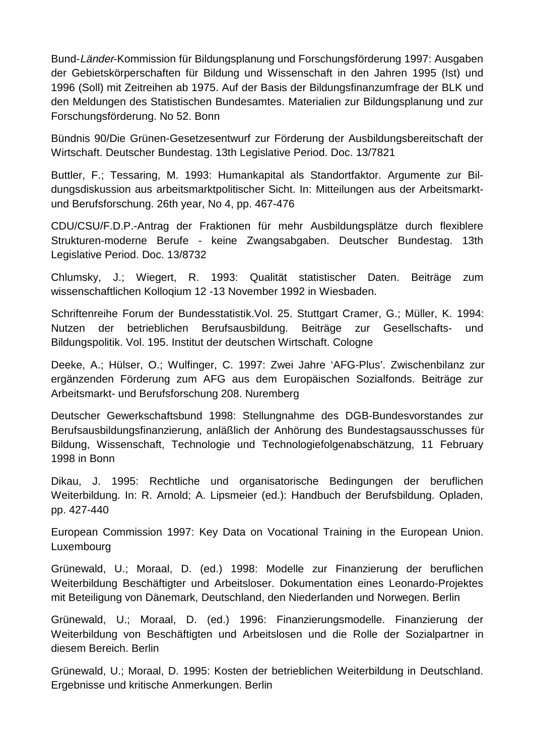Bund-*Länder*-Kommission für Bildungsplanung und Forschungsförderung 1997: Ausgaben der Gebietskörperschaften für Bildung und Wissenschaft in den Jahren 1995 (Ist) und 1996 (Soll) mit Zeitreihen ab 1975. Auf der Basis der Bildungsfinanzumfrage der BLK und den Meldungen des Statistischen Bundesamtes. Materialien zur Bildungsplanung und zur Forschungsförderung. No 52. Bonn

Bündnis 90/Die Grünen-Gesetzesentwurf zur Förderung der Ausbildungsbereitschaft der Wirtschaft. Deutscher Bundestag. 13th Legislative Period. Doc. 13/7821

Buttler, F.; Tessaring, M. 1993: Humankapital als Standortfaktor. Argumente zur Bildungsdiskussion aus arbeitsmarktpolitischer Sicht. In: Mitteilungen aus der Arbeitsmarkt- und Berufsforschung. 26th year, No 4, pp. 467-476

CDU/CSU/F.D.P.-Antrag der Fraktionen für mehr Ausbildungsplätze durch flexiblere Strukturen-moderne Berufe - keine Zwangsabgaben. Deutscher Bundestag. 13th Legislative Period. Doc. 13/8732

Chlumsky, J.; Wiegert, R. 1993: Qualität statistischer Daten. Beiträge zum wissenschaftlichen Kolloqium 12 -13 November 1992 in Wiesbaden.

Schriftenreihe Forum der Bundesstatistik.Vol. 25. Stuttgart Cramer, G.; Müller, K. 1994: Nutzen der betrieblichen Berufsausbildung. Beiträge zur Gesellschafts- und Bildungspolitik. Vol. 195. Institut der deutschen Wirtschaft. Cologne

Deeke, A.; Hülser, O.; Wulfinger, C. 1997: Zwei Jahre 'AFG-Plus'. Zwischenbilanz zur ergänzenden Förderung zum AFG aus dem Europäischen Sozialfonds. Beiträge zur Arbeitsmarkt- und Berufsforschung 208. Nuremberg

Deutscher Gewerkschaftsbund 1998: Stellungnahme des DGB-Bundesvorstandes zur Berufsausbildungsfinanzierung, anläßlich der Anhörung des Bundestagsausschusses für Bildung, Wissenschaft, Technologie und Technologiefolgenabschätzung, 11 February 1998 in Bonn

Dikau, J. 1995: Rechtliche und organisatorische Bedingungen der beruflichen Weiterbildung. In: R. Arnold; A. Lipsmeier (ed.): Handbuch der Berufsbildung. Opladen, pp. 427-440

European Commission 1997: Key Data on Vocational Training in the European Union. Luxembourg

Grünewald, U.; Moraal, D. (ed.) 1998: Modelle zur Finanzierung der beruflichen Weiterbildung Beschäftigter und Arbeitsloser. Dokumentation eines Leonardo-Projektes mit Beteiligung von Dänemark, Deutschland, den Niederlanden und Norwegen. Berlin

Grünewald, U.; Moraal, D. (ed.) 1996: Finanzierungsmodelle. Finanzierung der Weiterbildung von Beschäftigten und Arbeitslosen und die Rolle der Sozialpartner in diesem Bereich. Berlin

Grünewald, U.; Moraal, D. 1995: Kosten der betrieblichen Weiterbildung in Deutschland. Ergebnisse und kritische Anmerkungen. Berlin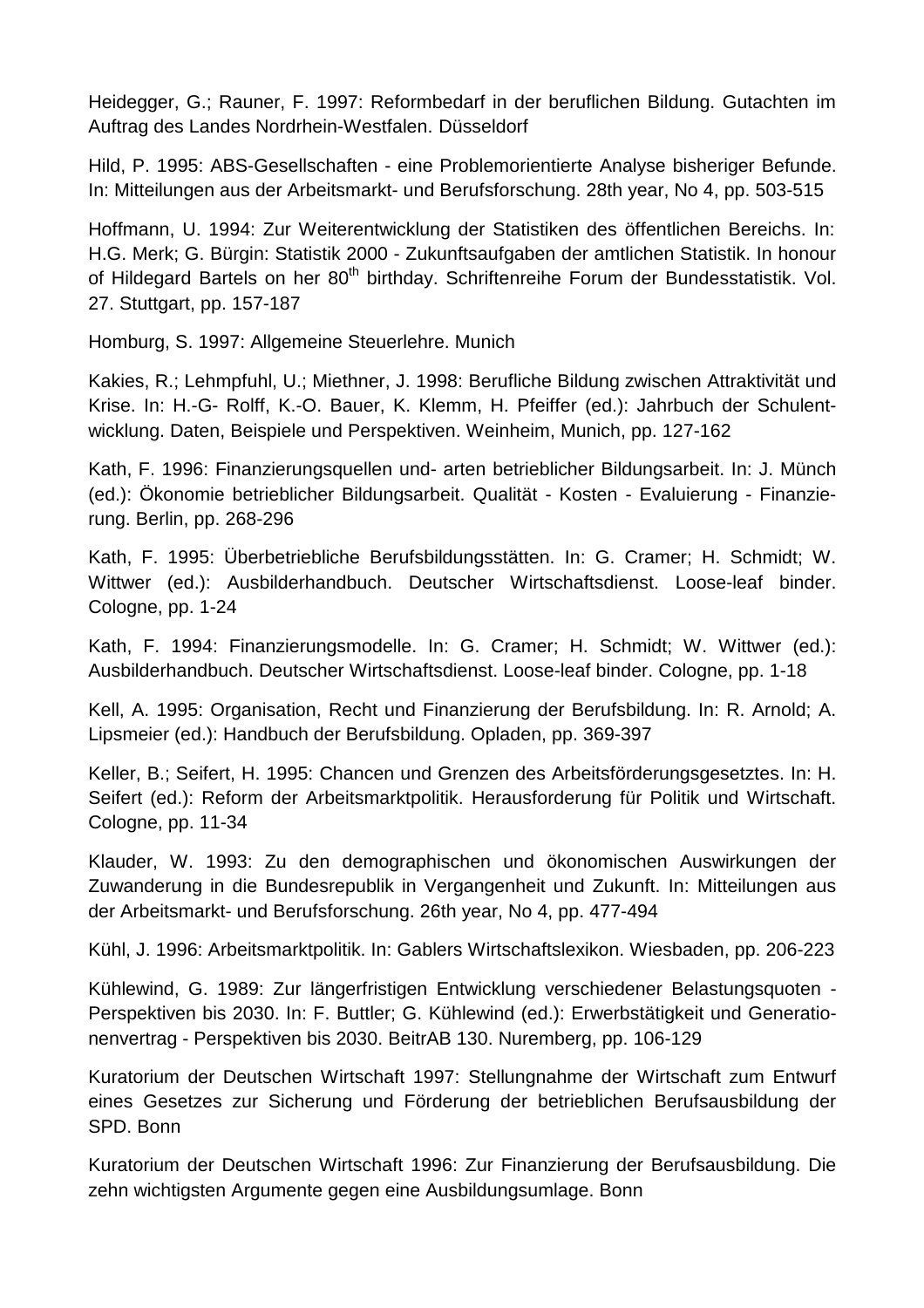Heidegger, G.; Rauner, F. 1997: Reformbedarf in der beruflichen Bildung. Gutachten im Auftrag des Landes Nordrhein-Westfalen. Düsseldorf

Hild, P. 1995: ABS-Gesellschaften - eine Problemorientierte Analyse bisheriger Befunde. In: Mitteilungen aus der Arbeitsmarkt- und Berufsforschung. 28th year, No 4, pp. 503-515

Hoffmann, U. 1994: Zur Weiterentwicklung der Statistiken des öffentlichen Bereichs. In: H.G. Merk; G. Bürgin: Statistik 2000 - Zukunftsaufgaben der amtlichen Statistik. In honour of Hildegard Bartels on her 80th birthday. Schriftenreihe Forum der Bundesstatistik. Vol. 27. Stuttgart, pp. 157-187

Homburg, S. 1997: Allgemeine Steuerlehre. Munich

Kakies, R.; Lehmpfuhl, U.; Miethner, J. 1998: Berufliche Bildung zwischen Attraktivität und Krise. In: H.-G- Rolff, K.-O. Bauer, K. Klemm, H. Pfeiffer (ed.): Jahrbuch der Schulentwicklung. Daten, Beispiele und Perspektiven. Weinheim, Munich, pp. 127-162

Kath, F. 1996: Finanzierungsquellen und- arten betrieblicher Bildungsarbeit. In: J. Münch (ed.): Ökonomie betrieblicher Bildungsarbeit. Qualität - Kosten - Evaluierung - Finanzierung. Berlin, pp. 268-296

Kath, F. 1995: Überbetriebliche Berufsbildungsstätten. In: G. Cramer; H. Schmidt; W. Wittwer (ed.): Ausbilderhandbuch. Deutscher Wirtschaftsdienst. Loose-leaf binder. Cologne, pp. 1-24

Kath, F. 1994: Finanzierungsmodelle. In: G. Cramer; H. Schmidt; W. Wittwer (ed.): Ausbilderhandbuch. Deutscher Wirtschaftsdienst. Loose-leaf binder. Cologne, pp. 1-18

Kell, A. 1995: Organisation, Recht und Finanzierung der Berufsbildung. In: R. Arnold; A. Lipsmeier (ed.): Handbuch der Berufsbildung. Opladen, pp. 369-397

Keller, B.; Seifert, H. 1995: Chancen und Grenzen des Arbeitsförderungsgesetztes. In: H. Seifert (ed.): Reform der Arbeitsmarktpolitik. Herausforderung für Politik und Wirtschaft. Cologne, pp. 11-34

Klauder, W. 1993: Zu den demographischen und ökonomischen Auswirkungen der Zuwanderung in die Bundesrepublik in Vergangenheit und Zukunft. In: Mitteilungen aus der Arbeitsmarkt- und Berufsforschung. 26th year, No 4, pp. 477-494

Kühl, J. 1996: Arbeitsmarktpolitik. In: Gablers Wirtschaftslexikon. Wiesbaden, pp. 206-223

Kühlewind, G. 1989: Zur längerfristigen Entwicklung verschiedener Belastungsquoten - Perspektiven bis 2030. In: F. Buttler; G. Kühlewind (ed.): Erwerbstätigkeit und Generationenvertrag - Perspektiven bis 2030. BeitrAB 130. Nuremberg, pp. 106-129

Kuratorium der Deutschen Wirtschaft 1997: Stellungnahme der Wirtschaft zum Entwurf eines Gesetzes zur Sicherung und Förderung der betrieblichen Berufsausbildung der SPD. Bonn

Kuratorium der Deutschen Wirtschaft 1996: Zur Finanzierung der Berufsausbildung. Die zehn wichtigsten Argumente gegen eine Ausbildungsumlage. Bonn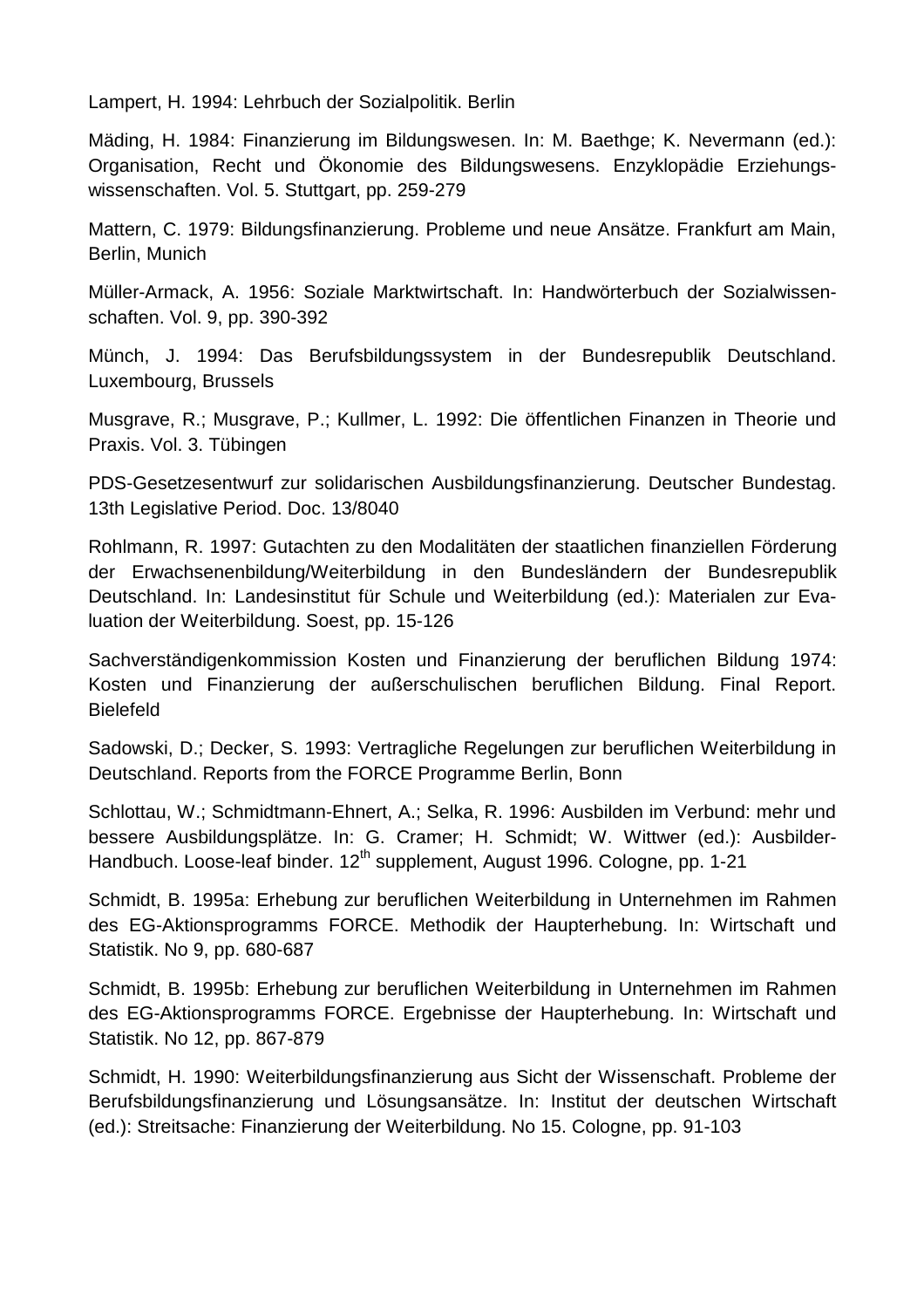Lampert, H. 1994: Lehrbuch der Sozialpolitik. Berlin

Mäding, H. 1984: Finanzierung im Bildungswesen. In: M. Baethge; K. Nevermann (ed.): Organisation, Recht und Ökonomie des Bildungswesens. Enzyklopädie Erziehungswissenschaften. Vol. 5. Stuttgart, pp. 259-279

Mattern, C. 1979: Bildungsfinanzierung. Probleme und neue Ansätze. Frankfurt am Main, Berlin, Munich

Müller-Armack, A. 1956: Soziale Marktwirtschaft. In: Handwörterbuch der Sozialwissenschaften. Vol. 9, pp. 390-392

Münch, J. 1994: Das Berufsbildungssystem in der Bundesrepublik Deutschland. Luxembourg, Brussels

Musgrave, R.; Musgrave, P.; Kullmer, L. 1992: Die öffentlichen Finanzen in Theorie und Praxis. Vol. 3. Tübingen

PDS-Gesetzesentwurf zur solidarischen Ausbildungsfinanzierung. Deutscher Bundestag. 13th Legislative Period. Doc. 13/8040

Rohlmann, R. 1997: Gutachten zu den Modalitäten der staatlichen finanziellen Förderung der Erwachsenenbildung/Weiterbildung in den Bundesländern der Bundesrepublik Deutschland. In: Landesinstitut für Schule und Weiterbildung (ed.): Materialen zur Evaluation der Weiterbildung. Soest, pp. 15-126

Sachverständigenkommission Kosten und Finanzierung der beruflichen Bildung 1974: Kosten und Finanzierung der außerschulischen beruflichen Bildung. Final Report. Bielefeld

Sadowski, D.; Decker, S. 1993: Vertragliche Regelungen zur beruflichen Weiterbildung in Deutschland. Reports from the FORCE Programme Berlin, Bonn

Schlottau, W.; Schmidtmann-Ehnert, A.; Selka, R. 1996: Ausbilden im Verbund: mehr und bessere Ausbildungsplätze. In: G. Cramer; H. Schmidt; W. Wittwer (ed.): Ausbilder-Handbuch. Loose-leaf binder. 12th supplement, August 1996. Cologne, pp. 1-21

Schmidt, B. 1995a: Erhebung zur beruflichen Weiterbildung in Unternehmen im Rahmen des EG-Aktionsprogramms FORCE. Methodik der Haupterhebung. In: Wirtschaft und Statistik. No 9, pp. 680-687

Schmidt, B. 1995b: Erhebung zur beruflichen Weiterbildung in Unternehmen im Rahmen des EG-Aktionsprogramms FORCE. Ergebnisse der Haupterhebung. In: Wirtschaft und Statistik. No 12, pp. 867-879

Schmidt, H. 1990: Weiterbildungsfinanzierung aus Sicht der Wissenschaft. Probleme der Berufsbildungsfinanzierung und Lösungsansätze. In: Institut der deutschen Wirtschaft (ed.): Streitsache: Finanzierung der Weiterbildung. No 15. Cologne, pp. 91-103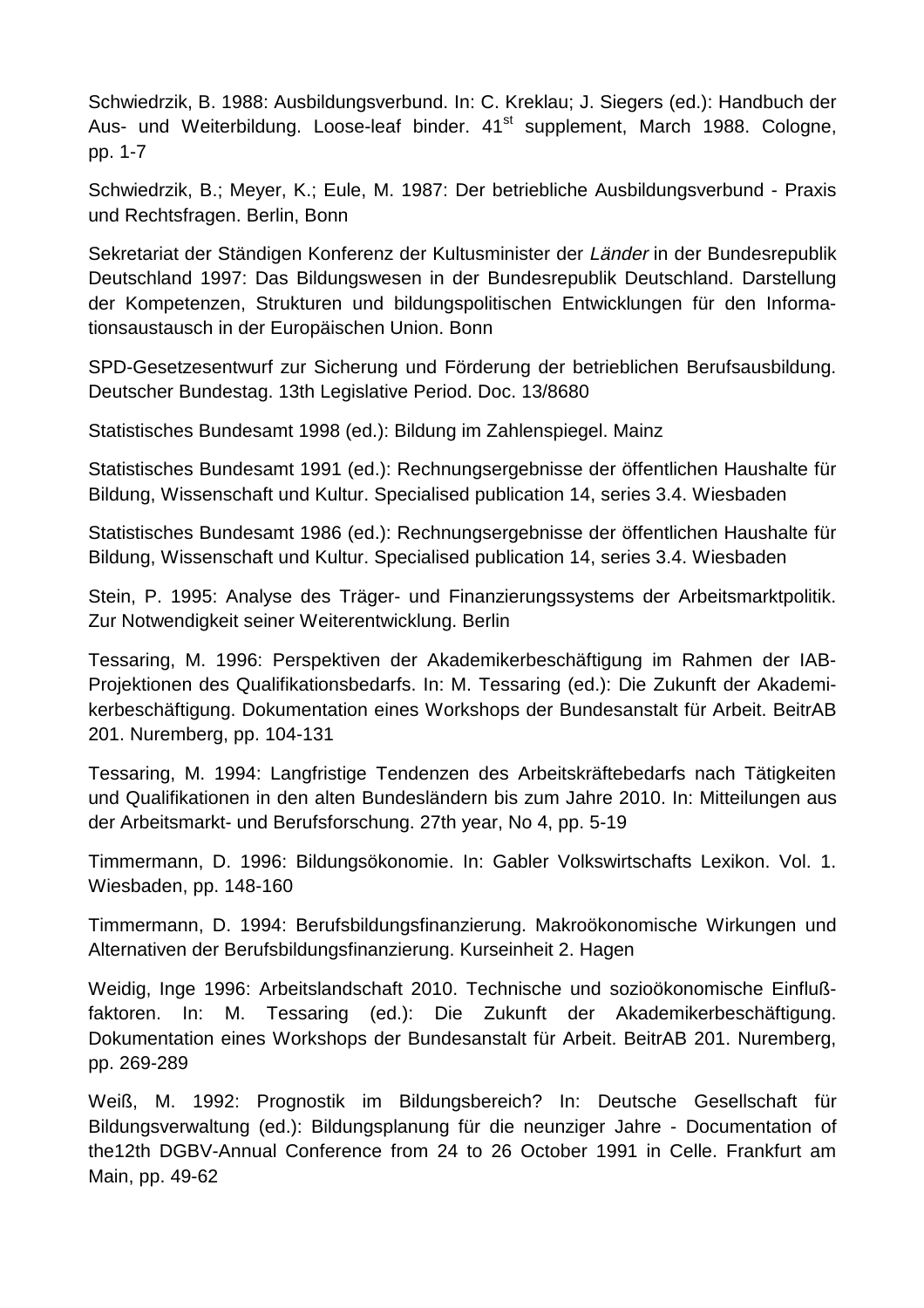Schwiedrzik, B. 1988: Ausbildungsverbund. In: C. Kreklau; J. Siegers (ed.): Handbuch der Aus- und Weiterbildung. Loose-leaf binder. 41st supplement, March 1988. Cologne, pp. 1-7

Schwiedrzik, B.; Meyer, K.; Eule, M. 1987: Der betriebliche Ausbildungsverbund - Praxis und Rechtsfragen. Berlin, Bonn

Sekretariat der Ständigen Konferenz der Kultusminister der *Länder* in der Bundesrepublik Deutschland 1997: Das Bildungswesen in der Bundesrepublik Deutschland. Darstellung der Kompetenzen, Strukturen und bildungspolitischen Entwicklungen für den Informationsaustausch in der Europäischen Union. Bonn

SPD-Gesetzesentwurf zur Sicherung und Förderung der betrieblichen Berufsausbildung. Deutscher Bundestag. 13th Legislative Period. Doc. 13/8680

Statistisches Bundesamt 1998 (ed.): Bildung im Zahlenspiegel. Mainz

Statistisches Bundesamt 1991 (ed.): Rechnungsergebnisse der öffentlichen Haushalte für Bildung, Wissenschaft und Kultur. Specialised publication 14, series 3.4. Wiesbaden

Statistisches Bundesamt 1986 (ed.): Rechnungsergebnisse der öffentlichen Haushalte für Bildung, Wissenschaft und Kultur. Specialised publication 14, series 3.4. Wiesbaden

Stein, P. 1995: Analyse des Träger- und Finanzierungssystems der Arbeitsmarktpolitik. Zur Notwendigkeit seiner Weiterentwicklung. Berlin

Tessaring, M. 1996: Perspektiven der Akademikerbeschäftigung im Rahmen der IAB-Projektionen des Qualifikationsbedarfs. In: M. Tessaring (ed.): Die Zukunft der Akademikerbeschäftigung. Dokumentation eines Workshops der Bundesanstalt für Arbeit. BeitrAB 201. Nuremberg, pp. 104-131

Tessaring, M. 1994: Langfristige Tendenzen des Arbeitskräftebedarfs nach Tätigkeiten und Qualifikationen in den alten Bundesländern bis zum Jahre 2010. In: Mitteilungen aus der Arbeitsmarkt- und Berufsforschung. 27th year, No 4, pp. 5-19

Timmermann, D. 1996: Bildungsökonomie. In: Gabler Volkswirtschafts Lexikon. Vol. 1. Wiesbaden, pp. 148-160

Timmermann, D. 1994: Berufsbildungsfinanzierung. Makroökonomische Wirkungen und Alternativen der Berufsbildungsfinanzierung. Kurseinheit 2. Hagen

Weidig, Inge 1996: Arbeitslandschaft 2010. Technische und sozioökonomische Einflußfaktoren. In: M. Tessaring (ed.): Die Zukunft der Akademikerbeschäftigung. Dokumentation eines Workshops der Bundesanstalt für Arbeit. BeitrAB 201. Nuremberg, pp. 269-289

Weiß, M. 1992: Prognostik im Bildungsbereich? In: Deutsche Gesellschaft für Bildungsverwaltung (ed.): Bildungsplanung für die neunziger Jahre - Documentation of the12th DGBV-Annual Conference from 24 to 26 October 1991 in Celle. Frankfurt am Main, pp. 49-62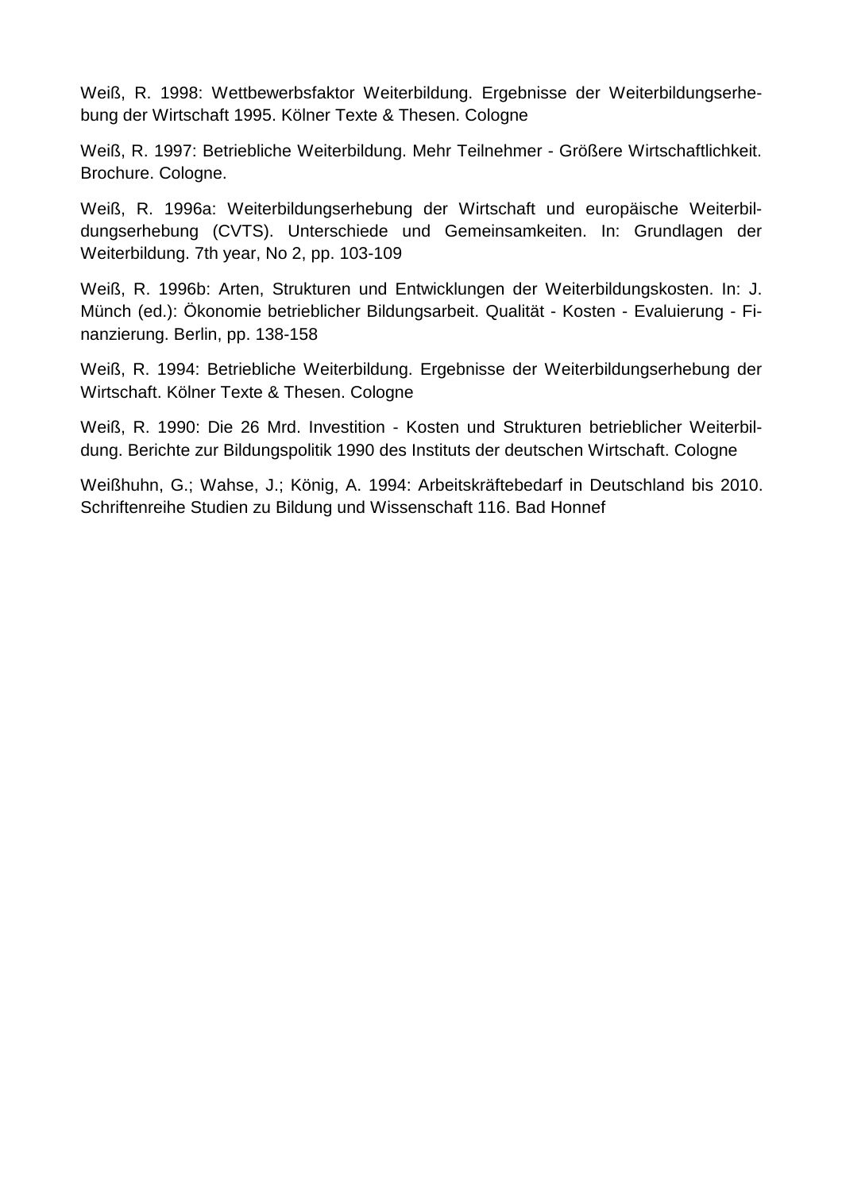Weiß, R. 1998: Wettbewerbsfaktor Weiterbildung. Ergebnisse der Weiterbildungserhebung der Wirtschaft 1995. Kölner Texte & Thesen. Cologne

Weiß, R. 1997: Betriebliche Weiterbildung. Mehr Teilnehmer - Größere Wirtschaftlichkeit. Brochure. Cologne.

Weiß, R. 1996a: Weiterbildungserhebung der Wirtschaft und europäische Weiterbildungserhebung (CVTS). Unterschiede und Gemeinsamkeiten. In: Grundlagen der Weiterbildung. 7th year, No 2, pp. 103-109

Weiß, R. 1996b: Arten, Strukturen und Entwicklungen der Weiterbildungskosten. In: J. Münch (ed.): Ökonomie betrieblicher Bildungsarbeit. Qualität - Kosten - Evaluierung - Finanzierung. Berlin, pp. 138-158

Weiß, R. 1994: Betriebliche Weiterbildung. Ergebnisse der Weiterbildungserhebung der Wirtschaft. Kölner Texte & Thesen. Cologne

Weiß, R. 1990: Die 26 Mrd. Investition - Kosten und Strukturen betrieblicher Weiterbildung. Berichte zur Bildungspolitik 1990 des Instituts der deutschen Wirtschaft. Cologne

Weißhuhn, G.; Wahse, J.; König, A. 1994: Arbeitskräftebedarf in Deutschland bis 2010. Schriftenreihe Studien zu Bildung und Wissenschaft 116. Bad Honnef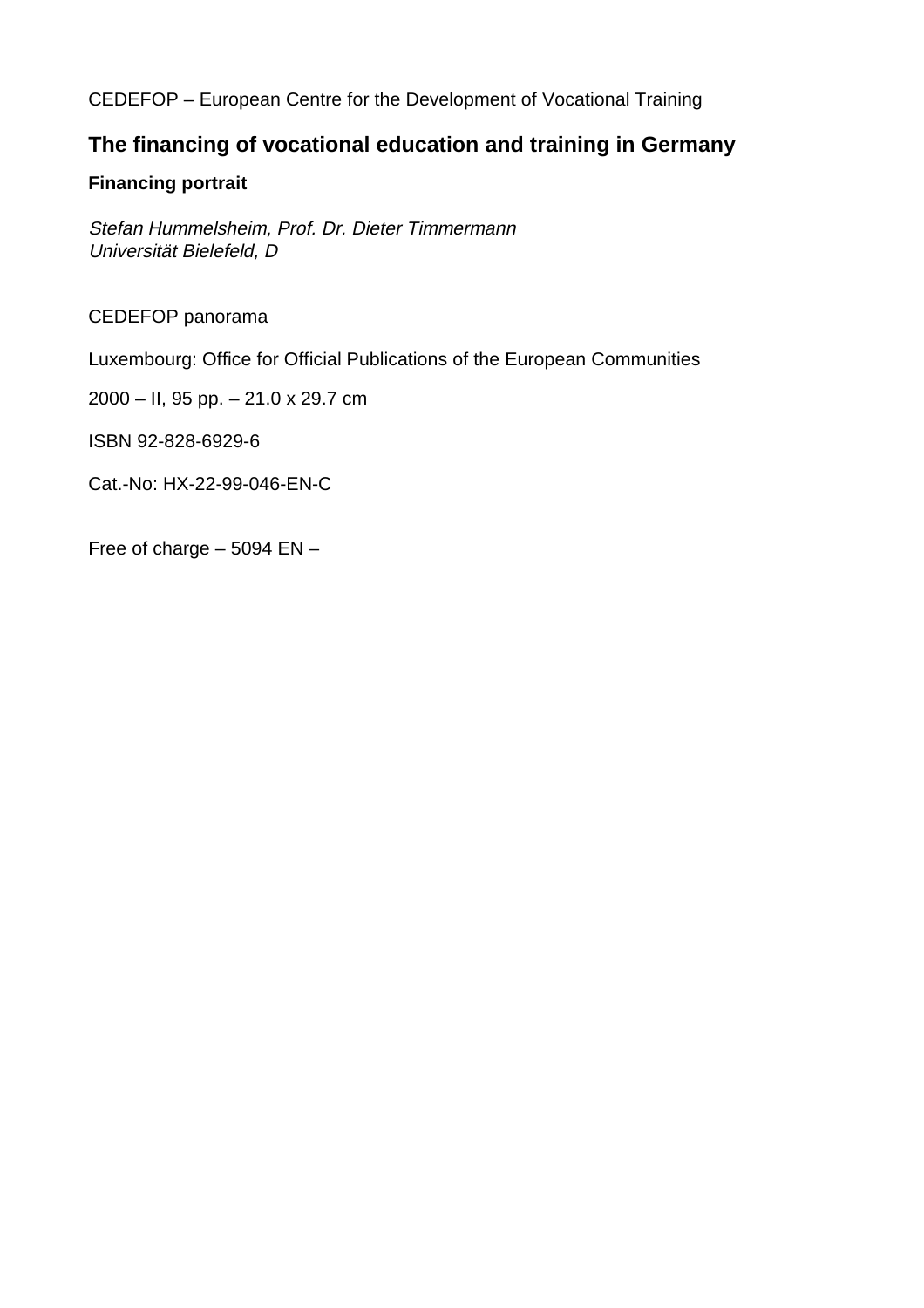CEDEFOP – European Centre for the Development of Vocational Training

## The financing of vocational education and training in Germany

### Financing portrait

*Stefan Hummelsheim, Prof. Dr. Dieter Timmermann*
*Universität Bielefeld, D*

CEDEFOP panorama

Luxembourg: Office for Official Publications of the European Communities

2000 – II, 95 pp. – 21.0 x 29.7 cm

ISBN 92-828-6929-6

Cat.-No: HX-22-99-046-EN-C

Free of charge – 5094 EN –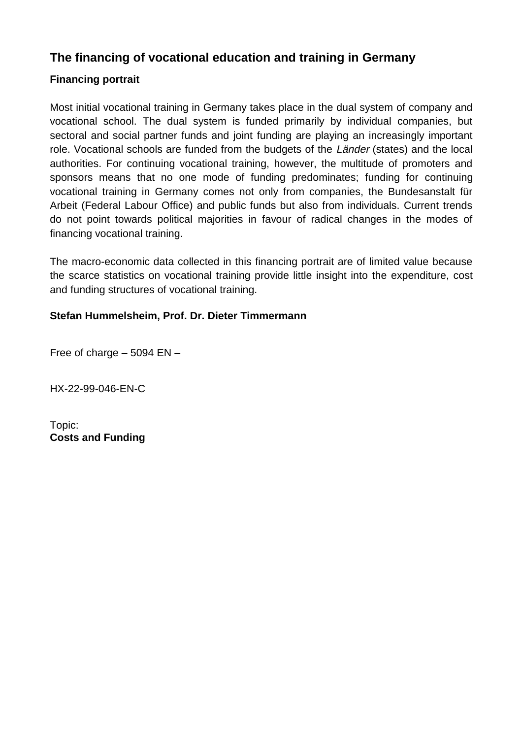## The financing of vocational education and training in Germany

### Financing portrait

Most initial vocational training in Germany takes place in the dual system of company and vocational school. The dual system is funded primarily by individual companies, but sectoral and social partner funds and joint funding are playing an increasingly important role. Vocational schools are funded from the budgets of the *Länder* (states) and the local authorities. For continuing vocational training, however, the multitude of promoters and sponsors means that no one mode of funding predominates; funding for continuing vocational training in Germany comes not only from companies, the Bundesanstalt für Arbeit (Federal Labour Office) and public funds but also from individuals. Current trends do not point towards political majorities in favour of radical changes in the modes of financing vocational training.

The macro-economic data collected in this financing portrait are of limited value because the scarce statistics on vocational training provide little insight into the expenditure, cost and funding structures of vocational training.

**Stefan Hummelsheim, Prof. Dr. Dieter Timmermann**

Free of charge – 5094 EN –

HX-22-99-046-EN-C

Topic:
**Costs and Funding**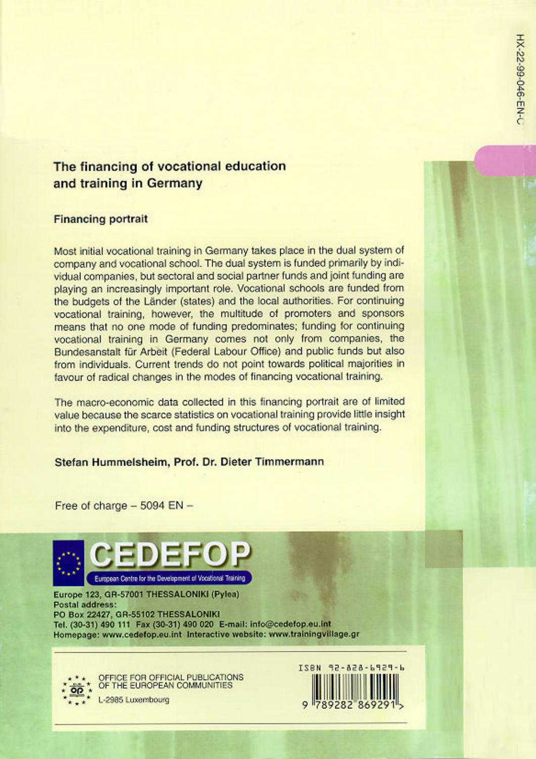HX-22-99-046-EN-C

## The financing of vocational education and training in Germany

### Financing portrait

Most initial vocational training in Germany takes place in the dual system of company and vocational school. The dual system is funded primarily by individual companies, but sectoral and social partner funds and joint funding are playing an increasingly important role. Vocational schools are funded from the budgets of the Länder (states) and the local authorities. For continuing vocational training, however, the multitude of promoters and sponsors means that no one mode of funding predominates; funding for continuing vocational training in Germany comes not only from companies, the Bundesanstalt für Arbeit (Federal Labour Office) and public funds but also from individuals. Current trends do not point towards political majorities in favour of radical changes in the modes of financing vocational training.

The macro-economic data collected in this financing portrait are of limited value because the scarce statistics on vocational training provide little insight into the expenditure, cost and funding structures of vocational training.

**Stefan Hummelsheim, Prof. Dr. Dieter Timmermann**

Free of charge – 5094 EN –

**CEDEFOP**
European Centre for the Development of Vocational Training

**Europe 123, GR-57001 THESSALONIKI (Pylea)**
**Postal address:**
**PO Box 22427, GR-55102 THESSALONIKI**
**Tel. (30-31) 490 111 Fax (30-31) 490 020 E-mail: info@cedefop.eu.int**
**Homepage: www.cedefop.eu.int Interactive website: www.trainingvillage.gr**

OFFICE FOR OFFICIAL PUBLICATIONS
OF THE EUROPEAN COMMUNITIES

L-2985 Luxembourg

ISBN 92-828-6929-6

9 789282 869291